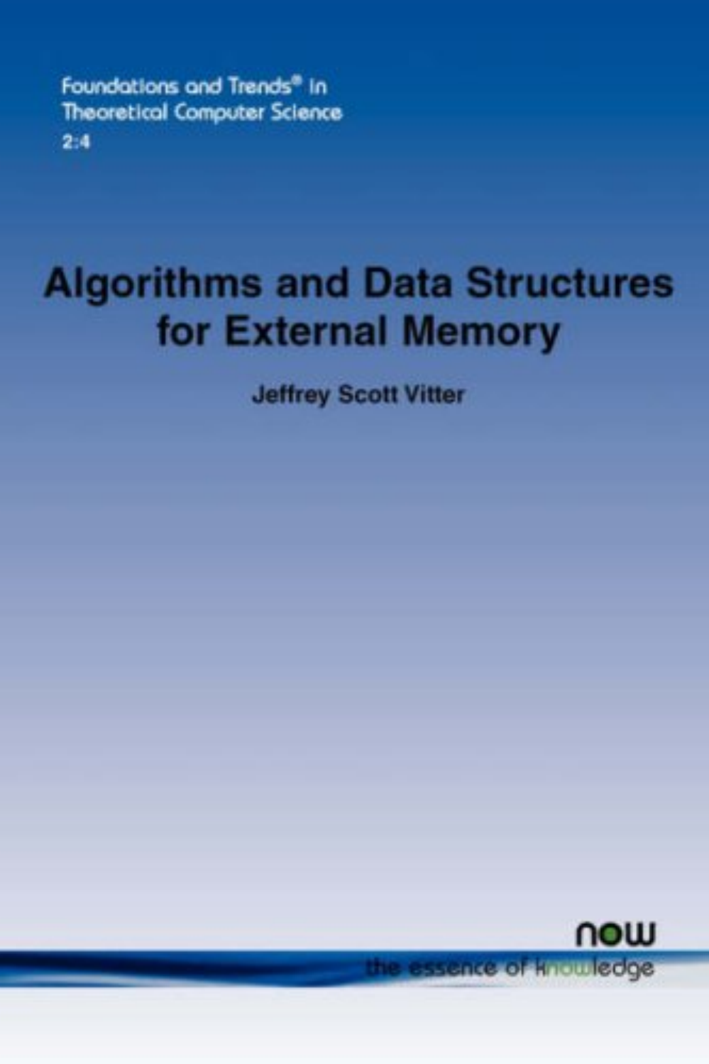Foundations and Trends® in Theoretical Computer Science
2:4

# Algorithms and Data Structures for External Memory

**Jeffrey Scott Vitter**

now
the essence of knowledge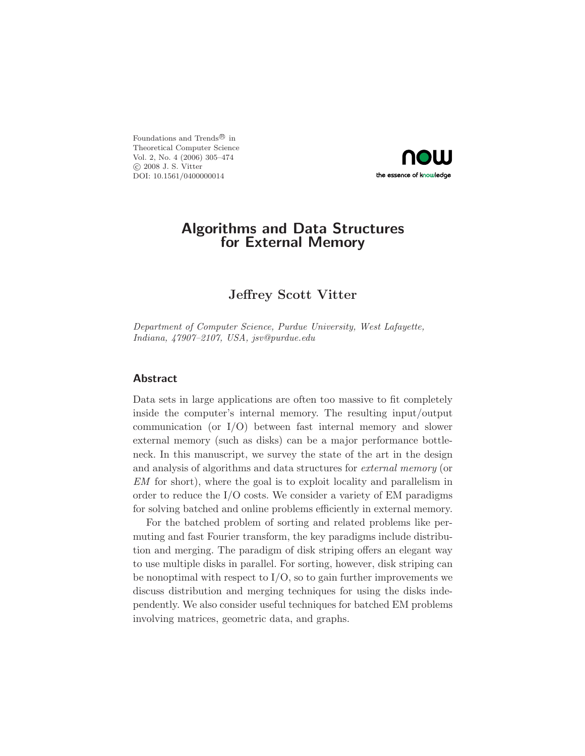Foundations and Trends® in
Theoretical Computer Science
Vol. 2, No. 4 (2006) 305–474
© 2008 J. S. Vitter
DOI: 10.1561/0400000014

# Algorithms and Data Structures for External Memory

**Jeffrey Scott Vitter**

*Department of Computer Science, Purdue University, West Lafayette, Indiana, 47907–2107, USA, jsv@purdue.edu*

## Abstract

Data sets in large applications are often too massive to fit completely inside the computer's internal memory. The resulting input/output communication (or I/O) between fast internal memory and slower external memory (such as disks) can be a major performance bottleneck. In this manuscript, we survey the state of the art in the design and analysis of algorithms and data structures for *external memory* (or *EM* for short), where the goal is to exploit locality and parallelism in order to reduce the I/O costs. We consider a variety of EM paradigms for solving batched and online problems efficiently in external memory.

For the batched problem of sorting and related problems like permuting and fast Fourier transform, the key paradigms include distribution and merging. The paradigm of disk striping offers an elegant way to use multiple disks in parallel. For sorting, however, disk striping can be nonoptimal with respect to I/O, so to gain further improvements we discuss distribution and merging techniques for using the disks independently. We also consider useful techniques for batched EM problems involving matrices, geometric data, and graphs.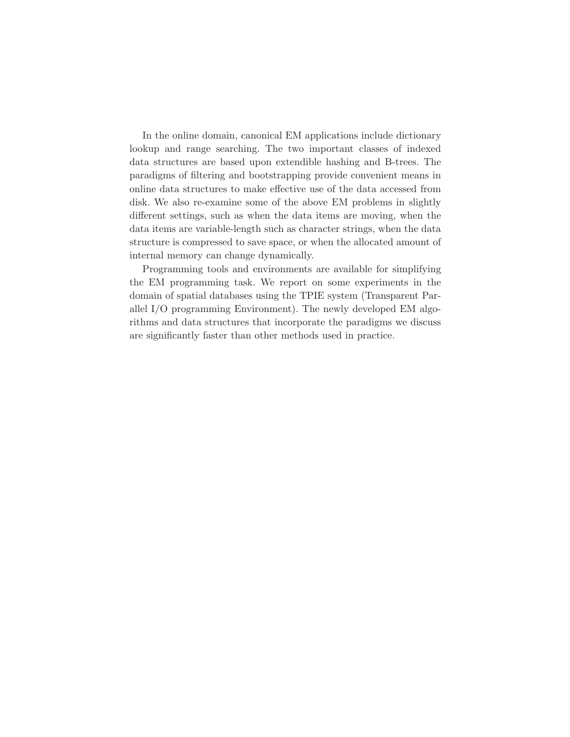In the online domain, canonical EM applications include dictionary lookup and range searching. The two important classes of indexed data structures are based upon extendible hashing and B-trees. The paradigms of filtering and bootstrapping provide convenient means in online data structures to make effective use of the data accessed from disk. We also re-examine some of the above EM problems in slightly different settings, such as when the data items are moving, when the data items are variable-length such as character strings, when the data structure is compressed to save space, or when the allocated amount of internal memory can change dynamically.

Programming tools and environments are available for simplifying the EM programming task. We report on some experiments in the domain of spatial databases using the TPIE system (Transparent Parallel I/O programming Environment). The newly developed EM algorithms and data structures that incorporate the paradigms we discuss are significantly faster than other methods used in practice.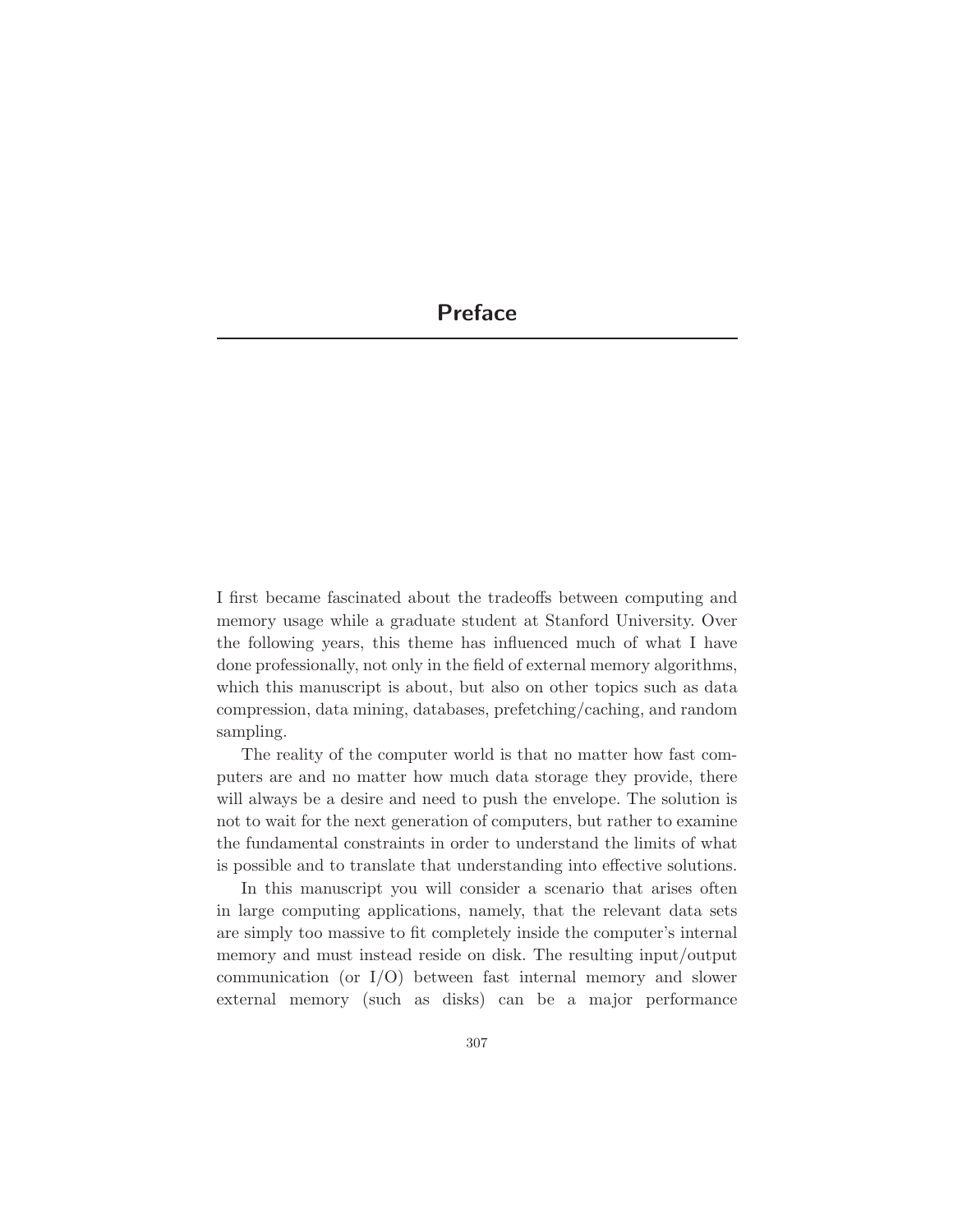# Preface

I first became fascinated about the tradeoffs between computing and memory usage while a graduate student at Stanford University. Over the following years, this theme has influenced much of what I have done professionally, not only in the field of external memory algorithms, which this manuscript is about, but also on other topics such as data compression, data mining, databases, prefetching/caching, and random sampling.

The reality of the computer world is that no matter how fast computers are and no matter how much data storage they provide, there will always be a desire and need to push the envelope. The solution is not to wait for the next generation of computers, but rather to examine the fundamental constraints in order to understand the limits of what is possible and to translate that understanding into effective solutions.

In this manuscript you will consider a scenario that arises often in large computing applications, namely, that the relevant data sets are simply too massive to fit completely inside the computer's internal memory and must instead reside on disk. The resulting input/output communication (or I/O) between fast internal memory and slower external memory (such as disks) can be a major performance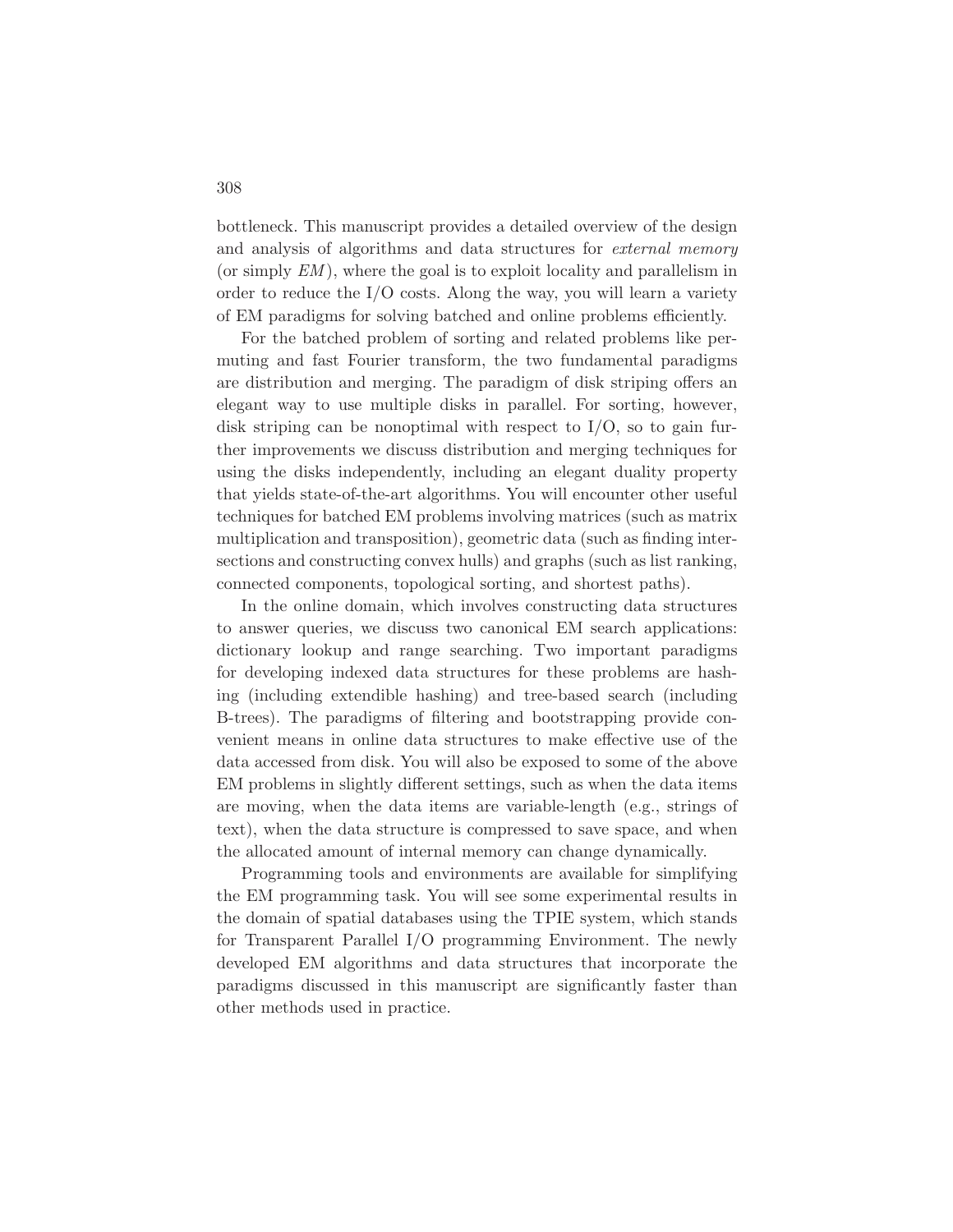bottleneck. This manuscript provides a detailed overview of the design and analysis of algorithms and data structures for *external memory* (or simply *EM*), where the goal is to exploit locality and parallelism in order to reduce the I/O costs. Along the way, you will learn a variety of EM paradigms for solving batched and online problems efficiently.

For the batched problem of sorting and related problems like permuting and fast Fourier transform, the two fundamental paradigms are distribution and merging. The paradigm of disk striping offers an elegant way to use multiple disks in parallel. For sorting, however, disk striping can be nonoptimal with respect to I/O, so to gain further improvements we discuss distribution and merging techniques for using the disks independently, including an elegant duality property that yields state-of-the-art algorithms. You will encounter other useful techniques for batched EM problems involving matrices (such as matrix multiplication and transposition), geometric data (such as finding intersections and constructing convex hulls) and graphs (such as list ranking, connected components, topological sorting, and shortest paths).

In the online domain, which involves constructing data structures to answer queries, we discuss two canonical EM search applications: dictionary lookup and range searching. Two important paradigms for developing indexed data structures for these problems are hashing (including extendible hashing) and tree-based search (including B-trees). The paradigms of filtering and bootstrapping provide convenient means in online data structures to make effective use of the data accessed from disk. You will also be exposed to some of the above EM problems in slightly different settings, such as when the data items are moving, when the data items are variable-length (e.g., strings of text), when the data structure is compressed to save space, and when the allocated amount of internal memory can change dynamically.

Programming tools and environments are available for simplifying the EM programming task. You will see some experimental results in the domain of spatial databases using the TPIE system, which stands for Transparent Parallel I/O programming Environment. The newly developed EM algorithms and data structures that incorporate the paradigms discussed in this manuscript are significantly faster than other methods used in practice.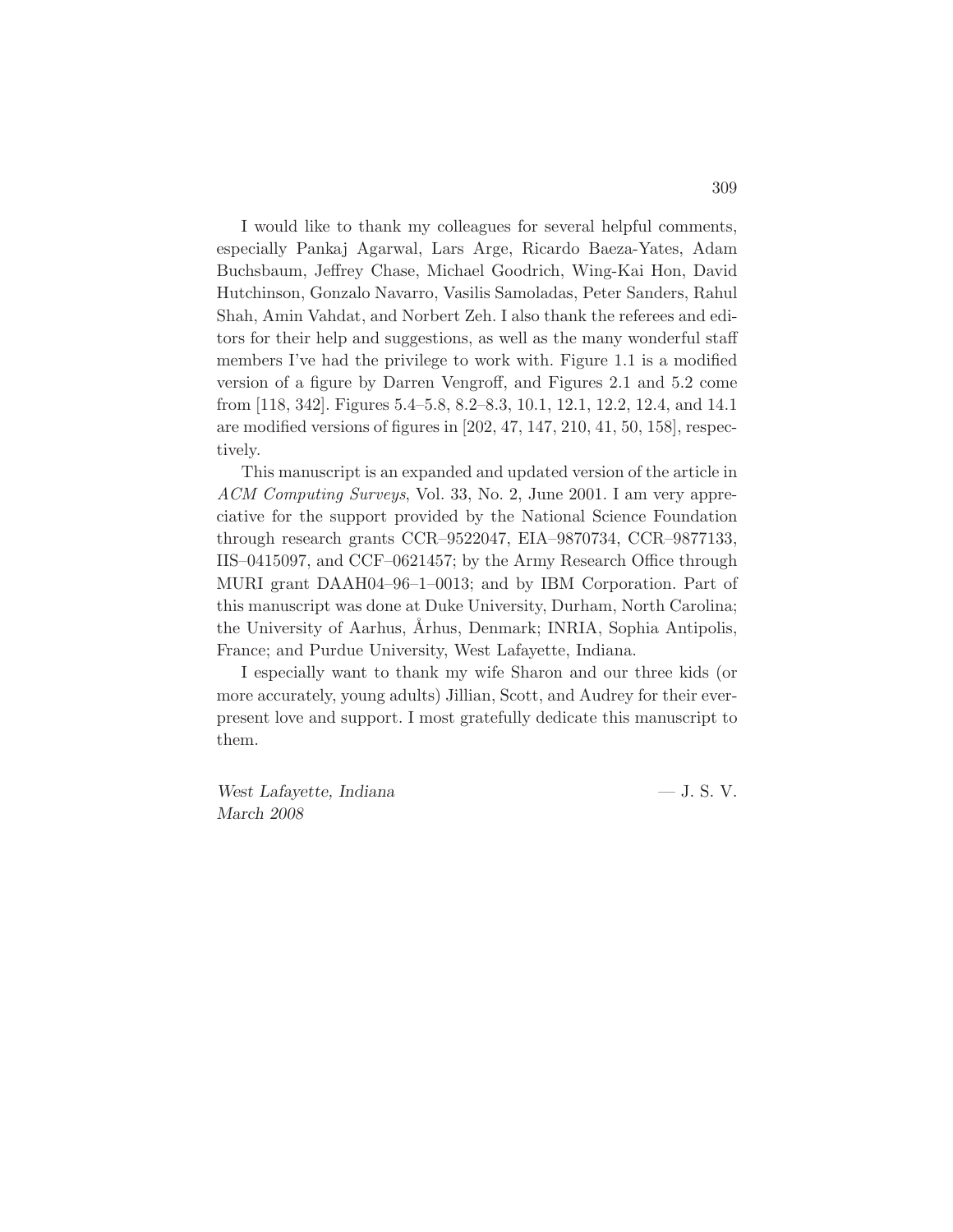I would like to thank my colleagues for several helpful comments, especially Pankaj Agarwal, Lars Arge, Ricardo Baeza-Yates, Adam Buchsbaum, Jeffrey Chase, Michael Goodrich, Wing-Kai Hon, David Hutchinson, Gonzalo Navarro, Vasilis Samoladas, Peter Sanders, Rahul Shah, Amin Vahdat, and Norbert Zeh. I also thank the referees and editors for their help and suggestions, as well as the many wonderful staff members I've had the privilege to work with. Figure 1.1 is a modified version of a figure by Darren Vengroff, and Figures 2.1 and 5.2 come from [118, 342]. Figures 5.4–5.8, 8.2–8.3, 10.1, 12.1, 12.2, 12.4, and 14.1 are modified versions of figures in [202, 47, 147, 210, 41, 50, 158], respectively.

This manuscript is an expanded and updated version of the article in *ACM Computing Surveys*, Vol. 33, No. 2, June 2001. I am very appreciative for the support provided by the National Science Foundation through research grants CCR–9522047, EIA–9870734, CCR–9877133, IIS–0415097, and CCF–0621457; by the Army Research Office through MURI grant DAAH04–96–1–0013; and by IBM Corporation. Part of this manuscript was done at Duke University, Durham, North Carolina; the University of Aarhus, Århus, Denmark; INRIA, Sophia Antipolis, France; and Purdue University, West Lafayette, Indiana.

I especially want to thank my wife Sharon and our three kids (or more accurately, young adults) Jillian, Scott, and Audrey for their ever-present love and support. I most gratefully dedicate this manuscript to them.

*West Lafayette, Indiana* — J. S. V.
*March 2008*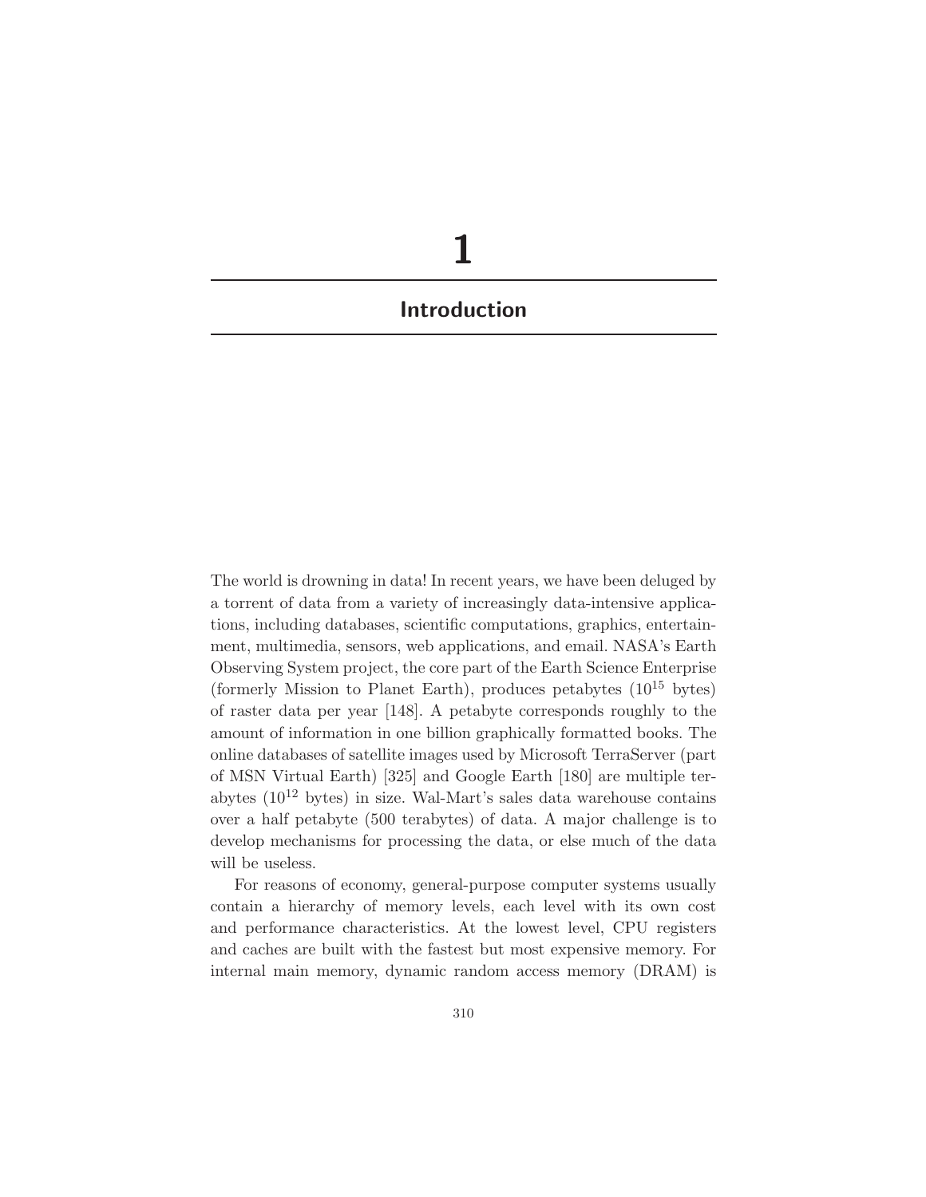# 1

## Introduction

The world is drowning in data! In recent years, we have been deluged by a torrent of data from a variety of increasingly data-intensive applications, including databases, scientific computations, graphics, entertainment, multimedia, sensors, web applications, and email. NASA's Earth Observing System project, the core part of the Earth Science Enterprise (formerly Mission to Planet Earth), produces petabytes ($10^{15}$ bytes) of raster data per year [148]. A petabyte corresponds roughly to the amount of information in one billion graphically formatted books. The online databases of satellite images used by Microsoft TerraServer (part of MSN Virtual Earth) [325] and Google Earth [180] are multiple terabytes ($10^{12}$ bytes) in size. Wal-Mart's sales data warehouse contains over a half petabyte (500 terabytes) of data. A major challenge is to develop mechanisms for processing the data, or else much of the data will be useless.

For reasons of economy, general-purpose computer systems usually contain a hierarchy of memory levels, each level with its own cost and performance characteristics. At the lowest level, CPU registers and caches are built with the fastest but most expensive memory. For internal main memory, dynamic random access memory (DRAM) is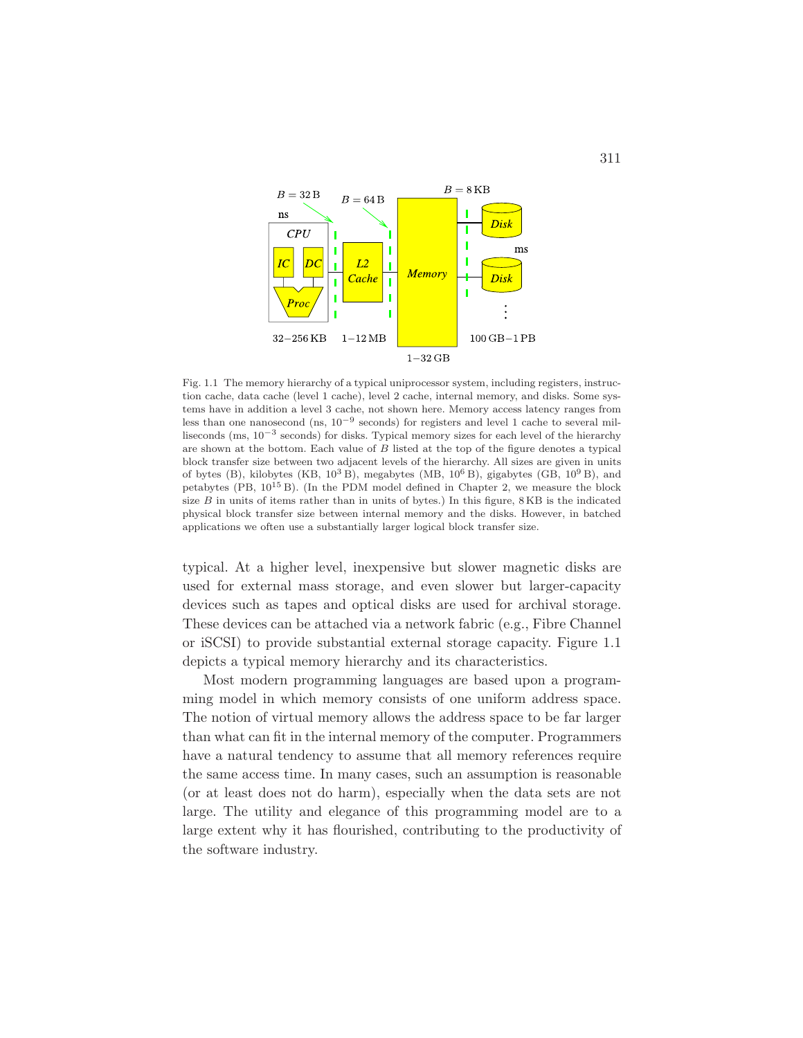Fig. 1.1 The memory hierarchy of a typical uniprocessor system, including registers, instruction cache, data cache (level 1 cache), level 2 cache, internal memory, and disks. Some systems have in addition a level 3 cache, not shown here. Memory access latency ranges from less than one nanosecond (ns, $10^{-9}$ seconds) for registers and level 1 cache to several milliseconds (ms, $10^{-3}$ seconds) for disks. Typical memory sizes for each level of the hierarchy are shown at the bottom. Each value of $B$ listed at the top of the figure denotes a typical block transfer size between two adjacent levels of the hierarchy. All sizes are given in units of bytes (B), kilobytes (KB, $10^3$ B), megabytes (MB, $10^6$ B), gigabytes (GB, $10^9$ B), and petabytes (PB, $10^{15}$ B). (In the PDM model defined in Chapter 2, we measure the block size $B$ in units of items rather than in units of bytes.) In this figure, 8 KB is the indicated physical block transfer size between internal memory and the disks. However, in batched applications we often use a substantially larger logical block transfer size.

typical. At a higher level, inexpensive but slower magnetic disks are used for external mass storage, and even slower but larger-capacity devices such as tapes and optical disks are used for archival storage. These devices can be attached via a network fabric (e.g., Fibre Channel or iSCSI) to provide substantial external storage capacity. Figure 1.1 depicts a typical memory hierarchy and its characteristics.

Most modern programming languages are based upon a programming model in which memory consists of one uniform address space. The notion of virtual memory allows the address space to be far larger than what can fit in the internal memory of the computer. Programmers have a natural tendency to assume that all memory references require the same access time. In many cases, such an assumption is reasonable (or at least does not do harm), especially when the data sets are not large. The utility and elegance of this programming model are to a large extent why it has flourished, contributing to the productivity of the software industry.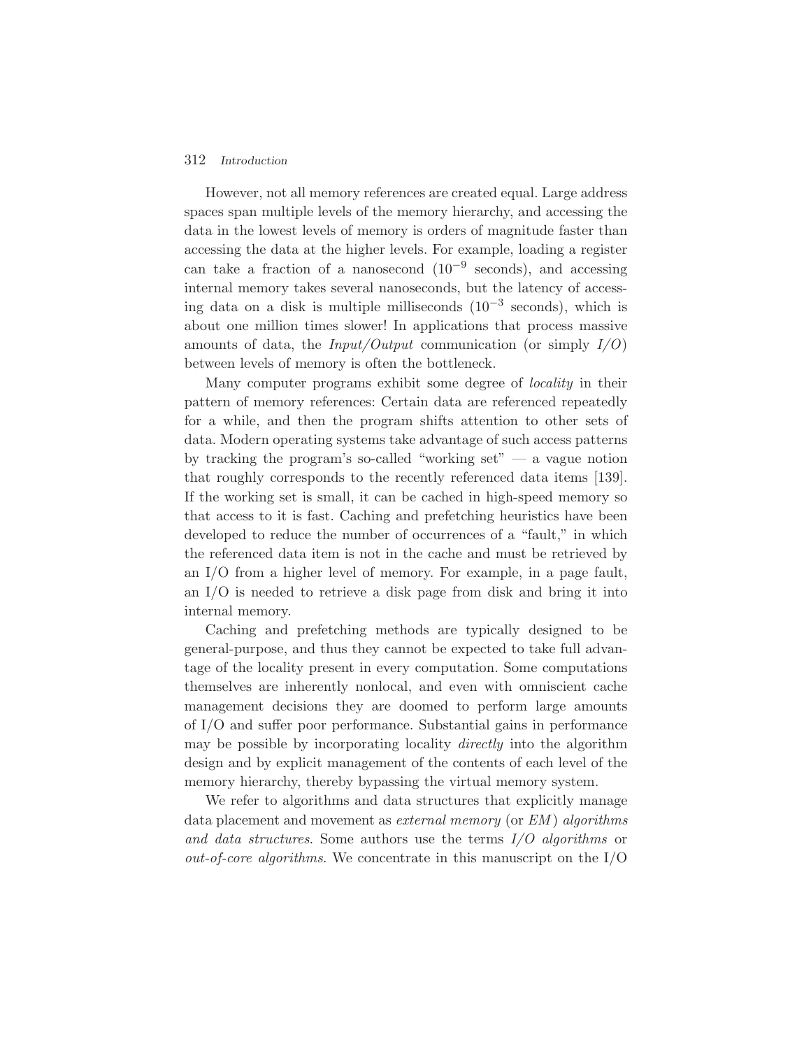However, not all memory references are created equal. Large address spaces span multiple levels of the memory hierarchy, and accessing the data in the lowest levels of memory is orders of magnitude faster than accessing the data at the higher levels. For example, loading a register can take a fraction of a nanosecond ($10^{-9}$ seconds), and accessing internal memory takes several nanoseconds, but the latency of accessing data on a disk is multiple milliseconds ($10^{-3}$ seconds), which is about one million times slower! In applications that process massive amounts of data, the *Input/Output* communication (or simply *I/O*) between levels of memory is often the bottleneck.

Many computer programs exhibit some degree of *locality* in their pattern of memory references: Certain data are referenced repeatedly for a while, and then the program shifts attention to other sets of data. Modern operating systems take advantage of such access patterns by tracking the program's so-called "working set" — a vague notion that roughly corresponds to the recently referenced data items [139]. If the working set is small, it can be cached in high-speed memory so that access to it is fast. Caching and prefetching heuristics have been developed to reduce the number of occurrences of a "fault," in which the referenced data item is not in the cache and must be retrieved by an I/O from a higher level of memory. For example, in a page fault, an I/O is needed to retrieve a disk page from disk and bring it into internal memory.

Caching and prefetching methods are typically designed to be general-purpose, and thus they cannot be expected to take full advantage of the locality present in every computation. Some computations themselves are inherently nonlocal, and even with omniscient cache management decisions they are doomed to perform large amounts of I/O and suffer poor performance. Substantial gains in performance may be possible by incorporating locality *directly* into the algorithm design and by explicit management of the contents of each level of the memory hierarchy, thereby bypassing the virtual memory system.

We refer to algorithms and data structures that explicitly manage data placement and movement as *external memory* (or *EM*) *algorithms and data structures*. Some authors use the terms *I/O algorithms* or *out-of-core algorithms*. We concentrate in this manuscript on the I/O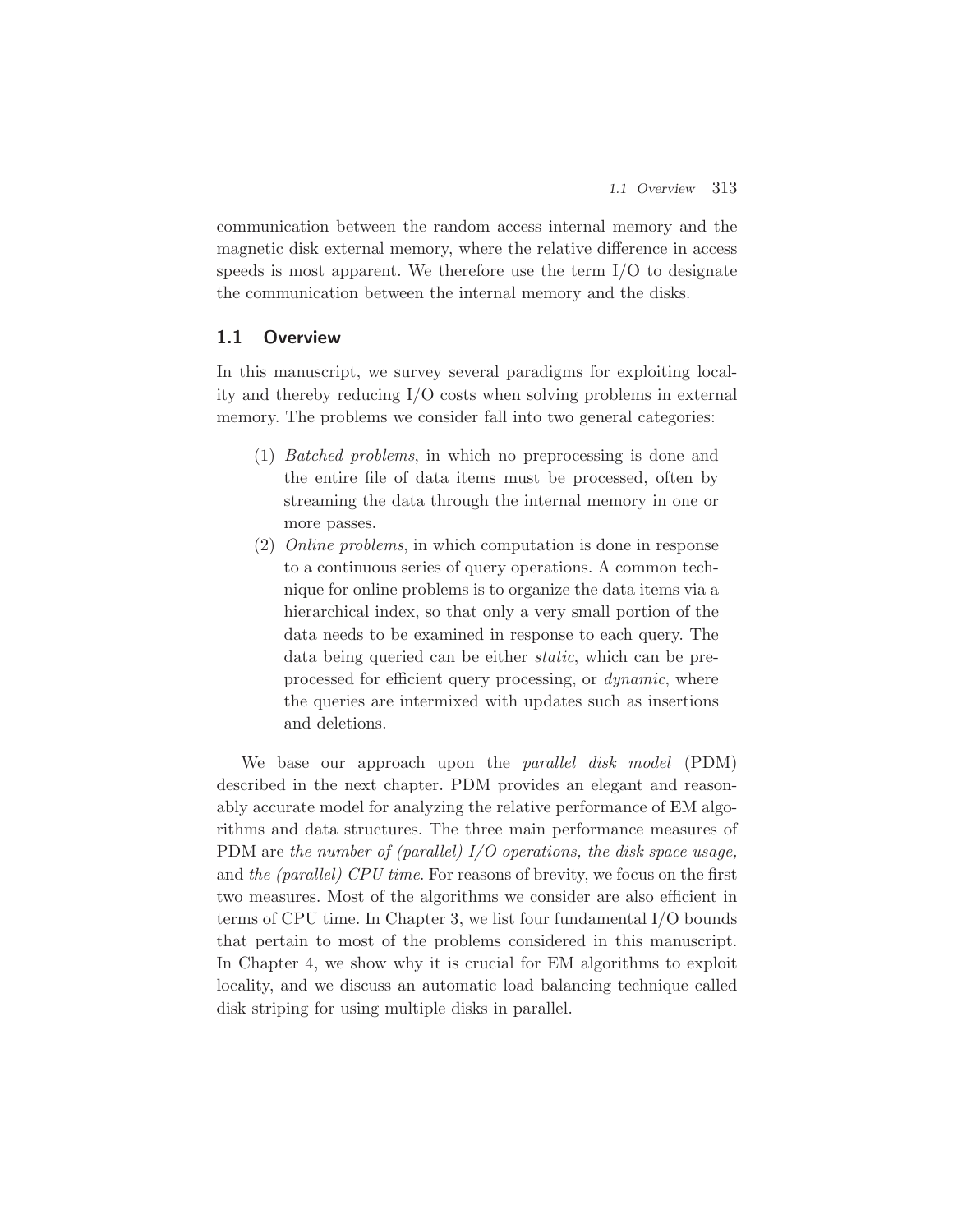communication between the random access internal memory and the magnetic disk external memory, where the relative difference in access speeds is most apparent. We therefore use the term I/O to designate the communication between the internal memory and the disks.

## 1.1 Overview

In this manuscript, we survey several paradigms for exploiting locality and thereby reducing I/O costs when solving problems in external memory. The problems we consider fall into two general categories:

(1) *Batched problems*, in which no preprocessing is done and the entire file of data items must be processed, often by streaming the data through the internal memory in one or more passes.

(2) *Online problems*, in which computation is done in response to a continuous series of query operations. A common technique for online problems is to organize the data items via a hierarchical index, so that only a very small portion of the data needs to be examined in response to each query. The data being queried can be either *static*, which can be preprocessed for efficient query processing, or *dynamic*, where the queries are intermixed with updates such as insertions and deletions.

We base our approach upon the *parallel disk model* (PDM) described in the next chapter. PDM provides an elegant and reasonably accurate model for analyzing the relative performance of EM algorithms and data structures. The three main performance measures of PDM are *the number of (parallel) I/O operations, the disk space usage,* and *the (parallel) CPU time*. For reasons of brevity, we focus on the first two measures. Most of the algorithms we consider are also efficient in terms of CPU time. In Chapter 3, we list four fundamental I/O bounds that pertain to most of the problems considered in this manuscript. In Chapter 4, we show why it is crucial for EM algorithms to exploit locality, and we discuss an automatic load balancing technique called disk striping for using multiple disks in parallel.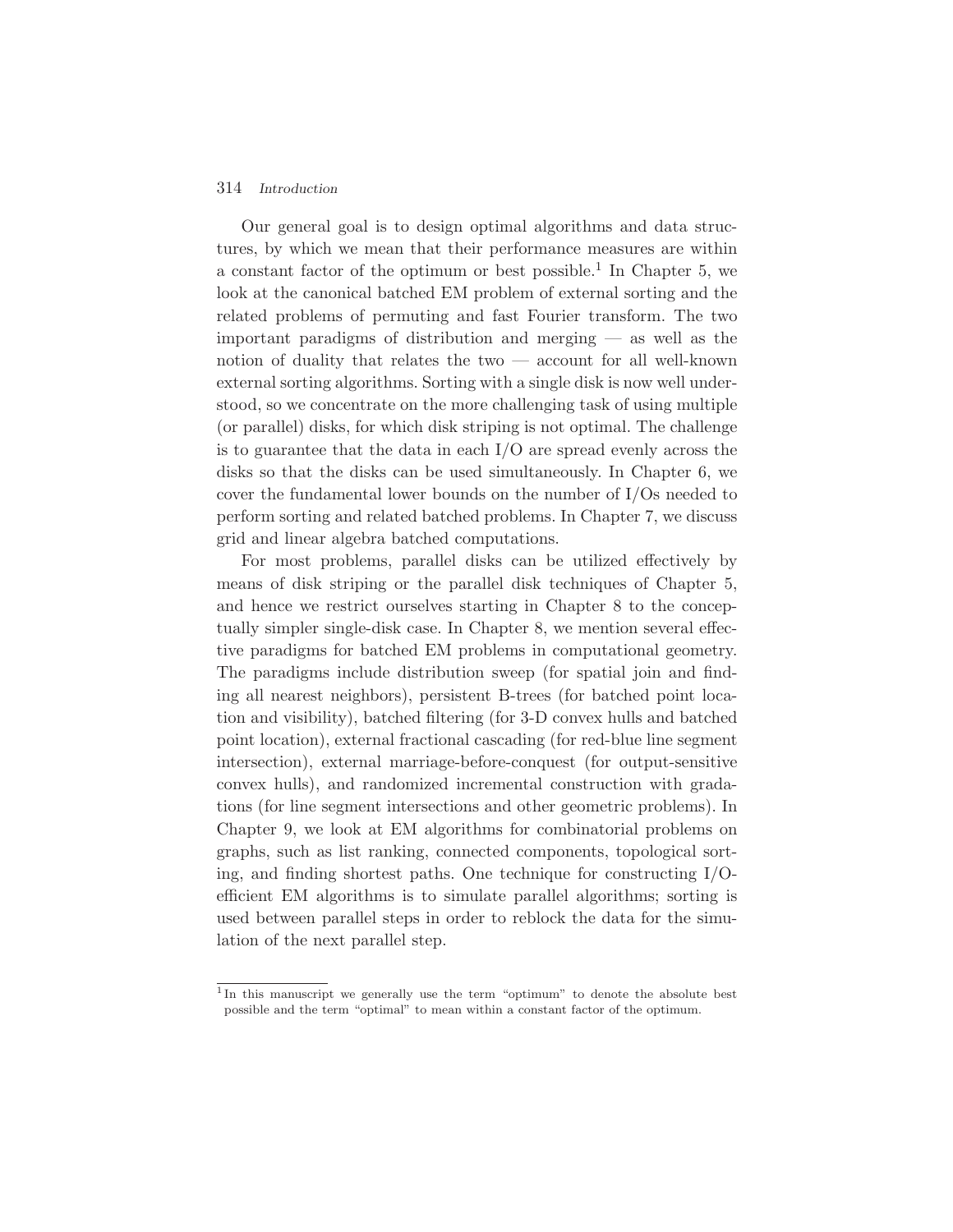Our general goal is to design optimal algorithms and data structures, by which we mean that their performance measures are within a constant factor of the optimum or best possible.[1] In Chapter 5, we look at the canonical batched EM problem of external sorting and the related problems of permuting and fast Fourier transform. The two important paradigms of distribution and merging — as well as the notion of duality that relates the two — account for all well-known external sorting algorithms. Sorting with a single disk is now well understood, so we concentrate on the more challenging task of using multiple (or parallel) disks, for which disk striping is not optimal. The challenge is to guarantee that the data in each I/O are spread evenly across the disks so that the disks can be used simultaneously. In Chapter 6, we cover the fundamental lower bounds on the number of I/Os needed to perform sorting and related batched problems. In Chapter 7, we discuss grid and linear algebra batched computations.

For most problems, parallel disks can be utilized effectively by means of disk striping or the parallel disk techniques of Chapter 5, and hence we restrict ourselves starting in Chapter 8 to the conceptually simpler single-disk case. In Chapter 8, we mention several effective paradigms for batched EM problems in computational geometry. The paradigms include distribution sweep (for spatial join and finding all nearest neighbors), persistent B-trees (for batched point location and visibility), batched filtering (for 3-D convex hulls and batched point location), external fractional cascading (for red-blue line segment intersection), external marriage-before-conquest (for output-sensitive convex hulls), and randomized incremental construction with gradations (for line segment intersections and other geometric problems). In Chapter 9, we look at EM algorithms for combinatorial problems on graphs, such as list ranking, connected components, topological sorting, and finding shortest paths. One technique for constructing I/O-efficient EM algorithms is to simulate parallel algorithms; sorting is used between parallel steps in order to reblock the data for the simulation of the next parallel step.

[1] In this manuscript we generally use the term "optimum" to denote the absolute best possible and the term "optimal" to mean within a constant factor of the optimum.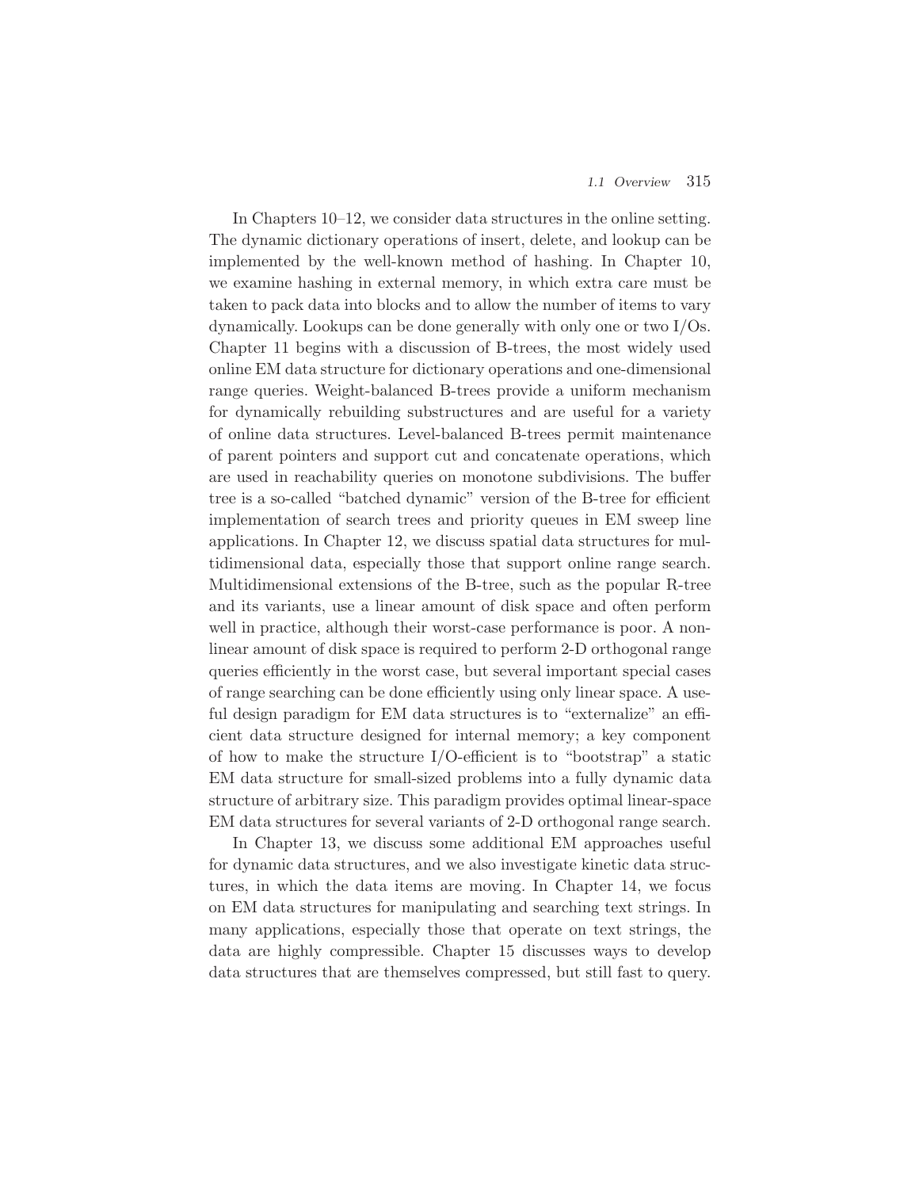In Chapters 10–12, we consider data structures in the online setting. The dynamic dictionary operations of insert, delete, and lookup can be implemented by the well-known method of hashing. In Chapter 10, we examine hashing in external memory, in which extra care must be taken to pack data into blocks and to allow the number of items to vary dynamically. Lookups can be done generally with only one or two I/Os. Chapter 11 begins with a discussion of B-trees, the most widely used online EM data structure for dictionary operations and one-dimensional range queries. Weight-balanced B-trees provide a uniform mechanism for dynamically rebuilding substructures and are useful for a variety of online data structures. Level-balanced B-trees permit maintenance of parent pointers and support cut and concatenate operations, which are used in reachability queries on monotone subdivisions. The buffer tree is a so-called "batched dynamic" version of the B-tree for efficient implementation of search trees and priority queues in EM sweep line applications. In Chapter 12, we discuss spatial data structures for multidimensional data, especially those that support online range search. Multidimensional extensions of the B-tree, such as the popular R-tree and its variants, use a linear amount of disk space and often perform well in practice, although their worst-case performance is poor. A nonlinear amount of disk space is required to perform 2-D orthogonal range queries efficiently in the worst case, but several important special cases of range searching can be done efficiently using only linear space. A useful design paradigm for EM data structures is to "externalize" an efficient data structure designed for internal memory; a key component of how to make the structure I/O-efficient is to "bootstrap" a static EM data structure for small-sized problems into a fully dynamic data structure of arbitrary size. This paradigm provides optimal linear-space EM data structures for several variants of 2-D orthogonal range search.

In Chapter 13, we discuss some additional EM approaches useful for dynamic data structures, and we also investigate kinetic data structures, in which the data items are moving. In Chapter 14, we focus on EM data structures for manipulating and searching text strings. In many applications, especially those that operate on text strings, the data are highly compressible. Chapter 15 discusses ways to develop data structures that are themselves compressed, but still fast to query.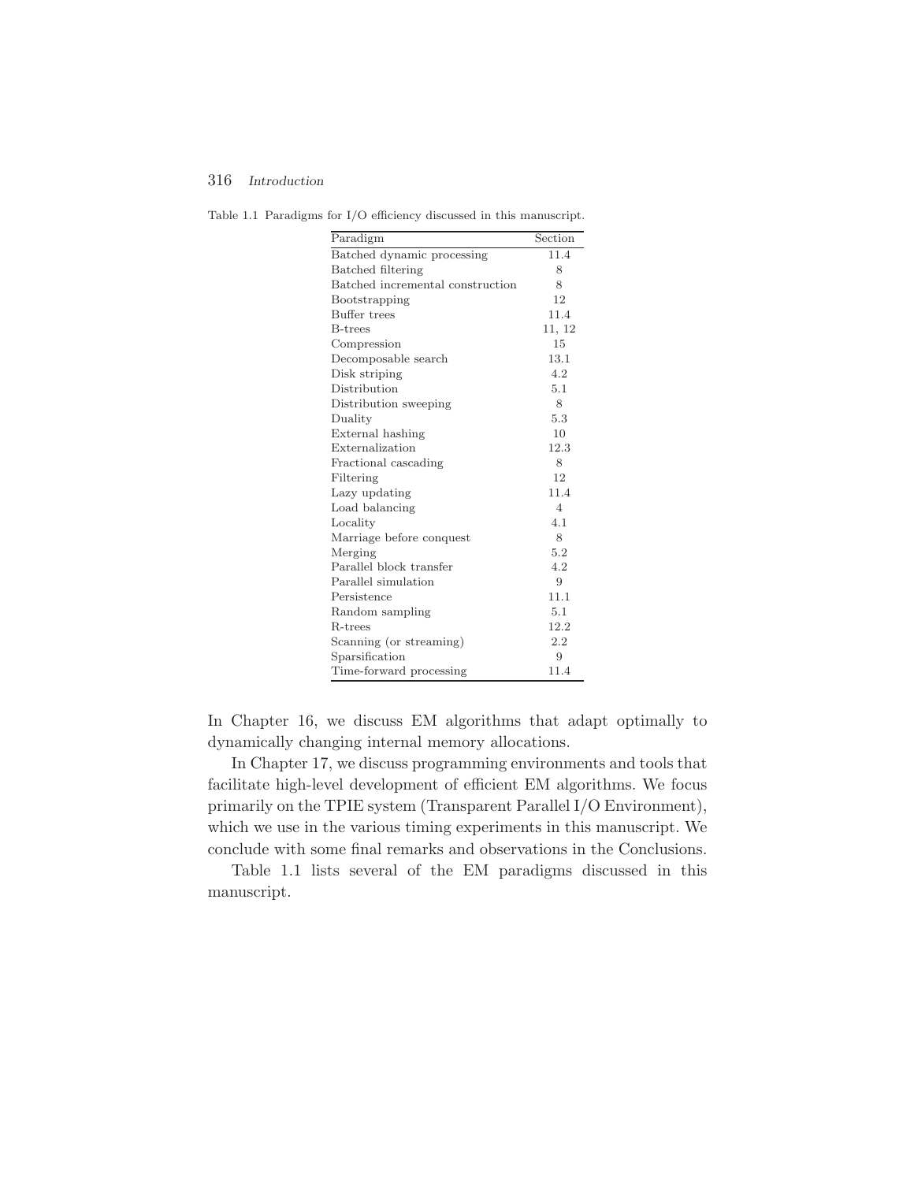Table 1.1 Paradigms for I/O efficiency discussed in this manuscript.

| Paradigm | Section |
|---|---|
| Batched dynamic processing | 11.4 |
| Batched filtering | 8 |
| Batched incremental construction | 8 |
| Bootstrapping | 12 |
| Buffer trees | 11.4 |
| B-trees | 11, 12 |
| Compression | 15 |
| Decomposable search | 13.1 |
| Disk striping | 4.2 |
| Distribution | 5.1 |
| Distribution sweeping | 8 |
| Duality | 5.3 |
| External hashing | 10 |
| Externalization | 12.3 |
| Fractional cascading | 8 |
| Filtering | 12 |
| Lazy updating | 11.4 |
| Load balancing | 4 |
| Locality | 4.1 |
| Marriage before conquest | 8 |
| Merging | 5.2 |
| Parallel block transfer | 4.2 |
| Parallel simulation | 9 |
| Persistence | 11.1 |
| Random sampling | 5.1 |
| R-trees | 12.2 |
| Scanning (or streaming) | 2.2 |
| Sparsification | 9 |
| Time-forward processing | 11.4 |

In Chapter 16, we discuss EM algorithms that adapt optimally to dynamically changing internal memory allocations.

In Chapter 17, we discuss programming environments and tools that facilitate high-level development of efficient EM algorithms. We focus primarily on the TPIE system (Transparent Parallel I/O Environment), which we use in the various timing experiments in this manuscript. We conclude with some final remarks and observations in the Conclusions.

Table 1.1 lists several of the EM paradigms discussed in this manuscript.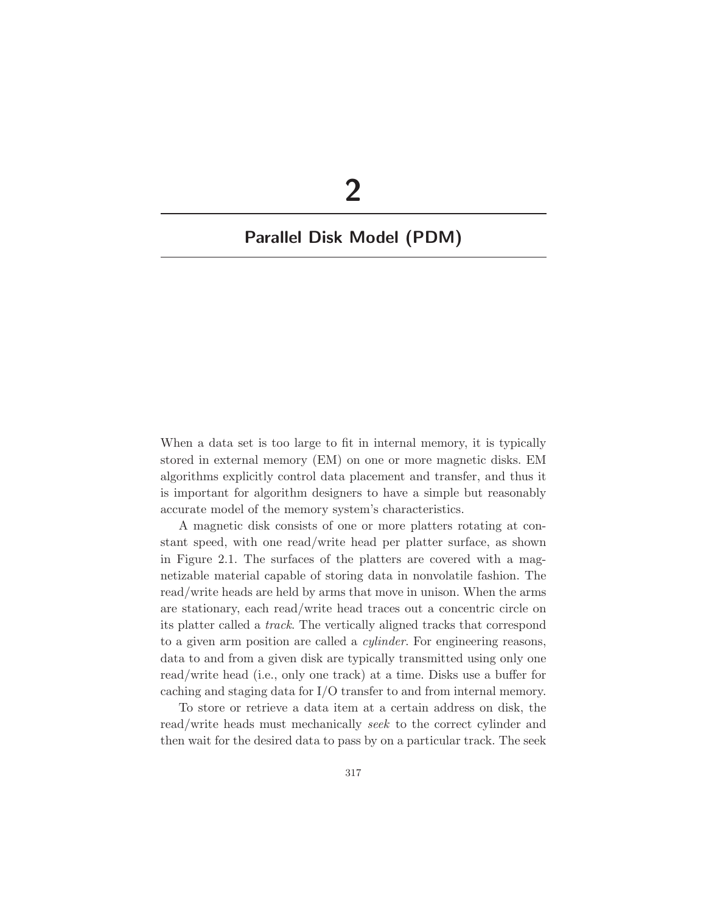# 2

## Parallel Disk Model (PDM)

When a data set is too large to fit in internal memory, it is typically stored in external memory (EM) on one or more magnetic disks. EM algorithms explicitly control data placement and transfer, and thus it is important for algorithm designers to have a simple but reasonably accurate model of the memory system's characteristics.

A magnetic disk consists of one or more platters rotating at constant speed, with one read/write head per platter surface, as shown in Figure 2.1. The surfaces of the platters are covered with a magnetizable material capable of storing data in nonvolatile fashion. The read/write heads are held by arms that move in unison. When the arms are stationary, each read/write head traces out a concentric circle on its platter called a *track*. The vertically aligned tracks that correspond to a given arm position are called a *cylinder*. For engineering reasons, data to and from a given disk are typically transmitted using only one read/write head (i.e., only one track) at a time. Disks use a buffer for caching and staging data for I/O transfer to and from internal memory.

To store or retrieve a data item at a certain address on disk, the read/write heads must mechanically *seek* to the correct cylinder and then wait for the desired data to pass by on a particular track. The seek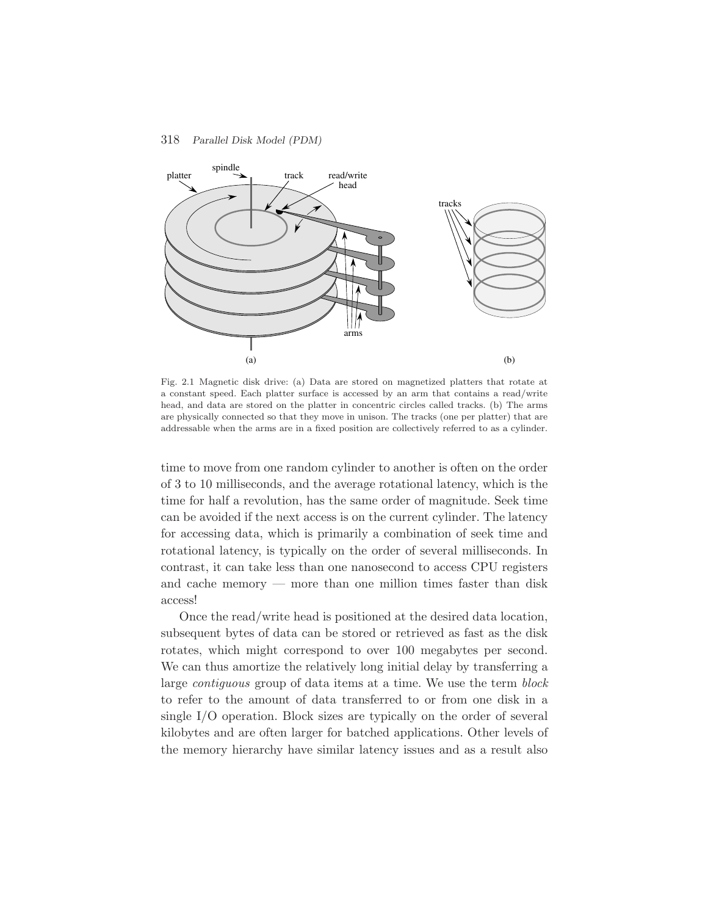Fig. 2.1 Magnetic disk drive: (a) Data are stored on magnetized platters that rotate at a constant speed. Each platter surface is accessed by an arm that contains a read/write head, and data are stored on the platter in concentric circles called tracks. (b) The arms are physically connected so that they move in unison. The tracks (one per platter) that are addressable when the arms are in a fixed position are collectively referred to as a cylinder.

time to move from one random cylinder to another is often on the order of 3 to 10 milliseconds, and the average rotational latency, which is the time for half a revolution, has the same order of magnitude. Seek time can be avoided if the next access is on the current cylinder. The latency for accessing data, which is primarily a combination of seek time and rotational latency, is typically on the order of several milliseconds. In contrast, it can take less than one nanosecond to access CPU registers and cache memory — more than one million times faster than disk access!

Once the read/write head is positioned at the desired data location, subsequent bytes of data can be stored or retrieved as fast as the disk rotates, which might correspond to over 100 megabytes per second. We can thus amortize the relatively long initial delay by transferring a large *contiguous* group of data items at a time. We use the term *block* to refer to the amount of data transferred to or from one disk in a single I/O operation. Block sizes are typically on the order of several kilobytes and are often larger for batched applications. Other levels of the memory hierarchy have similar latency issues and as a result also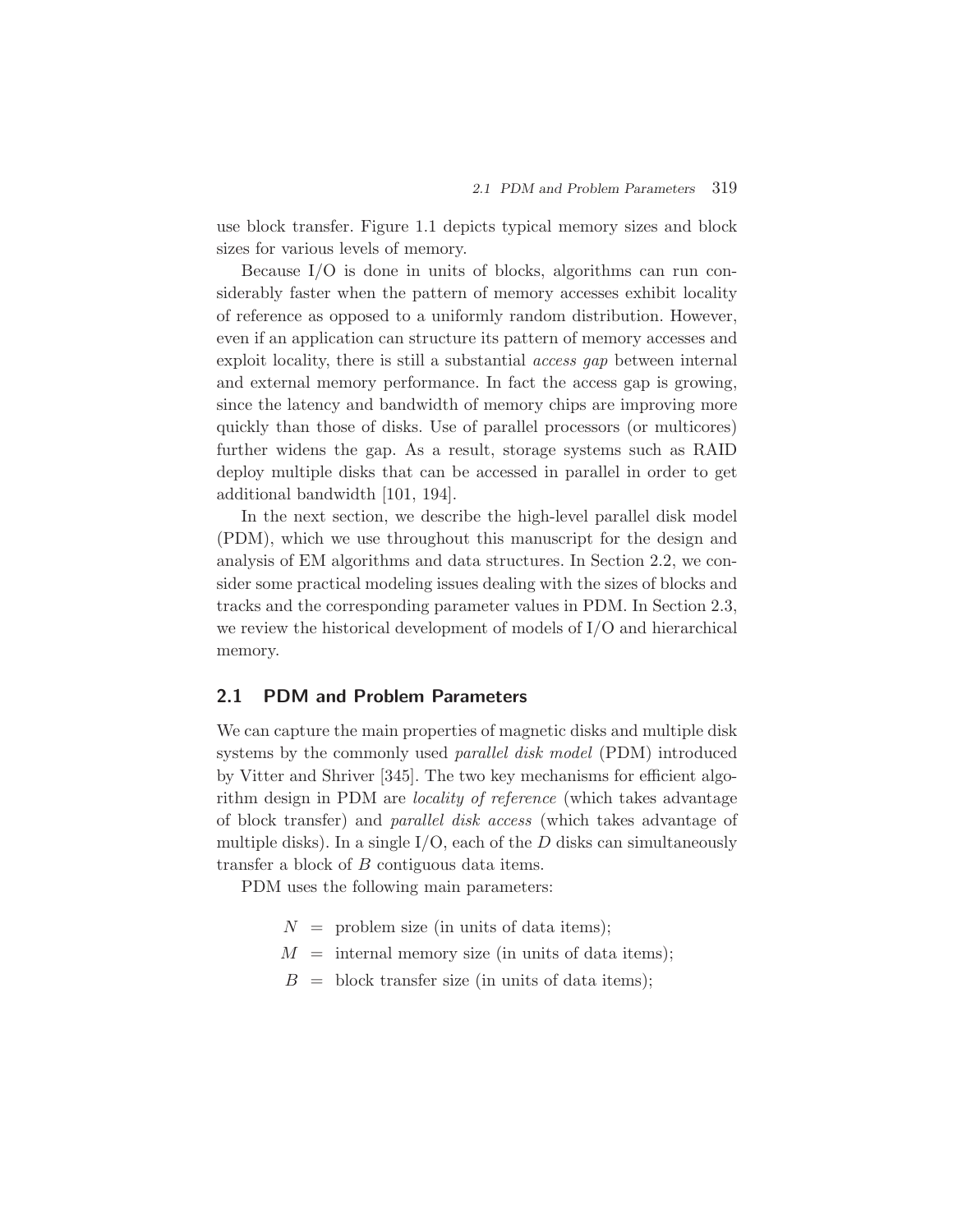use block transfer. Figure 1.1 depicts typical memory sizes and block sizes for various levels of memory.

Because I/O is done in units of blocks, algorithms can run considerably faster when the pattern of memory accesses exhibit locality of reference as opposed to a uniformly random distribution. However, even if an application can structure its pattern of memory accesses and exploit locality, there is still a substantial *access gap* between internal and external memory performance. In fact the access gap is growing, since the latency and bandwidth of memory chips are improving more quickly than those of disks. Use of parallel processors (or multicores) further widens the gap. As a result, storage systems such as RAID deploy multiple disks that can be accessed in parallel in order to get additional bandwidth [101, 194].

In the next section, we describe the high-level parallel disk model (PDM), which we use throughout this manuscript for the design and analysis of EM algorithms and data structures. In Section 2.2, we consider some practical modeling issues dealing with the sizes of blocks and tracks and the corresponding parameter values in PDM. In Section 2.3, we review the historical development of models of I/O and hierarchical memory.

## 2.1 PDM and Problem Parameters

We can capture the main properties of magnetic disks and multiple disk systems by the commonly used *parallel disk model* (PDM) introduced by Vitter and Shriver [345]. The two key mechanisms for efficient algorithm design in PDM are *locality of reference* (which takes advantage of block transfer) and *parallel disk access* (which takes advantage of multiple disks). In a single I/O, each of the $D$ disks can simultaneously transfer a block of $B$ contiguous data items.

PDM uses the following main parameters:

$$
\begin{aligned}
N &= \text{problem size (in units of data items);} \\
M &= \text{internal memory size (in units of data items);} \\
B &= \text{block transfer size (in units of data items);}
\end{aligned}
$$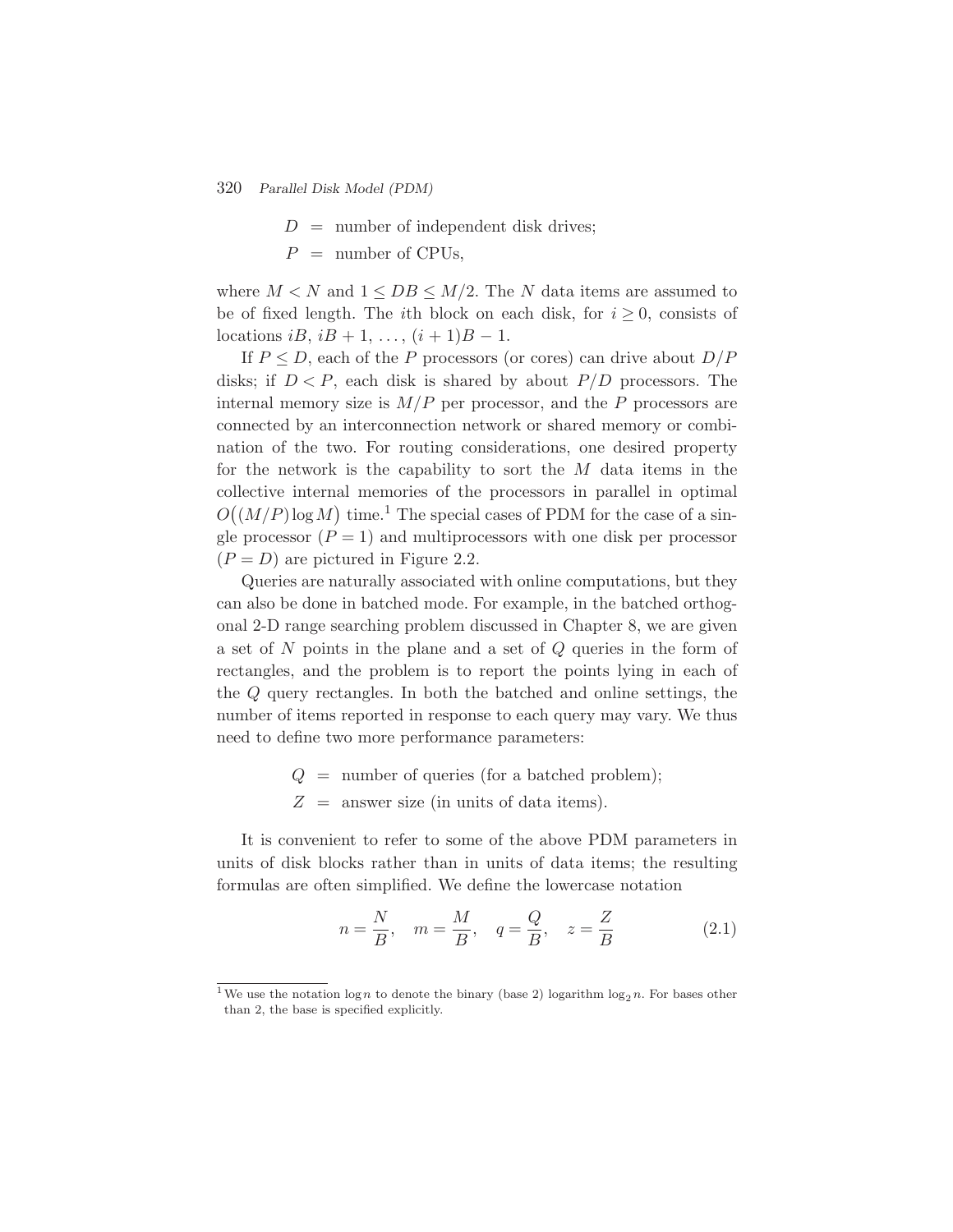$$D = \text{number of independent disk drives;}$$
$$P = \text{number of CPUs,}$$

where $M < N$ and $1 \leq DB \leq M/2$. The $N$ data items are assumed to be of fixed length. The $i$th block on each disk, for $i \geq 0$, consists of locations $iB$, $iB + 1$, ..., $(i + 1)B - 1$.

If $P \leq D$, each of the $P$ processors (or cores) can drive about $D/P$ disks; if $D < P$, each disk is shared by about $P/D$ processors. The internal memory size is $M/P$ per processor, and the $P$ processors are connected by an interconnection network or shared memory or combination of the two. For routing considerations, one desired property for the network is the capability to sort the $M$ data items in the collective internal memories of the processors in parallel in optimal $O\big((M/P)\log M\big)$ time.[1] The special cases of PDM for the case of a single processor ($P = 1$) and multiprocessors with one disk per processor ($P = D$) are pictured in Figure 2.2.

Queries are naturally associated with online computations, but they can also be done in batched mode. For example, in the batched orthogonal 2-D range searching problem discussed in Chapter 8, we are given a set of $N$ points in the plane and a set of $Q$ queries in the form of rectangles, and the problem is to report the points lying in each of the $Q$ query rectangles. In both the batched and online settings, the number of items reported in response to each query may vary. We thus need to define two more performance parameters:

$$Q = \text{number of queries (for a batched problem);}$$
$$Z = \text{answer size (in units of data items).}$$

It is convenient to refer to some of the above PDM parameters in units of disk blocks rather than in units of data items; the resulting formulas are often simplified. We define the lowercase notation

$$n = \frac{N}{B}, \quad m = \frac{M}{B}, \quad q = \frac{Q}{B}, \quad z = \frac{Z}{B} \tag{2.1}$$

[1] We use the notation $\log n$ to denote the binary (base 2) logarithm $\log_2 n$. For bases other than 2, the base is specified explicitly.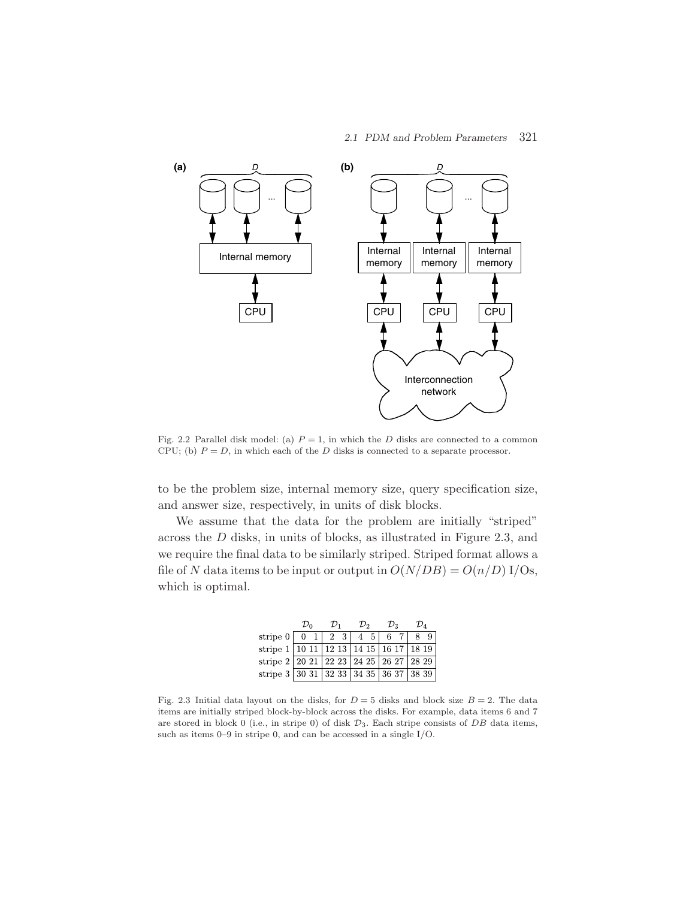Fig. 2.2 Parallel disk model: (a) $P = 1$, in which the $D$ disks are connected to a common CPU; (b) $P = D$, in which each of the $D$ disks is connected to a separate processor.

to be the problem size, internal memory size, query specification size, and answer size, respectively, in units of disk blocks.

We assume that the data for the problem are initially "striped" across the $D$ disks, in units of blocks, as illustrated in Figure 2.3, and we require the final data to be similarly striped. Striped format allows a file of $N$ data items to be input or output in $O(N/DB) = O(n/D)$ I/Os, which is optimal.

| | $\mathcal{D}_0$ | $\mathcal{D}_1$ | $\mathcal{D}_2$ | $\mathcal{D}_3$ | $\mathcal{D}_4$ |
|---|---|---|---|---|---|
| stripe 0 | 0 1 | 2 3 | 4 5 | 6 7 | 8 9 |
| stripe 1 | 10 11 | 12 13 | 14 15 | 16 17 | 18 19 |
| stripe 2 | 20 21 | 22 23 | 24 25 | 26 27 | 28 29 |
| stripe 3 | 30 31 | 32 33 | 34 35 | 36 37 | 38 39 |

Fig. 2.3 Initial data layout on the disks, for $D = 5$ disks and block size $B = 2$. The data items are initially striped block-by-block across the disks. For example, data items 6 and 7 are stored in block 0 (i.e., in stripe 0) of disk $\mathcal{D}_3$. Each stripe consists of $DB$ data items, such as items 0–9 in stripe 0, and can be accessed in a single I/O.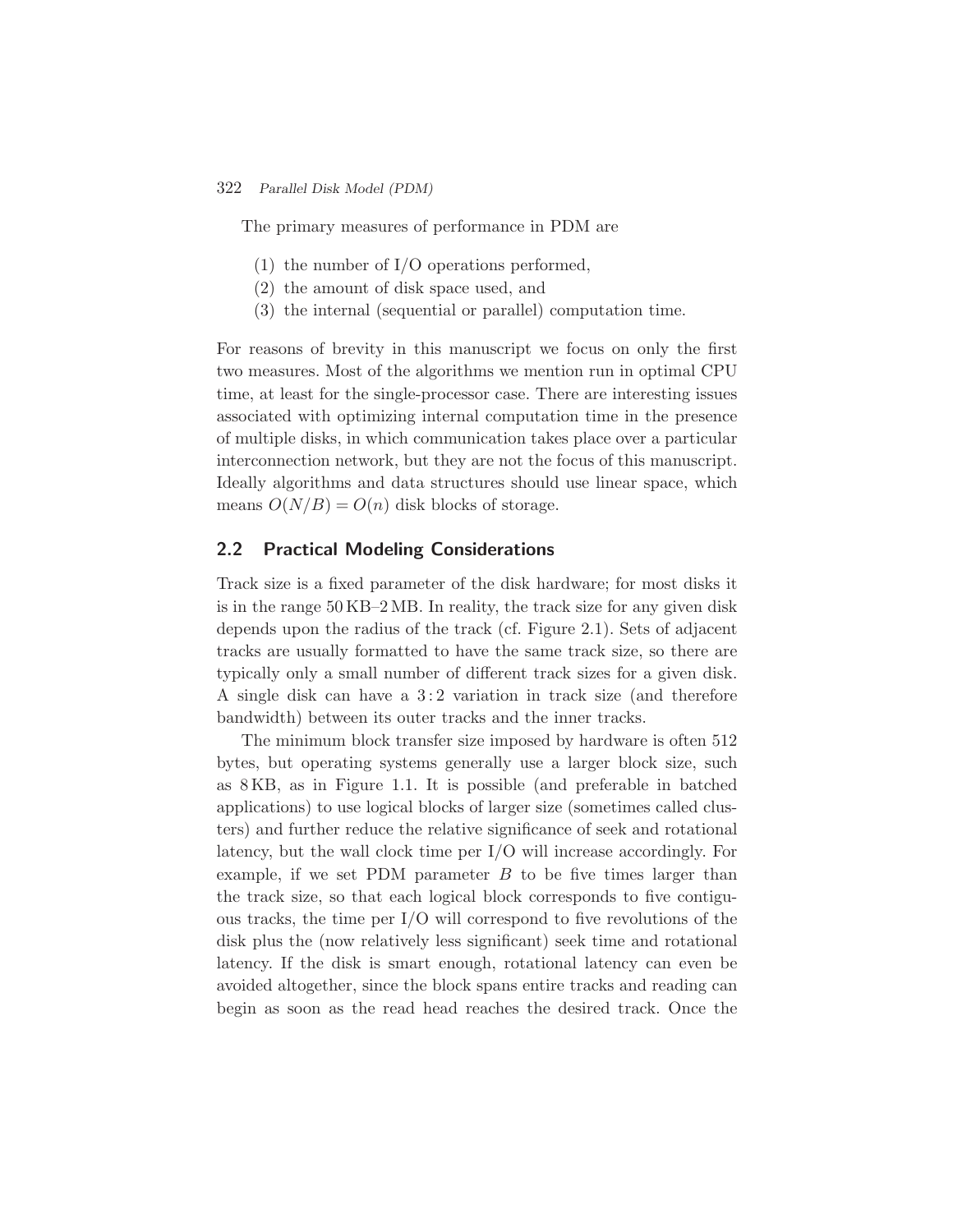The primary measures of performance in PDM are

(1) the number of I/O operations performed,
(2) the amount of disk space used, and
(3) the internal (sequential or parallel) computation time.

For reasons of brevity in this manuscript we focus on only the first two measures. Most of the algorithms we mention run in optimal CPU time, at least for the single-processor case. There are interesting issues associated with optimizing internal computation time in the presence of multiple disks, in which communication takes place over a particular interconnection network, but they are not the focus of this manuscript. Ideally algorithms and data structures should use linear space, which means $O(N/B) = O(n)$ disk blocks of storage.

## 2.2 Practical Modeling Considerations

Track size is a fixed parameter of the disk hardware; for most disks it is in the range 50 KB–2 MB. In reality, the track size for any given disk depends upon the radius of the track (cf. Figure 2.1). Sets of adjacent tracks are usually formatted to have the same track size, so there are typically only a small number of different track sizes for a given disk. A single disk can have a $3:2$ variation in track size (and therefore bandwidth) between its outer tracks and the inner tracks.

The minimum block transfer size imposed by hardware is often 512 bytes, but operating systems generally use a larger block size, such as 8 KB, as in Figure 1.1. It is possible (and preferable in batched applications) to use logical blocks of larger size (sometimes called clusters) and further reduce the relative significance of seek and rotational latency, but the wall clock time per I/O will increase accordingly. For example, if we set PDM parameter $B$ to be five times larger than the track size, so that each logical block corresponds to five contiguous tracks, the time per I/O will correspond to five revolutions of the disk plus the (now relatively less significant) seek time and rotational latency. If the disk is smart enough, rotational latency can even be avoided altogether, since the block spans entire tracks and reading can begin as soon as the read head reaches the desired track. Once the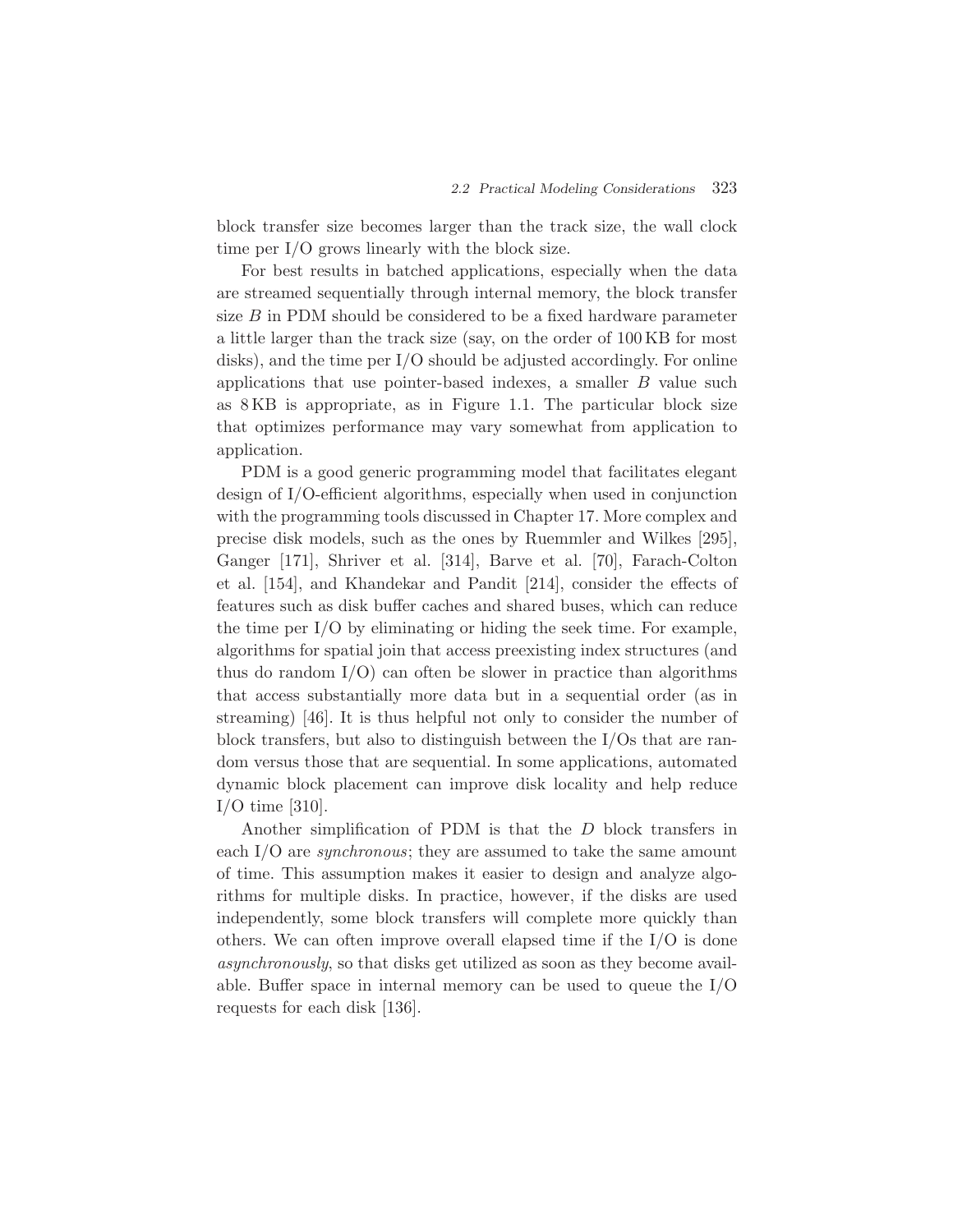block transfer size becomes larger than the track size, the wall clock time per I/O grows linearly with the block size.

For best results in batched applications, especially when the data are streamed sequentially through internal memory, the block transfer size $B$ in PDM should be considered to be a fixed hardware parameter a little larger than the track size (say, on the order of 100 KB for most disks), and the time per I/O should be adjusted accordingly. For online applications that use pointer-based indexes, a smaller $B$ value such as 8 KB is appropriate, as in Figure 1.1. The particular block size that optimizes performance may vary somewhat from application to application.

PDM is a good generic programming model that facilitates elegant design of I/O-efficient algorithms, especially when used in conjunction with the programming tools discussed in Chapter 17. More complex and precise disk models, such as the ones by Ruemmler and Wilkes [295], Ganger [171], Shriver et al. [314], Barve et al. [70], Farach-Colton et al. [154], and Khandekar and Pandit [214], consider the effects of features such as disk buffer caches and shared buses, which can reduce the time per I/O by eliminating or hiding the seek time. For example, algorithms for spatial join that access preexisting index structures (and thus do random I/O) can often be slower in practice than algorithms that access substantially more data but in a sequential order (as in streaming) [46]. It is thus helpful not only to consider the number of block transfers, but also to distinguish between the I/Os that are random versus those that are sequential. In some applications, automated dynamic block placement can improve disk locality and help reduce I/O time [310].

Another simplification of PDM is that the $D$ block transfers in each I/O are *synchronous*; they are assumed to take the same amount of time. This assumption makes it easier to design and analyze algorithms for multiple disks. In practice, however, if the disks are used independently, some block transfers will complete more quickly than others. We can often improve overall elapsed time if the I/O is done *asynchronously*, so that disks get utilized as soon as they become available. Buffer space in internal memory can be used to queue the I/O requests for each disk [136].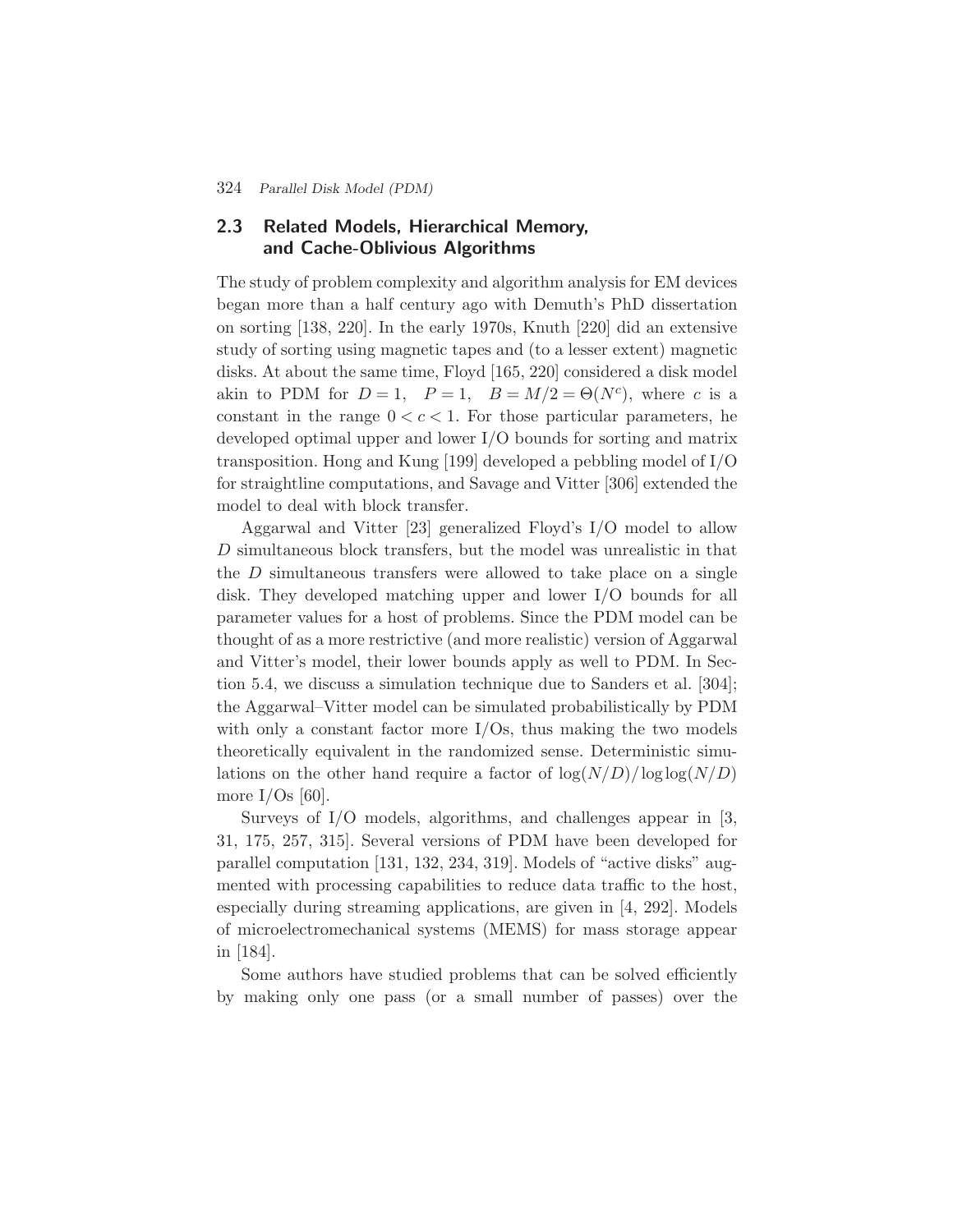## 2.3 Related Models, Hierarchical Memory, and Cache-Oblivious Algorithms

The study of problem complexity and algorithm analysis for EM devices began more than a half century ago with Demuth's PhD dissertation on sorting [138, 220]. In the early 1970s, Knuth [220] did an extensive study of sorting using magnetic tapes and (to a lesser extent) magnetic disks. At about the same time, Floyd [165, 220] considered a disk model akin to PDM for $D = 1$, $P = 1$, $B = M/2 = \Theta(N^c)$, where $c$ is a constant in the range $0 < c < 1$. For those particular parameters, he developed optimal upper and lower I/O bounds for sorting and matrix transposition. Hong and Kung [199] developed a pebbling model of I/O for straightline computations, and Savage and Vitter [306] extended the model to deal with block transfer.

Aggarwal and Vitter [23] generalized Floyd's I/O model to allow $D$ simultaneous block transfers, but the model was unrealistic in that the $D$ simultaneous transfers were allowed to take place on a single disk. They developed matching upper and lower I/O bounds for all parameter values for a host of problems. Since the PDM model can be thought of as a more restrictive (and more realistic) version of Aggarwal and Vitter's model, their lower bounds apply as well to PDM. In Section 5.4, we discuss a simulation technique due to Sanders et al. [304]; the Aggarwal–Vitter model can be simulated probabilistically by PDM with only a constant factor more I/Os, thus making the two models theoretically equivalent in the randomized sense. Deterministic simulations on the other hand require a factor of $\log(N/D)/\log\log(N/D)$ more I/Os [60].

Surveys of I/O models, algorithms, and challenges appear in [3, 31, 175, 257, 315]. Several versions of PDM have been developed for parallel computation [131, 132, 234, 319]. Models of "active disks" augmented with processing capabilities to reduce data traffic to the host, especially during streaming applications, are given in [4, 292]. Models of microelectromechanical systems (MEMS) for mass storage appear in [184].

Some authors have studied problems that can be solved efficiently by making only one pass (or a small number of passes) over the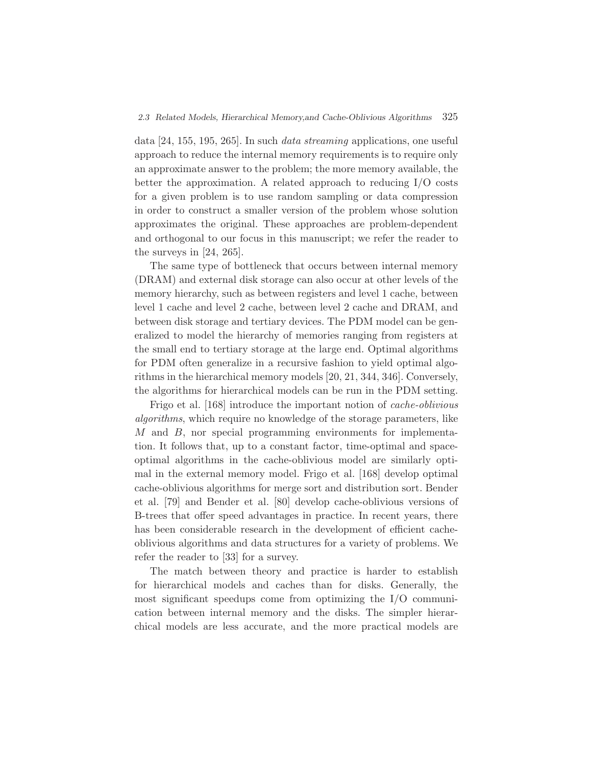data [24, 155, 195, 265]. In such *data streaming* applications, one useful approach to reduce the internal memory requirements is to require only an approximate answer to the problem; the more memory available, the better the approximation. A related approach to reducing I/O costs for a given problem is to use random sampling or data compression in order to construct a smaller version of the problem whose solution approximates the original. These approaches are problem-dependent and orthogonal to our focus in this manuscript; we refer the reader to the surveys in [24, 265].

The same type of bottleneck that occurs between internal memory (DRAM) and external disk storage can also occur at other levels of the memory hierarchy, such as between registers and level 1 cache, between level 1 cache and level 2 cache, between level 2 cache and DRAM, and between disk storage and tertiary devices. The PDM model can be generalized to model the hierarchy of memories ranging from registers at the small end to tertiary storage at the large end. Optimal algorithms for PDM often generalize in a recursive fashion to yield optimal algorithms in the hierarchical memory models [20, 21, 344, 346]. Conversely, the algorithms for hierarchical models can be run in the PDM setting.

Frigo et al. [168] introduce the important notion of *cache-oblivious algorithms*, which require no knowledge of the storage parameters, like $M$ and $B$, nor special programming environments for implementation. It follows that, up to a constant factor, time-optimal and space-optimal algorithms in the cache-oblivious model are similarly optimal in the external memory model. Frigo et al. [168] develop optimal cache-oblivious algorithms for merge sort and distribution sort. Bender et al. [79] and Bender et al. [80] develop cache-oblivious versions of B-trees that offer speed advantages in practice. In recent years, there has been considerable research in the development of efficient cache-oblivious algorithms and data structures for a variety of problems. We refer the reader to [33] for a survey.

The match between theory and practice is harder to establish for hierarchical models and caches than for disks. Generally, the most significant speedups come from optimizing the I/O communication between internal memory and the disks. The simpler hierarchical models are less accurate, and the more practical models are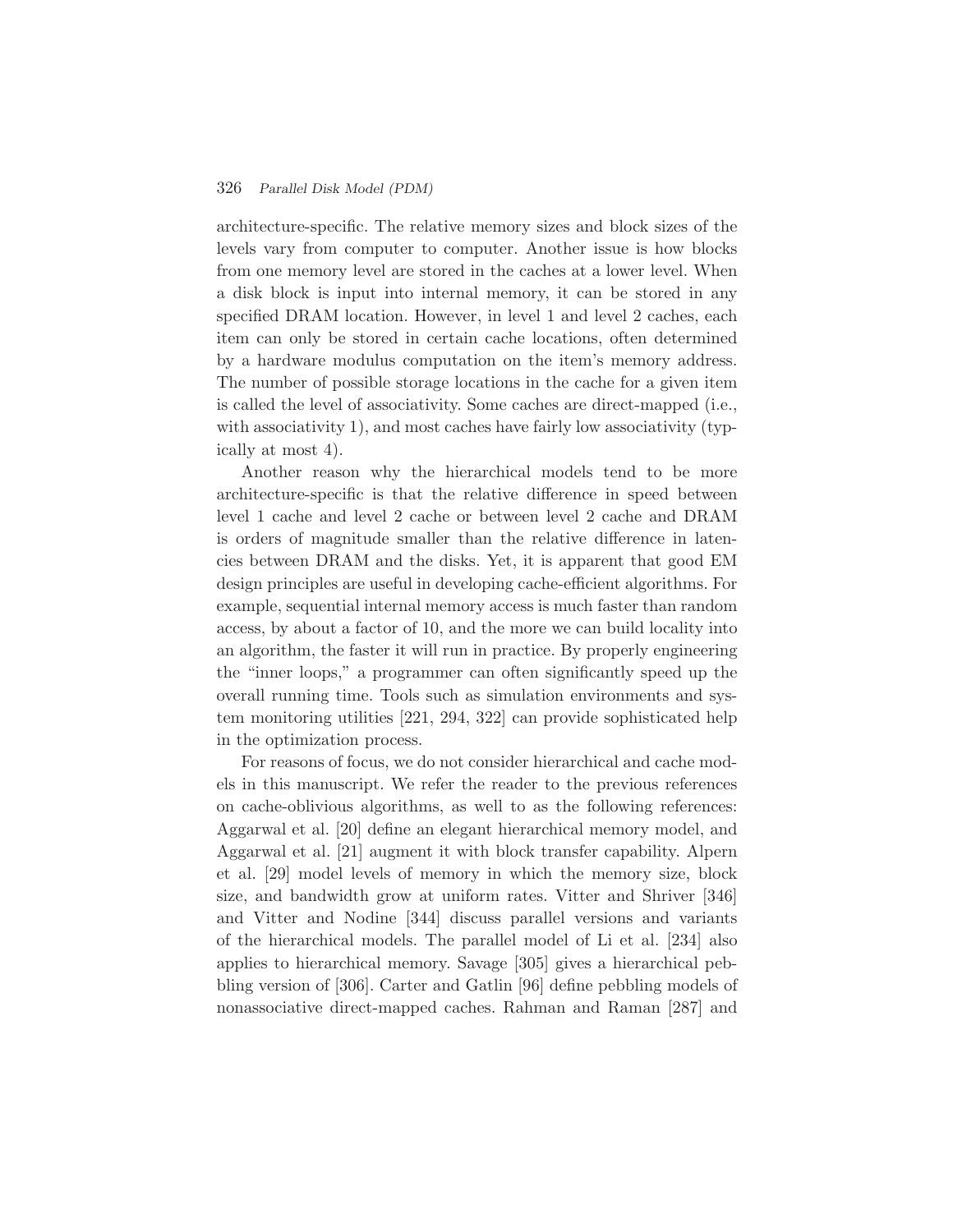architecture-specific. The relative memory sizes and block sizes of the levels vary from computer to computer. Another issue is how blocks from one memory level are stored in the caches at a lower level. When a disk block is input into internal memory, it can be stored in any specified DRAM location. However, in level 1 and level 2 caches, each item can only be stored in certain cache locations, often determined by a hardware modulus computation on the item's memory address. The number of possible storage locations in the cache for a given item is called the level of associativity. Some caches are direct-mapped (i.e., with associativity 1), and most caches have fairly low associativity (typically at most 4).

Another reason why the hierarchical models tend to be more architecture-specific is that the relative difference in speed between level 1 cache and level 2 cache or between level 2 cache and DRAM is orders of magnitude smaller than the relative difference in latencies between DRAM and the disks. Yet, it is apparent that good EM design principles are useful in developing cache-efficient algorithms. For example, sequential internal memory access is much faster than random access, by about a factor of 10, and the more we can build locality into an algorithm, the faster it will run in practice. By properly engineering the "inner loops," a programmer can often significantly speed up the overall running time. Tools such as simulation environments and system monitoring utilities [221, 294, 322] can provide sophisticated help in the optimization process.

For reasons of focus, we do not consider hierarchical and cache models in this manuscript. We refer the reader to the previous references on cache-oblivious algorithms, as well to as the following references: Aggarwal et al. [20] define an elegant hierarchical memory model, and Aggarwal et al. [21] augment it with block transfer capability. Alpern et al. [29] model levels of memory in which the memory size, block size, and bandwidth grow at uniform rates. Vitter and Shriver [346] and Vitter and Nodine [344] discuss parallel versions and variants of the hierarchical models. The parallel model of Li et al. [234] also applies to hierarchical memory. Savage [305] gives a hierarchical pebbling version of [306]. Carter and Gatlin [96] define pebbling models of nonassociative direct-mapped caches. Rahman and Raman [287] and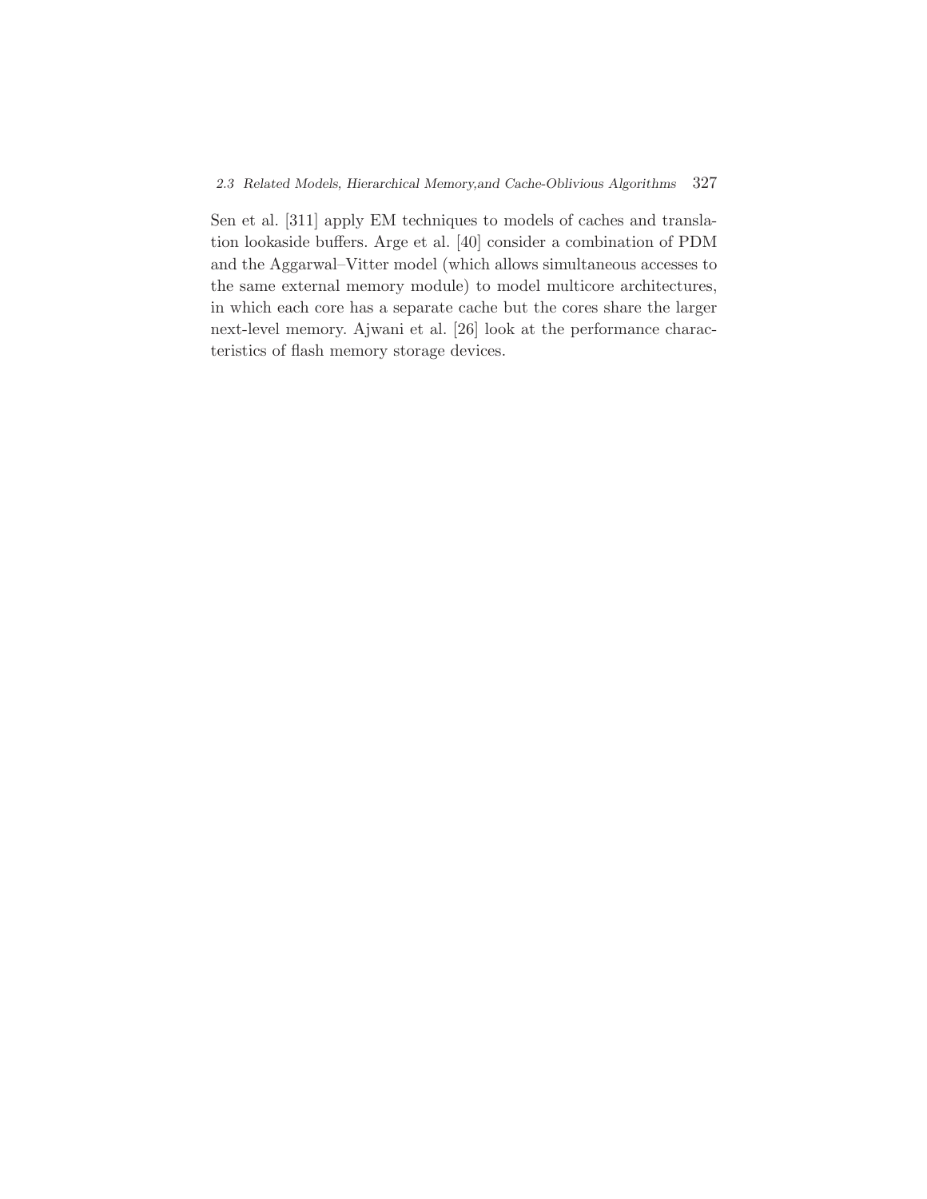Sen et al. [311] apply EM techniques to models of caches and translation lookaside buffers. Arge et al. [40] consider a combination of PDM and the Aggarwal–Vitter model (which allows simultaneous accesses to the same external memory module) to model multicore architectures, in which each core has a separate cache but the cores share the larger next-level memory. Ajwani et al. [26] look at the performance characteristics of flash memory storage devices.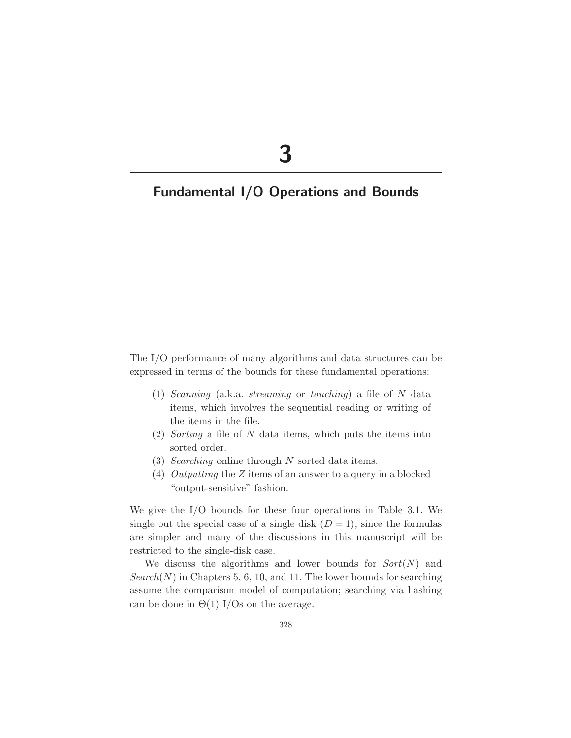# 3

## Fundamental I/O Operations and Bounds

The I/O performance of many algorithms and data structures can be expressed in terms of the bounds for these fundamental operations:

(1) *Scanning* (a.k.a. *streaming* or *touching*) a file of $N$ data items, which involves the sequential reading or writing of the items in the file.
(2) *Sorting* a file of $N$ data items, which puts the items into sorted order.
(3) *Searching* online through $N$ sorted data items.
(4) *Outputting* the $Z$ items of an answer to a query in a blocked "output-sensitive" fashion.

We give the I/O bounds for these four operations in Table 3.1. We single out the special case of a single disk ($D = 1$), since the formulas are simpler and many of the discussions in this manuscript will be restricted to the single-disk case.

We discuss the algorithms and lower bounds for $Sort(N)$ and $Search(N)$ in Chapters 5, 6, 10, and 11. The lower bounds for searching assume the comparison model of computation; searching via hashing can be done in $\Theta(1)$ I/Os on the average.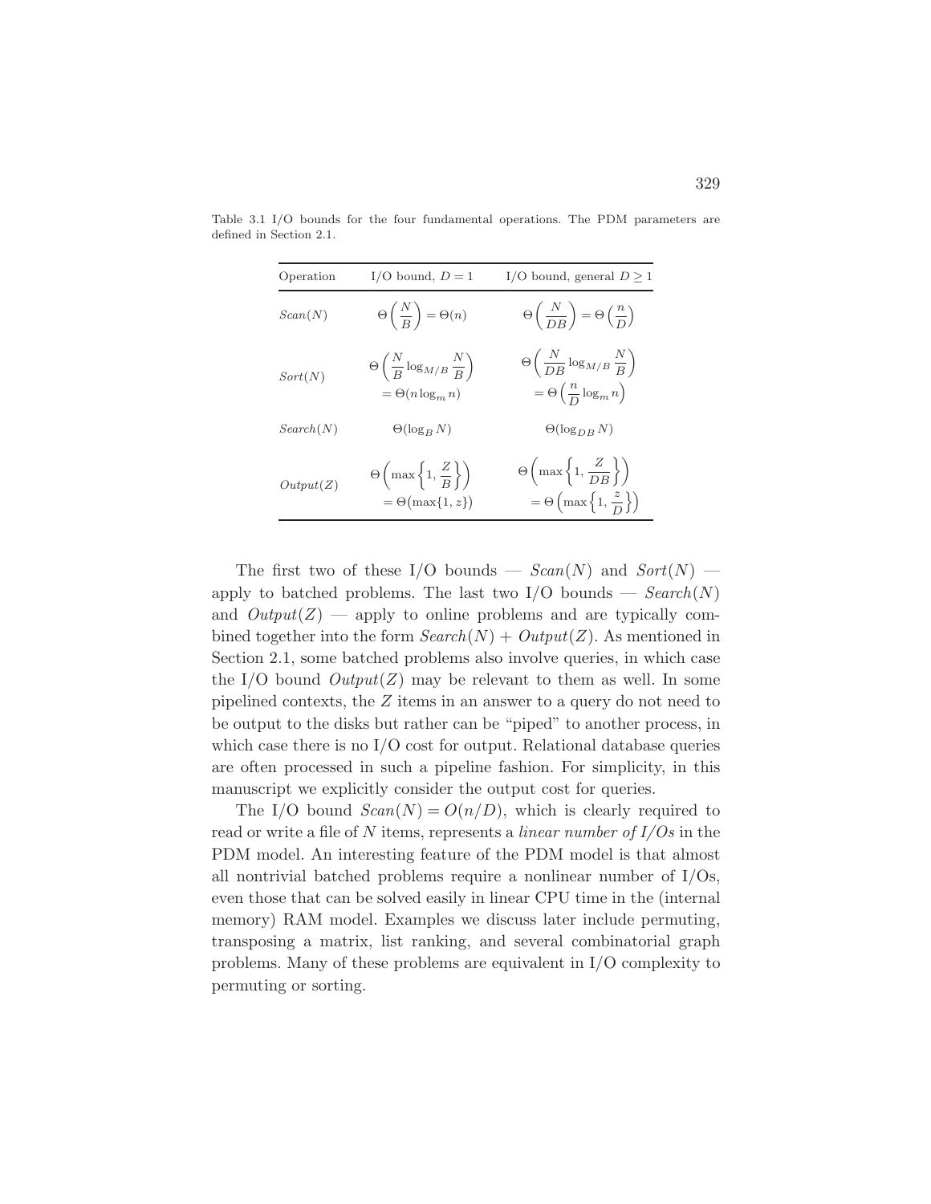Table 3.1 I/O bounds for the four fundamental operations. The PDM parameters are defined in Section 2.1.

| Operation | I/O bound, $D = 1$ | I/O bound, general $D \geq 1$ |
|---|---|---|
| *Scan*($N$) | $\Theta\left(\frac{N}{B}\right) = \Theta(n)$ | $\Theta\left(\frac{N}{DB}\right) = \Theta\left(\frac{n}{D}\right)$ |
| *Sort*($N$) | $\Theta\left(\frac{N}{B}\log_{M/B}\frac{N}{B}\right) = \Theta(n \log_m n)$ | $\Theta\left(\frac{N}{DB}\log_{M/B}\frac{N}{B}\right) = \Theta\left(\frac{n}{D}\log_m n\right)$ |
| *Search*($N$) | $\Theta(\log_B N)$ | $\Theta(\log_{DB} N)$ |
| *Output*($Z$) | $\Theta\left(\max\left\{1, \frac{Z}{B}\right\}\right) = \Theta\big(\max\{1, z\}\big)$ | $\Theta\left(\max\left\{1, \frac{Z}{DB}\right\}\right) = \Theta\left(\max\left\{1, \frac{z}{D}\right\}\right)$ |

The first two of these I/O bounds — *Scan*($N$) and *Sort*($N$) — apply to batched problems. The last two I/O bounds — *Search*($N$) and *Output*($Z$) — apply to online problems and are typically combined together into the form *Search*($N$) + *Output*($Z$). As mentioned in Section 2.1, some batched problems also involve queries, in which case the I/O bound *Output*($Z$) may be relevant to them as well. In some pipelined contexts, the $Z$ items in an answer to a query do not need to be output to the disks but rather can be "piped" to another process, in which case there is no I/O cost for output. Relational database queries are often processed in such a pipeline fashion. For simplicity, in this manuscript we explicitly consider the output cost for queries.

The I/O bound $Scan(N) = O(n/D)$, which is clearly required to read or write a file of $N$ items, represents a *linear number of I/Os* in the PDM model. An interesting feature of the PDM model is that almost all nontrivial batched problems require a nonlinear number of I/Os, even those that can be solved easily in linear CPU time in the (internal memory) RAM model. Examples we discuss later include permuting, transposing a matrix, list ranking, and several combinatorial graph problems. Many of these problems are equivalent in I/O complexity to permuting or sorting.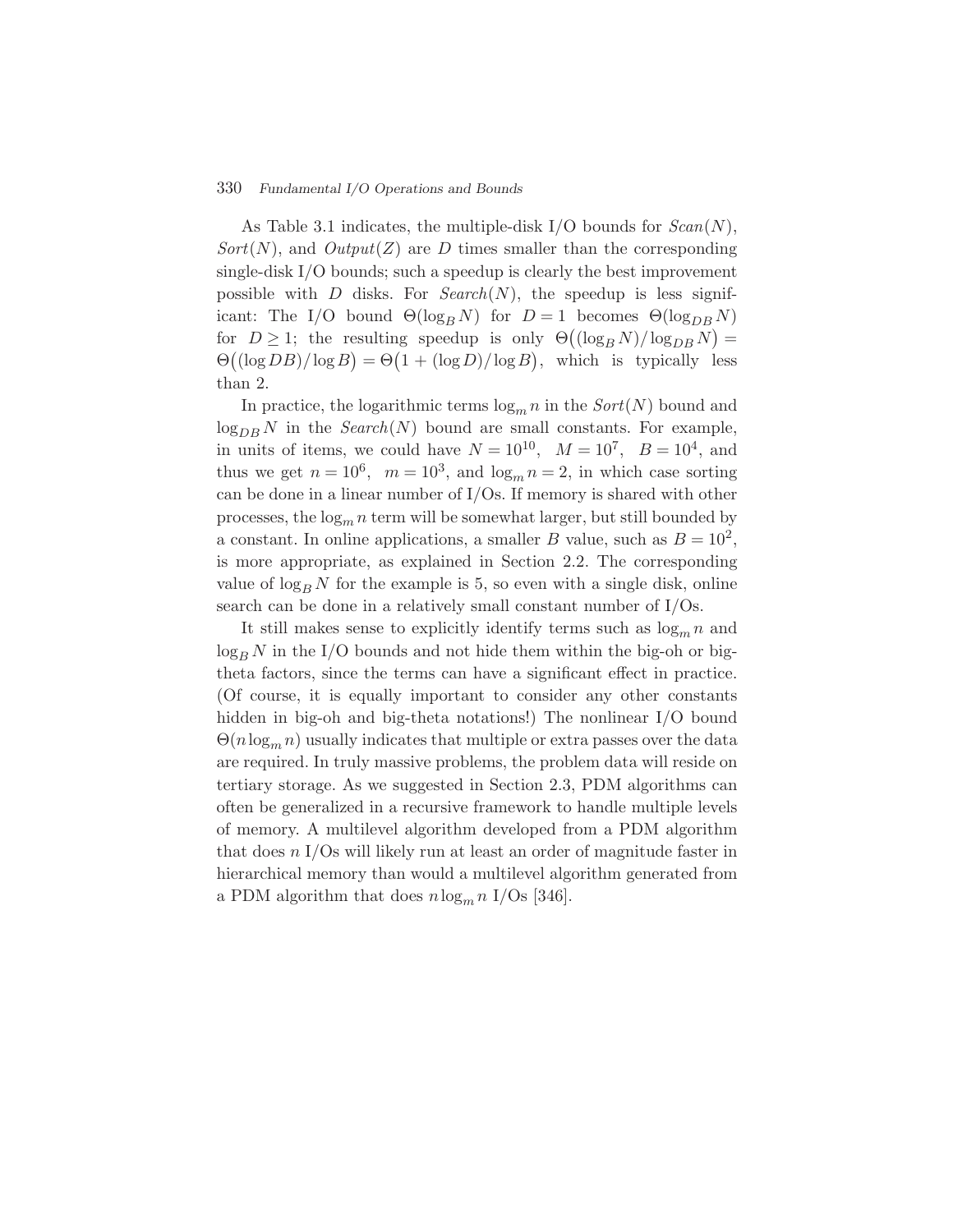As Table 3.1 indicates, the multiple-disk I/O bounds for *Scan*$(N)$, *Sort*$(N)$, and *Output*$(Z)$ are $D$ times smaller than the corresponding single-disk I/O bounds; such a speedup is clearly the best improvement possible with $D$ disks. For *Search*$(N)$, the speedup is less significant: The I/O bound $\Theta(\log_B N)$ for $D = 1$ becomes $\Theta(\log_{DB} N)$ for $D \geq 1$; the resulting speedup is only $\Theta\big((\log_B N)/\log_{DB} N\big) = \Theta\big((\log DB)/\log B\big) = \Theta\big(1 + (\log D)/\log B\big)$, which is typically less than 2.

In practice, the logarithmic terms $\log_m n$ in the *Sort*$(N)$ bound and $\log_{DB} N$ in the *Search*$(N)$ bound are small constants. For example, in units of items, we could have $N = 10^{10}$, $M = 10^7$, $B = 10^4$, and thus we get $n = 10^6$, $m = 10^3$, and $\log_m n = 2$, in which case sorting can be done in a linear number of I/Os. If memory is shared with other processes, the $\log_m n$ term will be somewhat larger, but still bounded by a constant. In online applications, a smaller $B$ value, such as $B = 10^2$, is more appropriate, as explained in Section 2.2. The corresponding value of $\log_B N$ for the example is 5, so even with a single disk, online search can be done in a relatively small constant number of I/Os.

It still makes sense to explicitly identify terms such as $\log_m n$ and $\log_B N$ in the I/O bounds and not hide them within the big-oh or big-theta factors, since the terms can have a significant effect in practice. (Of course, it is equally important to consider any other constants hidden in big-oh and big-theta notations!) The nonlinear I/O bound $\Theta(n \log_m n)$ usually indicates that multiple or extra passes over the data are required. In truly massive problems, the problem data will reside on tertiary storage. As we suggested in Section 2.3, PDM algorithms can often be generalized in a recursive framework to handle multiple levels of memory. A multilevel algorithm developed from a PDM algorithm that does $n$ I/Os will likely run at least an order of magnitude faster in hierarchical memory than would a multilevel algorithm generated from a PDM algorithm that does $n \log_m n$ I/Os [346].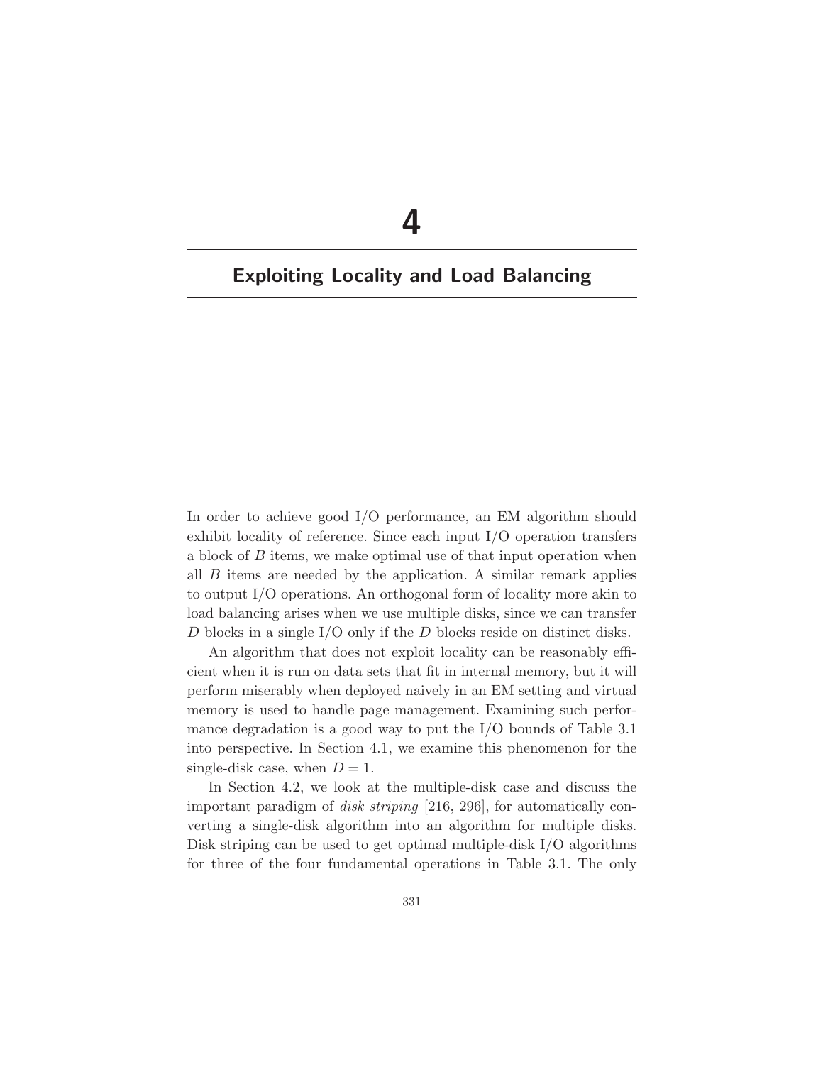# 4

# Exploiting Locality and Load Balancing

In order to achieve good I/O performance, an EM algorithm should exhibit locality of reference. Since each input I/O operation transfers a block of $B$ items, we make optimal use of that input operation when all $B$ items are needed by the application. A similar remark applies to output I/O operations. An orthogonal form of locality more akin to load balancing arises when we use multiple disks, since we can transfer $D$ blocks in a single I/O only if the $D$ blocks reside on distinct disks.

An algorithm that does not exploit locality can be reasonably efficient when it is run on data sets that fit in internal memory, but it will perform miserably when deployed naively in an EM setting and virtual memory is used to handle page management. Examining such performance degradation is a good way to put the I/O bounds of Table 3.1 into perspective. In Section 4.1, we examine this phenomenon for the single-disk case, when $D = 1$.

In Section 4.2, we look at the multiple-disk case and discuss the important paradigm of *disk striping* [216, 296], for automatically converting a single-disk algorithm into an algorithm for multiple disks. Disk striping can be used to get optimal multiple-disk I/O algorithms for three of the four fundamental operations in Table 3.1. The only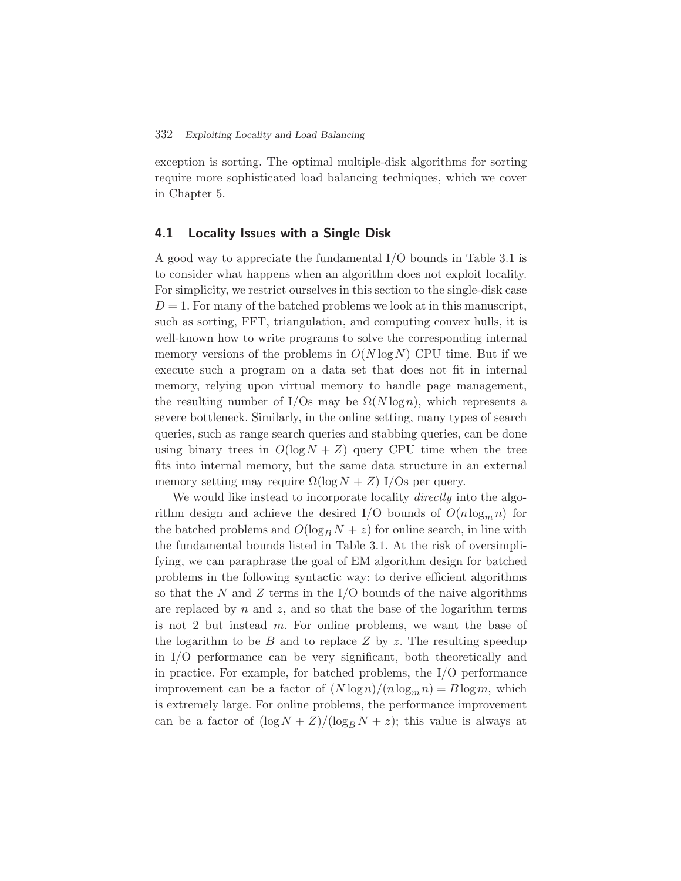exception is sorting. The optimal multiple-disk algorithms for sorting require more sophisticated load balancing techniques, which we cover in Chapter 5.

## 4.1 Locality Issues with a Single Disk

A good way to appreciate the fundamental I/O bounds in Table 3.1 is to consider what happens when an algorithm does not exploit locality. For simplicity, we restrict ourselves in this section to the single-disk case $D = 1$. For many of the batched problems we look at in this manuscript, such as sorting, FFT, triangulation, and computing convex hulls, it is well-known how to write programs to solve the corresponding internal memory versions of the problems in $O(N \log N)$ CPU time. But if we execute such a program on a data set that does not fit in internal memory, relying upon virtual memory to handle page management, the resulting number of I/Os may be $\Omega(N \log n)$, which represents a severe bottleneck. Similarly, in the online setting, many types of search queries, such as range search queries and stabbing queries, can be done using binary trees in $O(\log N + Z)$ query CPU time when the tree fits into internal memory, but the same data structure in an external memory setting may require $\Omega(\log N + Z)$ I/Os per query.

We would like instead to incorporate locality *directly* into the algorithm design and achieve the desired I/O bounds of $O(n \log_m n)$ for the batched problems and $O(\log_B N + z)$ for online search, in line with the fundamental bounds listed in Table 3.1. At the risk of oversimplifying, we can paraphrase the goal of EM algorithm design for batched problems in the following syntactic way: to derive efficient algorithms so that the $N$ and $Z$ terms in the I/O bounds of the naive algorithms are replaced by $n$ and $z$, and so that the base of the logarithm terms is not 2 but instead $m$. For online problems, we want the base of the logarithm to be $B$ and to replace $Z$ by $z$. The resulting speedup in I/O performance can be very significant, both theoretically and in practice. For example, for batched problems, the I/O performance improvement can be a factor of $(N \log n)/(n \log_m n) = B \log m$, which is extremely large. For online problems, the performance improvement can be a factor of $(\log N + Z)/(\log_B N + z)$; this value is always at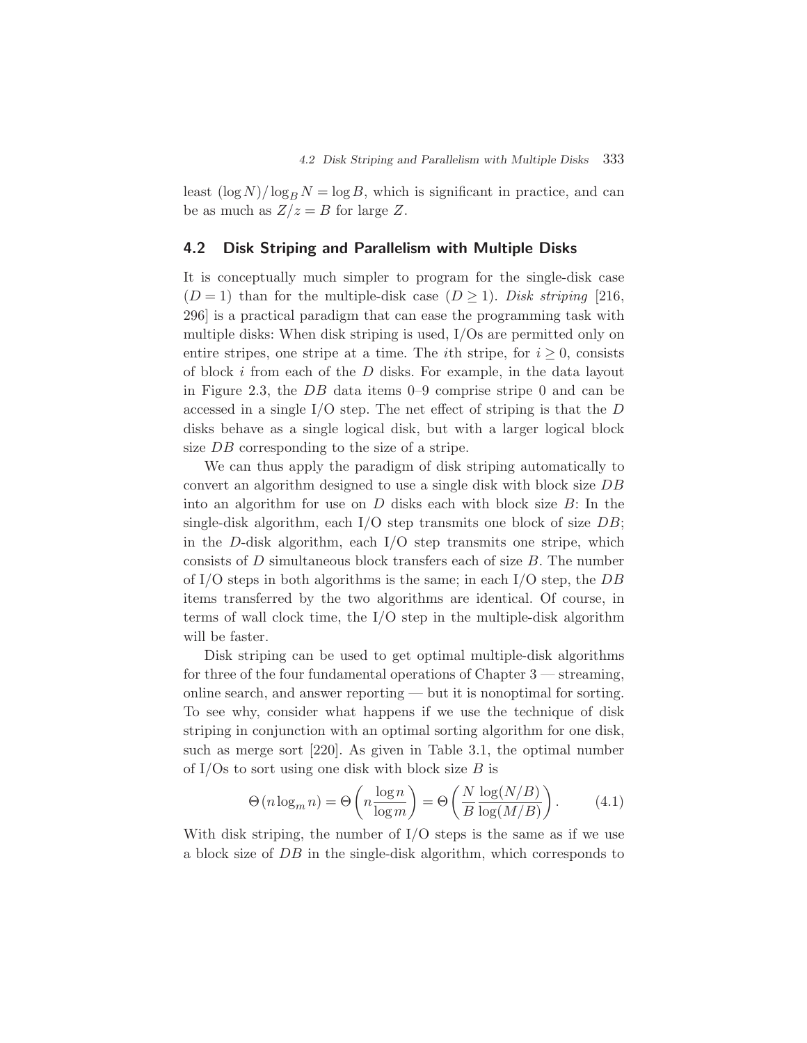least $(\log N)/\log_B N = \log B$, which is significant in practice, and can be as much as $Z/z = B$ for large $Z$.

## 4.2 Disk Striping and Parallelism with Multiple Disks

It is conceptually much simpler to program for the single-disk case ($D = 1$) than for the multiple-disk case ($D \geq 1$). *Disk striping* [216, 296] is a practical paradigm that can ease the programming task with multiple disks: When disk striping is used, I/Os are permitted only on entire stripes, one stripe at a time. The $i$th stripe, for $i \geq 0$, consists of block $i$ from each of the $D$ disks. For example, in the data layout in Figure 2.3, the $DB$ data items 0–9 comprise stripe 0 and can be accessed in a single I/O step. The net effect of striping is that the $D$ disks behave as a single logical disk, but with a larger logical block size $DB$ corresponding to the size of a stripe.

We can thus apply the paradigm of disk striping automatically to convert an algorithm designed to use a single disk with block size $DB$ into an algorithm for use on $D$ disks each with block size $B$: In the single-disk algorithm, each I/O step transmits one block of size $DB$; in the $D$-disk algorithm, each I/O step transmits one stripe, which consists of $D$ simultaneous block transfers each of size $B$. The number of I/O steps in both algorithms is the same; in each I/O step, the $DB$ items transferred by the two algorithms are identical. Of course, in terms of wall clock time, the I/O step in the multiple-disk algorithm will be faster.

Disk striping can be used to get optimal multiple-disk algorithms for three of the four fundamental operations of Chapter 3 — streaming, online search, and answer reporting — but it is nonoptimal for sorting. To see why, consider what happens if we use the technique of disk striping in conjunction with an optimal sorting algorithm for one disk, such as merge sort [220]. As given in Table 3.1, the optimal number of I/Os to sort using one disk with block size $B$ is

$$\Theta(n \log_m n) = \Theta\left(n \frac{\log n}{\log m}\right) = \Theta\left(\frac{N}{B} \frac{\log(N/B)}{\log(M/B)}\right). \tag{4.1}$$

With disk striping, the number of I/O steps is the same as if we use a block size of $DB$ in the single-disk algorithm, which corresponds to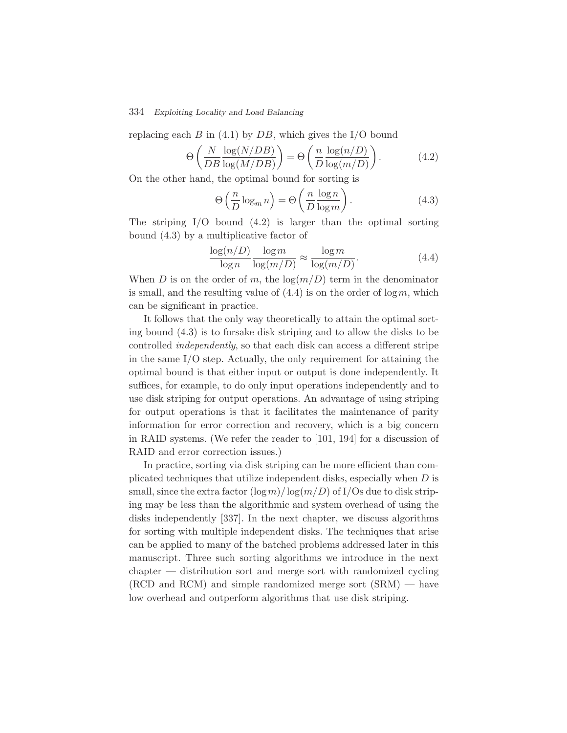replacing each $B$ in (4.1) by $DB$, which gives the I/O bound

$$\Theta\left(\frac{N}{DB}\frac{\log(N/DB)}{\log(M/DB)}\right) = \Theta\left(\frac{n}{D}\frac{\log(n/D)}{\log(m/D)}\right). \tag{4.2}$$

On the other hand, the optimal bound for sorting is

$$\Theta\left(\frac{n}{D}\log_m n\right) = \Theta\left(\frac{n}{D}\frac{\log n}{\log m}\right). \tag{4.3}$$

The striping I/O bound (4.2) is larger than the optimal sorting bound (4.3) by a multiplicative factor of

$$\frac{\log(n/D)}{\log n}\frac{\log m}{\log(m/D)} \approx \frac{\log m}{\log(m/D)}. \tag{4.4}$$

When $D$ is on the order of $m$, the $\log(m/D)$ term in the denominator is small, and the resulting value of (4.4) is on the order of $\log m$, which can be significant in practice.

It follows that the only way theoretically to attain the optimal sorting bound (4.3) is to forsake disk striping and to allow the disks to be controlled *independently*, so that each disk can access a different stripe in the same I/O step. Actually, the only requirement for attaining the optimal bound is that either input or output is done independently. It suffices, for example, to do only input operations independently and to use disk striping for output operations. An advantage of using striping for output operations is that it facilitates the maintenance of parity information for error correction and recovery, which is a big concern in RAID systems. (We refer the reader to [101, 194] for a discussion of RAID and error correction issues.)

In practice, sorting via disk striping can be more efficient than complicated techniques that utilize independent disks, especially when $D$ is small, since the extra factor $(\log m)/\log(m/D)$ of I/Os due to disk striping may be less than the algorithmic and system overhead of using the disks independently [337]. In the next chapter, we discuss algorithms for sorting with multiple independent disks. The techniques that arise can be applied to many of the batched problems addressed later in this manuscript. Three such sorting algorithms we introduce in the next chapter — distribution sort and merge sort with randomized cycling (RCD and RCM) and simple randomized merge sort (SRM) — have low overhead and outperform algorithms that use disk striping.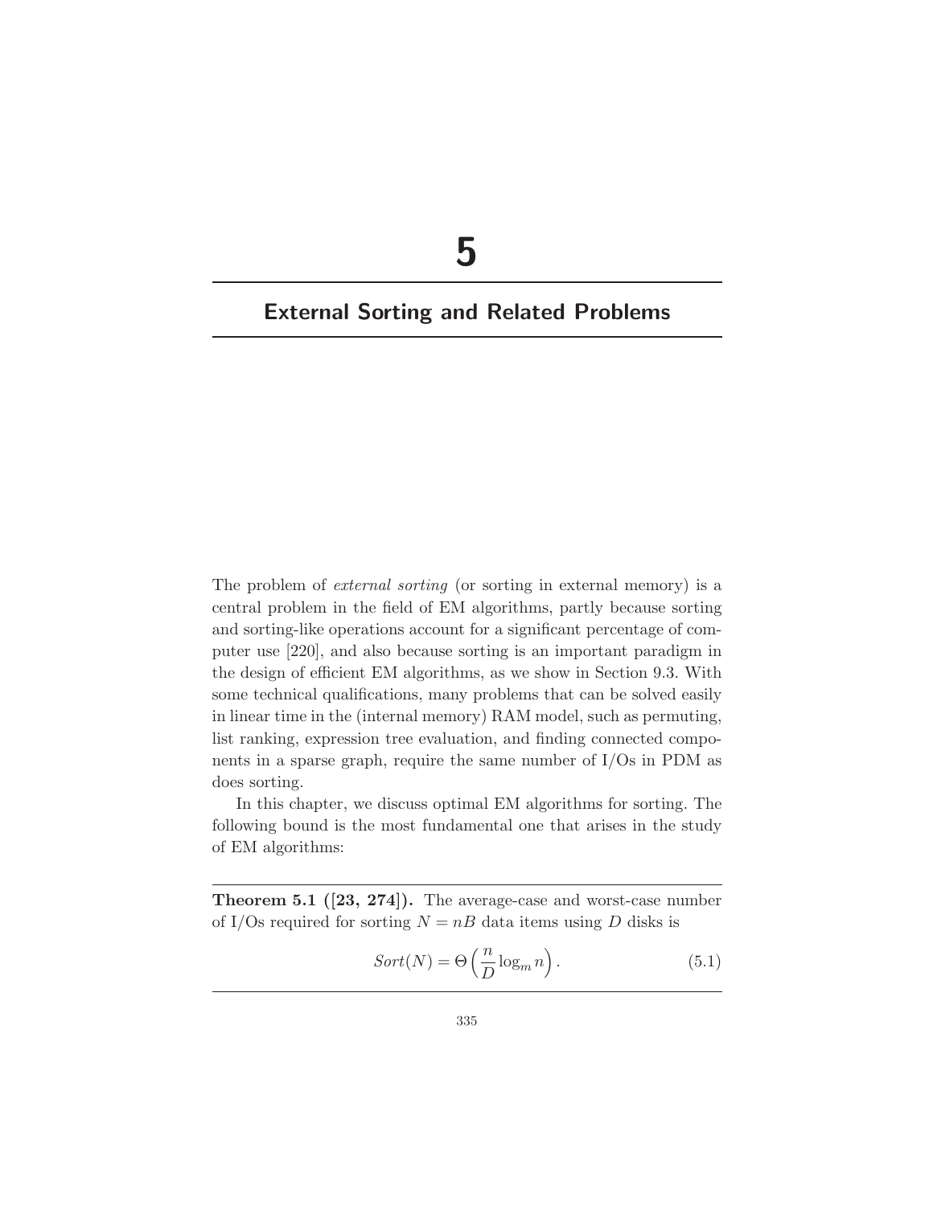# 5

## External Sorting and Related Problems

The problem of *external sorting* (or sorting in external memory) is a central problem in the field of EM algorithms, partly because sorting and sorting-like operations account for a significant percentage of computer use [220], and also because sorting is an important paradigm in the design of efficient EM algorithms, as we show in Section 9.3. With some technical qualifications, many problems that can be solved easily in linear time in the (internal memory) RAM model, such as permuting, list ranking, expression tree evaluation, and finding connected components in a sparse graph, require the same number of I/Os in PDM as does sorting.

In this chapter, we discuss optimal EM algorithms for sorting. The following bound is the most fundamental one that arises in the study of EM algorithms:

**Theorem 5.1 ([23, 274]).** The average-case and worst-case number of I/Os required for sorting $N = nB$ data items using $D$ disks is

$$Sort(N) = \Theta\left(\frac{n}{D}\log_m n\right). \tag{5.1}$$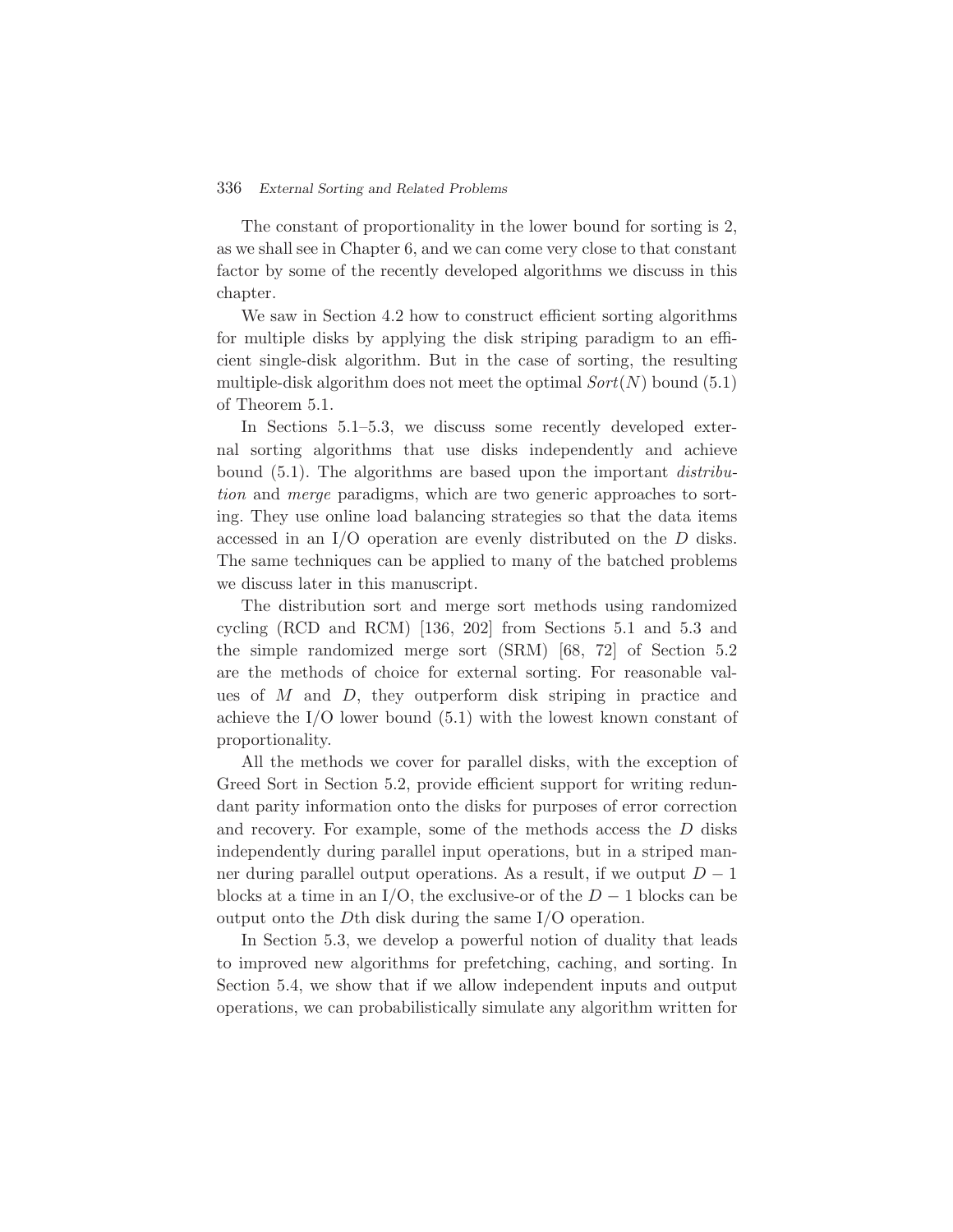The constant of proportionality in the lower bound for sorting is 2, as we shall see in Chapter 6, and we can come very close to that constant factor by some of the recently developed algorithms we discuss in this chapter.

We saw in Section 4.2 how to construct efficient sorting algorithms for multiple disks by applying the disk striping paradigm to an efficient single-disk algorithm. But in the case of sorting, the resulting multiple-disk algorithm does not meet the optimal $Sort(N)$ bound (5.1) of Theorem 5.1.

In Sections 5.1–5.3, we discuss some recently developed external sorting algorithms that use disks independently and achieve bound (5.1). The algorithms are based upon the important *distribution* and *merge* paradigms, which are two generic approaches to sorting. They use online load balancing strategies so that the data items accessed in an I/O operation are evenly distributed on the $D$ disks. The same techniques can be applied to many of the batched problems we discuss later in this manuscript.

The distribution sort and merge sort methods using randomized cycling (RCD and RCM) [136, 202] from Sections 5.1 and 5.3 and the simple randomized merge sort (SRM) [68, 72] of Section 5.2 are the methods of choice for external sorting. For reasonable values of $M$ and $D$, they outperform disk striping in practice and achieve the I/O lower bound (5.1) with the lowest known constant of proportionality.

All the methods we cover for parallel disks, with the exception of Greed Sort in Section 5.2, provide efficient support for writing redundant parity information onto the disks for purposes of error correction and recovery. For example, some of the methods access the $D$ disks independently during parallel input operations, but in a striped manner during parallel output operations. As a result, if we output $D - 1$ blocks at a time in an I/O, the exclusive-or of the $D - 1$ blocks can be output onto the $D$th disk during the same I/O operation.

In Section 5.3, we develop a powerful notion of duality that leads to improved new algorithms for prefetching, caching, and sorting. In Section 5.4, we show that if we allow independent inputs and output operations, we can probabilistically simulate any algorithm written for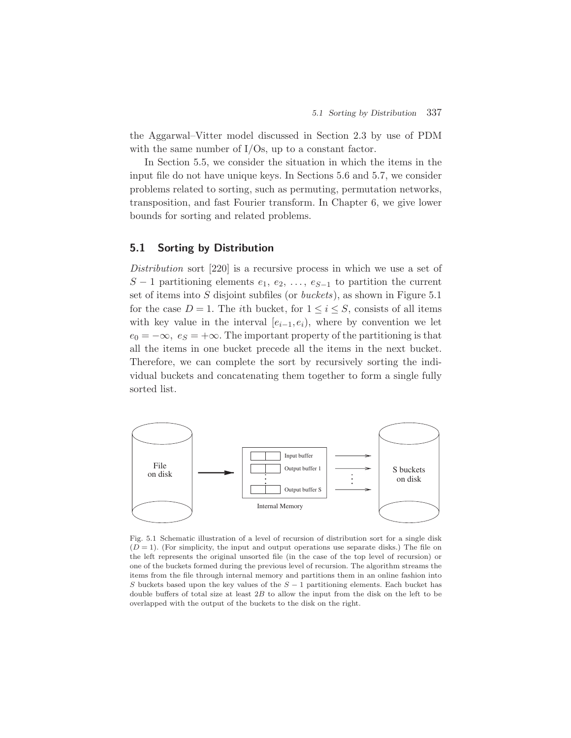the Aggarwal–Vitter model discussed in Section 2.3 by use of PDM with the same number of I/Os, up to a constant factor.

In Section 5.5, we consider the situation in which the items in the input file do not have unique keys. In Sections 5.6 and 5.7, we consider problems related to sorting, such as permuting, permutation networks, transposition, and fast Fourier transform. In Chapter 6, we give lower bounds for sorting and related problems.

## 5.1 Sorting by Distribution

*Distribution* sort [220] is a recursive process in which we use a set of $S-1$ partitioning elements $e_1, e_2, \ldots, e_{S-1}$ to partition the current set of items into $S$ disjoint subfiles (or *buckets*), as shown in Figure 5.1 for the case $D = 1$. The $i$th bucket, for $1 \leq i \leq S$, consists of all items with key value in the interval $[e_{i-1}, e_i)$, where by convention we let $e_0 = -\infty$, $e_S = +\infty$. The important property of the partitioning is that all the items in one bucket precede all the items in the next bucket. Therefore, we can complete the sort by recursively sorting the individual buckets and concatenating them together to form a single fully sorted list.

Fig. 5.1 Schematic illustration of a level of recursion of distribution sort for a single disk ($D = 1$). (For simplicity, the input and output operations use separate disks.) The file on the left represents the original unsorted file (in the case of the top level of recursion) or one of the buckets formed during the previous level of recursion. The algorithm streams the items from the file through internal memory and partitions them in an online fashion into $S$ buckets based upon the key values of the $S-1$ partitioning elements. Each bucket has double buffers of total size at least $2B$ to allow the input from the disk on the left to be overlapped with the output of the buckets to the disk on the right.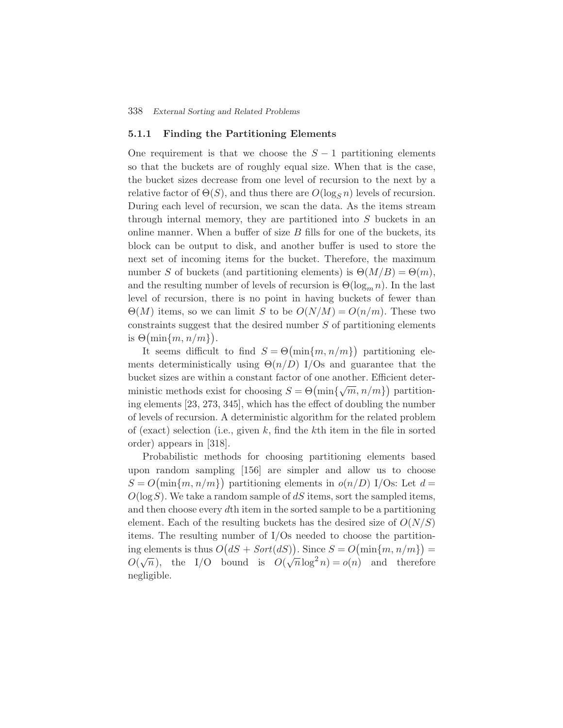### 5.1.1 Finding the Partitioning Elements

One requirement is that we choose the $S - 1$ partitioning elements so that the buckets are of roughly equal size. When that is the case, the bucket sizes decrease from one level of recursion to the next by a relative factor of $\Theta(S)$, and thus there are $O(\log_S n)$ levels of recursion. During each level of recursion, we scan the data. As the items stream through internal memory, they are partitioned into $S$ buckets in an online manner. When a buffer of size $B$ fills for one of the buckets, its block can be output to disk, and another buffer is used to store the next set of incoming items for the bucket. Therefore, the maximum number $S$ of buckets (and partitioning elements) is $\Theta(M/B) = \Theta(m)$, and the resulting number of levels of recursion is $\Theta(\log_m n)$. In the last level of recursion, there is no point in having buckets of fewer than $\Theta(M)$ items, so we can limit $S$ to be $O(N/M) = O(n/m)$. These two constraints suggest that the desired number $S$ of partitioning elements is $\Theta\big(\min\{m, n/m\}\big)$.

It seems difficult to find $S = \Theta\big(\min\{m, n/m\}\big)$ partitioning elements deterministically using $\Theta(n/D)$ I/Os and guarantee that the bucket sizes are within a constant factor of one another. Efficient deterministic methods exist for choosing $S = \Theta\big(\min\{\sqrt{m}, n/m\}\big)$ partitioning elements [23, 273, 345], which has the effect of doubling the number of levels of recursion. A deterministic algorithm for the related problem of (exact) selection (i.e., given $k$, find the $k$th item in the file in sorted order) appears in [318].

Probabilistic methods for choosing partitioning elements based upon random sampling [156] are simpler and allow us to choose $S = O\big(\min\{m, n/m\}\big)$ partitioning elements in $o(n/D)$ I/Os: Let $d = O(\log S)$. We take a random sample of $dS$ items, sort the sampled items, and then choose every $d$th item in the sorted sample to be a partitioning element. Each of the resulting buckets has the desired size of $O(N/S)$ items. The resulting number of I/Os needed to choose the partitioning elements is thus $O\big(dS + \mathit{Sort}(dS)\big)$. Since $S = O\big(\min\{m, n/m\}\big) = O(\sqrt{n})$, the I/O bound is $O(\sqrt{n}\log^2 n) = o(n)$ and therefore negligible.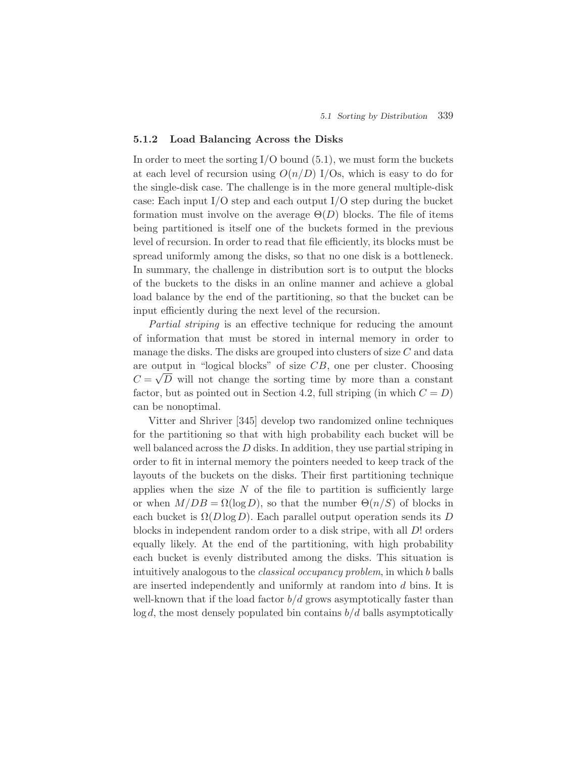### 5.1.2 Load Balancing Across the Disks

In order to meet the sorting I/O bound (5.1), we must form the buckets at each level of recursion using $O(n/D)$ I/Os, which is easy to do for the single-disk case. The challenge is in the more general multiple-disk case: Each input I/O step and each output I/O step during the bucket formation must involve on the average $\Theta(D)$ blocks. The file of items being partitioned is itself one of the buckets formed in the previous level of recursion. In order to read that file efficiently, its blocks must be spread uniformly among the disks, so that no one disk is a bottleneck. In summary, the challenge in distribution sort is to output the blocks of the buckets to the disks in an online manner and achieve a global load balance by the end of the partitioning, so that the bucket can be input efficiently during the next level of the recursion.

*Partial striping* is an effective technique for reducing the amount of information that must be stored in internal memory in order to manage the disks. The disks are grouped into clusters of size $C$ and data are output in "logical blocks" of size $CB$, one per cluster. Choosing $C = \sqrt{D}$ will not change the sorting time by more than a constant factor, but as pointed out in Section 4.2, full striping (in which $C = D$) can be nonoptimal.

Vitter and Shriver [345] develop two randomized online techniques for the partitioning so that with high probability each bucket will be well balanced across the $D$ disks. In addition, they use partial striping in order to fit in internal memory the pointers needed to keep track of the layouts of the buckets on the disks. Their first partitioning technique applies when the size $N$ of the file to partition is sufficiently large or when $M/DB = \Omega(\log D)$, so that the number $\Theta(n/S)$ of blocks in each bucket is $\Omega(D \log D)$. Each parallel output operation sends its $D$ blocks in independent random order to a disk stripe, with all $D!$ orders equally likely. At the end of the partitioning, with high probability each bucket is evenly distributed among the disks. This situation is intuitively analogous to the *classical occupancy problem*, in which $b$ balls are inserted independently and uniformly at random into $d$ bins. It is well-known that if the load factor $b/d$ grows asymptotically faster than $\log d$, the most densely populated bin contains $b/d$ balls asymptotically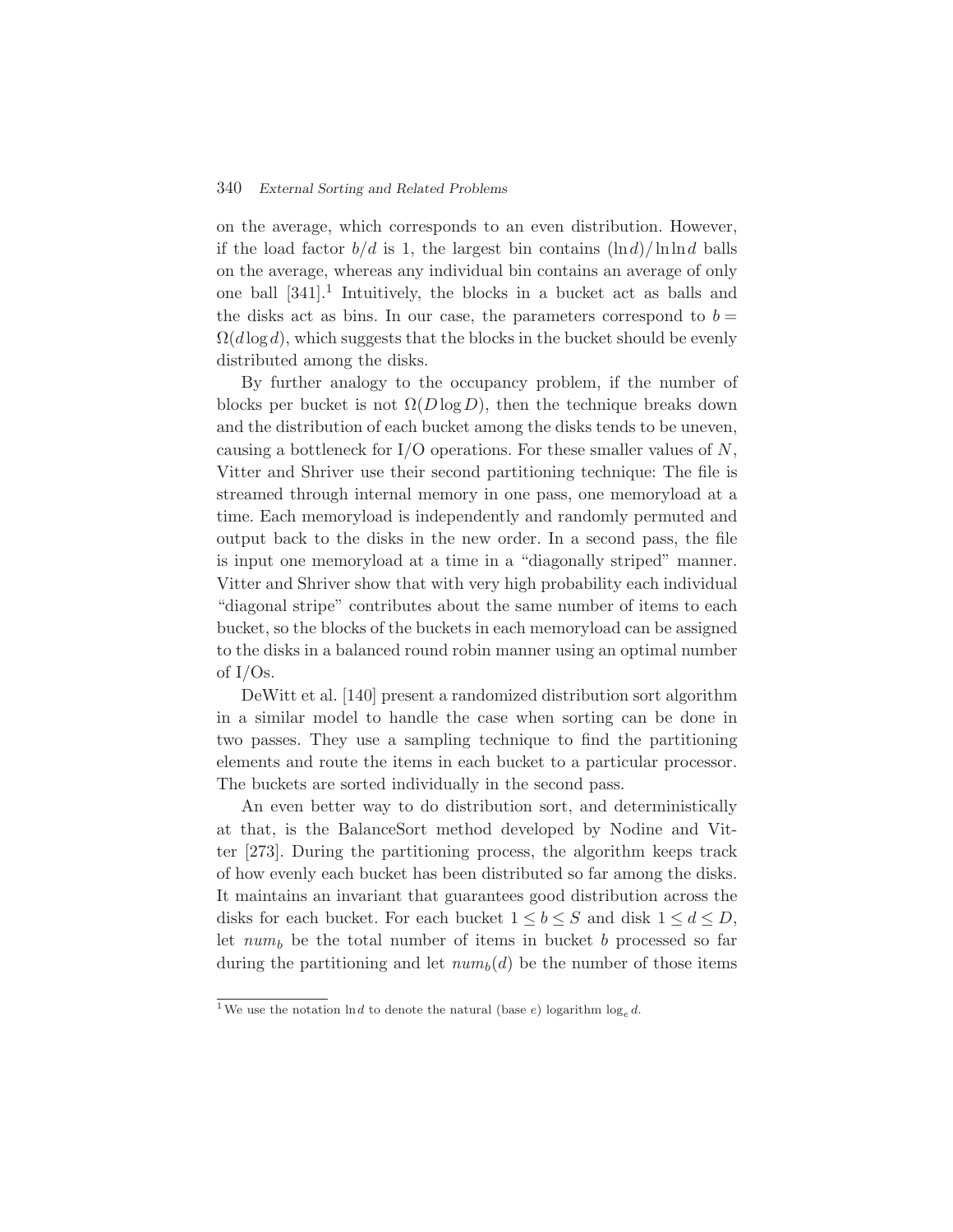on the average, which corresponds to an even distribution. However, if the load factor $b/d$ is 1, the largest bin contains $(\ln d)/\ln\ln d$ balls on the average, whereas any individual bin contains an average of only one ball [341].[1] Intuitively, the blocks in a bucket act as balls and the disks act as bins. In our case, the parameters correspond to $b = \Omega(d \log d)$, which suggests that the blocks in the bucket should be evenly distributed among the disks.

By further analogy to the occupancy problem, if the number of blocks per bucket is not $\Omega(D \log D)$, then the technique breaks down and the distribution of each bucket among the disks tends to be uneven, causing a bottleneck for I/O operations. For these smaller values of $N$, Vitter and Shriver use their second partitioning technique: The file is streamed through internal memory in one pass, one memoryload at a time. Each memoryload is independently and randomly permuted and output back to the disks in the new order. In a second pass, the file is input one memoryload at a time in a "diagonally striped" manner. Vitter and Shriver show that with very high probability each individual "diagonal stripe" contributes about the same number of items to each bucket, so the blocks of the buckets in each memoryload can be assigned to the disks in a balanced round robin manner using an optimal number of I/Os.

DeWitt et al. [140] present a randomized distribution sort algorithm in a similar model to handle the case when sorting can be done in two passes. They use a sampling technique to find the partitioning elements and route the items in each bucket to a particular processor. The buckets are sorted individually in the second pass.

An even better way to do distribution sort, and deterministically at that, is the BalanceSort method developed by Nodine and Vitter [273]. During the partitioning process, the algorithm keeps track of how evenly each bucket has been distributed so far among the disks. It maintains an invariant that guarantees good distribution across the disks for each bucket. For each bucket $1 \leq b \leq S$ and disk $1 \leq d \leq D$, let $num_b$ be the total number of items in bucket $b$ processed so far during the partitioning and let $num_b(d)$ be the number of those items

[1] We use the notation $\ln d$ to denote the natural (base $e$) logarithm $\log_e d$.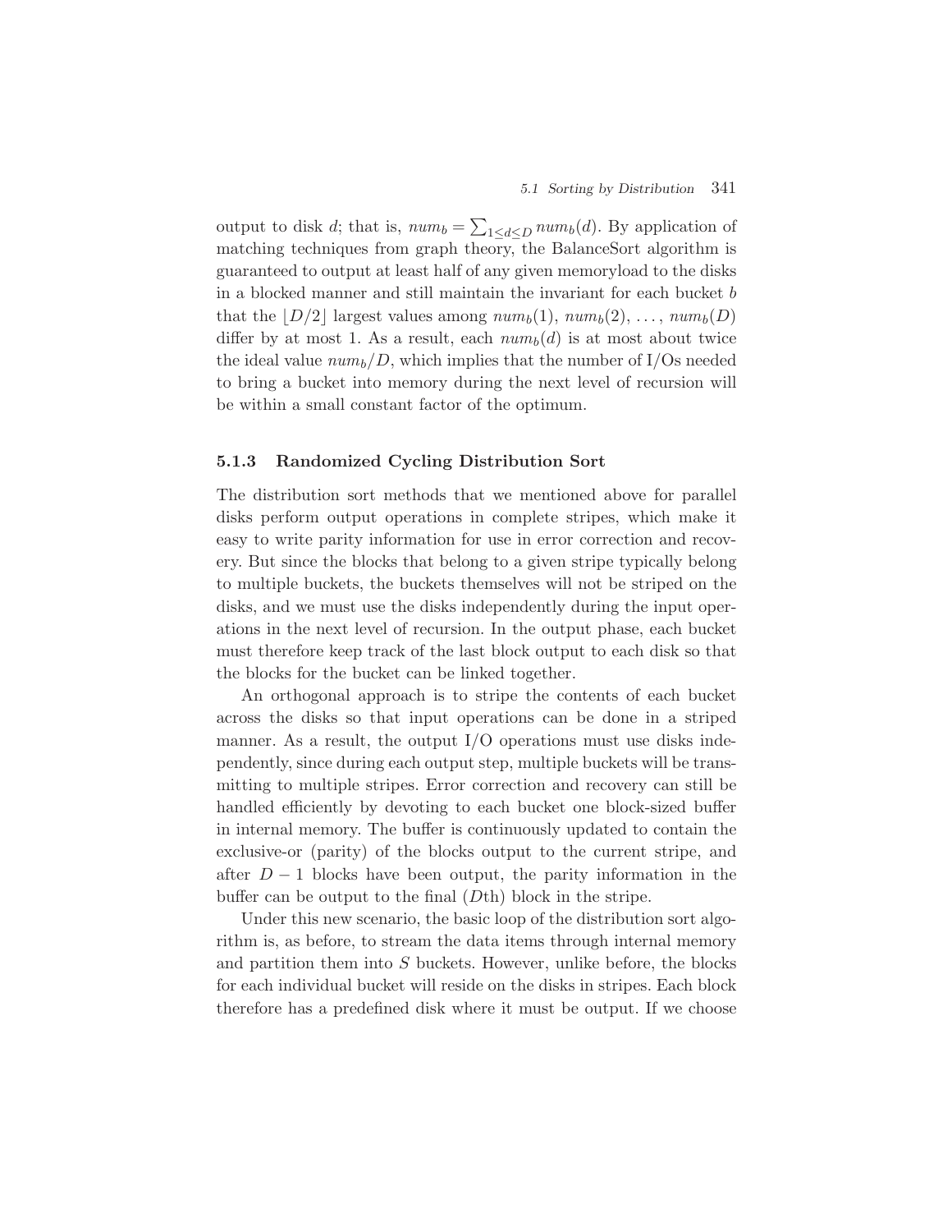output to disk $d$; that is, $num_b = \sum_{1 \leq d \leq D} num_b(d)$. By application of matching techniques from graph theory, the BalanceSort algorithm is guaranteed to output at least half of any given memoryload to the disks in a blocked manner and still maintain the invariant for each bucket $b$ that the $\lfloor D/2 \rfloor$ largest values among $num_b(1)$, $num_b(2)$, ..., $num_b(D)$ differ by at most 1. As a result, each $num_b(d)$ is at most about twice the ideal value $num_b/D$, which implies that the number of I/Os needed to bring a bucket into memory during the next level of recursion will be within a small constant factor of the optimum.

### 5.1.3 Randomized Cycling Distribution Sort

The distribution sort methods that we mentioned above for parallel disks perform output operations in complete stripes, which make it easy to write parity information for use in error correction and recovery. But since the blocks that belong to a given stripe typically belong to multiple buckets, the buckets themselves will not be striped on the disks, and we must use the disks independently during the input operations in the next level of recursion. In the output phase, each bucket must therefore keep track of the last block output to each disk so that the blocks for the bucket can be linked together.

An orthogonal approach is to stripe the contents of each bucket across the disks so that input operations can be done in a striped manner. As a result, the output I/O operations must use disks independently, since during each output step, multiple buckets will be transmitting to multiple stripes. Error correction and recovery can still be handled efficiently by devoting to each bucket one block-sized buffer in internal memory. The buffer is continuously updated to contain the exclusive-or (parity) of the blocks output to the current stripe, and after $D - 1$ blocks have been output, the parity information in the buffer can be output to the final ($D$th) block in the stripe.

Under this new scenario, the basic loop of the distribution sort algorithm is, as before, to stream the data items through internal memory and partition them into $S$ buckets. However, unlike before, the blocks for each individual bucket will reside on the disks in stripes. Each block therefore has a predefined disk where it must be output. If we choose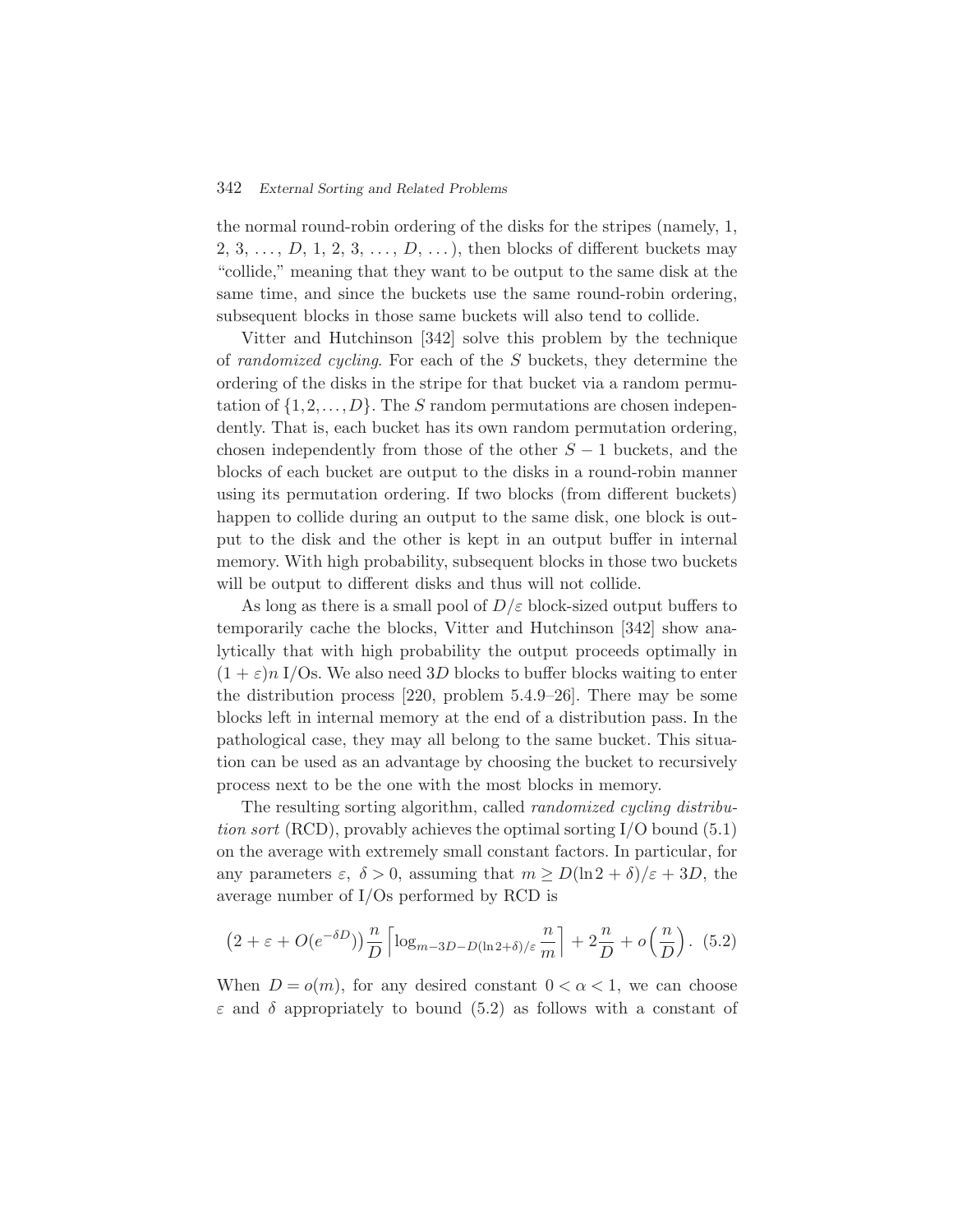the normal round-robin ordering of the disks for the stripes (namely, 1, 2, 3, ..., $D$, 1, 2, 3, ..., $D$, ...), then blocks of different buckets may "collide," meaning that they want to be output to the same disk at the same time, and since the buckets use the same round-robin ordering, subsequent blocks in those same buckets will also tend to collide.

Vitter and Hutchinson [342] solve this problem by the technique of *randomized cycling*. For each of the $S$ buckets, they determine the ordering of the disks in the stripe for that bucket via a random permutation of $\{1, 2, \ldots, D\}$. The $S$ random permutations are chosen independently. That is, each bucket has its own random permutation ordering, chosen independently from those of the other $S - 1$ buckets, and the blocks of each bucket are output to the disks in a round-robin manner using its permutation ordering. If two blocks (from different buckets) happen to collide during an output to the same disk, one block is output to the disk and the other is kept in an output buffer in internal memory. With high probability, subsequent blocks in those two buckets will be output to different disks and thus will not collide.

As long as there is a small pool of $D/\varepsilon$ block-sized output buffers to temporarily cache the blocks, Vitter and Hutchinson [342] show analytically that with high probability the output proceeds optimally in $(1 + \varepsilon)n$ I/Os. We also need $3D$ blocks to buffer blocks waiting to enter the distribution process [220, problem 5.4.9–26]. There may be some blocks left in internal memory at the end of a distribution pass. In the pathological case, they may all belong to the same bucket. This situation can be used as an advantage by choosing the bucket to recursively process next to be the one with the most blocks in memory.

The resulting sorting algorithm, called *randomized cycling distribution sort* (RCD), provably achieves the optimal sorting I/O bound (5.1) on the average with extremely small constant factors. In particular, for any parameters $\varepsilon$, $\delta > 0$, assuming that $m \geq D(\ln 2 + \delta)/\varepsilon + 3D$, the average number of I/Os performed by RCD is

$$\left(2 + \varepsilon + O(e^{-\delta D})\right) \frac{n}{D} \left\lceil \log_{m - 3D - D(\ln 2 + \delta)/\varepsilon} \frac{n}{m} \right\rceil + 2\frac{n}{D} + o\left(\frac{n}{D}\right). \quad (5.2)$$

When $D = o(m)$, for any desired constant $0 < \alpha < 1$, we can choose $\varepsilon$ and $\delta$ appropriately to bound (5.2) as follows with a constant of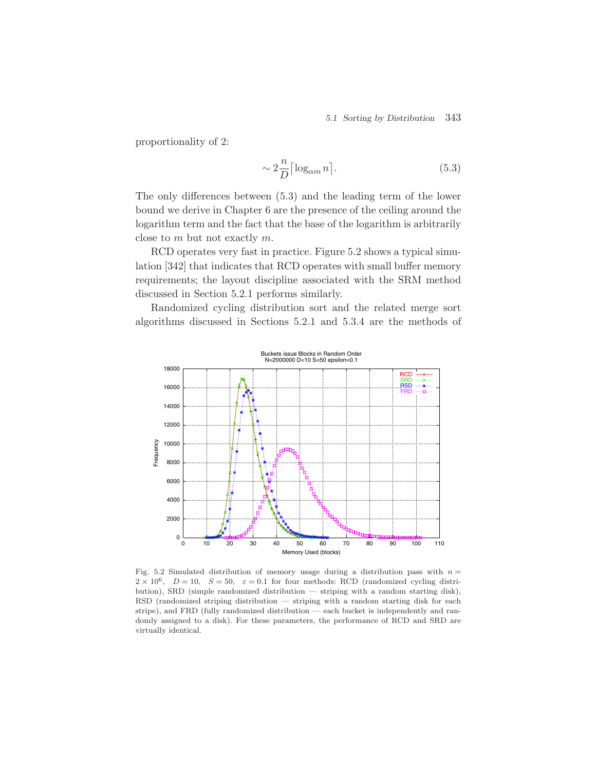proportionality of 2:

$$\sim 2\frac{n}{D}\lceil \log_{\alpha m} n \rceil. \tag{5.3}$$

The only differences between (5.3) and the leading term of the lower bound we derive in Chapter 6 are the presence of the ceiling around the logarithm term and the fact that the base of the logarithm is arbitrarily close to $m$ but not exactly $m$.

RCD operates very fast in practice. Figure 5.2 shows a typical simulation [342] that indicates that RCD operates with small buffer memory requirements; the layout discipline associated with the SRM method discussed in Section 5.2.1 performs similarly.

Randomized cycling distribution sort and the related merge sort algorithms discussed in Sections 5.2.1 and 5.3.4 are the methods of

Fig. 5.2 Simulated distribution of memory usage during a distribution pass with $n = 2 \times 10^6$, $D = 10$, $S = 50$, $\varepsilon = 0.1$ for four methods: RCD (randomized cycling distribution), SRD (simple randomized distribution — striping with a random starting disk), RSD (randomized striping distribution — striping with a random starting disk for each stripe), and FRD (fully randomized distribution — each bucket is independently and randomly assigned to a disk). For these parameters, the performance of RCD and SRD are virtually identical.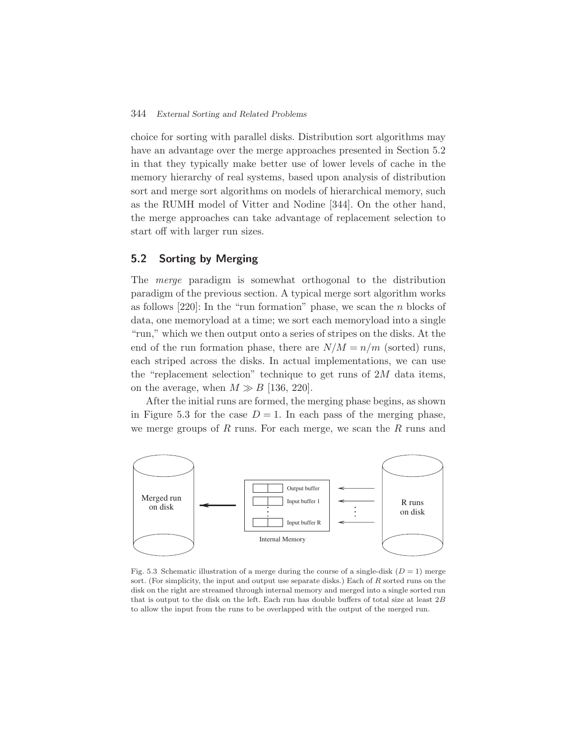choice for sorting with parallel disks. Distribution sort algorithms may have an advantage over the merge approaches presented in Section 5.2 in that they typically make better use of lower levels of cache in the memory hierarchy of real systems, based upon analysis of distribution sort and merge sort algorithms on models of hierarchical memory, such as the RUMH model of Vitter and Nodine [344]. On the other hand, the merge approaches can take advantage of replacement selection to start off with larger run sizes.

## 5.2 Sorting by Merging

The *merge* paradigm is somewhat orthogonal to the distribution paradigm of the previous section. A typical merge sort algorithm works as follows [220]: In the "run formation" phase, we scan the $n$ blocks of data, one memoryload at a time; we sort each memoryload into a single "run," which we then output onto a series of stripes on the disks. At the end of the run formation phase, there are $N/M = n/m$ (sorted) runs, each striped across the disks. In actual implementations, we can use the "replacement selection" technique to get runs of $2M$ data items, on the average, when $M \gg B$ [136, 220].

After the initial runs are formed, the merging phase begins, as shown in Figure 5.3 for the case $D = 1$. In each pass of the merging phase, we merge groups of $R$ runs. For each merge, we scan the $R$ runs and

Fig. 5.3 Schematic illustration of a merge during the course of a single-disk ($D = 1$) merge sort. (For simplicity, the input and output use separate disks.) Each of $R$ sorted runs on the disk on the right are streamed through internal memory and merged into a single sorted run that is output to the disk on the left. Each run has double buffers of total size at least $2B$ to allow the input from the runs to be overlapped with the output of the merged run.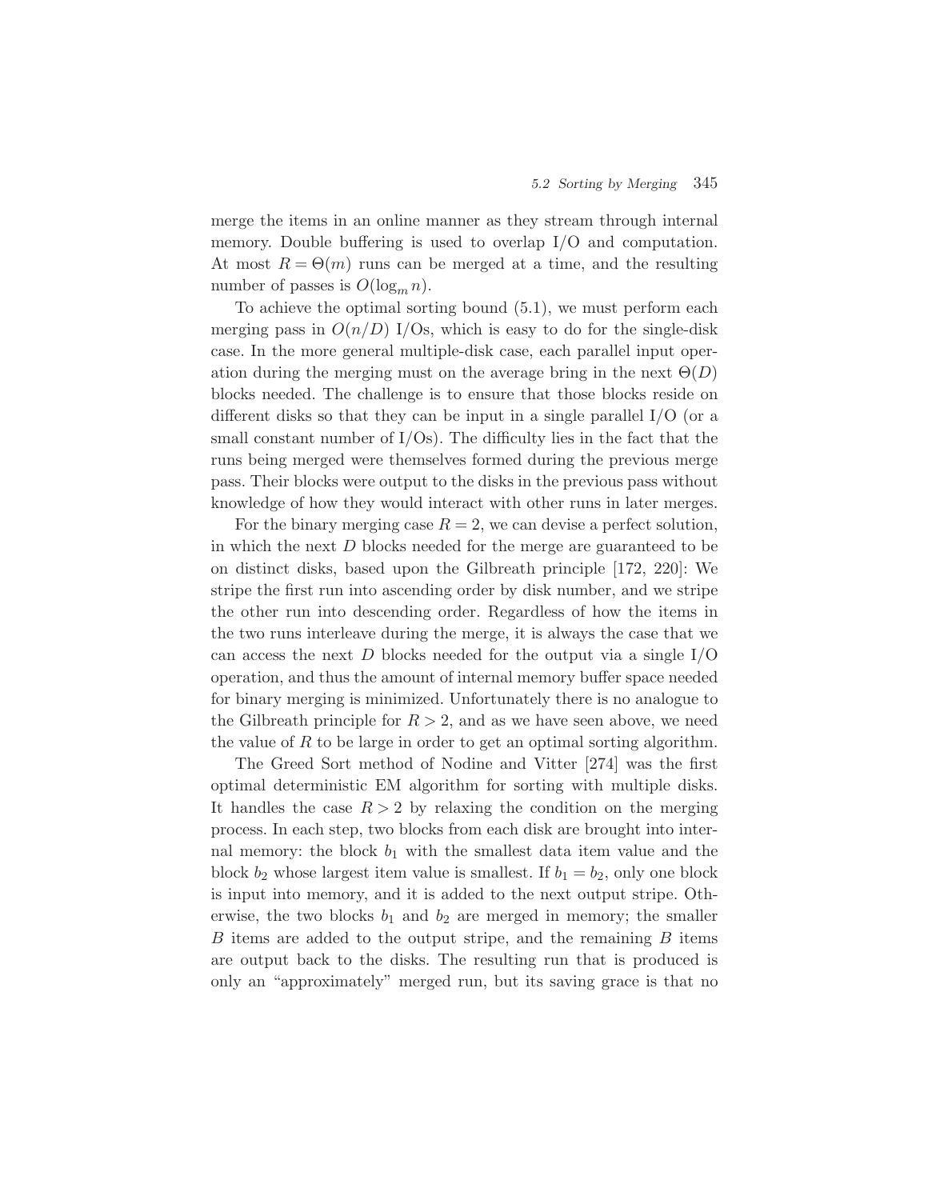merge the items in an online manner as they stream through internal memory. Double buffering is used to overlap I/O and computation. At most $R = \Theta(m)$ runs can be merged at a time, and the resulting number of passes is $O(\log_m n)$.

To achieve the optimal sorting bound (5.1), we must perform each merging pass in $O(n/D)$ I/Os, which is easy to do for the single-disk case. In the more general multiple-disk case, each parallel input operation during the merging must on the average bring in the next $\Theta(D)$ blocks needed. The challenge is to ensure that those blocks reside on different disks so that they can be input in a single parallel I/O (or a small constant number of I/Os). The difficulty lies in the fact that the runs being merged were themselves formed during the previous merge pass. Their blocks were output to the disks in the previous pass without knowledge of how they would interact with other runs in later merges.

For the binary merging case $R = 2$, we can devise a perfect solution, in which the next $D$ blocks needed for the merge are guaranteed to be on distinct disks, based upon the Gilbreath principle [172, 220]: We stripe the first run into ascending order by disk number, and we stripe the other run into descending order. Regardless of how the items in the two runs interleave during the merge, it is always the case that we can access the next $D$ blocks needed for the output via a single I/O operation, and thus the amount of internal memory buffer space needed for binary merging is minimized. Unfortunately there is no analogue to the Gilbreath principle for $R > 2$, and as we have seen above, we need the value of $R$ to be large in order to get an optimal sorting algorithm.

The Greed Sort method of Nodine and Vitter [274] was the first optimal deterministic EM algorithm for sorting with multiple disks. It handles the case $R > 2$ by relaxing the condition on the merging process. In each step, two blocks from each disk are brought into internal memory: the block $b_1$ with the smallest data item value and the block $b_2$ whose largest item value is smallest. If $b_1 = b_2$, only one block is input into memory, and it is added to the next output stripe. Otherwise, the two blocks $b_1$ and $b_2$ are merged in memory; the smaller $B$ items are added to the output stripe, and the remaining $B$ items are output back to the disks. The resulting run that is produced is only an "approximately" merged run, but its saving grace is that no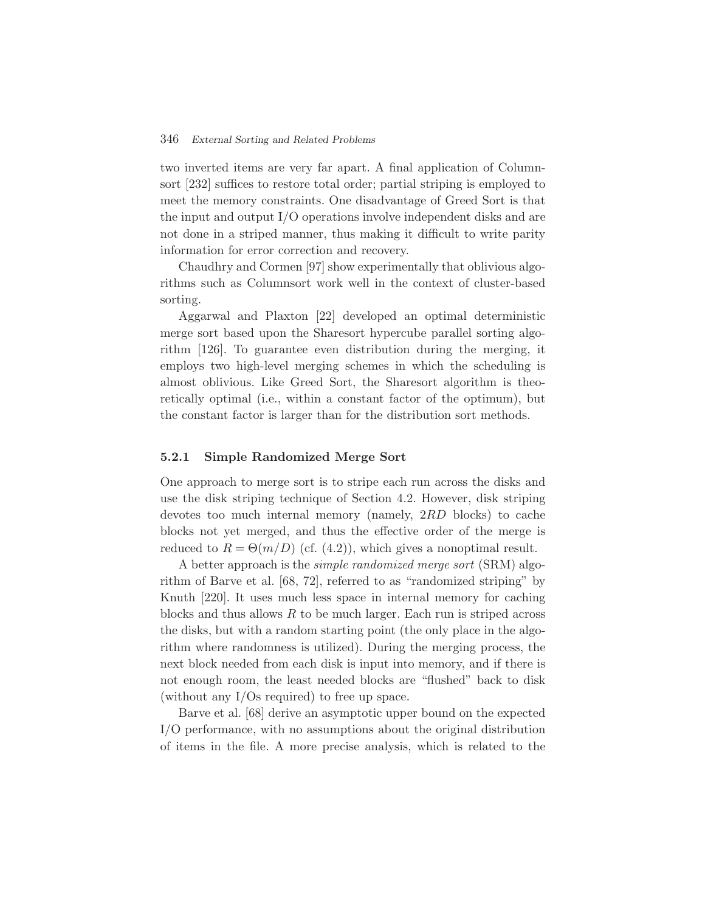two inverted items are very far apart. A final application of Columnsort [232] suffices to restore total order; partial striping is employed to meet the memory constraints. One disadvantage of Greed Sort is that the input and output I/O operations involve independent disks and are not done in a striped manner, thus making it difficult to write parity information for error correction and recovery.

Chaudhry and Cormen [97] show experimentally that oblivious algorithms such as Columnsort work well in the context of cluster-based sorting.

Aggarwal and Plaxton [22] developed an optimal deterministic merge sort based upon the Sharesort hypercube parallel sorting algorithm [126]. To guarantee even distribution during the merging, it employs two high-level merging schemes in which the scheduling is almost oblivious. Like Greed Sort, the Sharesort algorithm is theoretically optimal (i.e., within a constant factor of the optimum), but the constant factor is larger than for the distribution sort methods.

### 5.2.1 Simple Randomized Merge Sort

One approach to merge sort is to stripe each run across the disks and use the disk striping technique of Section 4.2. However, disk striping devotes too much internal memory (namely, $2RD$ blocks) to cache blocks not yet merged, and thus the effective order of the merge is reduced to $R = \Theta(m/D)$ (cf. (4.2)), which gives a nonoptimal result.

A better approach is the *simple randomized merge sort* (SRM) algorithm of Barve et al. [68, 72], referred to as "randomized striping" by Knuth [220]. It uses much less space in internal memory for caching blocks and thus allows $R$ to be much larger. Each run is striped across the disks, but with a random starting point (the only place in the algorithm where randomness is utilized). During the merging process, the next block needed from each disk is input into memory, and if there is not enough room, the least needed blocks are "flushed" back to disk (without any I/Os required) to free up space.

Barve et al. [68] derive an asymptotic upper bound on the expected I/O performance, with no assumptions about the original distribution of items in the file. A more precise analysis, which is related to the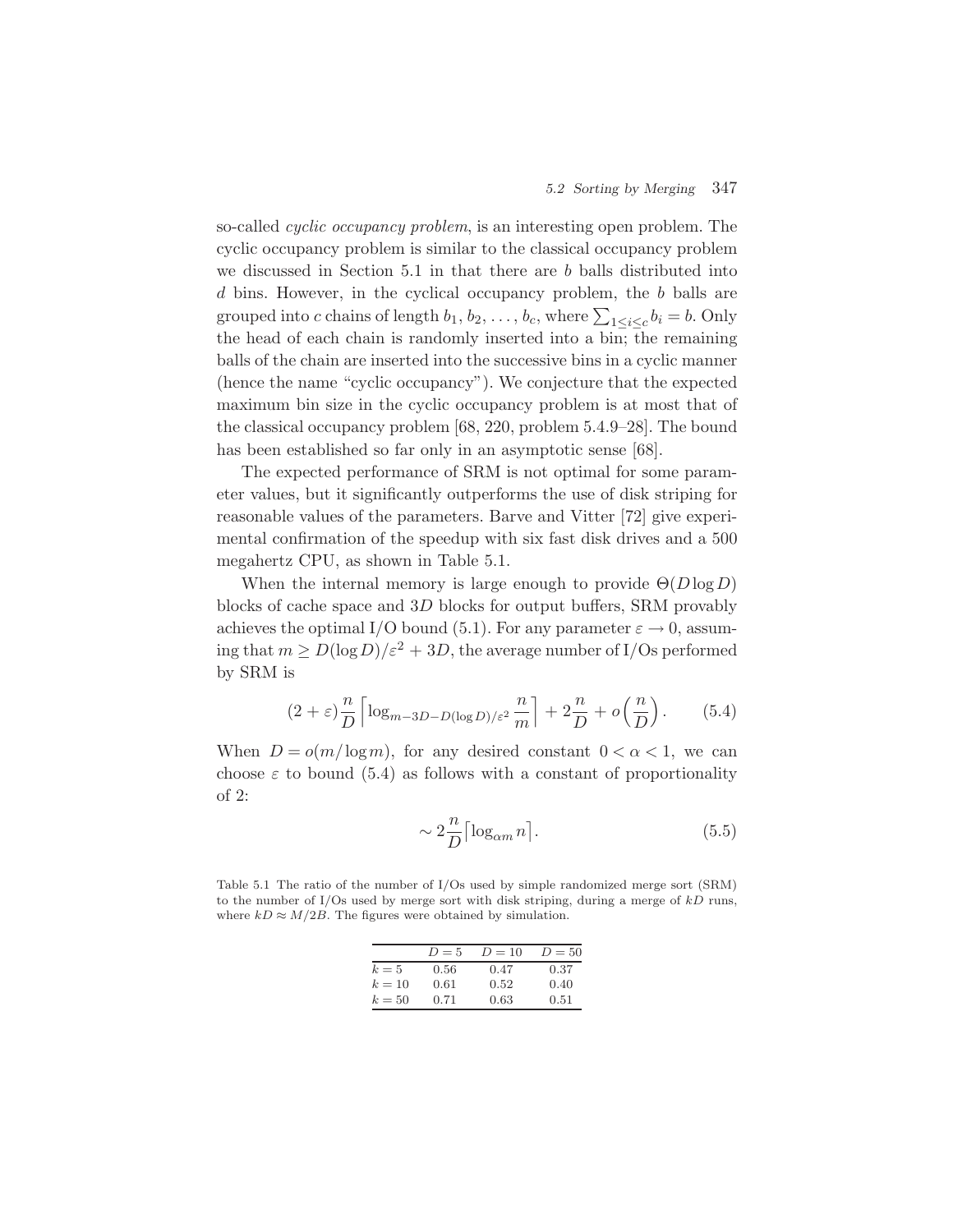so-called *cyclic occupancy problem*, is an interesting open problem. The cyclic occupancy problem is similar to the classical occupancy problem we discussed in Section 5.1 in that there are $b$ balls distributed into $d$ bins. However, in the cyclical occupancy problem, the $b$ balls are grouped into $c$ chains of length $b_1, b_2, \ldots, b_c$, where $\sum_{1 \le i \le c} b_i = b$. Only the head of each chain is randomly inserted into a bin; the remaining balls of the chain are inserted into the successive bins in a cyclic manner (hence the name "cyclic occupancy"). We conjecture that the expected maximum bin size in the cyclic occupancy problem is at most that of the classical occupancy problem [68, 220, problem 5.4.9–28]. The bound has been established so far only in an asymptotic sense [68].

The expected performance of SRM is not optimal for some parameter values, but it significantly outperforms the use of disk striping for reasonable values of the parameters. Barve and Vitter [72] give experimental confirmation of the speedup with six fast disk drives and a 500 megahertz CPU, as shown in Table 5.1.

When the internal memory is large enough to provide $\Theta(D \log D)$ blocks of cache space and $3D$ blocks for output buffers, SRM provably achieves the optimal I/O bound (5.1). For any parameter $\varepsilon \to 0$, assuming that $m \ge D(\log D)/\varepsilon^2 + 3D$, the average number of I/Os performed by SRM is

$$(2+\varepsilon)\frac{n}{D}\left\lceil \log_{m-3D-D(\log D)/\varepsilon^2} \frac{n}{m} \right\rceil + 2\frac{n}{D} + o\left(\frac{n}{D}\right). \qquad (5.4)$$

When $D = o(m/\log m)$, for any desired constant $0 < \alpha < 1$, we can choose $\varepsilon$ to bound (5.4) as follows with a constant of proportionality of 2:

$$\sim 2\frac{n}{D}\left\lceil \log_{\alpha m} n \right\rceil. \qquad (5.5)$$

Table 5.1 The ratio of the number of I/Os used by simple randomized merge sort (SRM) to the number of I/Os used by merge sort with disk striping, during a merge of $kD$ runs, where $kD \approx M/2B$. The figures were obtained by simulation.

| | $D=5$ | $D=10$ | $D=50$ |
|---|---|---|---|
| $k=5$ | 0.56 | 0.47 | 0.37 |
| $k=10$ | 0.61 | 0.52 | 0.40 |
| $k=50$ | 0.71 | 0.63 | 0.51 |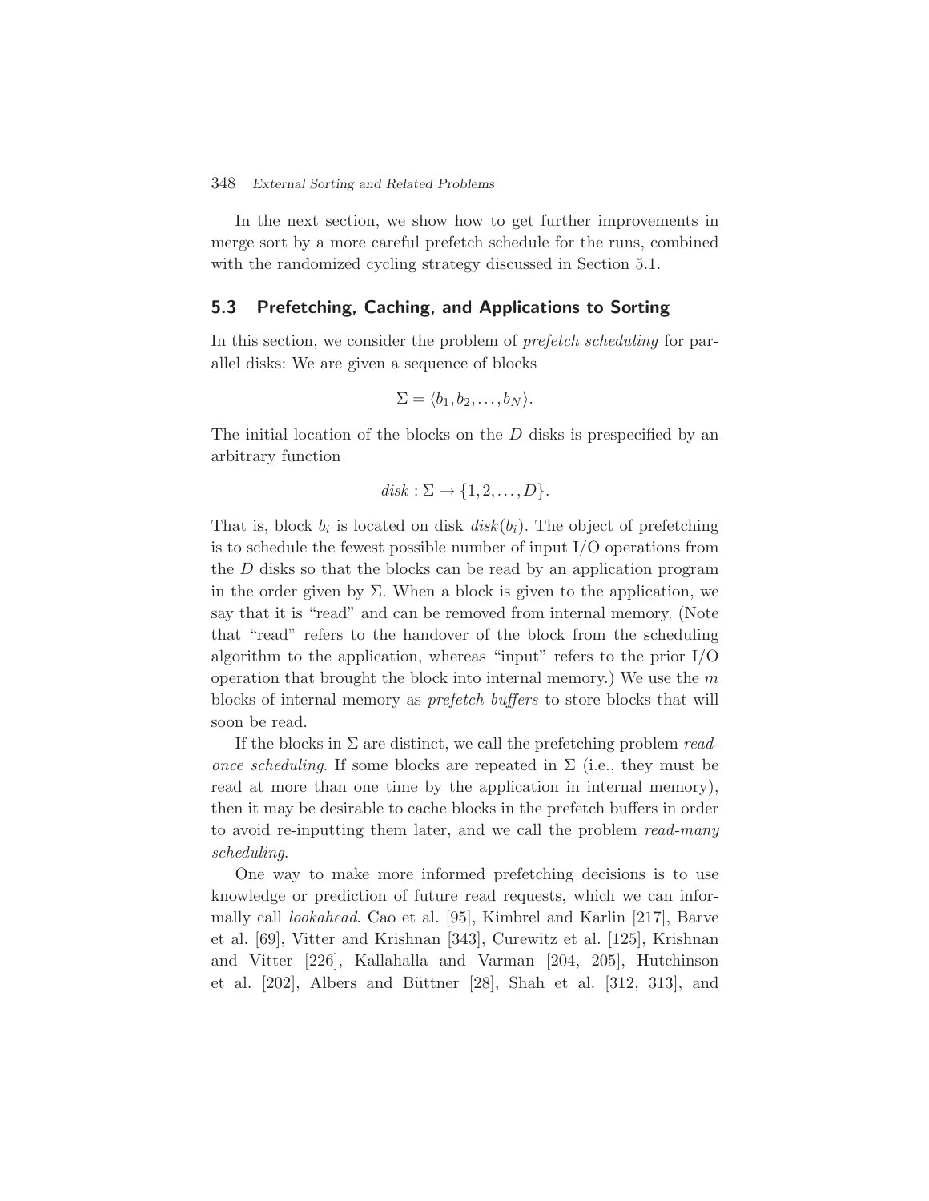In the next section, we show how to get further improvements in merge sort by a more careful prefetch schedule for the runs, combined with the randomized cycling strategy discussed in Section 5.1.

## 5.3 Prefetching, Caching, and Applications to Sorting

In this section, we consider the problem of *prefetch scheduling* for parallel disks: We are given a sequence of blocks

$$\Sigma = \langle b_1, b_2, \ldots, b_N \rangle.$$

The initial location of the blocks on the $D$ disks is prespecified by an arbitrary function

$$disk : \Sigma \rightarrow \{1, 2, \ldots, D\}.$$

That is, block $b_i$ is located on disk $disk(b_i)$. The object of prefetching is to schedule the fewest possible number of input I/O operations from the $D$ disks so that the blocks can be read by an application program in the order given by $\Sigma$. When a block is given to the application, we say that it is "read" and can be removed from internal memory. (Note that "read" refers to the handover of the block from the scheduling algorithm to the application, whereas "input" refers to the prior I/O operation that brought the block into internal memory.) We use the $m$ blocks of internal memory as *prefetch buffers* to store blocks that will soon be read.

If the blocks in $\Sigma$ are distinct, we call the prefetching problem *read-once scheduling*. If some blocks are repeated in $\Sigma$ (i.e., they must be read at more than one time by the application in internal memory), then it may be desirable to cache blocks in the prefetch buffers in order to avoid re-inputting them later, and we call the problem *read-many scheduling*.

One way to make more informed prefetching decisions is to use knowledge or prediction of future read requests, which we can informally call *lookahead*. Cao et al. [95], Kimbrel and Karlin [217], Barve et al. [69], Vitter and Krishnan [343], Curewitz et al. [125], Krishnan and Vitter [226], Kallahalla and Varman [204, 205], Hutchinson et al. [202], Albers and Büttner [28], Shah et al. [312, 313], and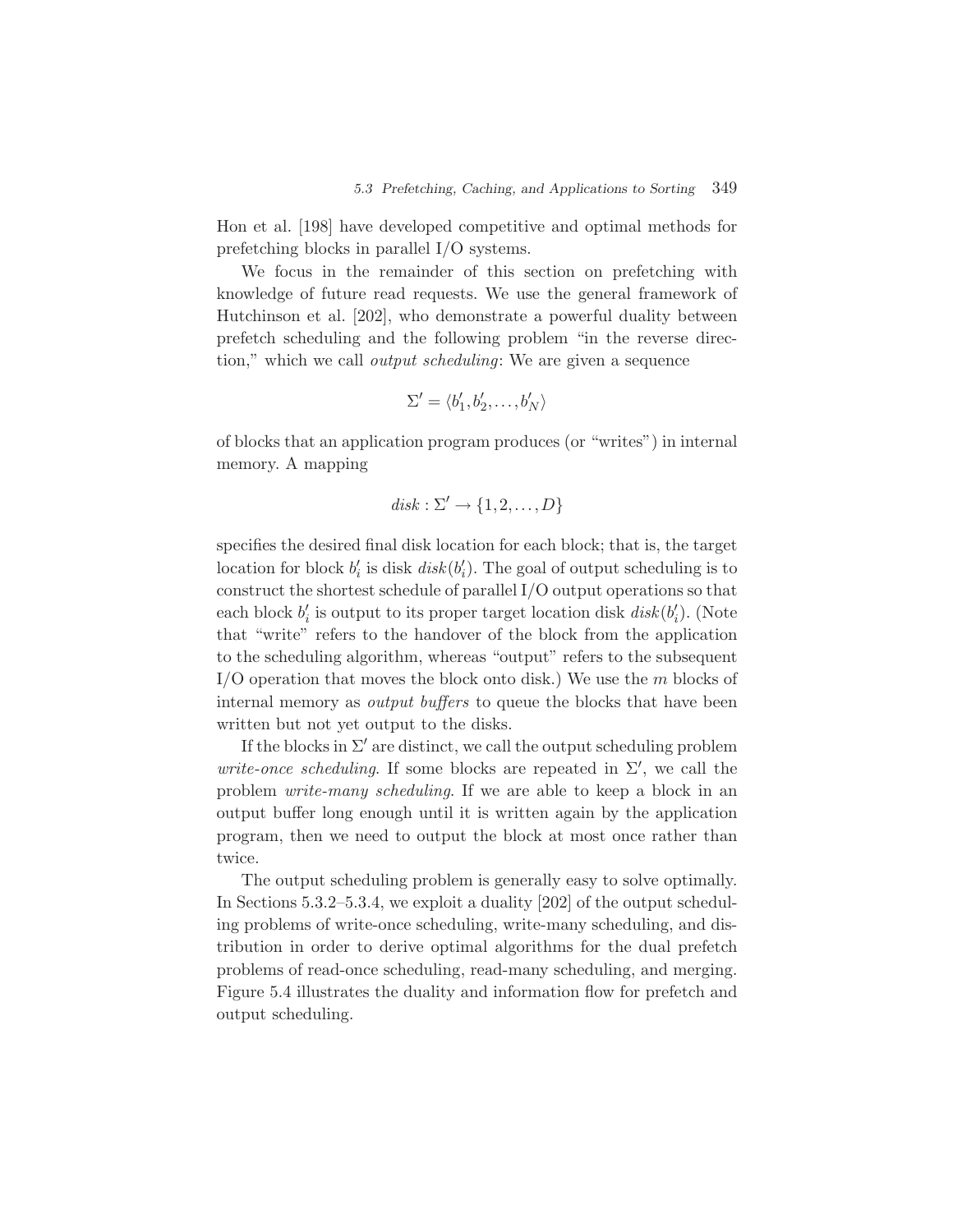Hon et al. [198] have developed competitive and optimal methods for prefetching blocks in parallel I/O systems.

We focus in the remainder of this section on prefetching with knowledge of future read requests. We use the general framework of Hutchinson et al. [202], who demonstrate a powerful duality between prefetch scheduling and the following problem "in the reverse direction," which we call *output scheduling*: We are given a sequence

$$\Sigma' = \langle b'_1, b'_2, \ldots, b'_N \rangle$$

of blocks that an application program produces (or "writes") in internal memory. A mapping

$$disk : \Sigma' \rightarrow \{1, 2, \ldots, D\}$$

specifies the desired final disk location for each block; that is, the target location for block $b'_i$ is disk $disk(b'_i)$. The goal of output scheduling is to construct the shortest schedule of parallel I/O output operations so that each block $b'_i$ is output to its proper target location disk $disk(b'_i)$. (Note that "write" refers to the handover of the block from the application to the scheduling algorithm, whereas "output" refers to the subsequent I/O operation that moves the block onto disk.) We use the $m$ blocks of internal memory as *output buffers* to queue the blocks that have been written but not yet output to the disks.

If the blocks in $\Sigma'$ are distinct, we call the output scheduling problem *write-once scheduling*. If some blocks are repeated in $\Sigma'$, we call the problem *write-many scheduling*. If we are able to keep a block in an output buffer long enough until it is written again by the application program, then we need to output the block at most once rather than twice.

The output scheduling problem is generally easy to solve optimally. In Sections 5.3.2–5.3.4, we exploit a duality [202] of the output scheduling problems of write-once scheduling, write-many scheduling, and distribution in order to derive optimal algorithms for the dual prefetch problems of read-once scheduling, read-many scheduling, and merging. Figure 5.4 illustrates the duality and information flow for prefetch and output scheduling.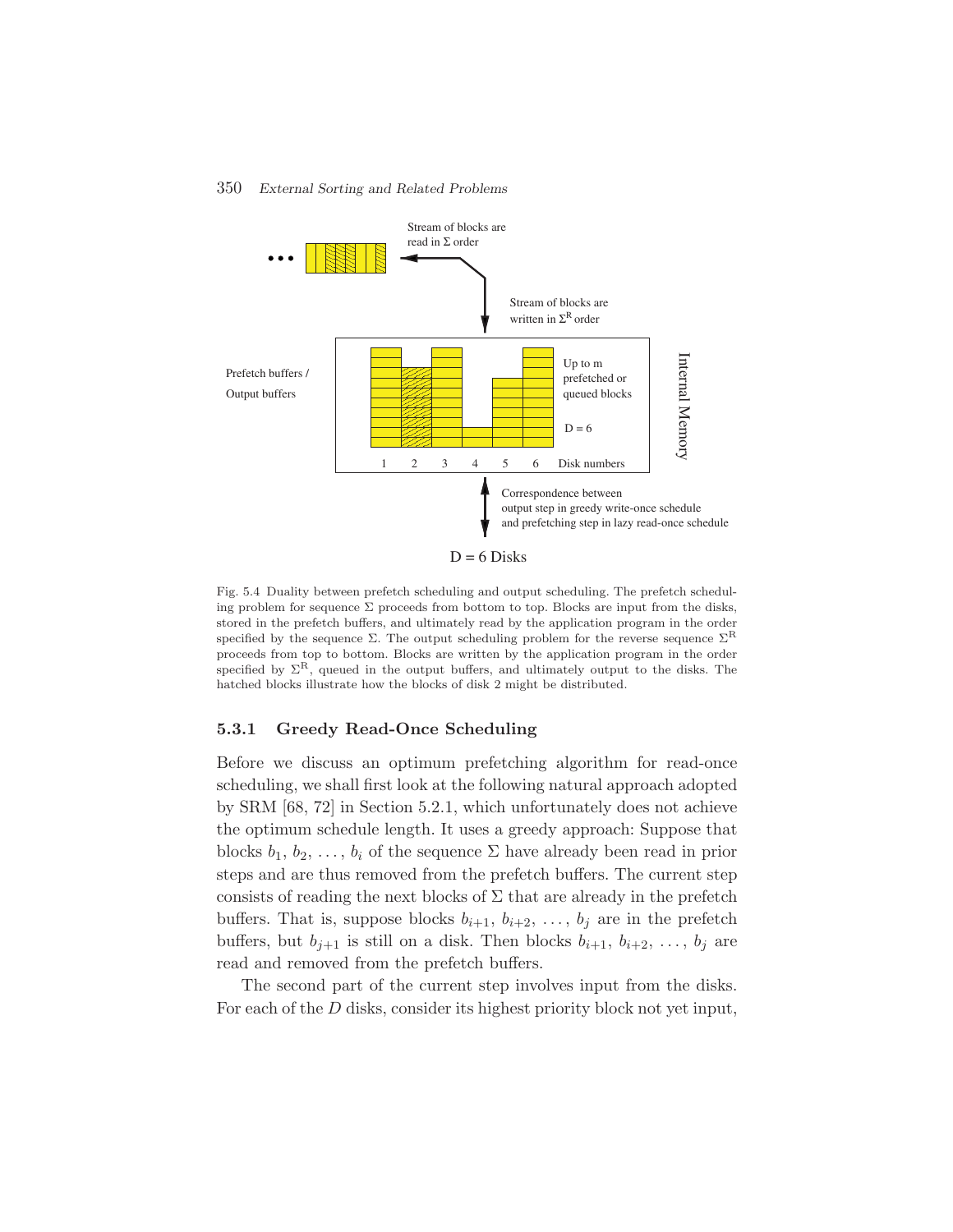Fig. 5.4 Duality between prefetch scheduling and output scheduling. The prefetch scheduling problem for sequence $\Sigma$ proceeds from bottom to top. Blocks are input from the disks, stored in the prefetch buffers, and ultimately read by the application program in the order specified by the sequence $\Sigma$. The output scheduling problem for the reverse sequence $\Sigma^R$ proceeds from top to bottom. Blocks are written by the application program in the order specified by $\Sigma^R$, queued in the output buffers, and ultimately output to the disks. The hatched blocks illustrate how the blocks of disk 2 might be distributed.

### 5.3.1 Greedy Read-Once Scheduling

Before we discuss an optimum prefetching algorithm for read-once scheduling, we shall first look at the following natural approach adopted by SRM [68, 72] in Section 5.2.1, which unfortunately does not achieve the optimum schedule length. It uses a greedy approach: Suppose that blocks $b_1, b_2, \ldots, b_i$ of the sequence $\Sigma$ have already been read in prior steps and are thus removed from the prefetch buffers. The current step consists of reading the next blocks of $\Sigma$ that are already in the prefetch buffers. That is, suppose blocks $b_{i+1}, b_{i+2}, \ldots, b_j$ are in the prefetch buffers, but $b_{j+1}$ is still on a disk. Then blocks $b_{i+1}, b_{i+2}, \ldots, b_j$ are read and removed from the prefetch buffers.

The second part of the current step involves input from the disks. For each of the $D$ disks, consider its highest priority block not yet input,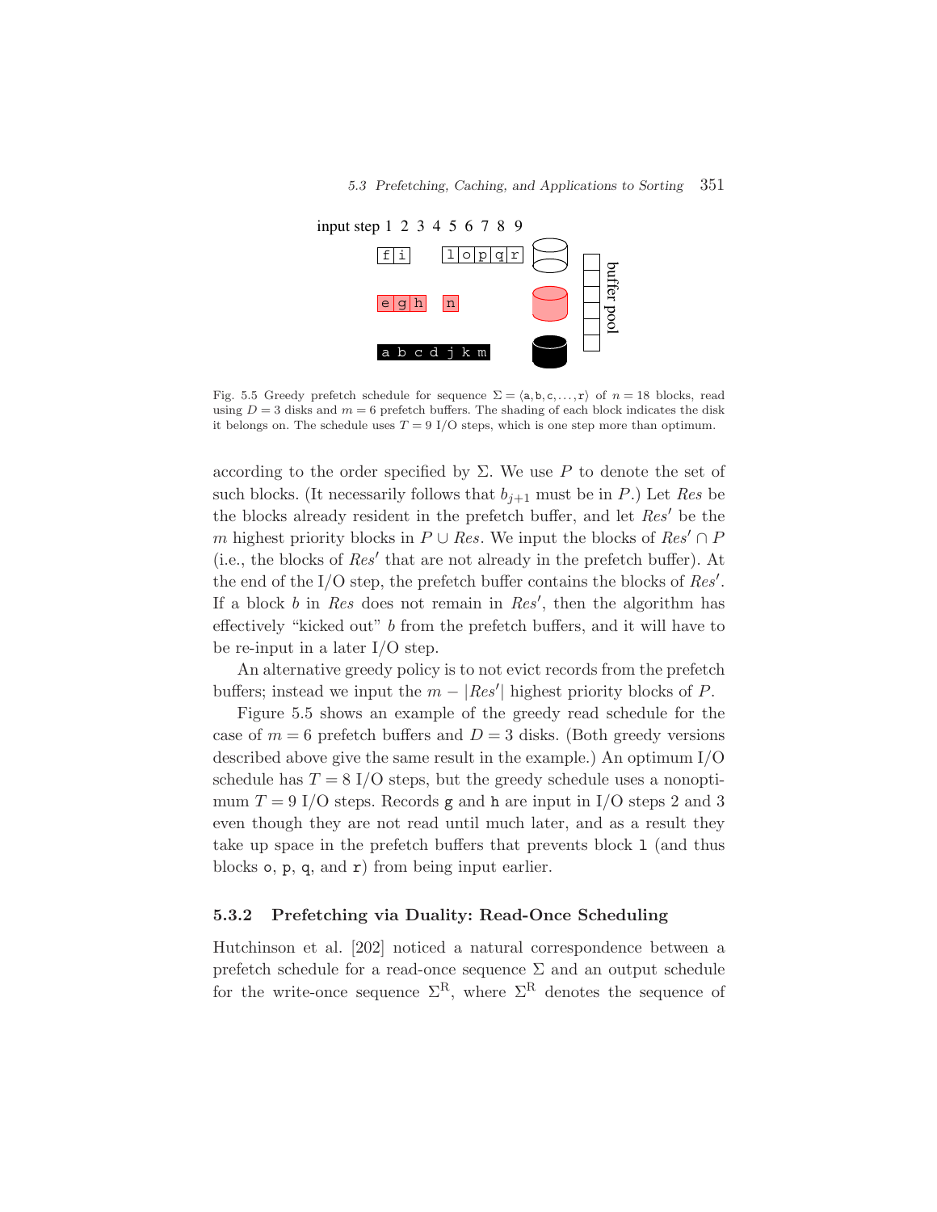Fig. 5.5 Greedy prefetch schedule for sequence $\Sigma = \langle \mathtt{a}, \mathtt{b}, \mathtt{c}, \ldots, \mathtt{r} \rangle$ of $n = 18$ blocks, read using $D = 3$ disks and $m = 6$ prefetch buffers. The shading of each block indicates the disk it belongs on. The schedule uses $T = 9$ I/O steps, which is one step more than optimum.

according to the order specified by $\Sigma$. We use $P$ to denote the set of such blocks. (It necessarily follows that $b_{j+1}$ must be in $P$.) Let $Res$ be the blocks already resident in the prefetch buffer, and let $Res'$ be the $m$ highest priority blocks in $P \cup Res$. We input the blocks of $Res' \cap P$ (i.e., the blocks of $Res'$ that are not already in the prefetch buffer). At the end of the I/O step, the prefetch buffer contains the blocks of $Res'$. If a block $b$ in $Res$ does not remain in $Res'$, then the algorithm has effectively "kicked out" $b$ from the prefetch buffers, and it will have to be re-input in a later I/O step.

An alternative greedy policy is to not evict records from the prefetch buffers; instead we input the $m - |Res'|$ highest priority blocks of $P$.

Figure 5.5 shows an example of the greedy read schedule for the case of $m = 6$ prefetch buffers and $D = 3$ disks. (Both greedy versions described above give the same result in the example.) An optimum I/O schedule has $T = 8$ I/O steps, but the greedy schedule uses a nonoptimum $T = 9$ I/O steps. Records `g` and `h` are input in I/O steps 2 and 3 even though they are not read until much later, and as a result they take up space in the prefetch buffers that prevents block `l` (and thus blocks `o`, `p`, `q`, and `r`) from being input earlier.

### 5.3.2 Prefetching via Duality: Read-Once Scheduling

Hutchinson et al. [202] noticed a natural correspondence between a prefetch schedule for a read-once sequence $\Sigma$ and an output schedule for the write-once sequence $\Sigma^{\mathrm{R}}$, where $\Sigma^{\mathrm{R}}$ denotes the sequence of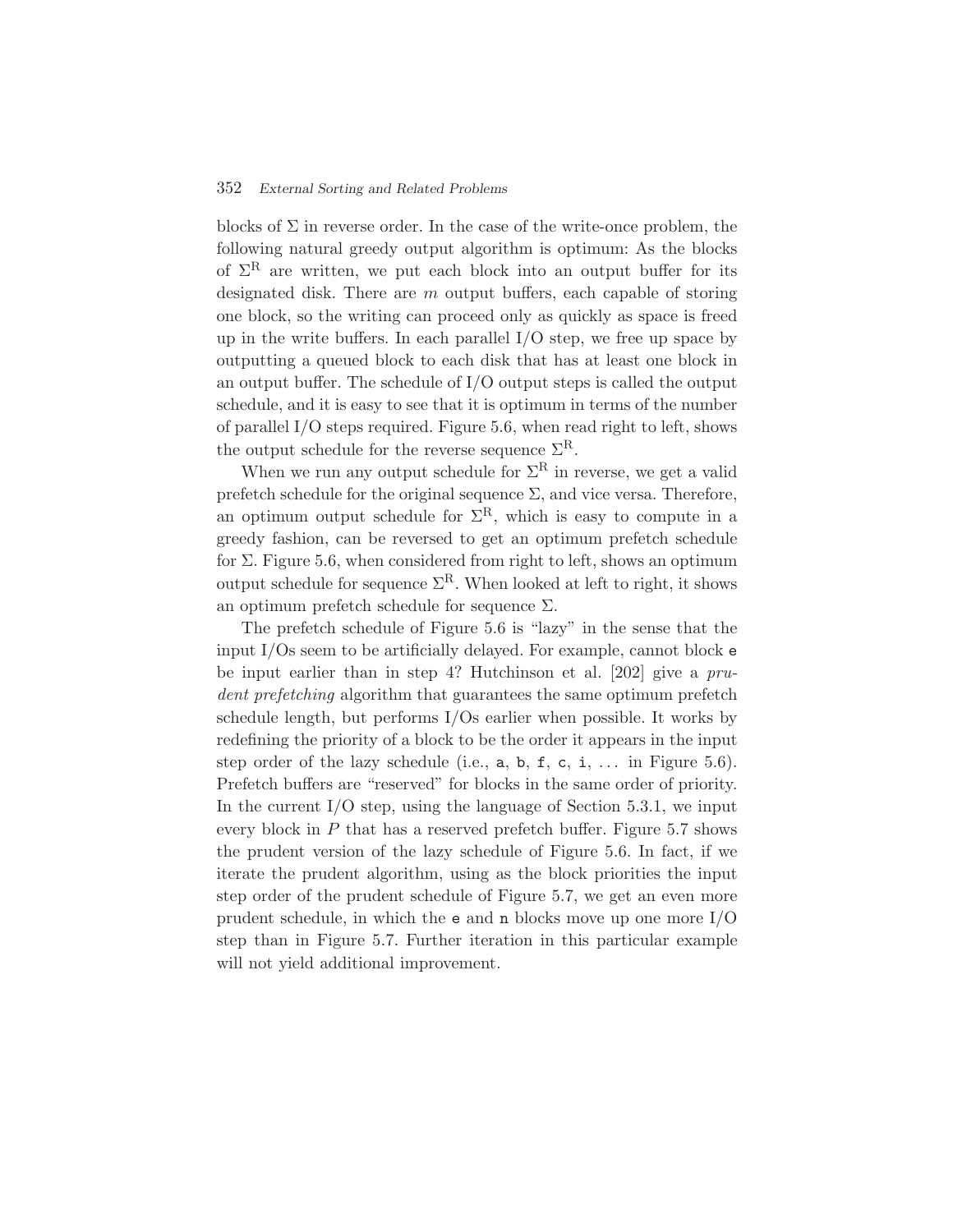blocks of $\Sigma$ in reverse order. In the case of the write-once problem, the following natural greedy output algorithm is optimum: As the blocks of $\Sigma^{\mathrm{R}}$ are written, we put each block into an output buffer for its designated disk. There are $m$ output buffers, each capable of storing one block, so the writing can proceed only as quickly as space is freed up in the write buffers. In each parallel I/O step, we free up space by outputting a queued block to each disk that has at least one block in an output buffer. The schedule of I/O output steps is called the output schedule, and it is easy to see that it is optimum in terms of the number of parallel I/O steps required. Figure 5.6, when read right to left, shows the output schedule for the reverse sequence $\Sigma^{\mathrm{R}}$.

When we run any output schedule for $\Sigma^{\mathrm{R}}$ in reverse, we get a valid prefetch schedule for the original sequence $\Sigma$, and vice versa. Therefore, an optimum output schedule for $\Sigma^{\mathrm{R}}$, which is easy to compute in a greedy fashion, can be reversed to get an optimum prefetch schedule for $\Sigma$. Figure 5.6, when considered from right to left, shows an optimum output schedule for sequence $\Sigma^{\mathrm{R}}$. When looked at left to right, it shows an optimum prefetch schedule for sequence $\Sigma$.

The prefetch schedule of Figure 5.6 is "lazy" in the sense that the input I/Os seem to be artificially delayed. For example, cannot block `e` be input earlier than in step 4? Hutchinson et al. [202] give a *prudent prefetching* algorithm that guarantees the same optimum prefetch schedule length, but performs I/Os earlier when possible. It works by redefining the priority of a block to be the order it appears in the input step order of the lazy schedule (i.e., `a`, `b`, `f`, `c`, `i`, ... in Figure 5.6). Prefetch buffers are "reserved" for blocks in the same order of priority. In the current I/O step, using the language of Section 5.3.1, we input every block in $P$ that has a reserved prefetch buffer. Figure 5.7 shows the prudent version of the lazy schedule of Figure 5.6. In fact, if we iterate the prudent algorithm, using as the block priorities the input step order of the prudent schedule of Figure 5.7, we get an even more prudent schedule, in which the `e` and `n` blocks move up one more I/O step than in Figure 5.7. Further iteration in this particular example will not yield additional improvement.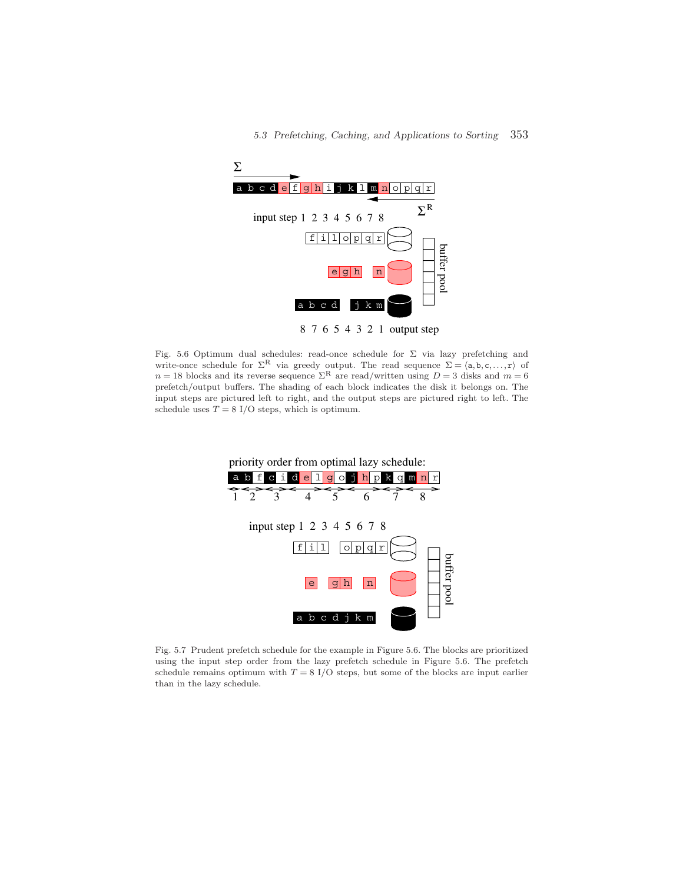Fig. 5.6 Optimum dual schedules: read-once schedule for $\Sigma$ via lazy prefetching and write-once schedule for $\Sigma^{\mathrm{R}}$ via greedy output. The read sequence $\Sigma = \langle \mathtt{a}, \mathtt{b}, \mathtt{c}, \ldots, \mathtt{r} \rangle$ of $n = 18$ blocks and its reverse sequence $\Sigma^{\mathrm{R}}$ are read/written using $D = 3$ disks and $m = 6$ prefetch/output buffers. The shading of each block indicates the disk it belongs on. The input steps are pictured left to right, and the output steps are pictured right to left. The schedule uses $T = 8$ I/O steps, which is optimum.

Fig. 5.7 Prudent prefetch schedule for the example in Figure 5.6. The blocks are prioritized using the input step order from the lazy prefetch schedule in Figure 5.6. The prefetch schedule remains optimum with $T = 8$ I/O steps, but some of the blocks are input earlier than in the lazy schedule.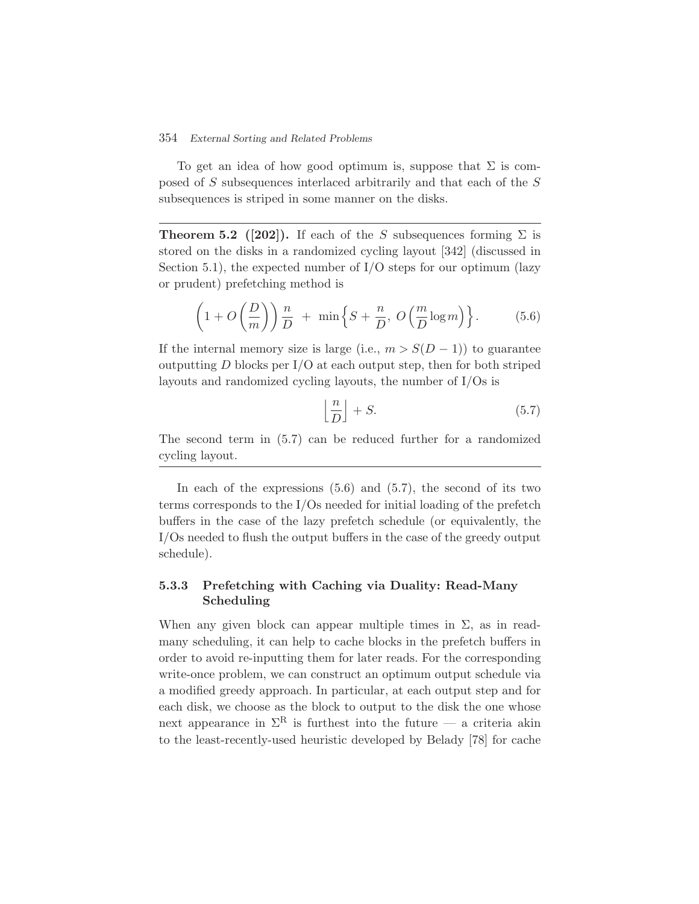To get an idea of how good optimum is, suppose that $\Sigma$ is composed of $S$ subsequences interlaced arbitrarily and that each of the $S$ subsequences is striped in some manner on the disks.

---

**Theorem 5.2 ([202]).** If each of the $S$ subsequences forming $\Sigma$ is stored on the disks in a randomized cycling layout [342] (discussed in Section 5.1), the expected number of I/O steps for our optimum (lazy or prudent) prefetching method is

$$\left(1 + O\left(\frac{D}{m}\right)\right)\frac{n}{D} \;+\; \min\left\{S + \frac{n}{D},\; O\left(\frac{m}{D}\log m\right)\right\}. \tag{5.6}$$

If the internal memory size is large (i.e., $m > S(D-1)$) to guarantee outputting $D$ blocks per I/O at each output step, then for both striped layouts and randomized cycling layouts, the number of I/Os is

$$\left\lfloor \frac{n}{D} \right\rfloor + S. \tag{5.7}$$

The second term in (5.7) can be reduced further for a randomized cycling layout.

---

In each of the expressions (5.6) and (5.7), the second of its two terms corresponds to the I/Os needed for initial loading of the prefetch buffers in the case of the lazy prefetch schedule (or equivalently, the I/Os needed to flush the output buffers in the case of the greedy output schedule).

### 5.3.3 Prefetching with Caching via Duality: Read-Many Scheduling

When any given block can appear multiple times in $\Sigma$, as in read-many scheduling, it can help to cache blocks in the prefetch buffers in order to avoid re-inputting them for later reads. For the corresponding write-once problem, we can construct an optimum output schedule via a modified greedy approach. In particular, at each output step and for each disk, we choose as the block to output to the disk the one whose next appearance in $\Sigma^{\mathrm{R}}$ is furthest into the future — a criteria akin to the least-recently-used heuristic developed by Belady [78] for cache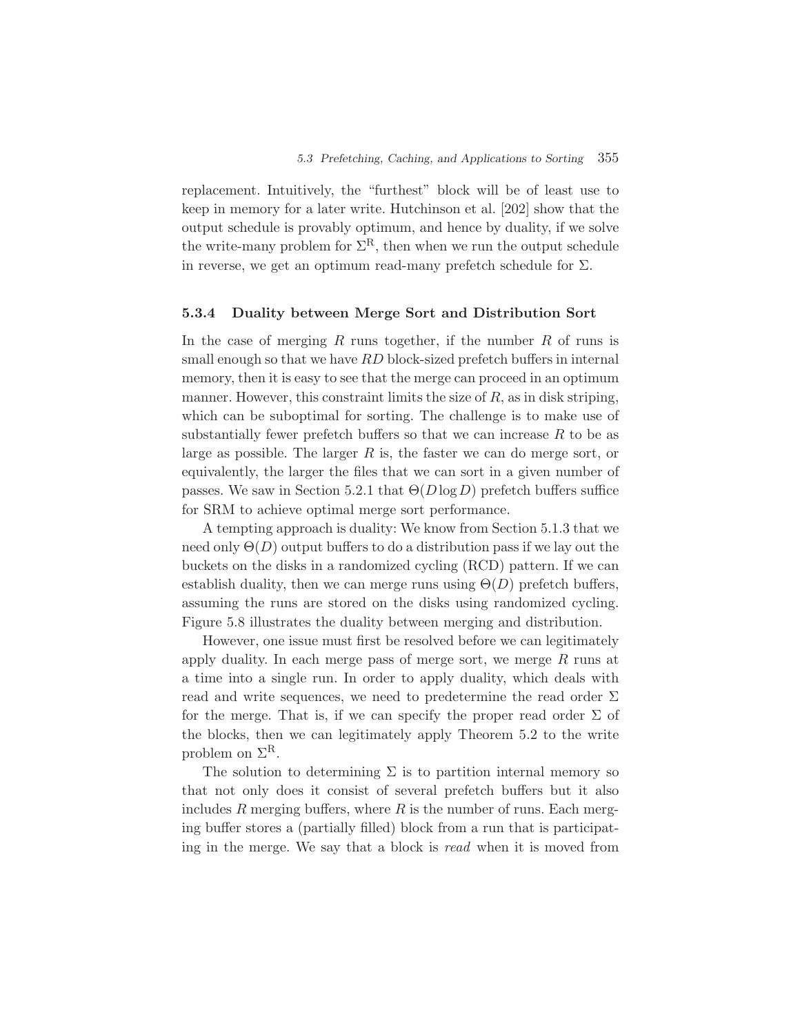replacement. Intuitively, the "furthest" block will be of least use to keep in memory for a later write. Hutchinson et al. [202] show that the output schedule is provably optimum, and hence by duality, if we solve the write-many problem for $\Sigma^{\mathrm{R}}$, then when we run the output schedule in reverse, we get an optimum read-many prefetch schedule for $\Sigma$.

### 5.3.4 Duality between Merge Sort and Distribution Sort

In the case of merging $R$ runs together, if the number $R$ of runs is small enough so that we have $RD$ block-sized prefetch buffers in internal memory, then it is easy to see that the merge can proceed in an optimum manner. However, this constraint limits the size of $R$, as in disk striping, which can be suboptimal for sorting. The challenge is to make use of substantially fewer prefetch buffers so that we can increase $R$ to be as large as possible. The larger $R$ is, the faster we can do merge sort, or equivalently, the larger the files that we can sort in a given number of passes. We saw in Section 5.2.1 that $\Theta(D \log D)$ prefetch buffers suffice for SRM to achieve optimal merge sort performance.

A tempting approach is duality: We know from Section 5.1.3 that we need only $\Theta(D)$ output buffers to do a distribution pass if we lay out the buckets on the disks in a randomized cycling (RCD) pattern. If we can establish duality, then we can merge runs using $\Theta(D)$ prefetch buffers, assuming the runs are stored on the disks using randomized cycling. Figure 5.8 illustrates the duality between merging and distribution.

However, one issue must first be resolved before we can legitimately apply duality. In each merge pass of merge sort, we merge $R$ runs at a time into a single run. In order to apply duality, which deals with read and write sequences, we need to predetermine the read order $\Sigma$ for the merge. That is, if we can specify the proper read order $\Sigma$ of the blocks, then we can legitimately apply Theorem 5.2 to the write problem on $\Sigma^{\mathrm{R}}$.

The solution to determining $\Sigma$ is to partition internal memory so that not only does it consist of several prefetch buffers but it also includes $R$ merging buffers, where $R$ is the number of runs. Each merging buffer stores a (partially filled) block from a run that is participating in the merge. We say that a block is *read* when it is moved from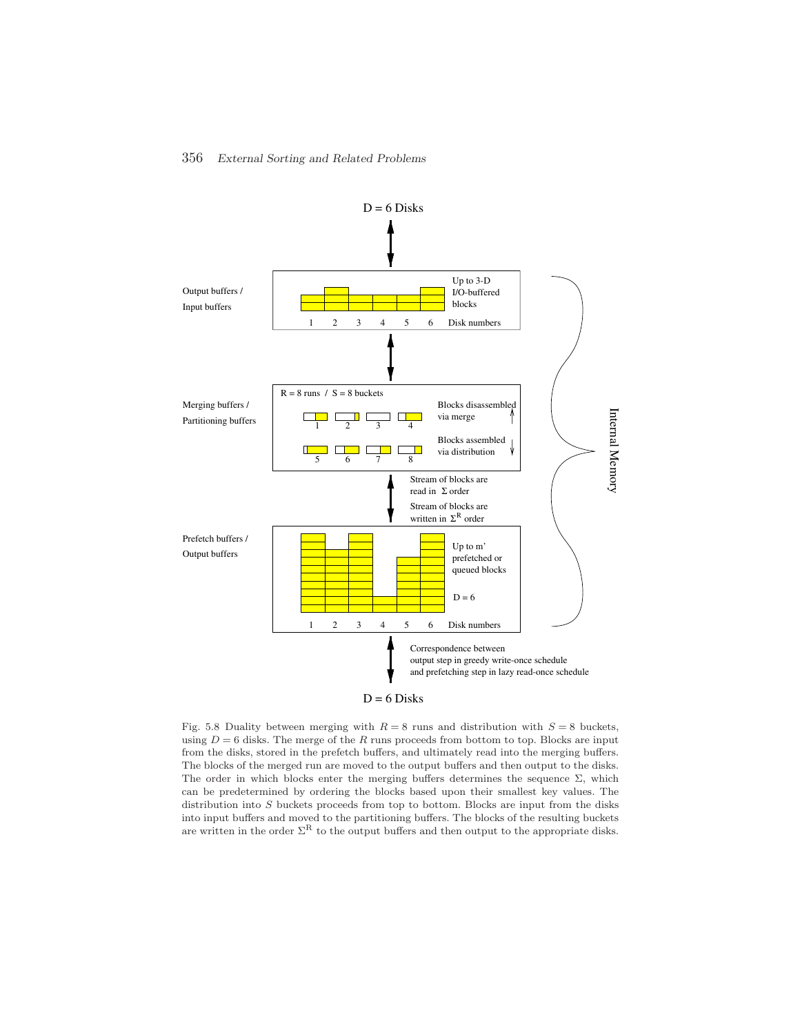Fig. 5.8 Duality between merging with $R = 8$ runs and distribution with $S = 8$ buckets, using $D = 6$ disks. The merge of the $R$ runs proceeds from bottom to top. Blocks are input from the disks, stored in the prefetch buffers, and ultimately read into the merging buffers. The blocks of the merged run are moved to the output buffers and then output to the disks. The order in which blocks enter the merging buffers determines the sequence $\Sigma$, which can be predetermined by ordering the blocks based upon their smallest key values. The distribution into $S$ buckets proceeds from top to bottom. Blocks are input from the disks into input buffers and moved to the partitioning buffers. The blocks of the resulting buckets are written in the order $\Sigma^{R}$ to the output buffers and then output to the appropriate disks.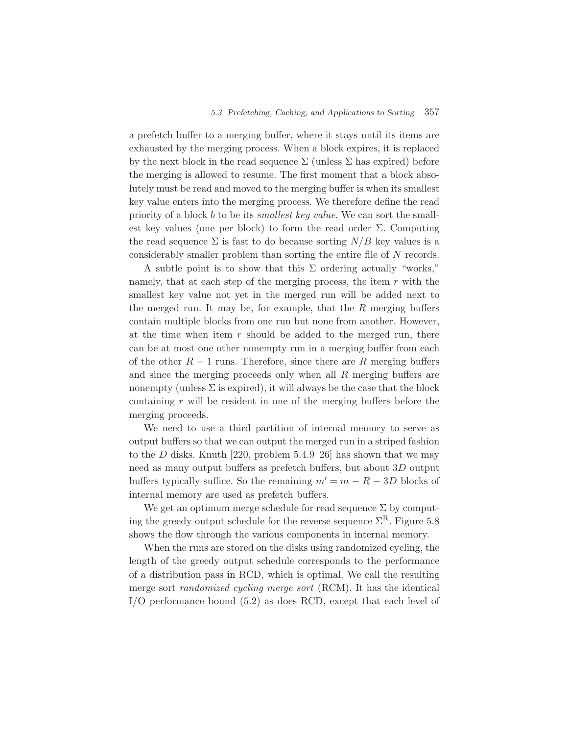a prefetch buffer to a merging buffer, where it stays until its items are exhausted by the merging process. When a block expires, it is replaced by the next block in the read sequence $\Sigma$ (unless $\Sigma$ has expired) before the merging is allowed to resume. The first moment that a block absolutely must be read and moved to the merging buffer is when its smallest key value enters into the merging process. We therefore define the read priority of a block $b$ to be its *smallest key value*. We can sort the smallest key values (one per block) to form the read order $\Sigma$. Computing the read sequence $\Sigma$ is fast to do because sorting $N/B$ key values is a considerably smaller problem than sorting the entire file of $N$ records.

A subtle point is to show that this $\Sigma$ ordering actually "works," namely, that at each step of the merging process, the item $r$ with the smallest key value not yet in the merged run will be added next to the merged run. It may be, for example, that the $R$ merging buffers contain multiple blocks from one run but none from another. However, at the time when item $r$ should be added to the merged run, there can be at most one other nonempty run in a merging buffer from each of the other $R-1$ runs. Therefore, since there are $R$ merging buffers and since the merging proceeds only when all $R$ merging buffers are nonempty (unless $\Sigma$ is expired), it will always be the case that the block containing $r$ will be resident in one of the merging buffers before the merging proceeds.

We need to use a third partition of internal memory to serve as output buffers so that we can output the merged run in a striped fashion to the $D$ disks. Knuth [220, problem 5.4.9–26] has shown that we may need as many output buffers as prefetch buffers, but about $3D$ output buffers typically suffice. So the remaining $m' = m - R - 3D$ blocks of internal memory are used as prefetch buffers.

We get an optimum merge schedule for read sequence $\Sigma$ by computing the greedy output schedule for the reverse sequence $\Sigma^{\mathrm{R}}$. Figure 5.8 shows the flow through the various components in internal memory.

When the runs are stored on the disks using randomized cycling, the length of the greedy output schedule corresponds to the performance of a distribution pass in RCD, which is optimal. We call the resulting merge sort *randomized cycling merge sort* (RCM). It has the identical I/O performance bound (5.2) as does RCD, except that each level of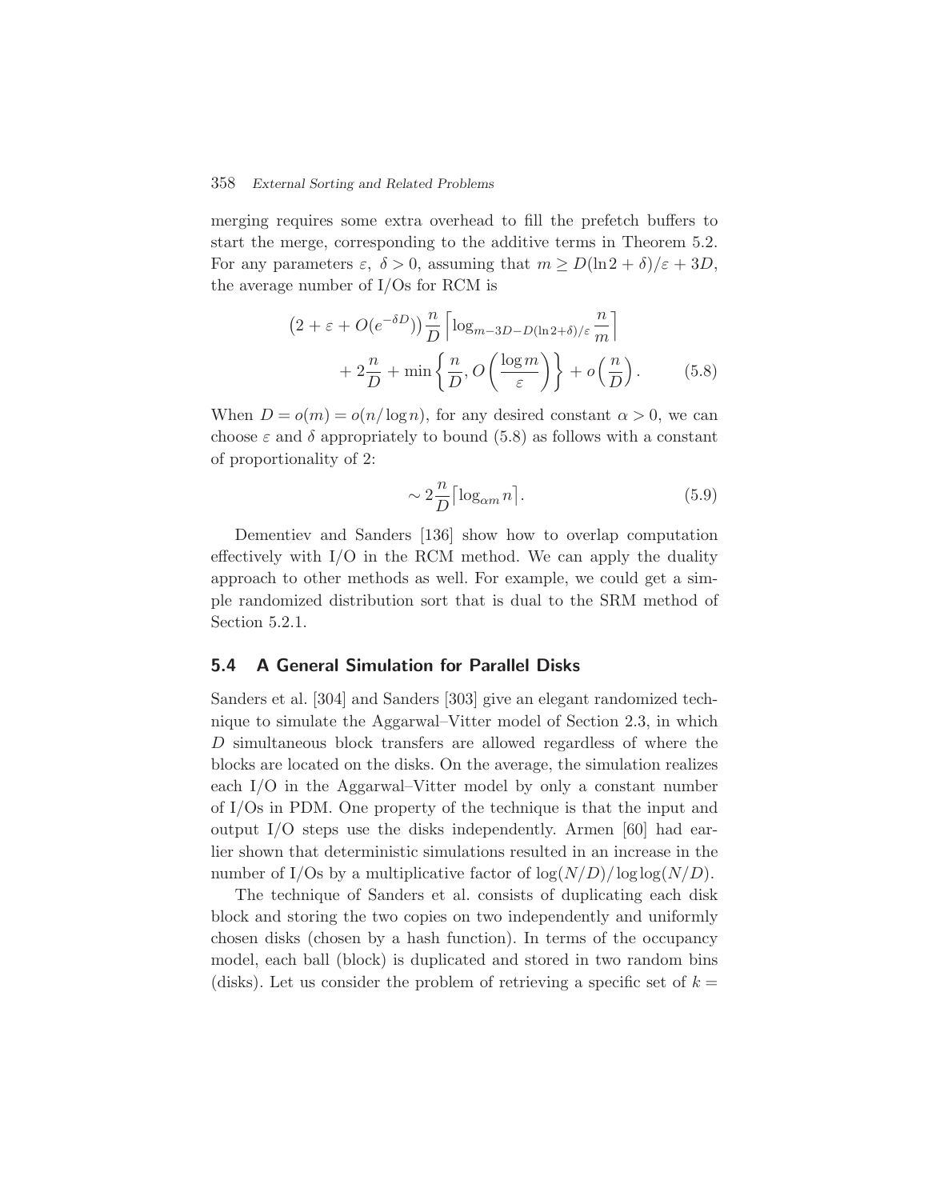merging requires some extra overhead to fill the prefetch buffers to start the merge, corresponding to the additive terms in Theorem 5.2. For any parameters $\varepsilon,\ \delta > 0$, assuming that $m \geq D(\ln 2 + \delta)/\varepsilon + 3D$, the average number of I/Os for RCM is

$$\left(2 + \varepsilon + O(e^{-\delta D})\right)\frac{n}{D}\left\lceil \log_{m-3D-D(\ln 2+\delta)/\varepsilon}\frac{n}{m}\right\rceil + 2\frac{n}{D} + \min\left\{\frac{n}{D}, O\left(\frac{\log m}{\varepsilon}\right)\right\} + o\left(\frac{n}{D}\right). \tag{5.8}$$

When $D = o(m) = o(n/\log n)$, for any desired constant $\alpha > 0$, we can choose $\varepsilon$ and $\delta$ appropriately to bound (5.8) as follows with a constant of proportionality of 2:

$$\sim 2\frac{n}{D}\left\lceil \log_{\alpha m} n\right\rceil. \tag{5.9}$$

Dementiev and Sanders [136] show how to overlap computation effectively with I/O in the RCM method. We can apply the duality approach to other methods as well. For example, we could get a simple randomized distribution sort that is dual to the SRM method of Section 5.2.1.

## 5.4 A General Simulation for Parallel Disks

Sanders et al. [304] and Sanders [303] give an elegant randomized technique to simulate the Aggarwal–Vitter model of Section 2.3, in which $D$ simultaneous block transfers are allowed regardless of where the blocks are located on the disks. On the average, the simulation realizes each I/O in the Aggarwal–Vitter model by only a constant number of I/Os in PDM. One property of the technique is that the input and output I/O steps use the disks independently. Armen [60] had earlier shown that deterministic simulations resulted in an increase in the number of I/Os by a multiplicative factor of $\log(N/D)/\log\log(N/D)$.

The technique of Sanders et al. consists of duplicating each disk block and storing the two copies on two independently and uniformly chosen disks (chosen by a hash function). In terms of the occupancy model, each ball (block) is duplicated and stored in two random bins (disks). Let us consider the problem of retrieving a specific set of $k =$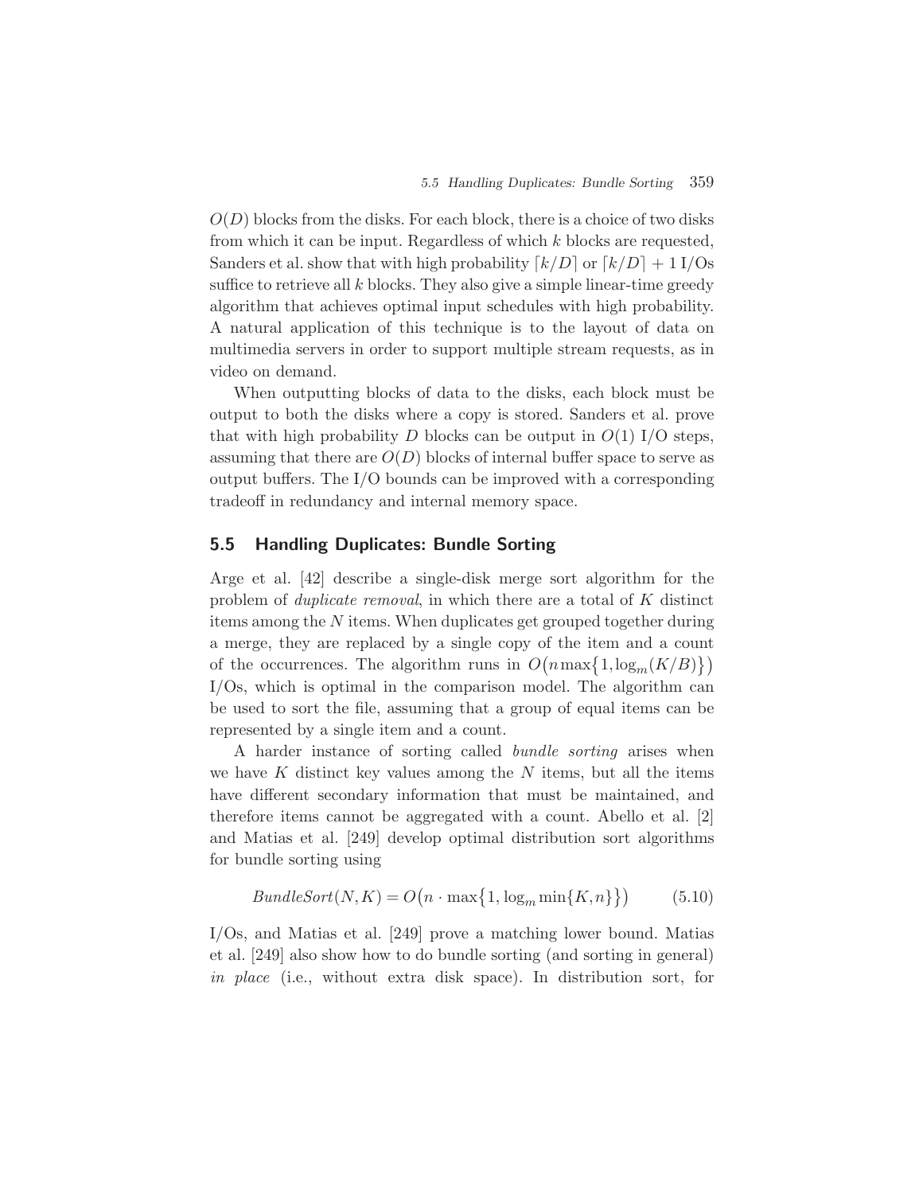$O(D)$ blocks from the disks. For each block, there is a choice of two disks from which it can be input. Regardless of which $k$ blocks are requested, Sanders et al. show that with high probability $\lceil k/D \rceil$ or $\lceil k/D \rceil + 1$ I/Os suffice to retrieve all $k$ blocks. They also give a simple linear-time greedy algorithm that achieves optimal input schedules with high probability. A natural application of this technique is to the layout of data on multimedia servers in order to support multiple stream requests, as in video on demand.

When outputting blocks of data to the disks, each block must be output to both the disks where a copy is stored. Sanders et al. prove that with high probability $D$ blocks can be output in $O(1)$ I/O steps, assuming that there are $O(D)$ blocks of internal buffer space to serve as output buffers. The I/O bounds can be improved with a corresponding tradeoff in redundancy and internal memory space.

## 5.5 Handling Duplicates: Bundle Sorting

Arge et al. [42] describe a single-disk merge sort algorithm for the problem of *duplicate removal*, in which there are a total of $K$ distinct items among the $N$ items. When duplicates get grouped together during a merge, they are replaced by a single copy of the item and a count of the occurrences. The algorithm runs in $O\big(n \max\{1, \log_m(K/B)\}\big)$ I/Os, which is optimal in the comparison model. The algorithm can be used to sort the file, assuming that a group of equal items can be represented by a single item and a count.

A harder instance of sorting called *bundle sorting* arises when we have $K$ distinct key values among the $N$ items, but all the items have different secondary information that must be maintained, and therefore items cannot be aggregated with a count. Abello et al. [2] and Matias et al. [249] develop optimal distribution sort algorithms for bundle sorting using

$$\mathit{BundleSort}(N, K) = O\big(n \cdot \max\{1, \log_m \min\{K, n\}\}\big) \tag{5.10}$$

I/Os, and Matias et al. [249] prove a matching lower bound. Matias et al. [249] also show how to do bundle sorting (and sorting in general) *in place* (i.e., without extra disk space). In distribution sort, for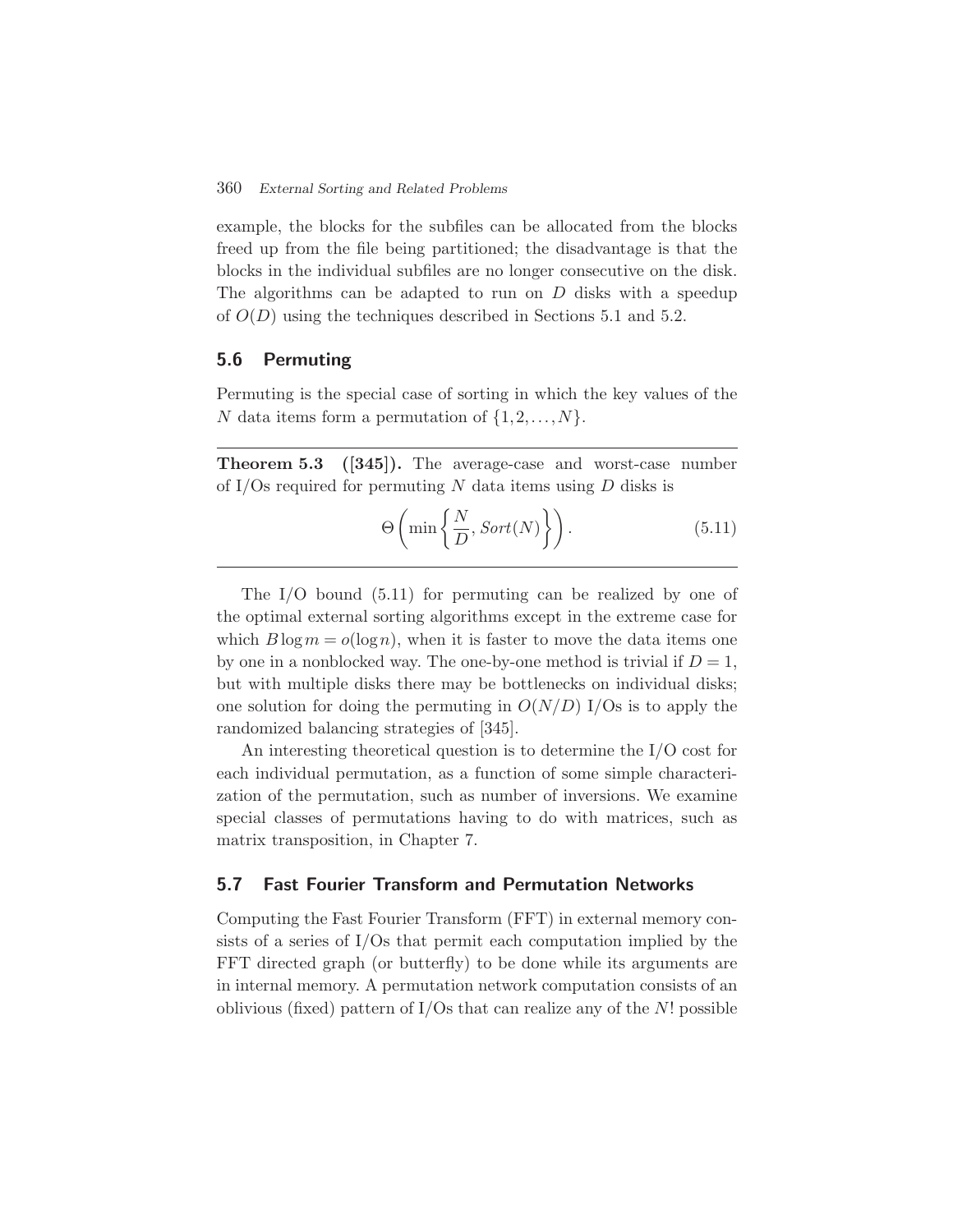example, the blocks for the subfiles can be allocated from the blocks freed up from the file being partitioned; the disadvantage is that the blocks in the individual subfiles are no longer consecutive on the disk. The algorithms can be adapted to run on $D$ disks with a speedup of $O(D)$ using the techniques described in Sections 5.1 and 5.2.

## 5.6 Permuting

Permuting is the special case of sorting in which the key values of the $N$ data items form a permutation of $\{1, 2, \ldots, N\}$.

---

**Theorem 5.3 ([345]).** The average-case and worst-case number of I/Os required for permuting $N$ data items using $D$ disks is

$$\Theta\left(\min\left\{\frac{N}{D}, \mathit{Sort}(N)\right\}\right). \tag{5.11}$$

---

The I/O bound (5.11) for permuting can be realized by one of the optimal external sorting algorithms except in the extreme case for which $B \log m = o(\log n)$, when it is faster to move the data items one by one in a nonblocked way. The one-by-one method is trivial if $D = 1$, but with multiple disks there may be bottlenecks on individual disks; one solution for doing the permuting in $O(N/D)$ I/Os is to apply the randomized balancing strategies of [345].

An interesting theoretical question is to determine the I/O cost for each individual permutation, as a function of some simple characterization of the permutation, such as number of inversions. We examine special classes of permutations having to do with matrices, such as matrix transposition, in Chapter 7.

## 5.7 Fast Fourier Transform and Permutation Networks

Computing the Fast Fourier Transform (FFT) in external memory consists of a series of I/Os that permit each computation implied by the FFT directed graph (or butterfly) to be done while its arguments are in internal memory. A permutation network computation consists of an oblivious (fixed) pattern of I/Os that can realize any of the $N!$ possible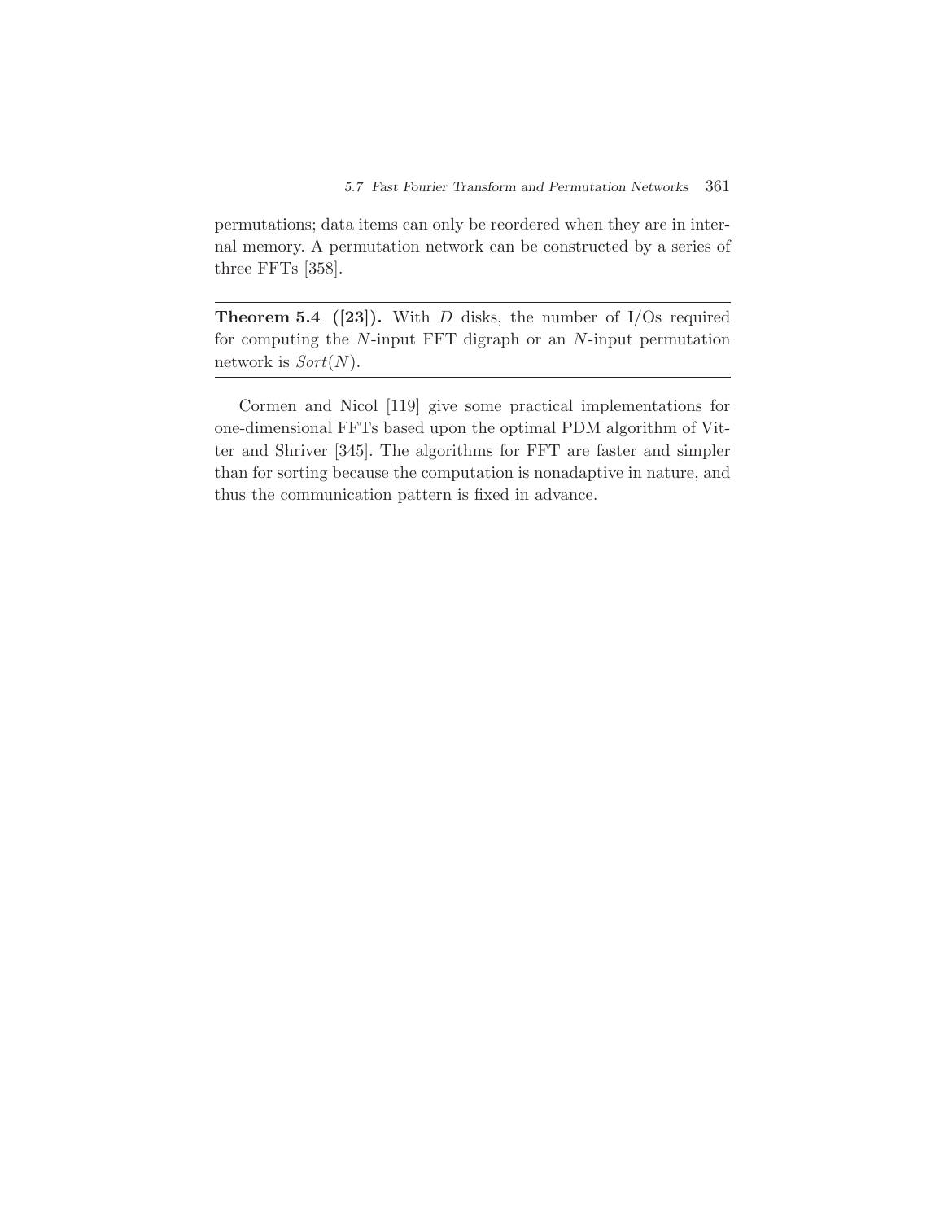permutations; data items can only be reordered when they are in internal memory. A permutation network can be constructed by a series of three FFTs [358].

---

**Theorem 5.4 ([23]).** With $D$ disks, the number of I/Os required for computing the $N$-input FFT digraph or an $N$-input permutation network is $\mathit{Sort}(N)$.

---

Cormen and Nicol [119] give some practical implementations for one-dimensional FFTs based upon the optimal PDM algorithm of Vitter and Shriver [345]. The algorithms for FFT are faster and simpler than for sorting because the computation is nonadaptive in nature, and thus the communication pattern is fixed in advance.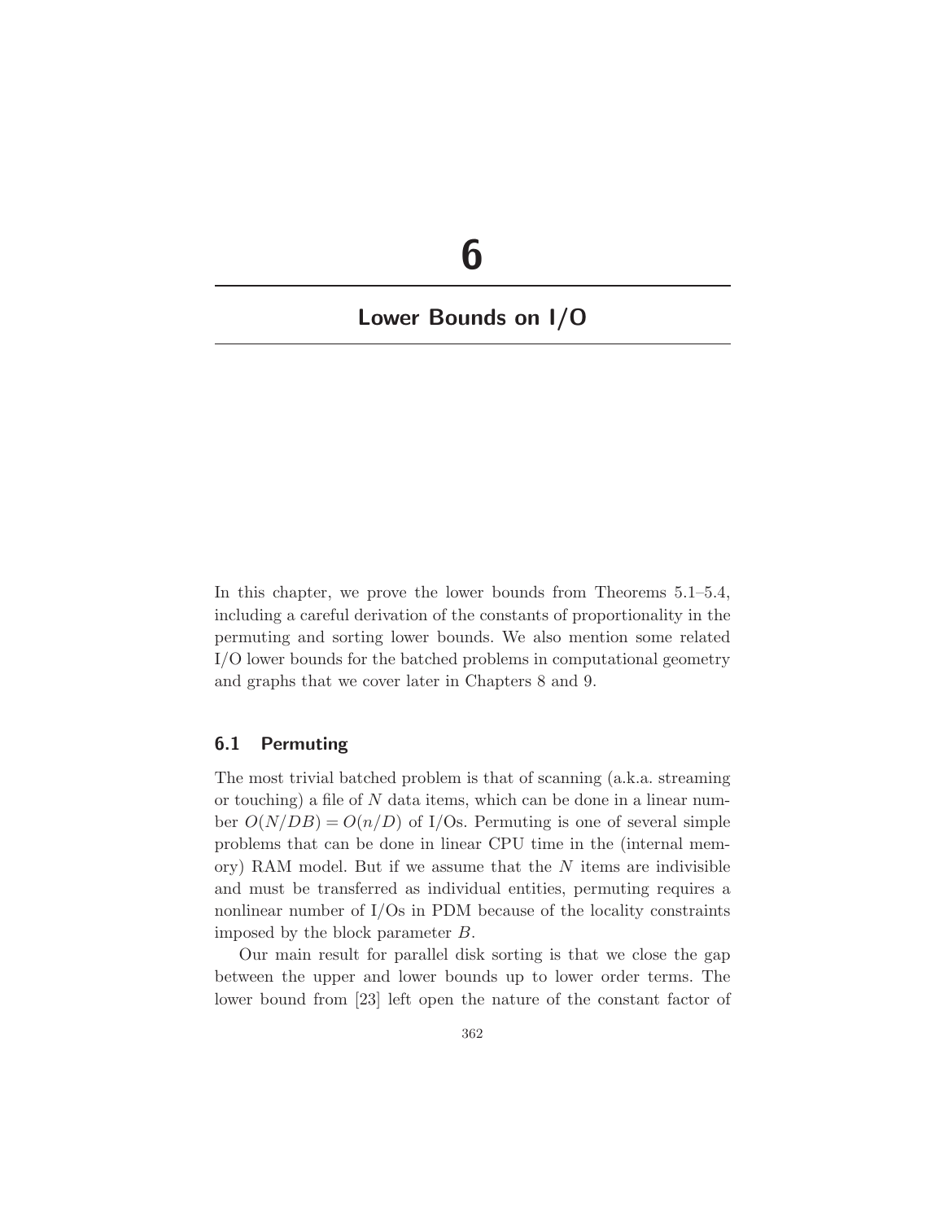# 6

## Lower Bounds on I/O

In this chapter, we prove the lower bounds from Theorems 5.1–5.4, including a careful derivation of the constants of proportionality in the permuting and sorting lower bounds. We also mention some related I/O lower bounds for the batched problems in computational geometry and graphs that we cover later in Chapters 8 and 9.

### 6.1 Permuting

The most trivial batched problem is that of scanning (a.k.a. streaming or touching) a file of $N$ data items, which can be done in a linear number $O(N/DB) = O(n/D)$ of I/Os. Permuting is one of several simple problems that can be done in linear CPU time in the (internal memory) RAM model. But if we assume that the $N$ items are indivisible and must be transferred as individual entities, permuting requires a nonlinear number of I/Os in PDM because of the locality constraints imposed by the block parameter $B$.

Our main result for parallel disk sorting is that we close the gap between the upper and lower bounds up to lower order terms. The lower bound from [23] left open the nature of the constant factor of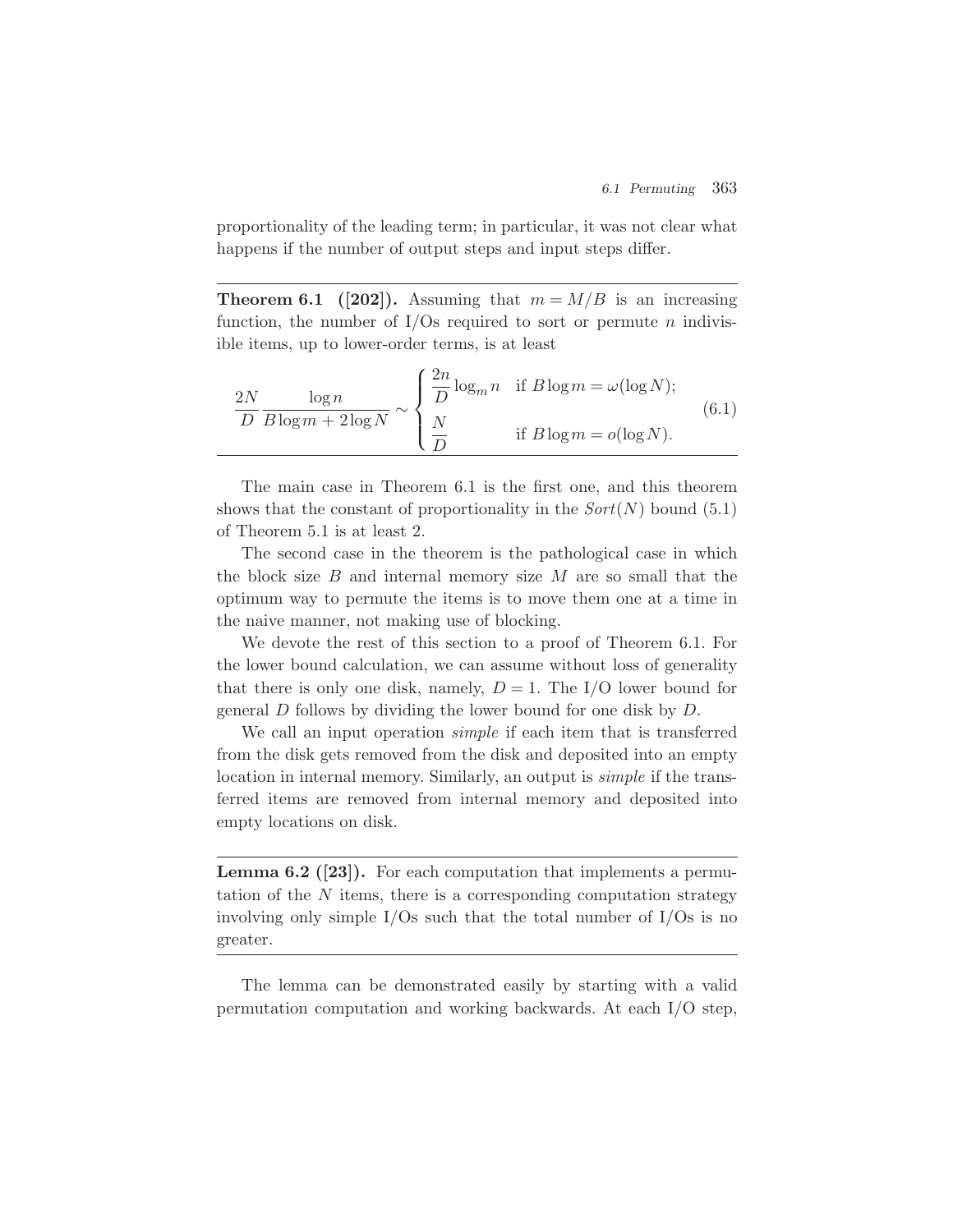proportionality of the leading term; in particular, it was not clear what happens if the number of output steps and input steps differ.

---

**Theorem 6.1 ([202]).** Assuming that $m = M/B$ is an increasing function, the number of I/Os required to sort or permute $n$ indivisible items, up to lower-order terms, is at least

$$\frac{2N}{D}\frac{\log n}{B\log m + 2\log N} \sim \begin{cases} \dfrac{2n}{D}\log_m n & \text{if } B\log m = \omega(\log N); \\ \dfrac{N}{D} & \text{if } B\log m = o(\log N). \end{cases} \tag{6.1}$$

---

The main case in Theorem 6.1 is the first one, and this theorem shows that the constant of proportionality in the $Sort(N)$ bound (5.1) of Theorem 5.1 is at least 2.

The second case in the theorem is the pathological case in which the block size $B$ and internal memory size $M$ are so small that the optimum way to permute the items is to move them one at a time in the naive manner, not making use of blocking.

We devote the rest of this section to a proof of Theorem 6.1. For the lower bound calculation, we can assume without loss of generality that there is only one disk, namely, $D = 1$. The I/O lower bound for general $D$ follows by dividing the lower bound for one disk by $D$.

We call an input operation *simple* if each item that is transferred from the disk gets removed from the disk and deposited into an empty location in internal memory. Similarly, an output is *simple* if the transferred items are removed from internal memory and deposited into empty locations on disk.

---

**Lemma 6.2 ([23]).** For each computation that implements a permutation of the $N$ items, there is a corresponding computation strategy involving only simple I/Os such that the total number of I/Os is no greater.

---

The lemma can be demonstrated easily by starting with a valid permutation computation and working backwards. At each I/O step,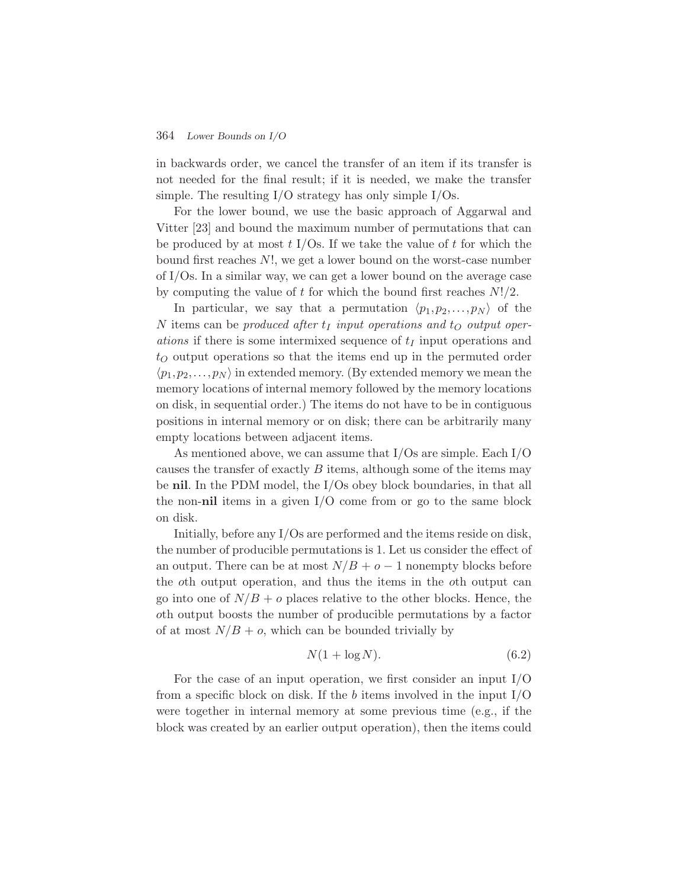in backwards order, we cancel the transfer of an item if its transfer is not needed for the final result; if it is needed, we make the transfer simple. The resulting I/O strategy has only simple I/Os.

For the lower bound, we use the basic approach of Aggarwal and Vitter [23] and bound the maximum number of permutations that can be produced by at most $t$ I/Os. If we take the value of $t$ for which the bound first reaches $N!$, we get a lower bound on the worst-case number of I/Os. In a similar way, we can get a lower bound on the average case by computing the value of $t$ for which the bound first reaches $N!/2$.

In particular, we say that a permutation $\langle p_1, p_2, \ldots, p_N \rangle$ of the $N$ items can be *produced after $t_I$ input operations and $t_O$ output operations* if there is some intermixed sequence of $t_I$ input operations and $t_O$ output operations so that the items end up in the permuted order $\langle p_1, p_2, \ldots, p_N \rangle$ in extended memory. (By extended memory we mean the memory locations of internal memory followed by the memory locations on disk, in sequential order.) The items do not have to be in contiguous positions in internal memory or on disk; there can be arbitrarily many empty locations between adjacent items.

As mentioned above, we can assume that I/Os are simple. Each I/O causes the transfer of exactly $B$ items, although some of the items may be **nil**. In the PDM model, the I/Os obey block boundaries, in that all the non-**nil** items in a given I/O come from or go to the same block on disk.

Initially, before any I/Os are performed and the items reside on disk, the number of producible permutations is 1. Let us consider the effect of an output. There can be at most $N/B + o - 1$ nonempty blocks before the $o$th output operation, and thus the items in the $o$th output can go into one of $N/B + o$ places relative to the other blocks. Hence, the $o$th output boosts the number of producible permutations by a factor of at most $N/B + o$, which can be bounded trivially by

$$N(1 + \log N). \tag{6.2}$$

For the case of an input operation, we first consider an input I/O from a specific block on disk. If the $b$ items involved in the input I/O were together in internal memory at some previous time (e.g., if the block was created by an earlier output operation), then the items could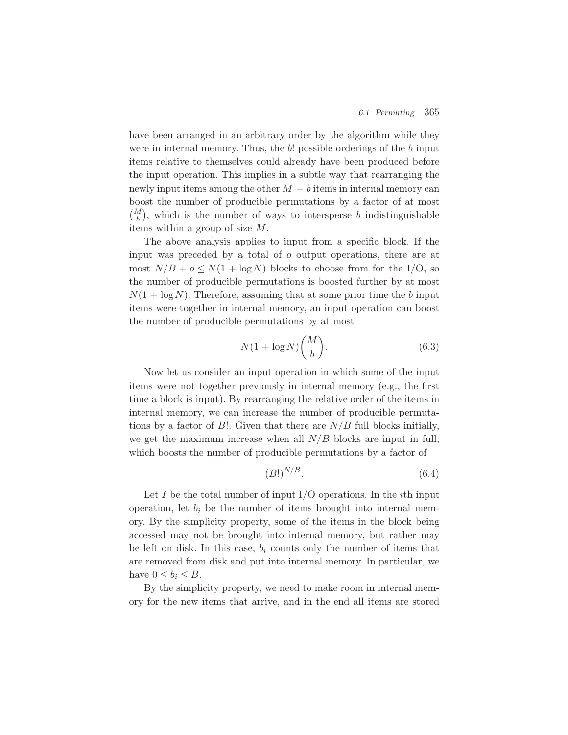have been arranged in an arbitrary order by the algorithm while they were in internal memory. Thus, the $b!$ possible orderings of the $b$ input items relative to themselves could already have been produced before the input operation. This implies in a subtle way that rearranging the newly input items among the other $M - b$ items in internal memory can boost the number of producible permutations by a factor of at most $\binom{M}{b}$, which is the number of ways to intersperse $b$ indistinguishable items within a group of size $M$.

The above analysis applies to input from a specific block. If the input was preceded by a total of $o$ output operations, there are at most $N/B + o \leq N(1 + \log N)$ blocks to choose from for the I/O, so the number of producible permutations is boosted further by at most $N(1 + \log N)$. Therefore, assuming that at some prior time the $b$ input items were together in internal memory, an input operation can boost the number of producible permutations by at most

$$N(1 + \log N)\binom{M}{b}. \tag{6.3}$$

Now let us consider an input operation in which some of the input items were not together previously in internal memory (e.g., the first time a block is input). By rearranging the relative order of the items in internal memory, we can increase the number of producible permutations by a factor of $B!$. Given that there are $N/B$ full blocks initially, we get the maximum increase when all $N/B$ blocks are input in full, which boosts the number of producible permutations by a factor of

$$(B!)^{N/B}. \tag{6.4}$$

Let $I$ be the total number of input I/O operations. In the $i$th input operation, let $b_i$ be the number of items brought into internal memory. By the simplicity property, some of the items in the block being accessed may not be brought into internal memory, but rather may be left on disk. In this case, $b_i$ counts only the number of items that are removed from disk and put into internal memory. In particular, we have $0 \leq b_i \leq B$.

By the simplicity property, we need to make room in internal memory for the new items that arrive, and in the end all items are stored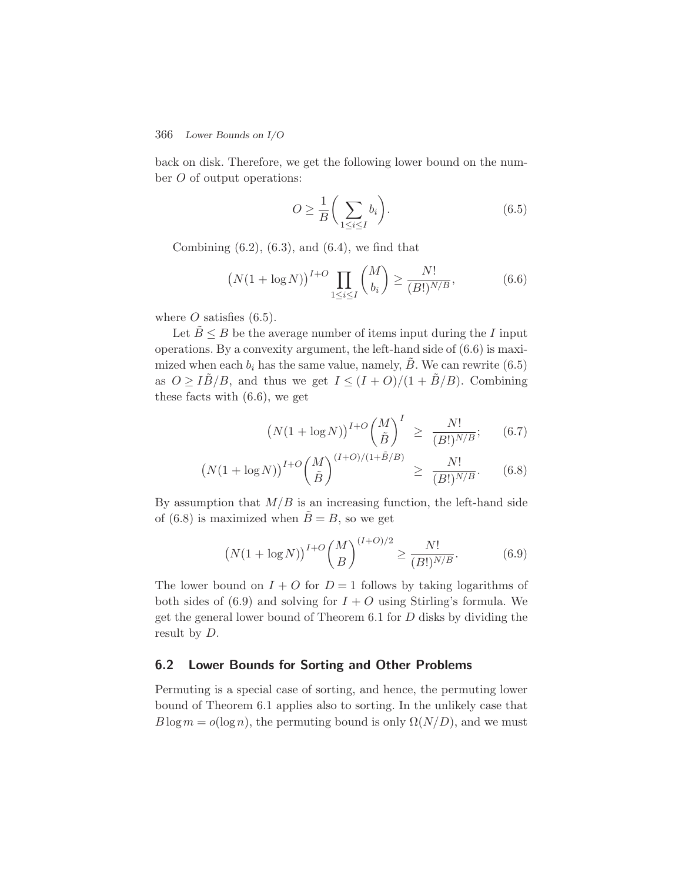back on disk. Therefore, we get the following lower bound on the number $O$ of output operations:

$$O \geq \frac{1}{B}\bigg(\sum_{1\leq i\leq I} b_i\bigg). \tag{6.5}$$

Combining (6.2), (6.3), and (6.4), we find that

$$\big(N(1+\log N)\big)^{I+O} \prod_{1\leq i\leq I} \binom{M}{b_i} \geq \frac{N!}{(B!)^{N/B}}, \tag{6.6}$$

where $O$ satisfies (6.5).

Let $\tilde{B} \leq B$ be the average number of items input during the $I$ input operations. By a convexity argument, the left-hand side of (6.6) is maximized when each $b_i$ has the same value, namely, $\tilde{B}$. We can rewrite (6.5) as $O \geq I\tilde{B}/B$, and thus we get $I \leq (I+O)/(1+\tilde{B}/B)$. Combining these facts with (6.6), we get

$$\big(N(1+\log N)\big)^{I+O} \binom{M}{\tilde{B}}^{I} \geq \frac{N!}{(B!)^{N/B}}; \tag{6.7}$$

$$\big(N(1+\log N)\big)^{I+O} \binom{M}{\tilde{B}}^{(I+O)/(1+\tilde{B}/B)} \geq \frac{N!}{(B!)^{N/B}}. \tag{6.8}$$

By assumption that $M/B$ is an increasing function, the left-hand side of (6.8) is maximized when $\tilde{B} = B$, so we get

$$\big(N(1+\log N)\big)^{I+O} \binom{M}{B}^{(I+O)/2} \geq \frac{N!}{(B!)^{N/B}}. \tag{6.9}$$

The lower bound on $I+O$ for $D=1$ follows by taking logarithms of both sides of (6.9) and solving for $I+O$ using Stirling's formula. We get the general lower bound of Theorem 6.1 for $D$ disks by dividing the result by $D$.

## 6.2 Lower Bounds for Sorting and Other Problems

Permuting is a special case of sorting, and hence, the permuting lower bound of Theorem 6.1 applies also to sorting. In the unlikely case that $B \log m = o(\log n)$, the permuting bound is only $\Omega(N/D)$, and we must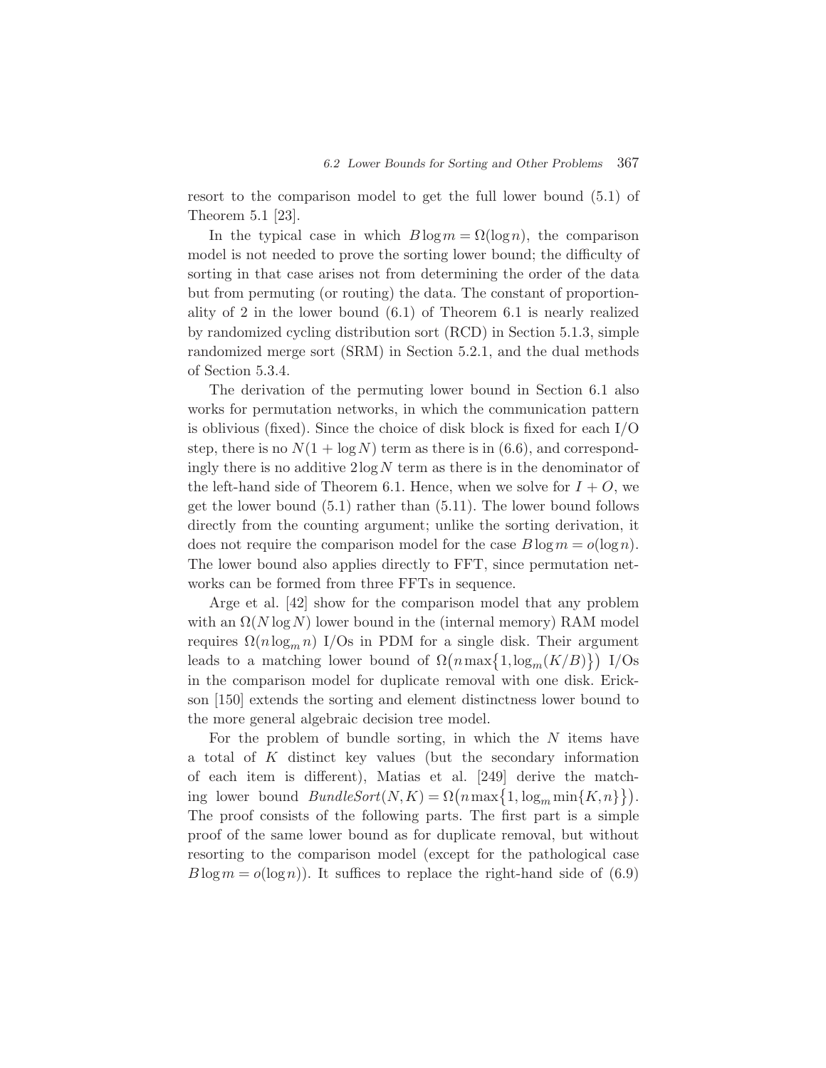resort to the comparison model to get the full lower bound (5.1) of Theorem 5.1 [23].

In the typical case in which $B \log m = \Omega(\log n)$, the comparison model is not needed to prove the sorting lower bound; the difficulty of sorting in that case arises not from determining the order of the data but from permuting (or routing) the data. The constant of proportionality of 2 in the lower bound (6.1) of Theorem 6.1 is nearly realized by randomized cycling distribution sort (RCD) in Section 5.1.3, simple randomized merge sort (SRM) in Section 5.2.1, and the dual methods of Section 5.3.4.

The derivation of the permuting lower bound in Section 6.1 also works for permutation networks, in which the communication pattern is oblivious (fixed). Since the choice of disk block is fixed for each I/O step, there is no $N(1 + \log N)$ term as there is in (6.6), and correspondingly there is no additive $2 \log N$ term as there is in the denominator of the left-hand side of Theorem 6.1. Hence, when we solve for $I + O$, we get the lower bound (5.1) rather than (5.11). The lower bound follows directly from the counting argument; unlike the sorting derivation, it does not require the comparison model for the case $B \log m = o(\log n)$. The lower bound also applies directly to FFT, since permutation networks can be formed from three FFTs in sequence.

Arge et al. [42] show for the comparison model that any problem with an $\Omega(N \log N)$ lower bound in the (internal memory) RAM model requires $\Omega(n \log_m n)$ I/Os in PDM for a single disk. Their argument leads to a matching lower bound of $\Omega\big(n \max\{1, \log_m (K/B)\}\big)$ I/Os in the comparison model for duplicate removal with one disk. Erickson [150] extends the sorting and element distinctness lower bound to the more general algebraic decision tree model.

For the problem of bundle sorting, in which the $N$ items have a total of $K$ distinct key values (but the secondary information of each item is different), Matias et al. [249] derive the matching lower bound $\mathit{BundleSort}(N,K) = \Omega\big(n \max\{1, \log_m \min\{K, n\}\}\big)$. The proof consists of the following parts. The first part is a simple proof of the same lower bound as for duplicate removal, but without resorting to the comparison model (except for the pathological case $B \log m = o(\log n)$). It suffices to replace the right-hand side of (6.9)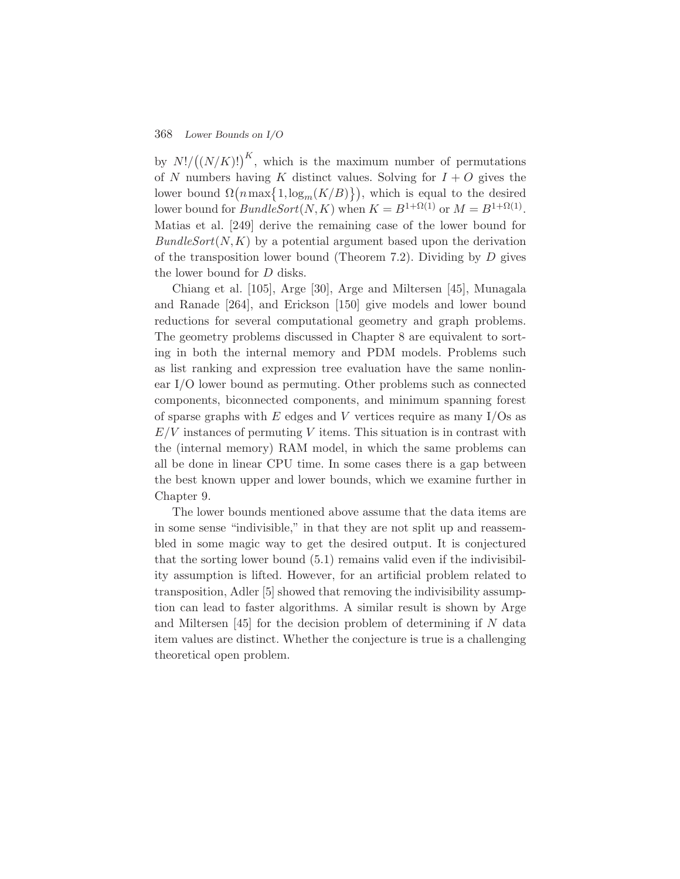by $N!/\big((N/K)!\big)^K$, which is the maximum number of permutations of $N$ numbers having $K$ distinct values. Solving for $I + O$ gives the lower bound $\Omega\big(n \max\{1, \log_m(K/B)\}\big)$, which is equal to the desired lower bound for *BundleSort*$(N,K)$ when $K = B^{1+\Omega(1)}$ or $M = B^{1+\Omega(1)}$. Matias et al. [249] derive the remaining case of the lower bound for *BundleSort*$(N,K)$ by a potential argument based upon the derivation of the transposition lower bound (Theorem 7.2). Dividing by $D$ gives the lower bound for $D$ disks.

Chiang et al. [105], Arge [30], Arge and Miltersen [45], Munagala and Ranade [264], and Erickson [150] give models and lower bound reductions for several computational geometry and graph problems. The geometry problems discussed in Chapter 8 are equivalent to sorting in both the internal memory and PDM models. Problems such as list ranking and expression tree evaluation have the same nonlinear I/O lower bound as permuting. Other problems such as connected components, biconnected components, and minimum spanning forest of sparse graphs with $E$ edges and $V$ vertices require as many I/Os as $E/V$ instances of permuting $V$ items. This situation is in contrast with the (internal memory) RAM model, in which the same problems can all be done in linear CPU time. In some cases there is a gap between the best known upper and lower bounds, which we examine further in Chapter 9.

The lower bounds mentioned above assume that the data items are in some sense "indivisible," in that they are not split up and reassembled in some magic way to get the desired output. It is conjectured that the sorting lower bound (5.1) remains valid even if the indivisibility assumption is lifted. However, for an artificial problem related to transposition, Adler [5] showed that removing the indivisibility assumption can lead to faster algorithms. A similar result is shown by Arge and Miltersen [45] for the decision problem of determining if $N$ data item values are distinct. Whether the conjecture is true is a challenging theoretical open problem.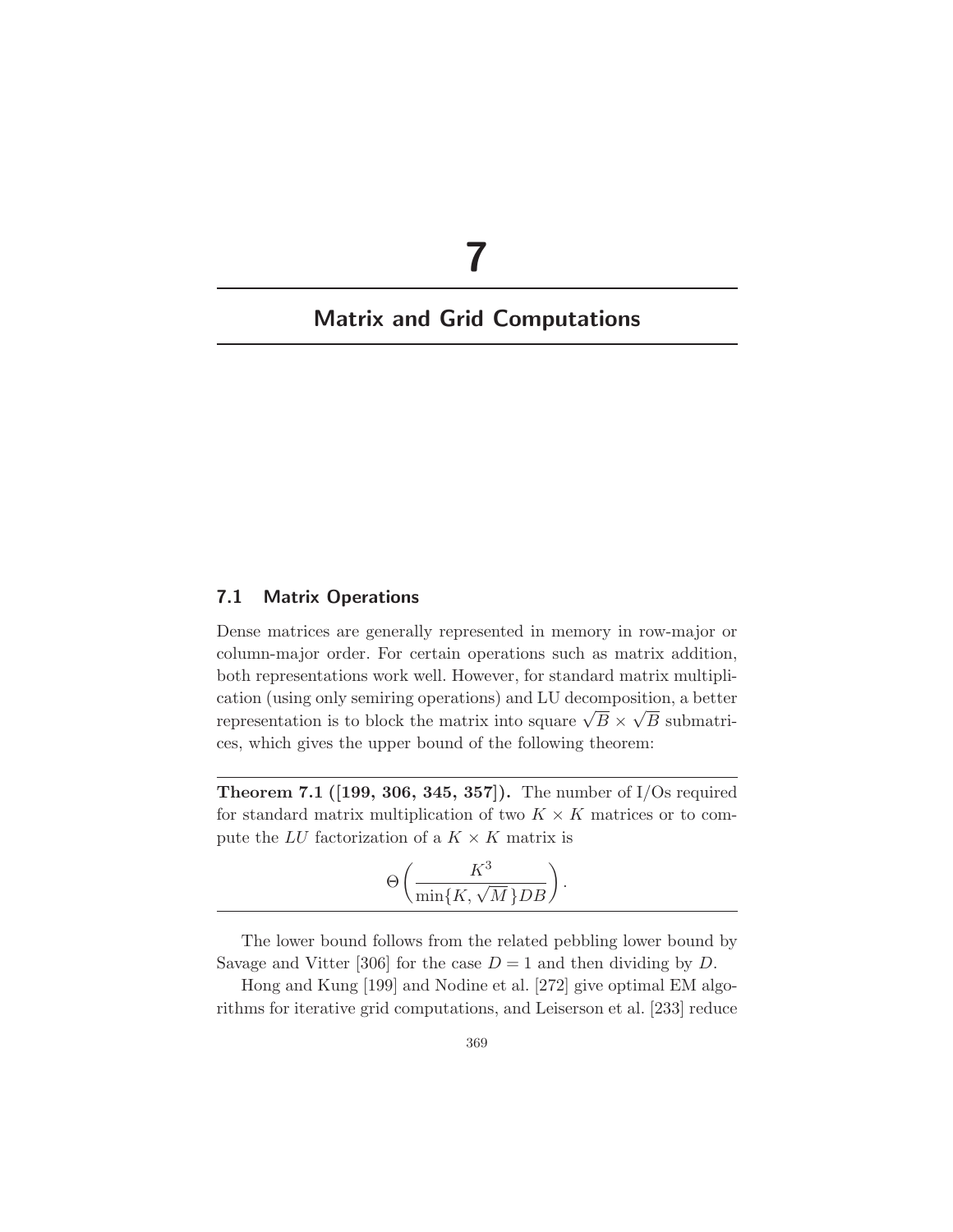# 7

# Matrix and Grid Computations

## 7.1 Matrix Operations

Dense matrices are generally represented in memory in row-major or column-major order. For certain operations such as matrix addition, both representations work well. However, for standard matrix multiplication (using only semiring operations) and LU decomposition, a better representation is to block the matrix into square $\sqrt{B} \times \sqrt{B}$ submatrices, which gives the upper bound of the following theorem:

**Theorem 7.1 ([199, 306, 345, 357]).** The number of I/Os required for standard matrix multiplication of two $K \times K$ matrices or to compute the $LU$ factorization of a $K \times K$ matrix is

$$\Theta\left(\frac{K^3}{\min\{K, \sqrt{M}\}DB}\right).$$

The lower bound follows from the related pebbling lower bound by Savage and Vitter [306] for the case $D = 1$ and then dividing by $D$.

Hong and Kung [199] and Nodine et al. [272] give optimal EM algorithms for iterative grid computations, and Leiserson et al. [233] reduce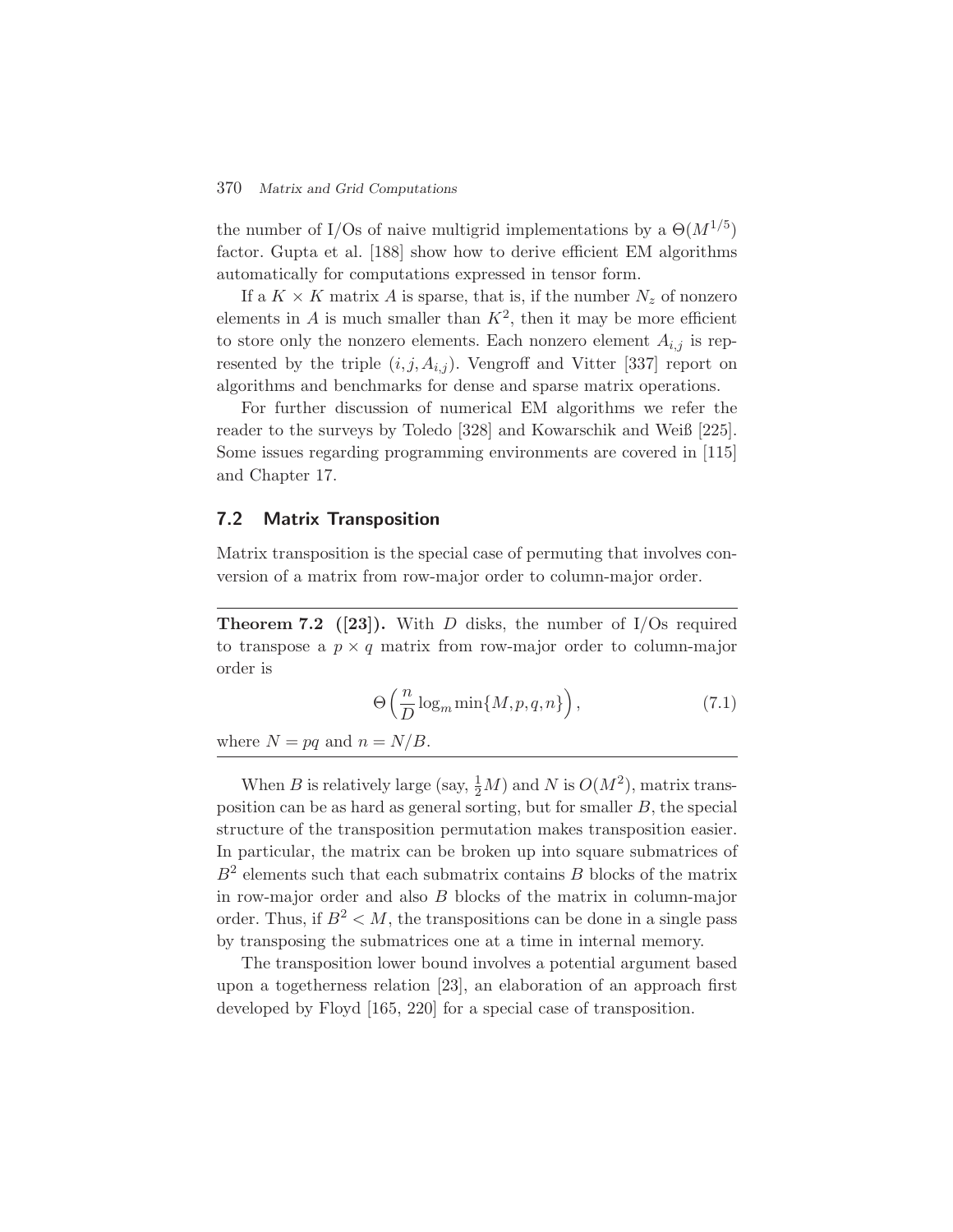the number of I/Os of naive multigrid implementations by a $\Theta(M^{1/5})$ factor. Gupta et al. [188] show how to derive efficient EM algorithms automatically for computations expressed in tensor form.

If a $K \times K$ matrix $A$ is sparse, that is, if the number $N_z$ of nonzero elements in $A$ is much smaller than $K^2$, then it may be more efficient to store only the nonzero elements. Each nonzero element $A_{i,j}$ is represented by the triple $(i, j, A_{i,j})$. Vengroff and Vitter [337] report on algorithms and benchmarks for dense and sparse matrix operations.

For further discussion of numerical EM algorithms we refer the reader to the surveys by Toledo [328] and Kowarschik and Weiß [225]. Some issues regarding programming environments are covered in [115] and Chapter 17.

## 7.2 Matrix Transposition

Matrix transposition is the special case of permuting that involves conversion of a matrix from row-major order to column-major order.

---

**Theorem 7.2 ([23]).** With $D$ disks, the number of I/Os required to transpose a $p \times q$ matrix from row-major order to column-major order is

$$\Theta\left(\frac{n}{D}\log_m \min\{M, p, q, n\}\right), \tag{7.1}$$

where $N = pq$ and $n = N/B$.

---

When $B$ is relatively large (say, $\frac{1}{2}M$) and $N$ is $O(M^2)$, matrix transposition can be as hard as general sorting, but for smaller $B$, the special structure of the transposition permutation makes transposition easier. In particular, the matrix can be broken up into square submatrices of $B^2$ elements such that each submatrix contains $B$ blocks of the matrix in row-major order and also $B$ blocks of the matrix in column-major order. Thus, if $B^2 < M$, the transpositions can be done in a single pass by transposing the submatrices one at a time in internal memory.

The transposition lower bound involves a potential argument based upon a togetherness relation [23], an elaboration of an approach first developed by Floyd [165, 220] for a special case of transposition.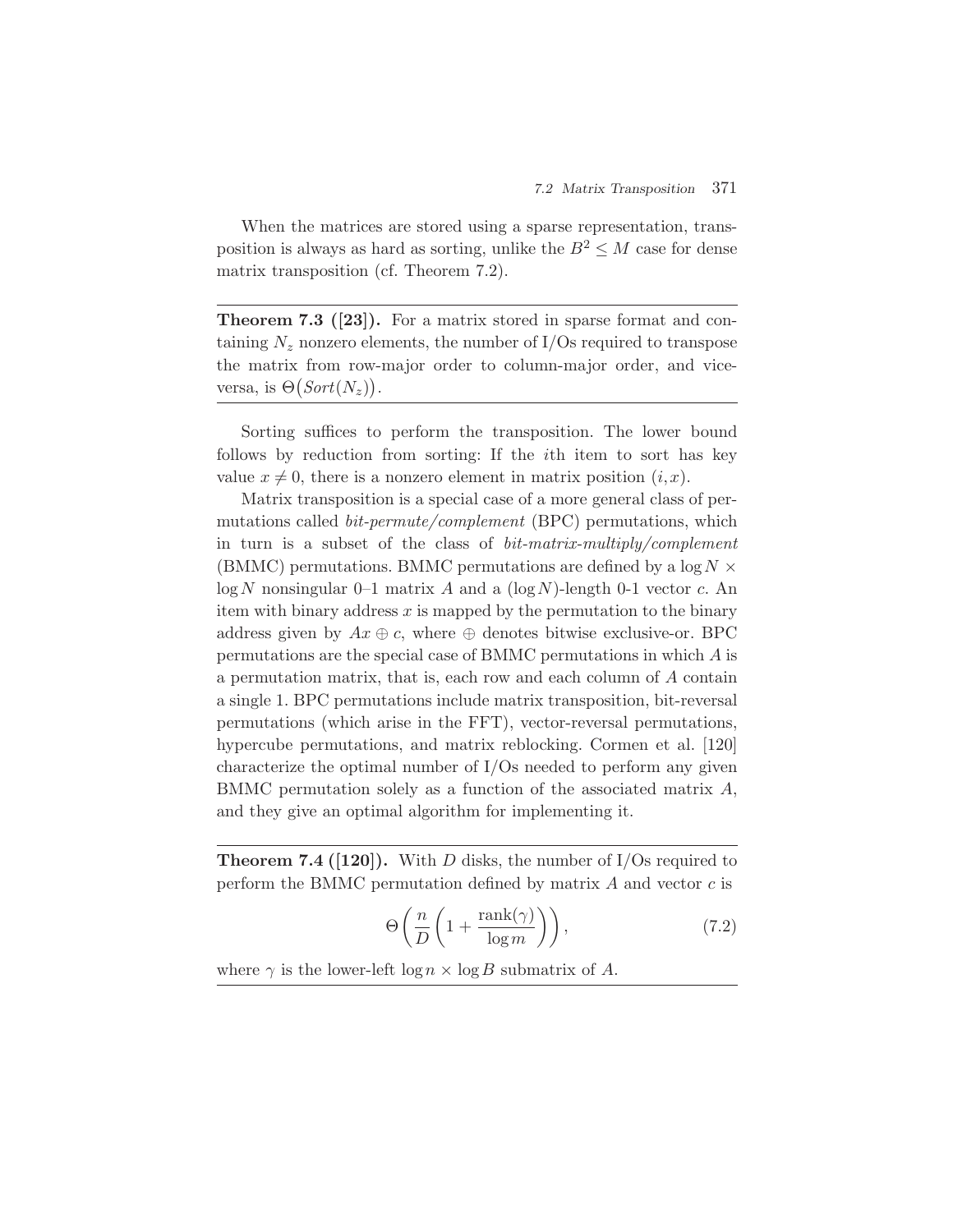When the matrices are stored using a sparse representation, transposition is always as hard as sorting, unlike the $B^2 \leq M$ case for dense matrix transposition (cf. Theorem 7.2).

---

**Theorem 7.3 ([23]).** For a matrix stored in sparse format and containing $N_z$ nonzero elements, the number of I/Os required to transpose the matrix from row-major order to column-major order, and vice-versa, is $\Theta\big(\mathit{Sort}(N_z)\big)$.

---

Sorting suffices to perform the transposition. The lower bound follows by reduction from sorting: If the $i$th item to sort has key value $x \neq 0$, there is a nonzero element in matrix position $(i, x)$.

Matrix transposition is a special case of a more general class of permutations called *bit-permute/complement* (BPC) permutations, which in turn is a subset of the class of *bit-matrix-multiply/complement* (BMMC) permutations. BMMC permutations are defined by a $\log N \times \log N$ nonsingular 0–1 matrix $A$ and a $(\log N)$-length 0-1 vector $c$. An item with binary address $x$ is mapped by the permutation to the binary address given by $Ax \oplus c$, where $\oplus$ denotes bitwise exclusive-or. BPC permutations are the special case of BMMC permutations in which $A$ is a permutation matrix, that is, each row and each column of $A$ contain a single 1. BPC permutations include matrix transposition, bit-reversal permutations (which arise in the FFT), vector-reversal permutations, hypercube permutations, and matrix reblocking. Cormen et al. [120] characterize the optimal number of I/Os needed to perform any given BMMC permutation solely as a function of the associated matrix $A$, and they give an optimal algorithm for implementing it.

---

**Theorem 7.4 ([120]).** With $D$ disks, the number of I/Os required to perform the BMMC permutation defined by matrix $A$ and vector $c$ is

$$\Theta\left(\frac{n}{D}\left(1 + \frac{\operatorname{rank}(\gamma)}{\log m}\right)\right), \tag{7.2}$$

where $\gamma$ is the lower-left $\log n \times \log B$ submatrix of $A$.

---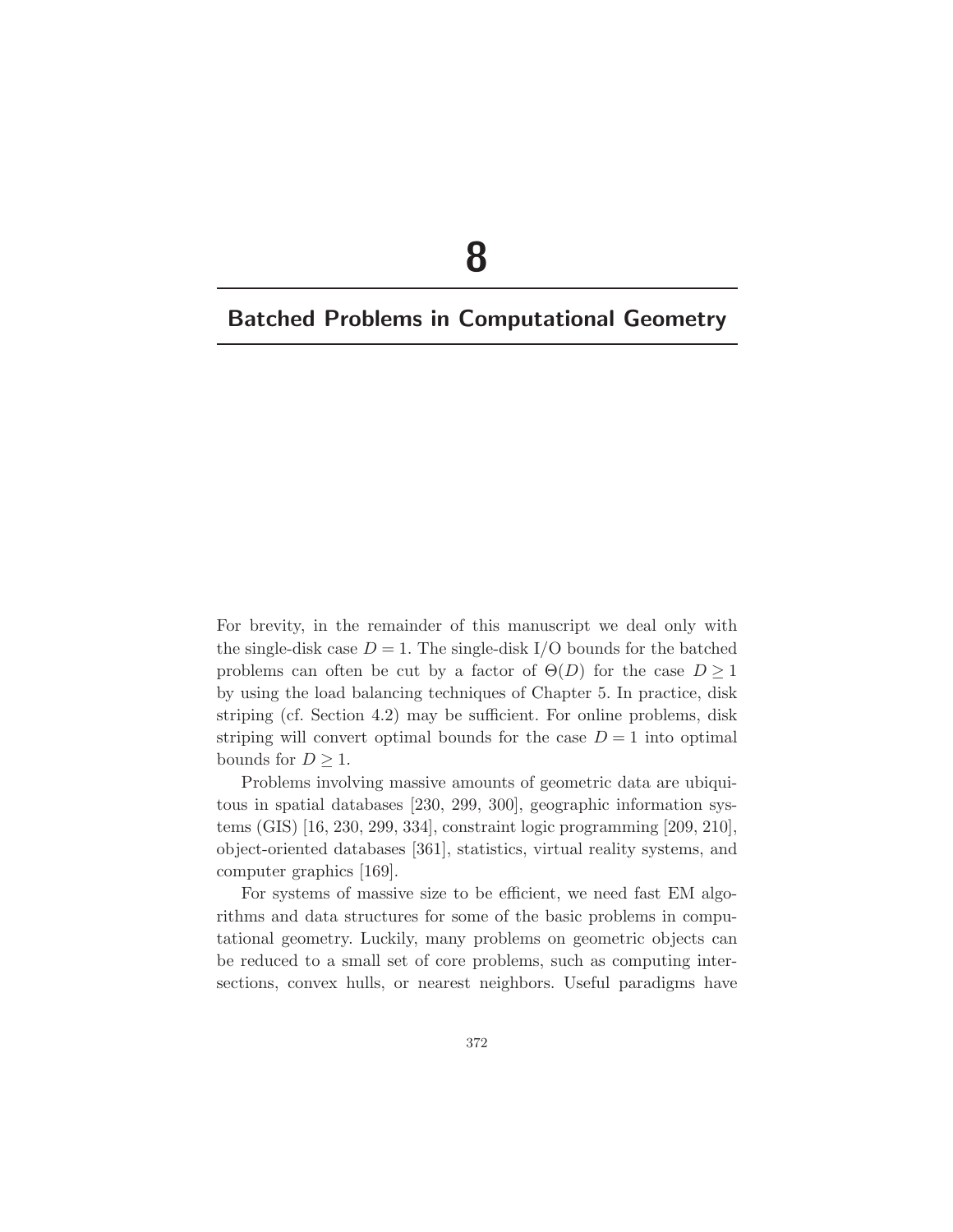# 8

## Batched Problems in Computational Geometry

For brevity, in the remainder of this manuscript we deal only with the single-disk case $D = 1$. The single-disk I/O bounds for the batched problems can often be cut by a factor of $\Theta(D)$ for the case $D \geq 1$ by using the load balancing techniques of Chapter 5. In practice, disk striping (cf. Section 4.2) may be sufficient. For online problems, disk striping will convert optimal bounds for the case $D = 1$ into optimal bounds for $D \geq 1$.

Problems involving massive amounts of geometric data are ubiquitous in spatial databases [230, 299, 300], geographic information systems (GIS) [16, 230, 299, 334], constraint logic programming [209, 210], object-oriented databases [361], statistics, virtual reality systems, and computer graphics [169].

For systems of massive size to be efficient, we need fast EM algorithms and data structures for some of the basic problems in computational geometry. Luckily, many problems on geometric objects can be reduced to a small set of core problems, such as computing intersections, convex hulls, or nearest neighbors. Useful paradigms have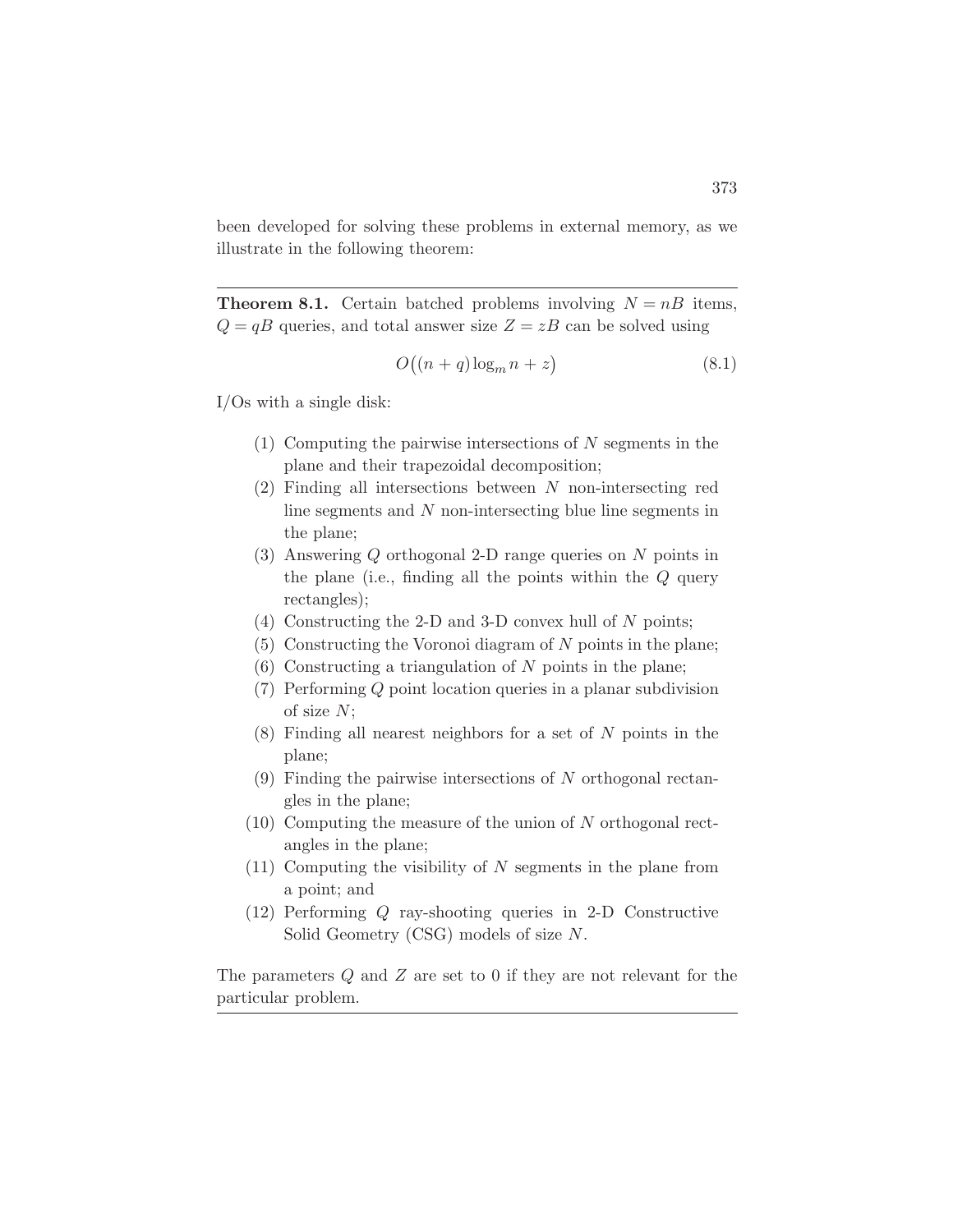been developed for solving these problems in external memory, as we illustrate in the following theorem:

---

**Theorem 8.1.** Certain batched problems involving $N = nB$ items, $Q = qB$ queries, and total answer size $Z = zB$ can be solved using

$$O\big((n+q)\log_m n + z\big) \tag{8.1}$$

I/Os with a single disk:

1. Computing the pairwise intersections of $N$ segments in the plane and their trapezoidal decomposition;
2. Finding all intersections between $N$ non-intersecting red line segments and $N$ non-intersecting blue line segments in the plane;
3. Answering $Q$ orthogonal 2-D range queries on $N$ points in the plane (i.e., finding all the points within the $Q$ query rectangles);
4. Constructing the 2-D and 3-D convex hull of $N$ points;
5. Constructing the Voronoi diagram of $N$ points in the plane;
6. Constructing a triangulation of $N$ points in the plane;
7. Performing $Q$ point location queries in a planar subdivision of size $N$;
8. Finding all nearest neighbors for a set of $N$ points in the plane;
9. Finding the pairwise intersections of $N$ orthogonal rectangles in the plane;
10. Computing the measure of the union of $N$ orthogonal rectangles in the plane;
11. Computing the visibility of $N$ segments in the plane from a point; and
12. Performing $Q$ ray-shooting queries in 2-D Constructive Solid Geometry (CSG) models of size $N$.

The parameters $Q$ and $Z$ are set to 0 if they are not relevant for the particular problem.

---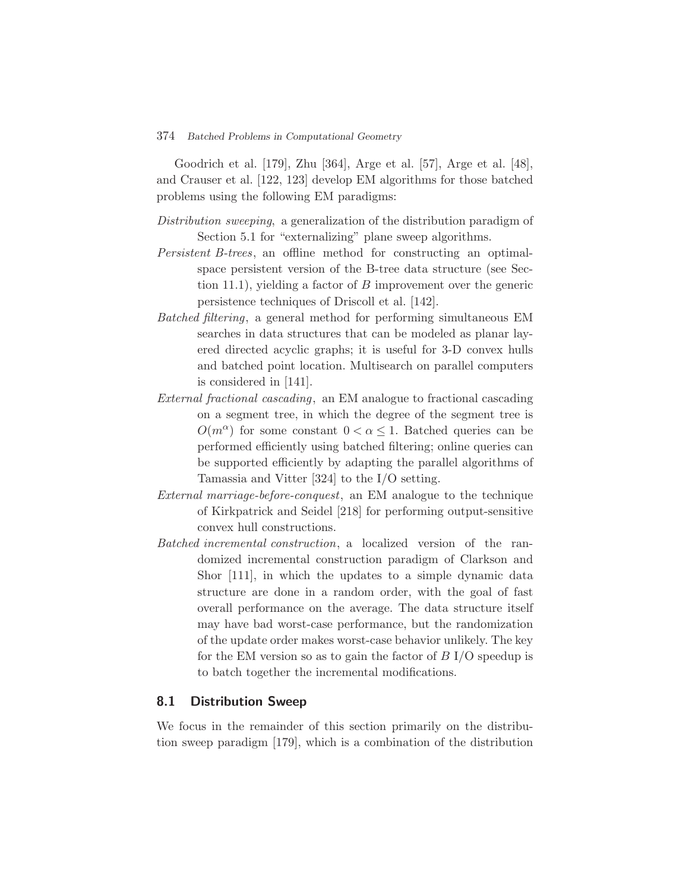Goodrich et al. [179], Zhu [364], Arge et al. [57], Arge et al. [48], and Crauser et al. [122, 123] develop EM algorithms for those batched problems using the following EM paradigms:

*Distribution sweeping*, a generalization of the distribution paradigm of Section 5.1 for "externalizing" plane sweep algorithms.

*Persistent B-trees*, an offline method for constructing an optimal-space persistent version of the B-tree data structure (see Section 11.1), yielding a factor of $B$ improvement over the generic persistence techniques of Driscoll et al. [142].

*Batched filtering*, a general method for performing simultaneous EM searches in data structures that can be modeled as planar layered directed acyclic graphs; it is useful for 3-D convex hulls and batched point location. Multisearch on parallel computers is considered in [141].

*External fractional cascading*, an EM analogue to fractional cascading on a segment tree, in which the degree of the segment tree is $O(m^\alpha)$ for some constant $0 < \alpha \leq 1$. Batched queries can be performed efficiently using batched filtering; online queries can be supported efficiently by adapting the parallel algorithms of Tamassia and Vitter [324] to the I/O setting.

*External marriage-before-conquest*, an EM analogue to the technique of Kirkpatrick and Seidel [218] for performing output-sensitive convex hull constructions.

*Batched incremental construction*, a localized version of the randomized incremental construction paradigm of Clarkson and Shor [111], in which the updates to a simple dynamic data structure are done in a random order, with the goal of fast overall performance on the average. The data structure itself may have bad worst-case performance, but the randomization of the update order makes worst-case behavior unlikely. The key for the EM version so as to gain the factor of $B$ I/O speedup is to batch together the incremental modifications.

## 8.1 Distribution Sweep

We focus in the remainder of this section primarily on the distribution sweep paradigm [179], which is a combination of the distribution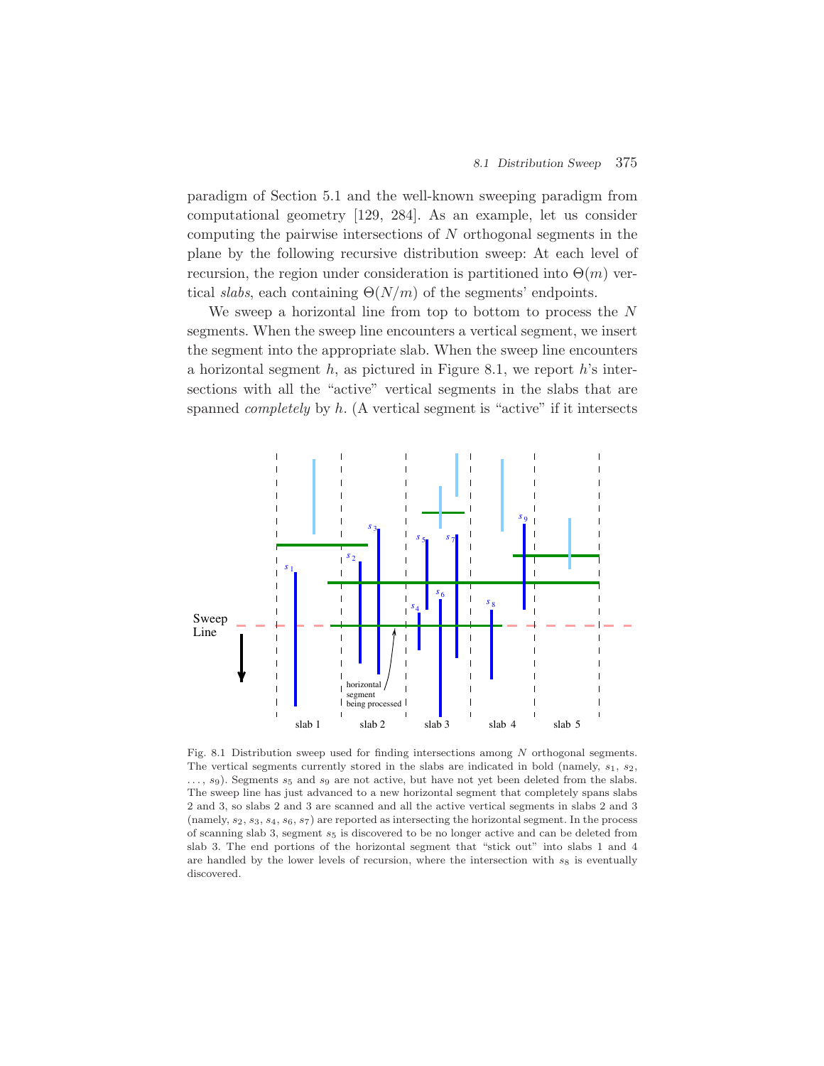paradigm of Section 5.1 and the well-known sweeping paradigm from computational geometry [129, 284]. As an example, let us consider computing the pairwise intersections of $N$ orthogonal segments in the plane by the following recursive distribution sweep: At each level of recursion, the region under consideration is partitioned into $\Theta(m)$ vertical *slabs*, each containing $\Theta(N/m)$ of the segments' endpoints.

We sweep a horizontal line from top to bottom to process the $N$ segments. When the sweep line encounters a vertical segment, we insert the segment into the appropriate slab. When the sweep line encounters a horizontal segment $h$, as pictured in Figure 8.1, we report $h$'s intersections with all the "active" vertical segments in the slabs that are spanned *completely* by $h$. (A vertical segment is "active" if it intersects

Fig. 8.1 Distribution sweep used for finding intersections among $N$ orthogonal segments. The vertical segments currently stored in the slabs are indicated in bold (namely, $s_1$, $s_2$, ..., $s_9$). Segments $s_5$ and $s_9$ are not active, but have not yet been deleted from the slabs. The sweep line has just advanced to a new horizontal segment that completely spans slabs 2 and 3, so slabs 2 and 3 are scanned and all the active vertical segments in slabs 2 and 3 (namely, $s_2$, $s_3$, $s_4$, $s_6$, $s_7$) are reported as intersecting the horizontal segment. In the process of scanning slab 3, segment $s_5$ is discovered to be no longer active and can be deleted from slab 3. The end portions of the horizontal segment that "stick out" into slabs 1 and 4 are handled by the lower levels of recursion, where the intersection with $s_8$ is eventually discovered.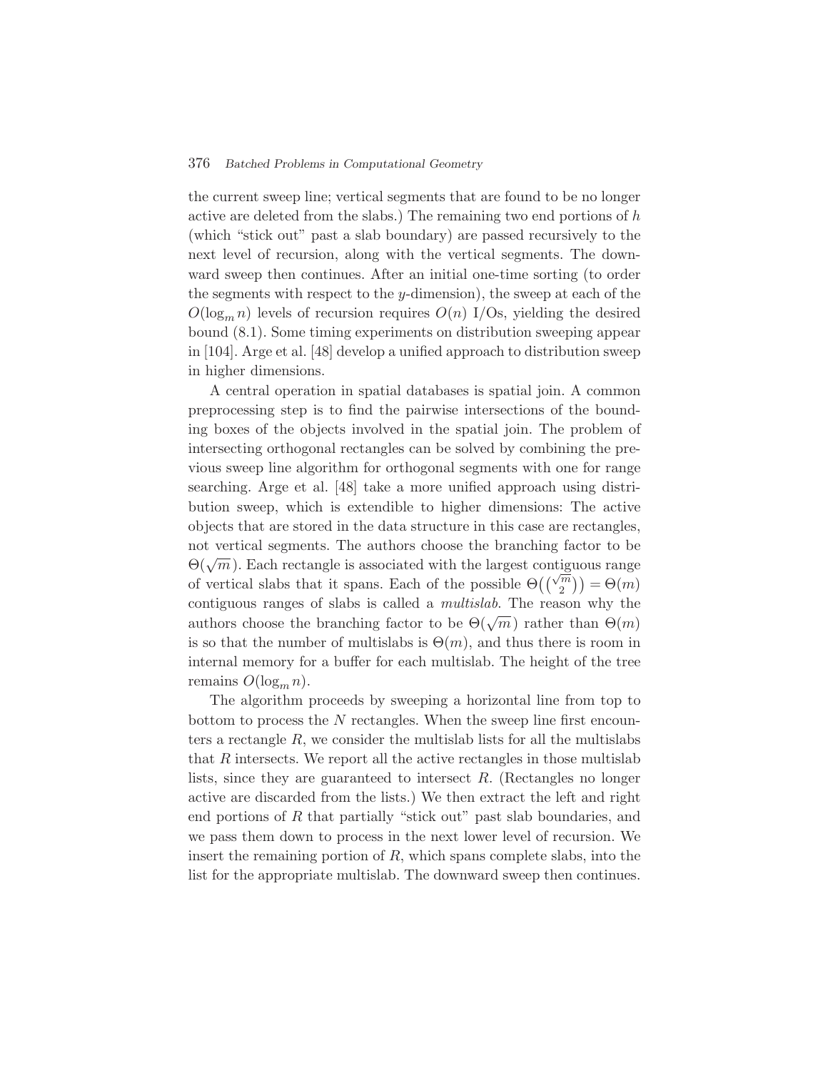the current sweep line; vertical segments that are found to be no longer active are deleted from the slabs.) The remaining two end portions of $h$ (which "stick out" past a slab boundary) are passed recursively to the next level of recursion, along with the vertical segments. The downward sweep then continues. After an initial one-time sorting (to order the segments with respect to the $y$-dimension), the sweep at each of the $O(\log_m n)$ levels of recursion requires $O(n)$ I/Os, yielding the desired bound (8.1). Some timing experiments on distribution sweeping appear in [104]. Arge et al. [48] develop a unified approach to distribution sweep in higher dimensions.

A central operation in spatial databases is spatial join. A common preprocessing step is to find the pairwise intersections of the bounding boxes of the objects involved in the spatial join. The problem of intersecting orthogonal rectangles can be solved by combining the previous sweep line algorithm for orthogonal segments with one for range searching. Arge et al. [48] take a more unified approach using distribution sweep, which is extendible to higher dimensions: The active objects that are stored in the data structure in this case are rectangles, not vertical segments. The authors choose the branching factor to be $\Theta(\sqrt{m})$. Each rectangle is associated with the largest contiguous range of vertical slabs that it spans. Each of the possible $\Theta\big(\binom{\sqrt{m}}{2}\big) = \Theta(m)$ contiguous ranges of slabs is called a *multislab*. The reason why the authors choose the branching factor to be $\Theta(\sqrt{m})$ rather than $\Theta(m)$ is so that the number of multislabs is $\Theta(m)$, and thus there is room in internal memory for a buffer for each multislab. The height of the tree remains $O(\log_m n)$.

The algorithm proceeds by sweeping a horizontal line from top to bottom to process the $N$ rectangles. When the sweep line first encounters a rectangle $R$, we consider the multislab lists for all the multislabs that $R$ intersects. We report all the active rectangles in those multislab lists, since they are guaranteed to intersect $R$. (Rectangles no longer active are discarded from the lists.) We then extract the left and right end portions of $R$ that partially "stick out" past slab boundaries, and we pass them down to process in the next lower level of recursion. We insert the remaining portion of $R$, which spans complete slabs, into the list for the appropriate multislab. The downward sweep then continues.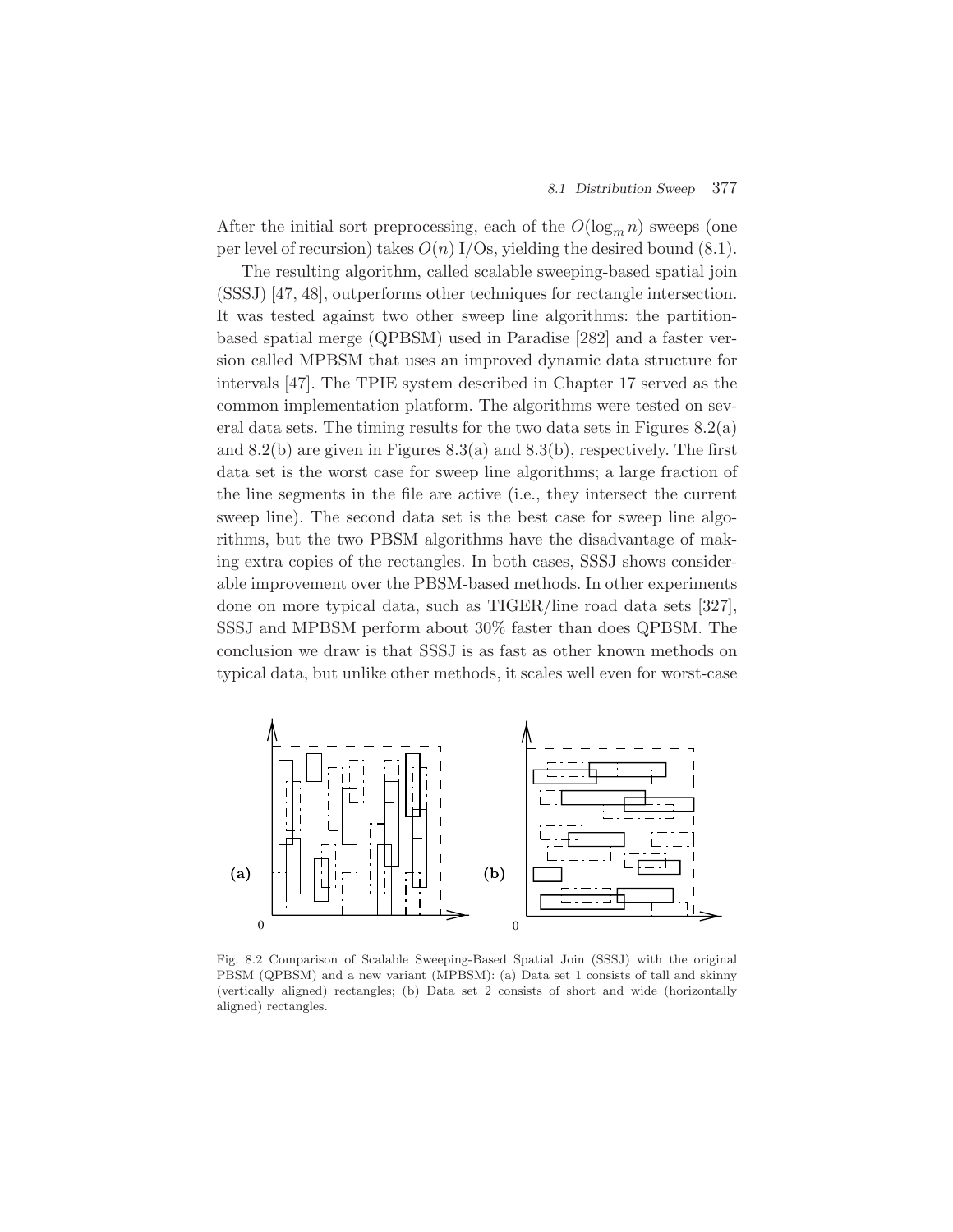After the initial sort preprocessing, each of the $O(\log_m n)$ sweeps (one per level of recursion) takes $O(n)$ I/Os, yielding the desired bound (8.1).

The resulting algorithm, called scalable sweeping-based spatial join (SSSJ) [47, 48], outperforms other techniques for rectangle intersection. It was tested against two other sweep line algorithms: the partition-based spatial merge (QPBSM) used in Paradise [282] and a faster version called MPBSM that uses an improved dynamic data structure for intervals [47]. The TPIE system described in Chapter 17 served as the common implementation platform. The algorithms were tested on several data sets. The timing results for the two data sets in Figures 8.2(a) and 8.2(b) are given in Figures 8.3(a) and 8.3(b), respectively. The first data set is the worst case for sweep line algorithms; a large fraction of the line segments in the file are active (i.e., they intersect the current sweep line). The second data set is the best case for sweep line algorithms, but the two PBSM algorithms have the disadvantage of making extra copies of the rectangles. In both cases, SSSJ shows considerable improvement over the PBSM-based methods. In other experiments done on more typical data, such as TIGER/line road data sets [327], SSSJ and MPBSM perform about 30% faster than does QPBSM. The conclusion we draw is that SSSJ is as fast as other known methods on typical data, but unlike other methods, it scales well even for worst-case

Fig. 8.2 Comparison of Scalable Sweeping-Based Spatial Join (SSSJ) with the original PBSM (QPBSM) and a new variant (MPBSM): (a) Data set 1 consists of tall and skinny (vertically aligned) rectangles; (b) Data set 2 consists of short and wide (horizontally aligned) rectangles.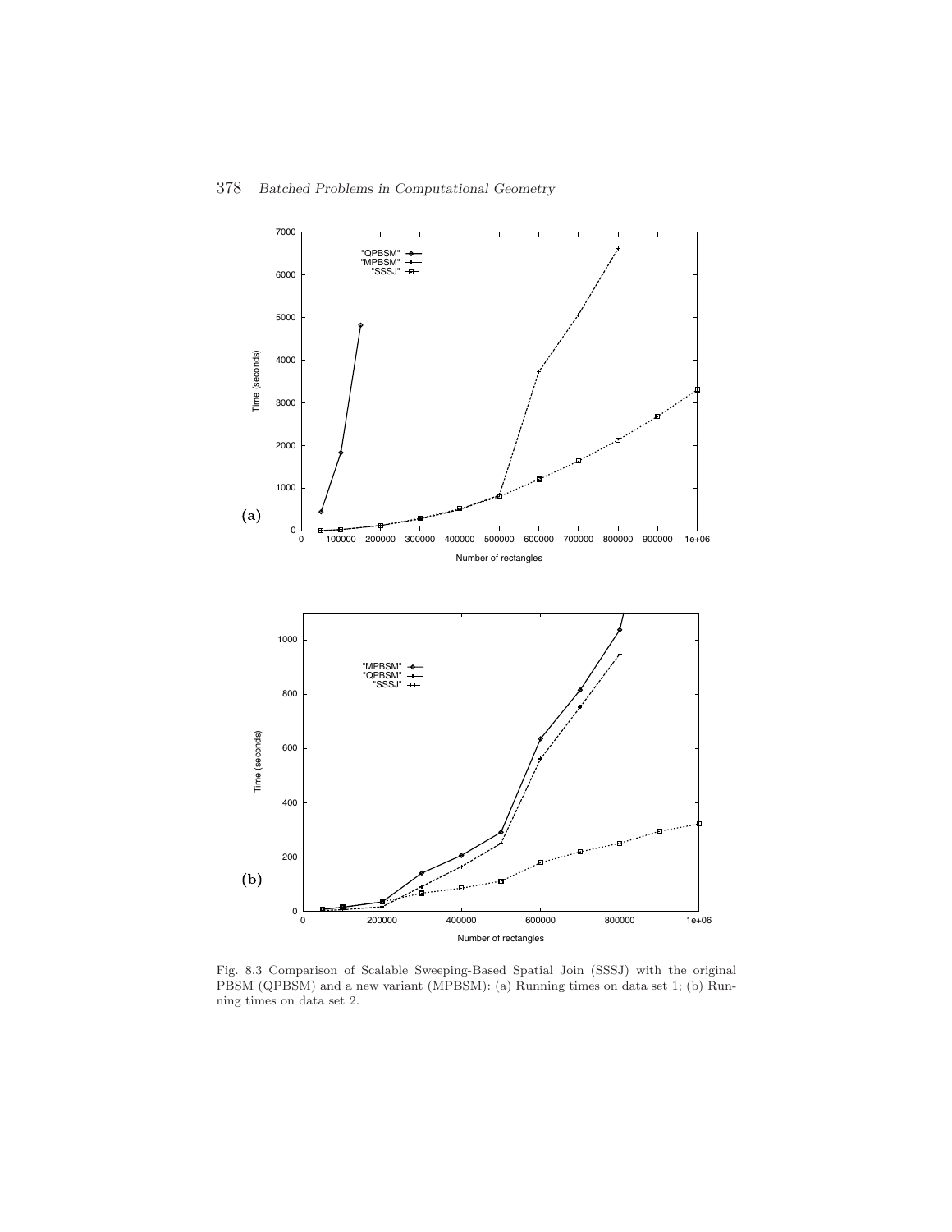Fig. 8.3 Comparison of Scalable Sweeping-Based Spatial Join (SSSJ) with the original PBSM (QPBSM) and a new variant (MPBSM): (a) Running times on data set 1; (b) Running times on data set 2.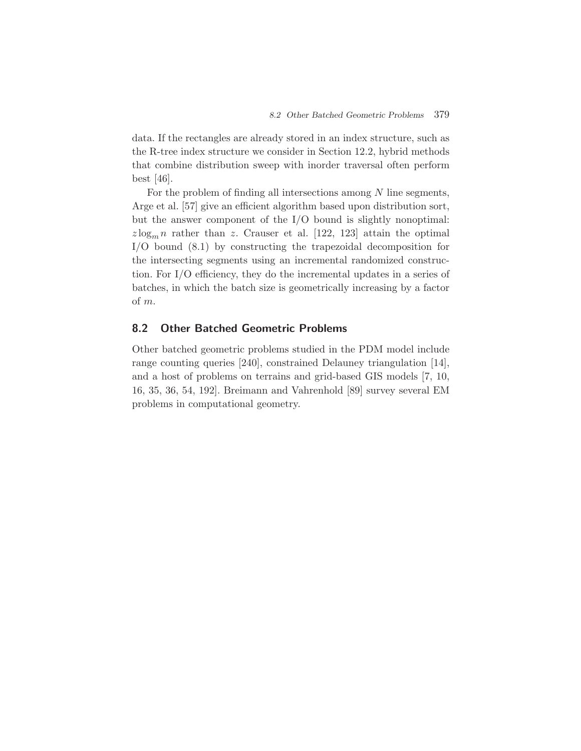data. If the rectangles are already stored in an index structure, such as the R-tree index structure we consider in Section 12.2, hybrid methods that combine distribution sweep with inorder traversal often perform best [46].

For the problem of finding all intersections among $N$ line segments, Arge et al. [57] give an efficient algorithm based upon distribution sort, but the answer component of the I/O bound is slightly nonoptimal: $z \log_m n$ rather than $z$. Crauser et al. [122, 123] attain the optimal I/O bound (8.1) by constructing the trapezoidal decomposition for the intersecting segments using an incremental randomized construction. For I/O efficiency, they do the incremental updates in a series of batches, in which the batch size is geometrically increasing by a factor of $m$.

## 8.2 Other Batched Geometric Problems

Other batched geometric problems studied in the PDM model include range counting queries [240], constrained Delauney triangulation [14], and a host of problems on terrains and grid-based GIS models [7, 10, 16, 35, 36, 54, 192]. Breimann and Vahrenhold [89] survey several EM problems in computational geometry.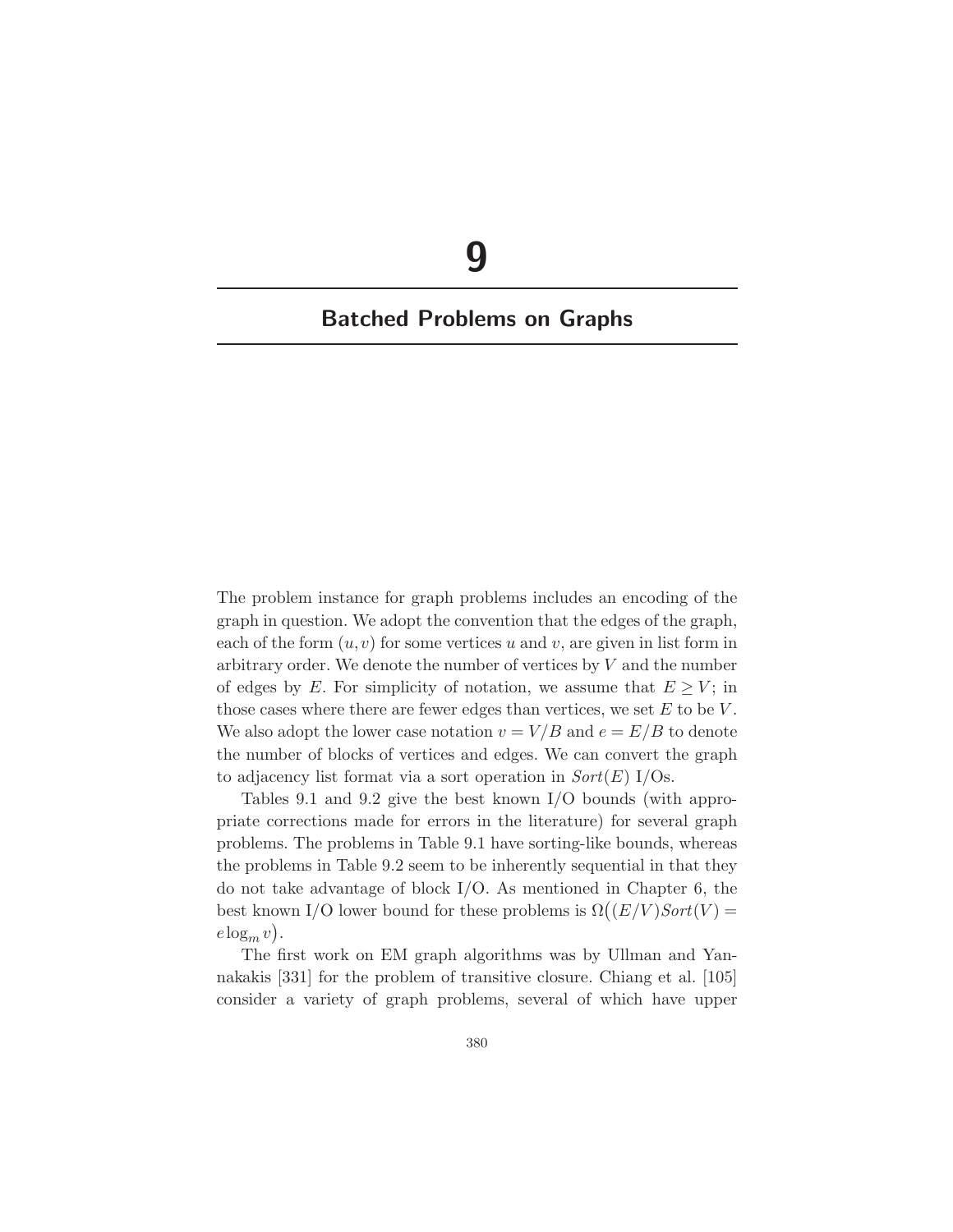# 9

## Batched Problems on Graphs

The problem instance for graph problems includes an encoding of the graph in question. We adopt the convention that the edges of the graph, each of the form $(u,v)$ for some vertices $u$ and $v$, are given in list form in arbitrary order. We denote the number of vertices by $V$ and the number of edges by $E$. For simplicity of notation, we assume that $E \geq V$; in those cases where there are fewer edges than vertices, we set $E$ to be $V$. We also adopt the lower case notation $v = V/B$ and $e = E/B$ to denote the number of blocks of vertices and edges. We can convert the graph to adjacency list format via a sort operation in $Sort(E)$ I/Os.

Tables 9.1 and 9.2 give the best known I/O bounds (with appropriate corrections made for errors in the literature) for several graph problems. The problems in Table 9.1 have sorting-like bounds, whereas the problems in Table 9.2 seem to be inherently sequential in that they do not take advantage of block I/O. As mentioned in Chapter 6, the best known I/O lower bound for these problems is $\Omega\big((E/V)Sort(V) = e\log_m v\big)$.

The first work on EM graph algorithms was by Ullman and Yannakakis [331] for the problem of transitive closure. Chiang et al. [105] consider a variety of graph problems, several of which have upper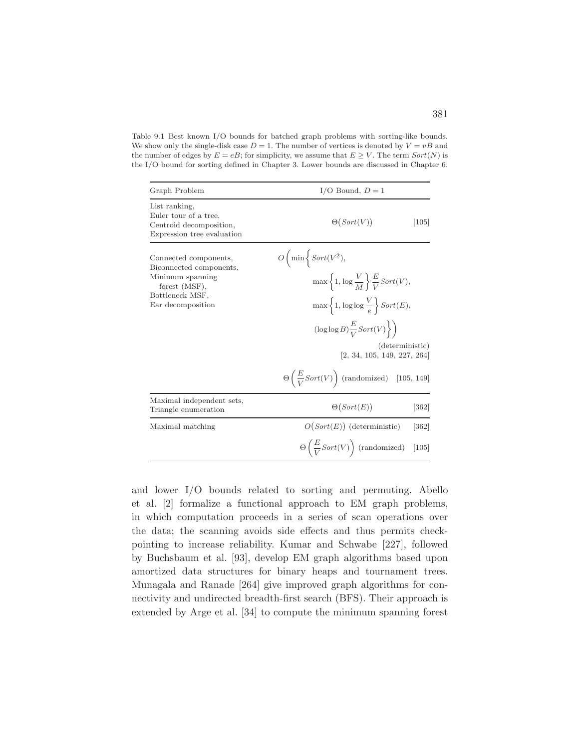Table 9.1 Best known I/O bounds for batched graph problems with sorting-like bounds. We show only the single-disk case $D = 1$. The number of vertices is denoted by $V = vB$ and the number of edges by $E = eB$; for simplicity, we assume that $E \geq V$. The term $Sort(N)$ is the I/O bound for sorting defined in Chapter 3. Lower bounds are discussed in Chapter 6.

| Graph Problem | I/O Bound, $D = 1$ | |
|---|---|---|
| List ranking, Euler tour of a tree, Centroid decomposition, Expression tree evaluation | $\Theta\big(Sort(V)\big)$ | [105] |
| Connected components, Biconnected components, Minimum spanning forest (MSF), Bottleneck MSF, Ear decomposition | $O\left(\min\left\{ Sort(V^2), \max\left\{1, \log \frac{V}{M}\right\} \frac{E}{V} Sort(V), \max\left\{1, \log\log \frac{V}{e}\right\} Sort(E), (\log\log B) \frac{E}{V} Sort(V) \right\}\right)$ (deterministic) | [2, 34, 105, 149, 227, 264] |
| | $\Theta\left(\frac{E}{V} Sort(V)\right)$ (randomized) | [105, 149] |
| Maximal independent sets, Triangle enumeration | $\Theta\big(Sort(E)\big)$ | [362] |
| Maximal matching | $O\big(Sort(E)\big)$ (deterministic) | [362] |
| | $\Theta\left(\frac{E}{V} Sort(V)\right)$ (randomized) | [105] |

and lower I/O bounds related to sorting and permuting. Abello et al. [2] formalize a functional approach to EM graph problems, in which computation proceeds in a series of scan operations over the data; the scanning avoids side effects and thus permits checkpointing to increase reliability. Kumar and Schwabe [227], followed by Buchsbaum et al. [93], develop EM graph algorithms based upon amortized data structures for binary heaps and tournament trees. Munagala and Ranade [264] give improved graph algorithms for connectivity and undirected breadth-first search (BFS). Their approach is extended by Arge et al. [34] to compute the minimum spanning forest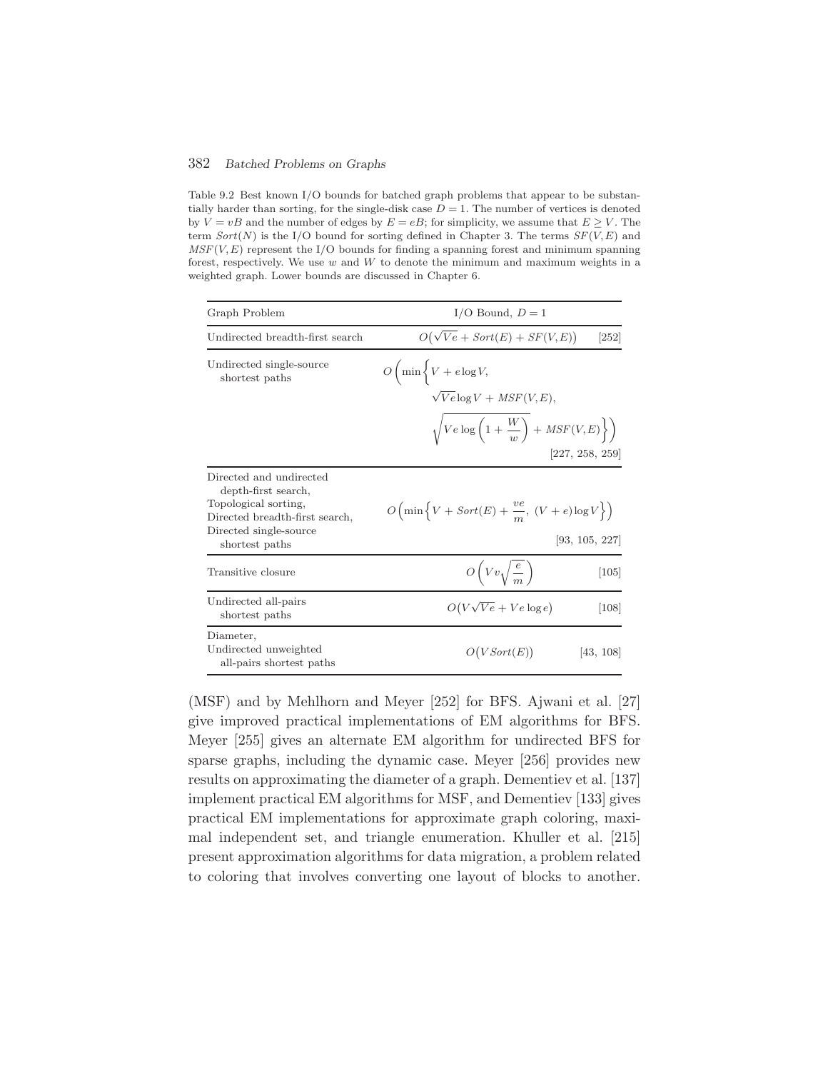Table 9.2 Best known I/O bounds for batched graph problems that appear to be substantially harder than sorting, for the single-disk case $D = 1$. The number of vertices is denoted by $V = vB$ and the number of edges by $E = eB$; for simplicity, we assume that $E \geq V$. The term $Sort(N)$ is the I/O bound for sorting defined in Chapter 3. The terms $SF(V,E)$ and $MSF(V,E)$ represent the I/O bounds for finding a spanning forest and minimum spanning forest, respectively. We use $w$ and $W$ to denote the minimum and maximum weights in a weighted graph. Lower bounds are discussed in Chapter 6.

| Graph Problem | I/O Bound, $D = 1$ | |
|---|---|---|
| Undirected breadth-first search | $O\big(\sqrt{Ve} + Sort(E) + SF(V,E)\big)$ | [252] |
| Undirected single-source shortest paths | $O\left(\min\left\{V + e\log V,\ \sqrt{Ve}\log V + MSF(V,E),\ \sqrt{Ve\log\left(1+\frac{W}{w}\right)} + MSF(V,E)\right\}\right)$ | [227, 258, 259] |
| Directed and undirected depth-first search, Topological sorting, Directed breadth-first search, Directed single-source shortest paths | $O\left(\min\left\{V + Sort(E) + \frac{ve}{m},\ (V+e)\log V\right\}\right)$ | [93, 105, 227] |
| Transitive closure | $O\left(Vv\sqrt{\frac{e}{m}}\right)$ | [105] |
| Undirected all-pairs shortest paths | $O\big(V\sqrt{Ve} + Ve\log e\big)$ | [108] |
| Diameter, Undirected unweighted all-pairs shortest paths | $O\big(V\,Sort(E)\big)$ | [43, 108] |

(MSF) and by Mehlhorn and Meyer [252] for BFS. Ajwani et al. [27] give improved practical implementations of EM algorithms for BFS. Meyer [255] gives an alternate EM algorithm for undirected BFS for sparse graphs, including the dynamic case. Meyer [256] provides new results on approximating the diameter of a graph. Dementiev et al. [137] implement practical EM algorithms for MSF, and Dementiev [133] gives practical EM implementations for approximate graph coloring, maximal independent set, and triangle enumeration. Khuller et al. [215] present approximation algorithms for data migration, a problem related to coloring that involves converting one layout of blocks to another.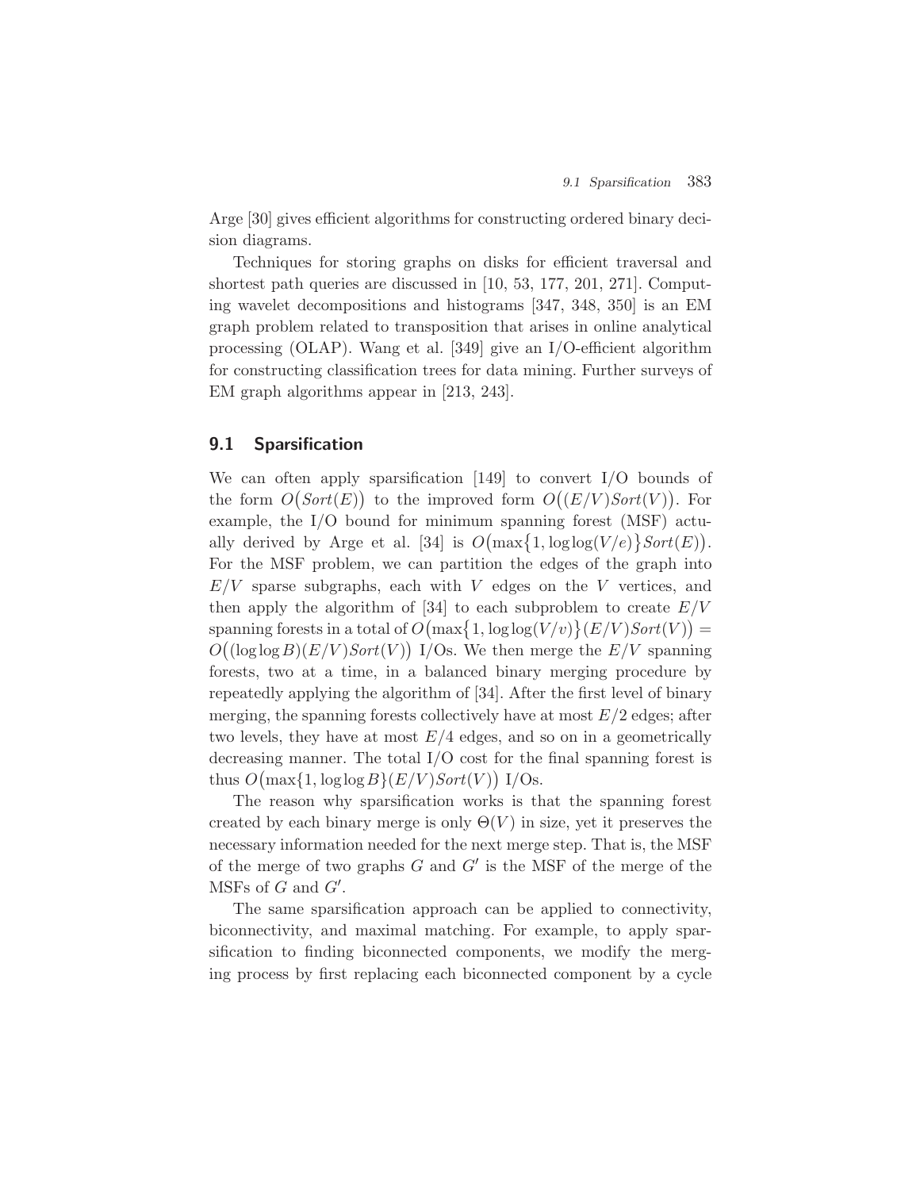Arge [30] gives efficient algorithms for constructing ordered binary decision diagrams.

Techniques for storing graphs on disks for efficient traversal and shortest path queries are discussed in [10, 53, 177, 201, 271]. Computing wavelet decompositions and histograms [347, 348, 350] is an EM graph problem related to transposition that arises in online analytical processing (OLAP). Wang et al. [349] give an I/O-efficient algorithm for constructing classification trees for data mining. Further surveys of EM graph algorithms appear in [213, 243].

## 9.1 Sparsification

We can often apply sparsification [149] to convert I/O bounds of the form $O\big(Sort(E)\big)$ to the improved form $O\big((E/V)Sort(V)\big)$. For example, the I/O bound for minimum spanning forest (MSF) actually derived by Arge et al. [34] is $O\big(\max\{1, \log\log(V/e)\}Sort(E)\big)$. For the MSF problem, we can partition the edges of the graph into $E/V$ sparse subgraphs, each with $V$ edges on the $V$ vertices, and then apply the algorithm of [34] to each subproblem to create $E/V$ spanning forests in a total of $O\big(\max\{1, \log\log(V/v)\}(E/V)Sort(V)\big) = O\big((\log\log B)(E/V)Sort(V)\big)$ I/Os. We then merge the $E/V$ spanning forests, two at a time, in a balanced binary merging procedure by repeatedly applying the algorithm of [34]. After the first level of binary merging, the spanning forests collectively have at most $E/2$ edges; after two levels, they have at most $E/4$ edges, and so on in a geometrically decreasing manner. The total I/O cost for the final spanning forest is thus $O\big(\max\{1, \log\log B\}(E/V)Sort(V)\big)$ I/Os.

The reason why sparsification works is that the spanning forest created by each binary merge is only $\Theta(V)$ in size, yet it preserves the necessary information needed for the next merge step. That is, the MSF of the merge of two graphs $G$ and $G'$ is the MSF of the merge of the MSFs of $G$ and $G'$.

The same sparsification approach can be applied to connectivity, biconnectivity, and maximal matching. For example, to apply sparsification to finding biconnected components, we modify the merging process by first replacing each biconnected component by a cycle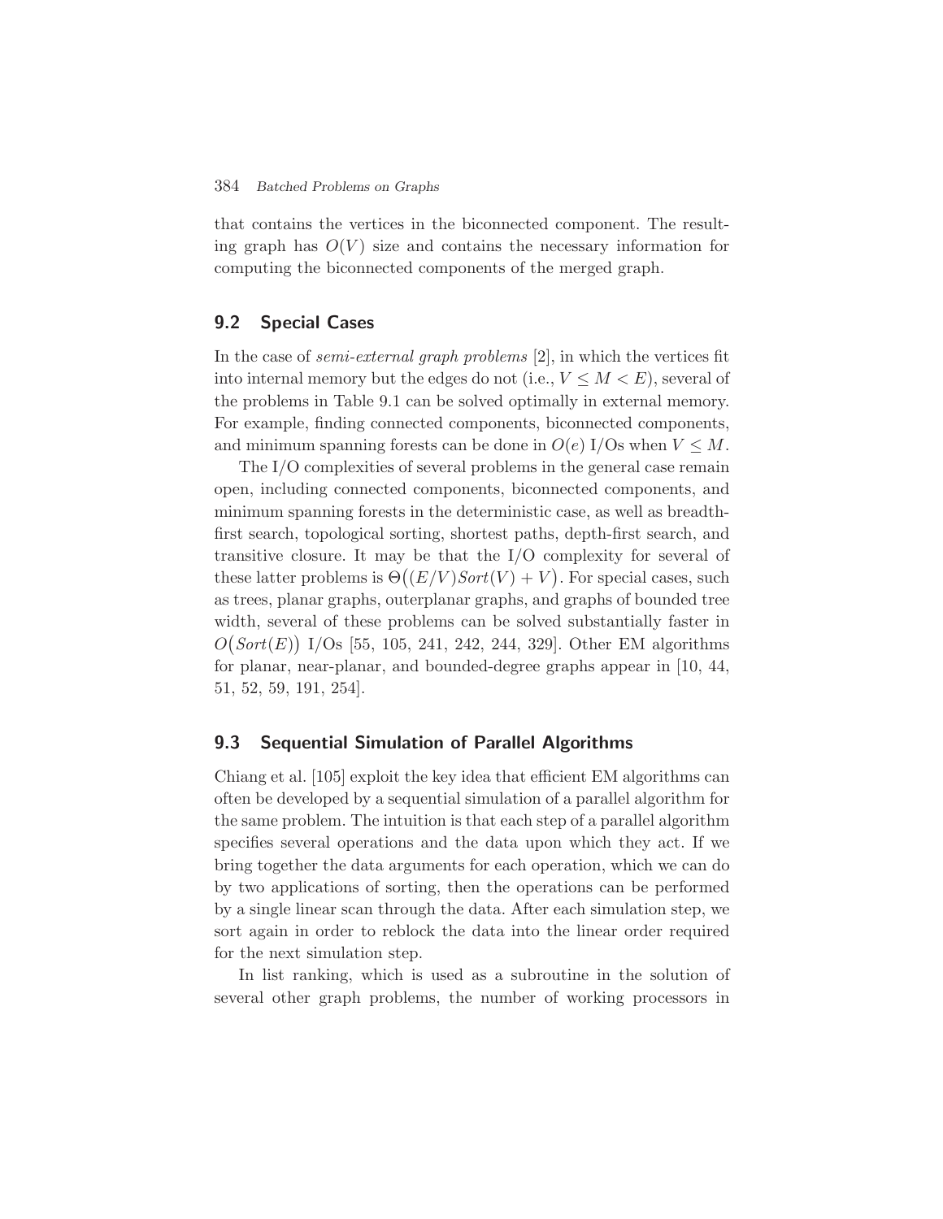that contains the vertices in the biconnected component. The resulting graph has $O(V)$ size and contains the necessary information for computing the biconnected components of the merged graph.

## 9.2 Special Cases

In the case of *semi-external graph problems* [2], in which the vertices fit into internal memory but the edges do not (i.e., $V \leq M < E$), several of the problems in Table 9.1 can be solved optimally in external memory. For example, finding connected components, biconnected components, and minimum spanning forests can be done in $O(e)$ I/Os when $V \leq M$.

The I/O complexities of several problems in the general case remain open, including connected components, biconnected components, and minimum spanning forests in the deterministic case, as well as breadth-first search, topological sorting, shortest paths, depth-first search, and transitive closure. It may be that the I/O complexity for several of these latter problems is $\Theta\big((E/V)\mathit{Sort}(V) + V\big)$. For special cases, such as trees, planar graphs, outerplanar graphs, and graphs of bounded tree width, several of these problems can be solved substantially faster in $O\big(\mathit{Sort}(E)\big)$ I/Os [55, 105, 241, 242, 244, 329]. Other EM algorithms for planar, near-planar, and bounded-degree graphs appear in [10, 44, 51, 52, 59, 191, 254].

## 9.3 Sequential Simulation of Parallel Algorithms

Chiang et al. [105] exploit the key idea that efficient EM algorithms can often be developed by a sequential simulation of a parallel algorithm for the same problem. The intuition is that each step of a parallel algorithm specifies several operations and the data upon which they act. If we bring together the data arguments for each operation, which we can do by two applications of sorting, then the operations can be performed by a single linear scan through the data. After each simulation step, we sort again in order to reblock the data into the linear order required for the next simulation step.

In list ranking, which is used as a subroutine in the solution of several other graph problems, the number of working processors in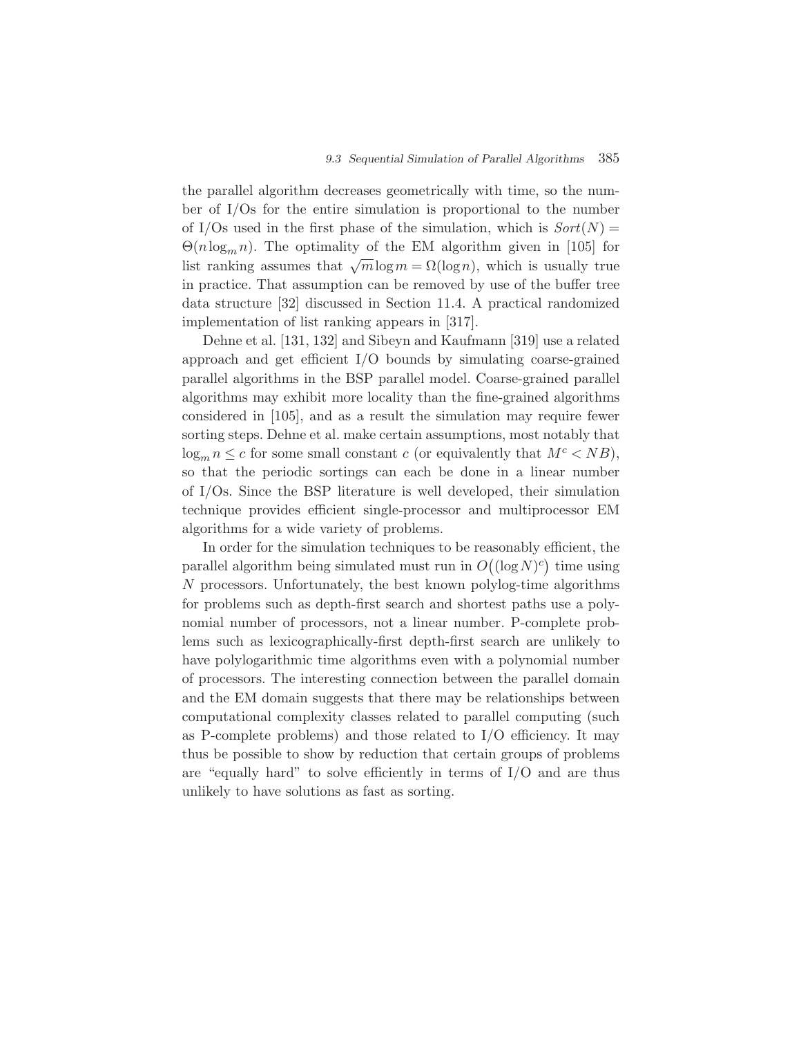the parallel algorithm decreases geometrically with time, so the number of I/Os for the entire simulation is proportional to the number of I/Os used in the first phase of the simulation, which is $Sort(N) = \Theta(n \log_m n)$. The optimality of the EM algorithm given in [105] for list ranking assumes that $\sqrt{m} \log m = \Omega(\log n)$, which is usually true in practice. That assumption can be removed by use of the buffer tree data structure [32] discussed in Section 11.4. A practical randomized implementation of list ranking appears in [317].

Dehne et al. [131, 132] and Sibeyn and Kaufmann [319] use a related approach and get efficient I/O bounds by simulating coarse-grained parallel algorithms in the BSP parallel model. Coarse-grained parallel algorithms may exhibit more locality than the fine-grained algorithms considered in [105], and as a result the simulation may require fewer sorting steps. Dehne et al. make certain assumptions, most notably that $\log_m n \leq c$ for some small constant $c$ (or equivalently that $M^c < NB$), so that the periodic sortings can each be done in a linear number of I/Os. Since the BSP literature is well developed, their simulation technique provides efficient single-processor and multiprocessor EM algorithms for a wide variety of problems.

In order for the simulation techniques to be reasonably efficient, the parallel algorithm being simulated must run in $O\big((\log N)^c\big)$ time using $N$ processors. Unfortunately, the best known polylog-time algorithms for problems such as depth-first search and shortest paths use a polynomial number of processors, not a linear number. P-complete problems such as lexicographically-first depth-first search are unlikely to have polylogarithmic time algorithms even with a polynomial number of processors. The interesting connection between the parallel domain and the EM domain suggests that there may be relationships between computational complexity classes related to parallel computing (such as P-complete problems) and those related to I/O efficiency. It may thus be possible to show by reduction that certain groups of problems are "equally hard" to solve efficiently in terms of I/O and are thus unlikely to have solutions as fast as sorting.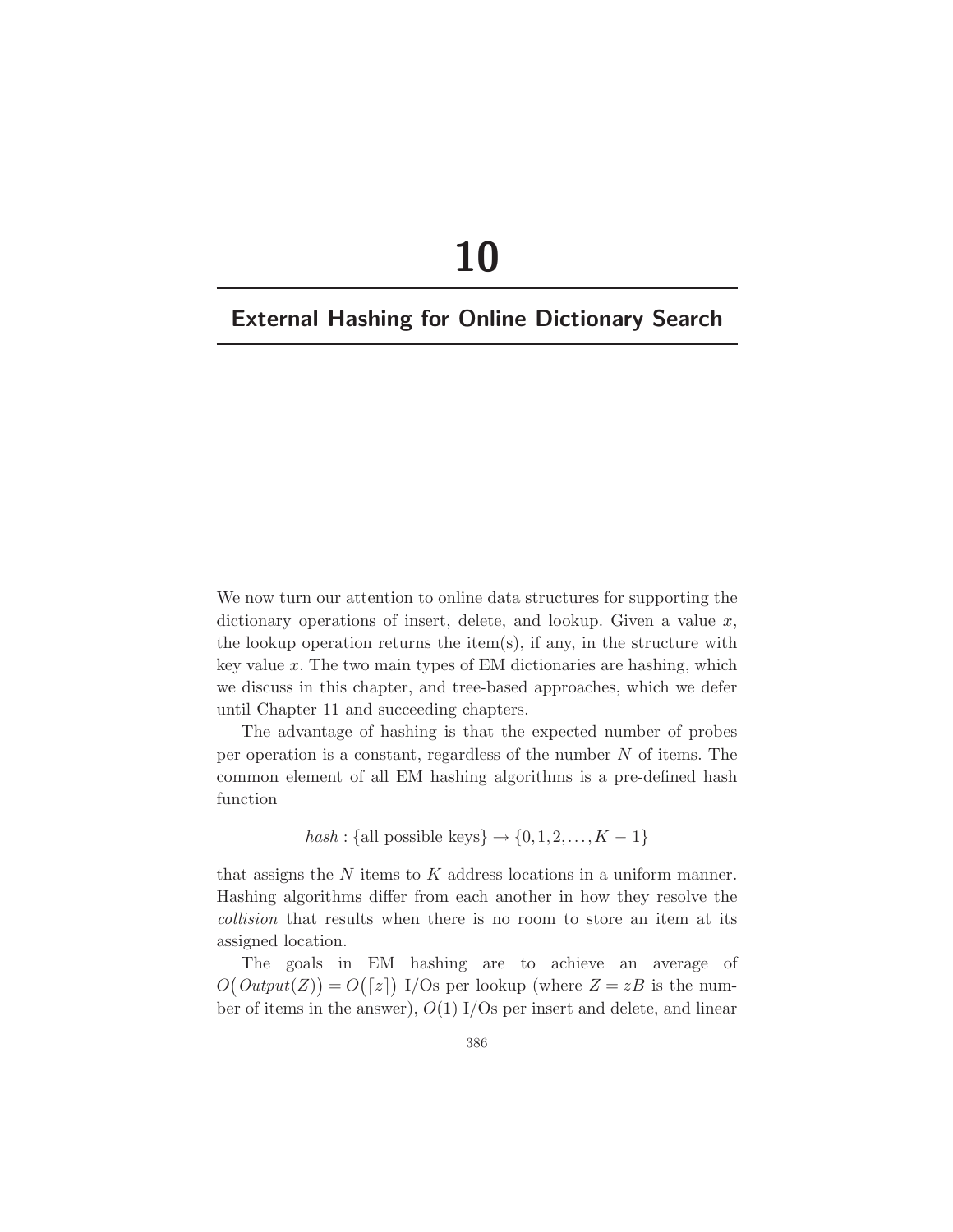# 10

## External Hashing for Online Dictionary Search

We now turn our attention to online data structures for supporting the dictionary operations of insert, delete, and lookup. Given a value $x$, the lookup operation returns the item(s), if any, in the structure with key value $x$. The two main types of EM dictionaries are hashing, which we discuss in this chapter, and tree-based approaches, which we defer until Chapter 11 and succeeding chapters.

The advantage of hashing is that the expected number of probes per operation is a constant, regardless of the number $N$ of items. The common element of all EM hashing algorithms is a pre-defined hash function

$$hash : \{\text{all possible keys}\} \rightarrow \{0, 1, 2, \ldots, K-1\}$$

that assigns the $N$ items to $K$ address locations in a uniform manner. Hashing algorithms differ from each another in how they resolve the *collision* that results when there is no room to store an item at its assigned location.

The goals in EM hashing are to achieve an average of $O\big(Output(Z)\big) = O\big(\lceil z \rceil\big)$ I/Os per lookup (where $Z = zB$ is the number of items in the answer), $O(1)$ I/Os per insert and delete, and linear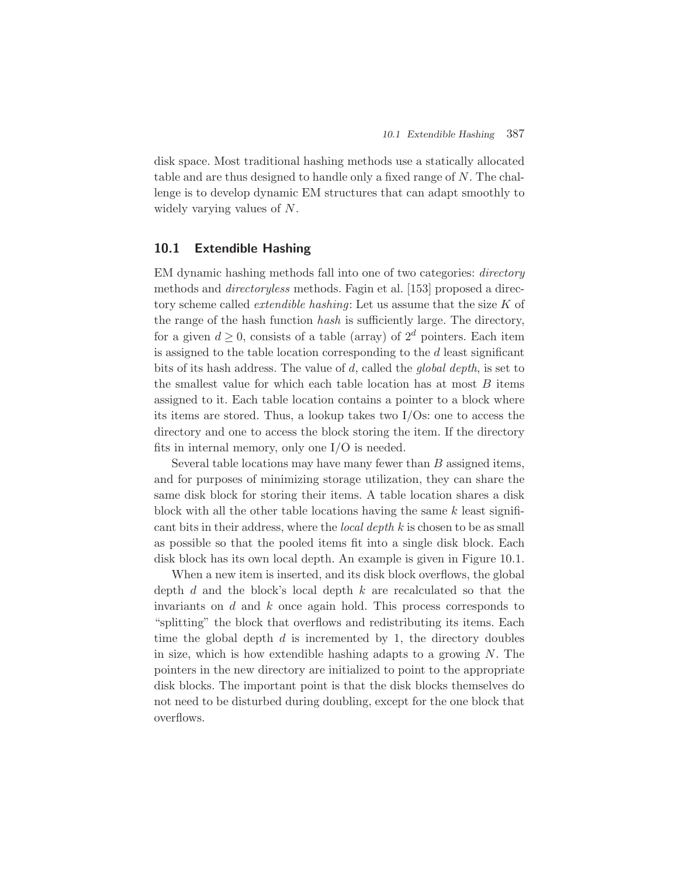disk space. Most traditional hashing methods use a statically allocated table and are thus designed to handle only a fixed range of $N$. The challenge is to develop dynamic EM structures that can adapt smoothly to widely varying values of $N$.

## 10.1 Extendible Hashing

EM dynamic hashing methods fall into one of two categories: *directory* methods and *directoryless* methods. Fagin et al. [153] proposed a directory scheme called *extendible hashing*: Let us assume that the size $K$ of the range of the hash function *hash* is sufficiently large. The directory, for a given $d \geq 0$, consists of a table (array) of $2^d$ pointers. Each item is assigned to the table location corresponding to the $d$ least significant bits of its hash address. The value of $d$, called the *global depth*, is set to the smallest value for which each table location has at most $B$ items assigned to it. Each table location contains a pointer to a block where its items are stored. Thus, a lookup takes two I/Os: one to access the directory and one to access the block storing the item. If the directory fits in internal memory, only one I/O is needed.

Several table locations may have many fewer than $B$ assigned items, and for purposes of minimizing storage utilization, they can share the same disk block for storing their items. A table location shares a disk block with all the other table locations having the same $k$ least significant bits in their address, where the *local depth* $k$ is chosen to be as small as possible so that the pooled items fit into a single disk block. Each disk block has its own local depth. An example is given in Figure 10.1.

When a new item is inserted, and its disk block overflows, the global depth $d$ and the block's local depth $k$ are recalculated so that the invariants on $d$ and $k$ once again hold. This process corresponds to "splitting" the block that overflows and redistributing its items. Each time the global depth $d$ is incremented by 1, the directory doubles in size, which is how extendible hashing adapts to a growing $N$. The pointers in the new directory are initialized to point to the appropriate disk blocks. The important point is that the disk blocks themselves do not need to be disturbed during doubling, except for the one block that overflows.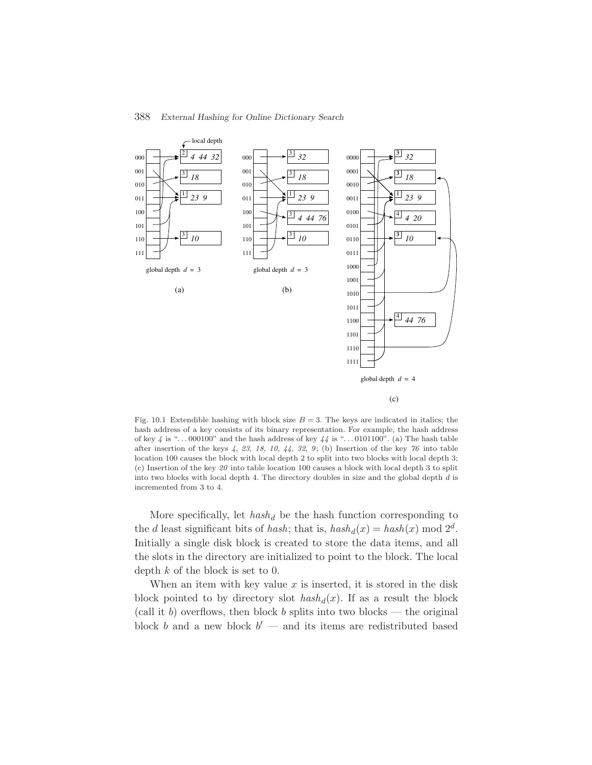Fig. 10.1 Extendible hashing with block size $B = 3$. The keys are indicated in italics; the hash address of a key consists of its binary representation. For example, the hash address of key *4* is "...000100" and the hash address of key *44* is "...0101100". (a) The hash table after insertion of the keys *4*, *23*, *18*, *10*, *44*, *32*, *9*; (b) Insertion of the key *76* into table location 100 causes the block with local depth 2 to split into two blocks with local depth 3; (c) Insertion of the key *20* into table location 100 causes a block with local depth 3 to split into two blocks with local depth 4. The directory doubles in size and the global depth $d$ is incremented from 3 to 4.

More specifically, let $hash_d$ be the hash function corresponding to the $d$ least significant bits of $hash$; that is, $hash_d(x) = hash(x) \bmod 2^d$. Initially a single disk block is created to store the data items, and all the slots in the directory are initialized to point to the block. The local depth $k$ of the block is set to 0.

When an item with key value $x$ is inserted, it is stored in the disk block pointed to by directory slot $hash_d(x)$. If as a result the block (call it $b$) overflows, then block $b$ splits into two blocks — the original block $b$ and a new block $b'$ — and its items are redistributed based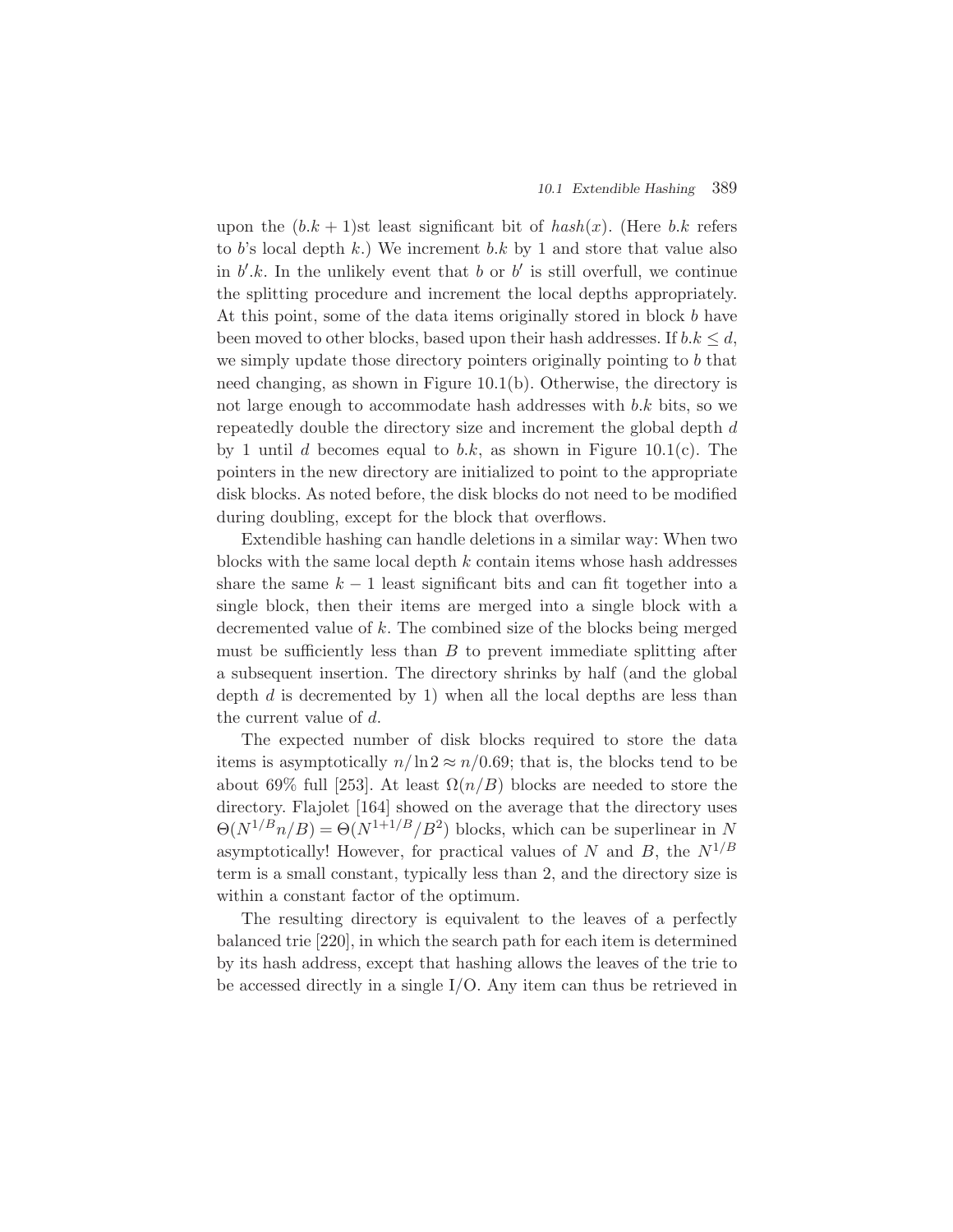upon the $(b.k + 1)$st least significant bit of $hash(x)$. (Here $b.k$ refers to $b$'s local depth $k$.) We increment $b.k$ by 1 and store that value also in $b'.k$. In the unlikely event that $b$ or $b'$ is still overfull, we continue the splitting procedure and increment the local depths appropriately. At this point, some of the data items originally stored in block $b$ have been moved to other blocks, based upon their hash addresses. If $b.k \leq d$, we simply update those directory pointers originally pointing to $b$ that need changing, as shown in Figure 10.1(b). Otherwise, the directory is not large enough to accommodate hash addresses with $b.k$ bits, so we repeatedly double the directory size and increment the global depth $d$ by 1 until $d$ becomes equal to $b.k$, as shown in Figure 10.1(c). The pointers in the new directory are initialized to point to the appropriate disk blocks. As noted before, the disk blocks do not need to be modified during doubling, except for the block that overflows.

Extendible hashing can handle deletions in a similar way: When two blocks with the same local depth $k$ contain items whose hash addresses share the same $k - 1$ least significant bits and can fit together into a single block, then their items are merged into a single block with a decremented value of $k$. The combined size of the blocks being merged must be sufficiently less than $B$ to prevent immediate splitting after a subsequent insertion. The directory shrinks by half (and the global depth $d$ is decremented by 1) when all the local depths are less than the current value of $d$.

The expected number of disk blocks required to store the data items is asymptotically $n/\ln 2 \approx n/0.69$; that is, the blocks tend to be about 69% full [253]. At least $\Omega(n/B)$ blocks are needed to store the directory. Flajolet [164] showed on the average that the directory uses $\Theta(N^{1/B}n/B) = \Theta(N^{1+1/B}/B^2)$ blocks, which can be superlinear in $N$ asymptotically! However, for practical values of $N$ and $B$, the $N^{1/B}$ term is a small constant, typically less than 2, and the directory size is within a constant factor of the optimum.

The resulting directory is equivalent to the leaves of a perfectly balanced trie [220], in which the search path for each item is determined by its hash address, except that hashing allows the leaves of the trie to be accessed directly in a single I/O. Any item can thus be retrieved in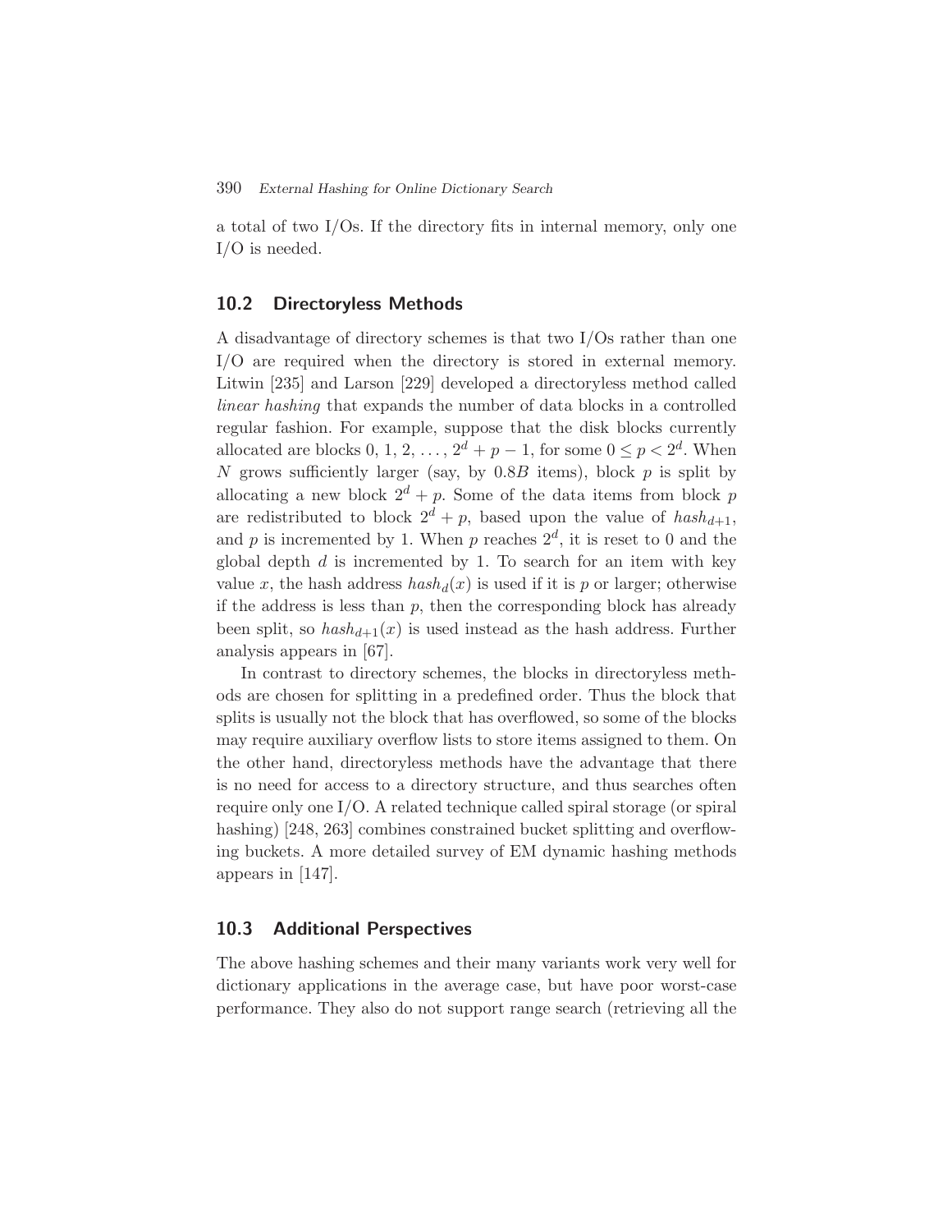a total of two I/Os. If the directory fits in internal memory, only one I/O is needed.

## 10.2 Directoryless Methods

A disadvantage of directory schemes is that two I/Os rather than one I/O are required when the directory is stored in external memory. Litwin [235] and Larson [229] developed a directoryless method called *linear hashing* that expands the number of data blocks in a controlled regular fashion. For example, suppose that the disk blocks currently allocated are blocks 0, 1, 2, …, $2^d + p - 1$, for some $0 \le p < 2^d$. When $N$ grows sufficiently larger (say, by $0.8B$ items), block $p$ is split by allocating a new block $2^d + p$. Some of the data items from block $p$ are redistributed to block $2^d + p$, based upon the value of $hash_{d+1}$, and $p$ is incremented by 1. When $p$ reaches $2^d$, it is reset to 0 and the global depth $d$ is incremented by 1. To search for an item with key value $x$, the hash address $hash_d(x)$ is used if it is $p$ or larger; otherwise if the address is less than $p$, then the corresponding block has already been split, so $hash_{d+1}(x)$ is used instead as the hash address. Further analysis appears in [67].

In contrast to directory schemes, the blocks in directoryless methods are chosen for splitting in a predefined order. Thus the block that splits is usually not the block that has overflowed, so some of the blocks may require auxiliary overflow lists to store items assigned to them. On the other hand, directoryless methods have the advantage that there is no need for access to a directory structure, and thus searches often require only one I/O. A related technique called spiral storage (or spiral hashing) [248, 263] combines constrained bucket splitting and overflowing buckets. A more detailed survey of EM dynamic hashing methods appears in [147].

## 10.3 Additional Perspectives

The above hashing schemes and their many variants work very well for dictionary applications in the average case, but have poor worst-case performance. They also do not support range search (retrieving all the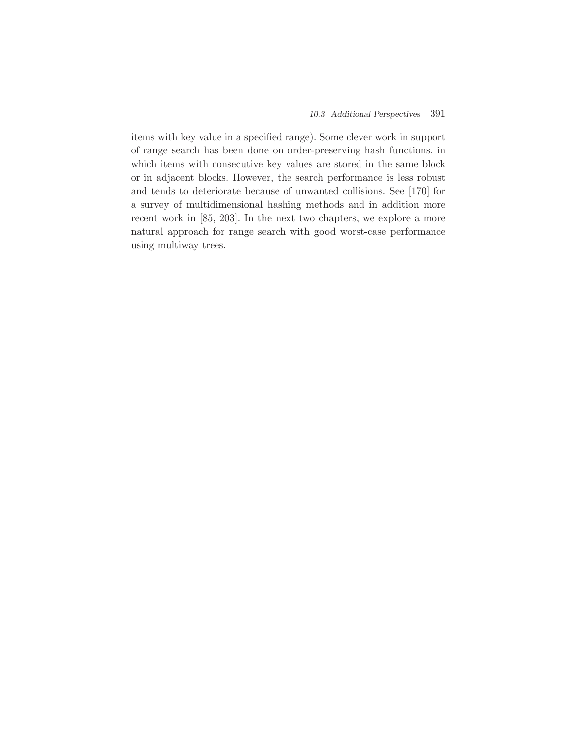items with key value in a specified range). Some clever work in support of range search has been done on order-preserving hash functions, in which items with consecutive key values are stored in the same block or in adjacent blocks. However, the search performance is less robust and tends to deteriorate because of unwanted collisions. See [170] for a survey of multidimensional hashing methods and in addition more recent work in [85, 203]. In the next two chapters, we explore a more natural approach for range search with good worst-case performance using multiway trees.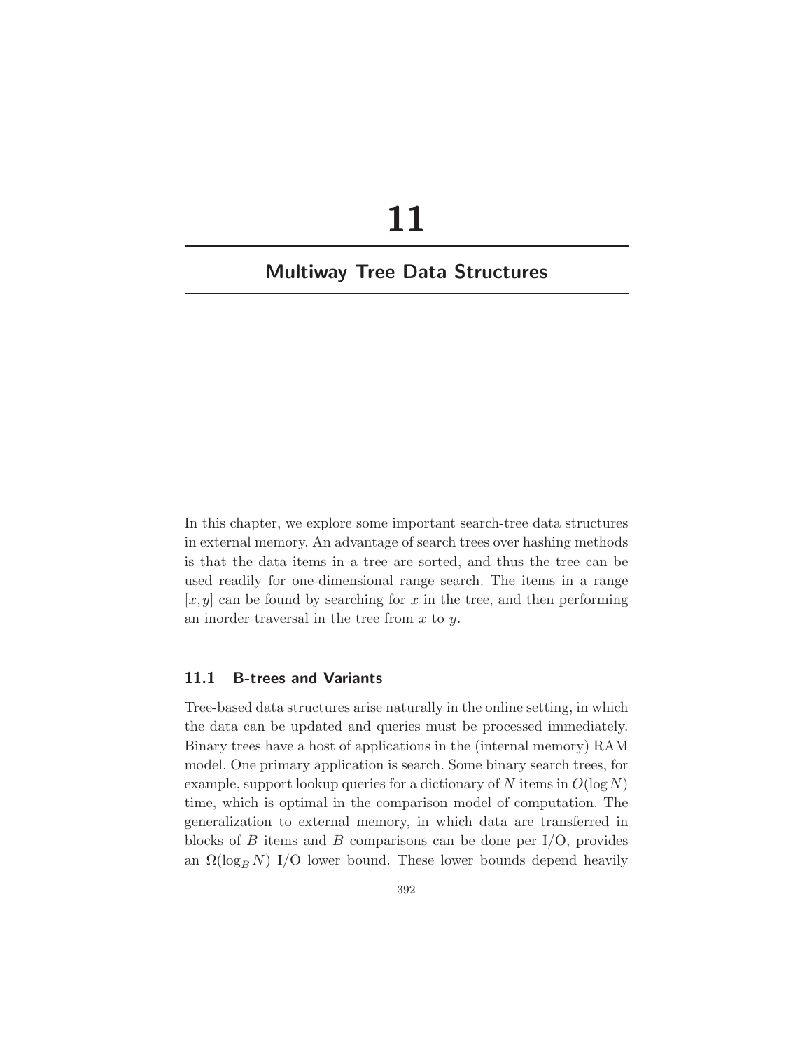# 11

## Multiway Tree Data Structures

In this chapter, we explore some important search-tree data structures in external memory. An advantage of search trees over hashing methods is that the data items in a tree are sorted, and thus the tree can be used readily for one-dimensional range search. The items in a range $[x, y]$ can be found by searching for $x$ in the tree, and then performing an inorder traversal in the tree from $x$ to $y$.

### 11.1 B-trees and Variants

Tree-based data structures arise naturally in the online setting, in which the data can be updated and queries must be processed immediately. Binary trees have a host of applications in the (internal memory) RAM model. One primary application is search. Some binary search trees, for example, support lookup queries for a dictionary of $N$ items in $O(\log N)$ time, which is optimal in the comparison model of computation. The generalization to external memory, in which data are transferred in blocks of $B$ items and $B$ comparisons can be done per I/O, provides an $\Omega(\log_B N)$ I/O lower bound. These lower bounds depend heavily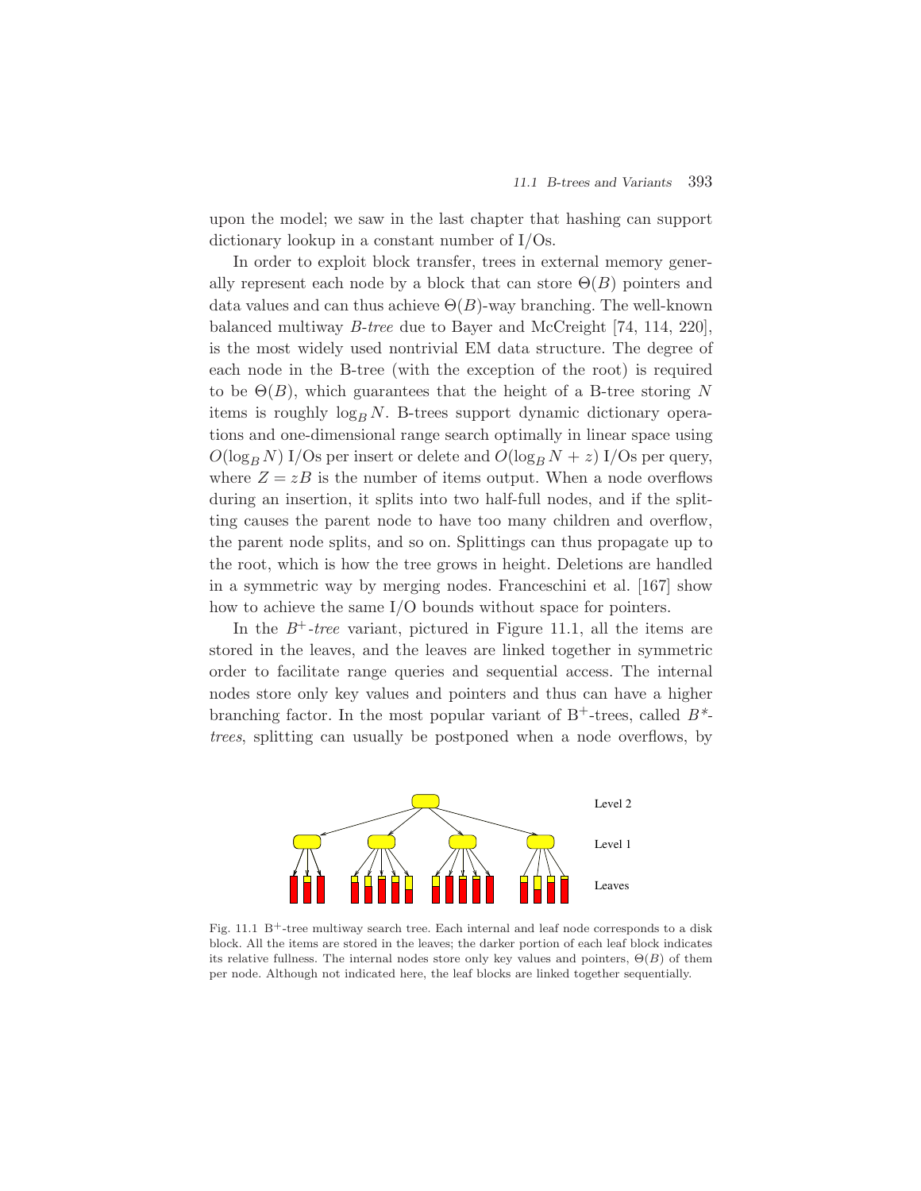upon the model; we saw in the last chapter that hashing can support dictionary lookup in a constant number of I/Os.

In order to exploit block transfer, trees in external memory generally represent each node by a block that can store $\Theta(B)$ pointers and data values and can thus achieve $\Theta(B)$-way branching. The well-known balanced multiway *B-tree* due to Bayer and McCreight [74, 114, 220], is the most widely used nontrivial EM data structure. The degree of each node in the B-tree (with the exception of the root) is required to be $\Theta(B)$, which guarantees that the height of a B-tree storing $N$ items is roughly $\log_B N$. B-trees support dynamic dictionary operations and one-dimensional range search optimally in linear space using $O(\log_B N)$ I/Os per insert or delete and $O(\log_B N + z)$ I/Os per query, where $Z = zB$ is the number of items output. When a node overflows during an insertion, it splits into two half-full nodes, and if the splitting causes the parent node to have too many children and overflow, the parent node splits, and so on. Splittings can thus propagate up to the root, which is how the tree grows in height. Deletions are handled in a symmetric way by merging nodes. Franceschini et al. [167] show how to achieve the same I/O bounds without space for pointers.

In the $B^+$*-tree* variant, pictured in Figure 11.1, all the items are stored in the leaves, and the leaves are linked together in symmetric order to facilitate range queries and sequential access. The internal nodes store only key values and pointers and thus can have a higher branching factor. In the most popular variant of $\mathrm{B}^+$-trees, called *B\*-trees*, splitting can usually be postponed when a node overflows, by

Fig. 11.1 $\mathrm{B}^+$-tree multiway search tree. Each internal and leaf node corresponds to a disk block. All the items are stored in the leaves; the darker portion of each leaf block indicates its relative fullness. The internal nodes store only key values and pointers, $\Theta(B)$ of them per node. Although not indicated here, the leaf blocks are linked together sequentially.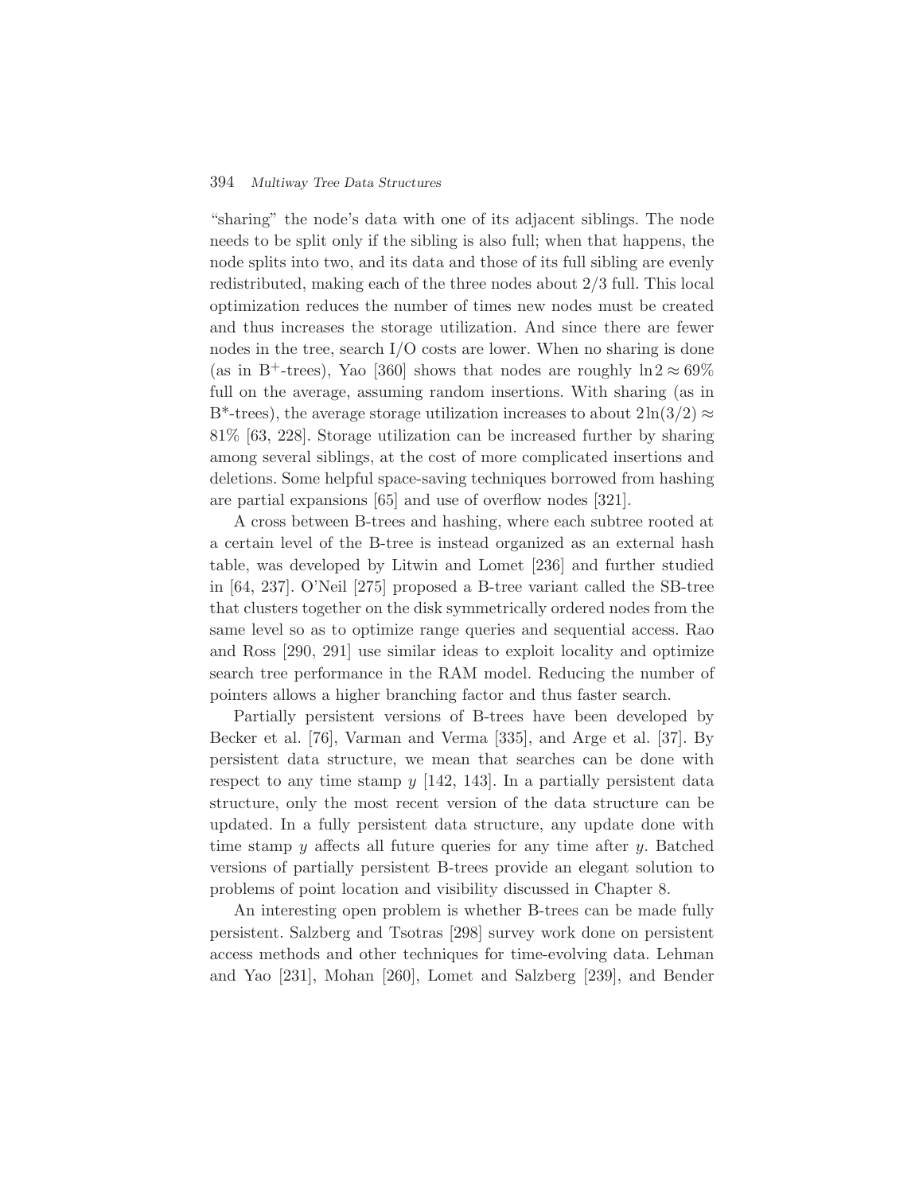"sharing" the node's data with one of its adjacent siblings. The node needs to be split only if the sibling is also full; when that happens, the node splits into two, and its data and those of its full sibling are evenly redistributed, making each of the three nodes about 2/3 full. This local optimization reduces the number of times new nodes must be created and thus increases the storage utilization. And since there are fewer nodes in the tree, search I/O costs are lower. When no sharing is done (as in $B^+$-trees), Yao [360] shows that nodes are roughly $\ln 2 \approx 69\%$ full on the average, assuming random insertions. With sharing (as in B*-trees), the average storage utilization increases to about $2 \ln(3/2) \approx 81\%$ [63, 228]. Storage utilization can be increased further by sharing among several siblings, at the cost of more complicated insertions and deletions. Some helpful space-saving techniques borrowed from hashing are partial expansions [65] and use of overflow nodes [321].

A cross between B-trees and hashing, where each subtree rooted at a certain level of the B-tree is instead organized as an external hash table, was developed by Litwin and Lomet [236] and further studied in [64, 237]. O'Neil [275] proposed a B-tree variant called the SB-tree that clusters together on the disk symmetrically ordered nodes from the same level so as to optimize range queries and sequential access. Rao and Ross [290, 291] use similar ideas to exploit locality and optimize search tree performance in the RAM model. Reducing the number of pointers allows a higher branching factor and thus faster search.

Partially persistent versions of B-trees have been developed by Becker et al. [76], Varman and Verma [335], and Arge et al. [37]. By persistent data structure, we mean that searches can be done with respect to any time stamp $y$ [142, 143]. In a partially persistent data structure, only the most recent version of the data structure can be updated. In a fully persistent data structure, any update done with time stamp $y$ affects all future queries for any time after $y$. Batched versions of partially persistent B-trees provide an elegant solution to problems of point location and visibility discussed in Chapter 8.

An interesting open problem is whether B-trees can be made fully persistent. Salzberg and Tsotras [298] survey work done on persistent access methods and other techniques for time-evolving data. Lehman and Yao [231], Mohan [260], Lomet and Salzberg [239], and Bender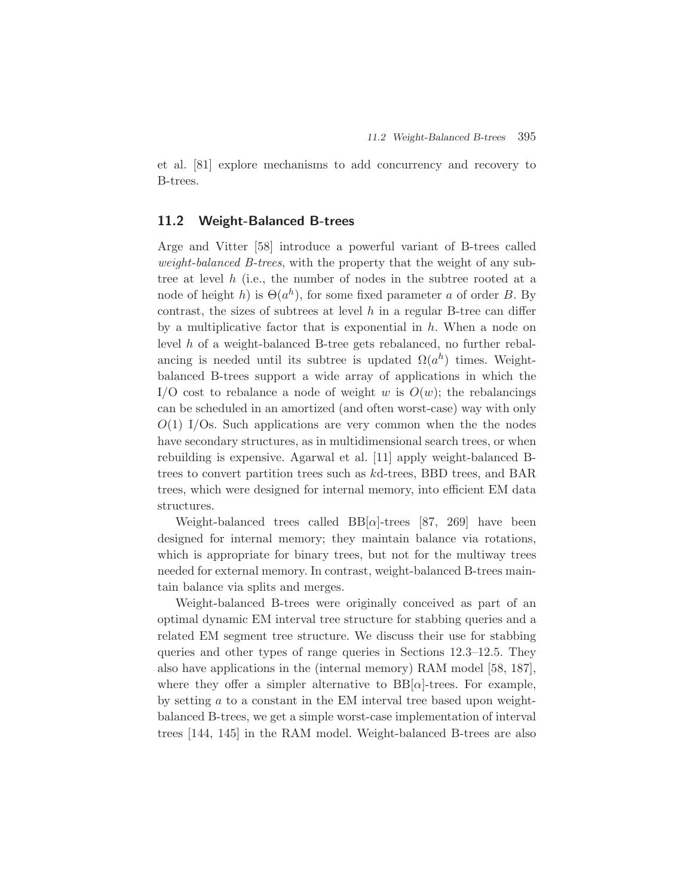et al. [81] explore mechanisms to add concurrency and recovery to B-trees.

## 11.2 Weight-Balanced B-trees

Arge and Vitter [58] introduce a powerful variant of B-trees called *weight-balanced B-trees*, with the property that the weight of any subtree at level $h$ (i.e., the number of nodes in the subtree rooted at a node of height $h$) is $\Theta(a^h)$, for some fixed parameter $a$ of order $B$. By contrast, the sizes of subtrees at level $h$ in a regular B-tree can differ by a multiplicative factor that is exponential in $h$. When a node on level $h$ of a weight-balanced B-tree gets rebalanced, no further rebalancing is needed until its subtree is updated $\Omega(a^h)$ times. Weight-balanced B-trees support a wide array of applications in which the I/O cost to rebalance a node of weight $w$ is $O(w)$; the rebalancings can be scheduled in an amortized (and often worst-case) way with only $O(1)$ I/Os. Such applications are very common when the the nodes have secondary structures, as in multidimensional search trees, or when rebuilding is expensive. Agarwal et al. [11] apply weight-balanced B-trees to convert partition trees such as $k$d-trees, BBD trees, and BAR trees, which were designed for internal memory, into efficient EM data structures.

Weight-balanced trees called BB[$\alpha$]-trees [87, 269] have been designed for internal memory; they maintain balance via rotations, which is appropriate for binary trees, but not for the multiway trees needed for external memory. In contrast, weight-balanced B-trees maintain balance via splits and merges.

Weight-balanced B-trees were originally conceived as part of an optimal dynamic EM interval tree structure for stabbing queries and a related EM segment tree structure. We discuss their use for stabbing queries and other types of range queries in Sections 12.3–12.5. They also have applications in the (internal memory) RAM model [58, 187], where they offer a simpler alternative to BB[$\alpha$]-trees. For example, by setting $a$ to a constant in the EM interval tree based upon weight-balanced B-trees, we get a simple worst-case implementation of interval trees [144, 145] in the RAM model. Weight-balanced B-trees are also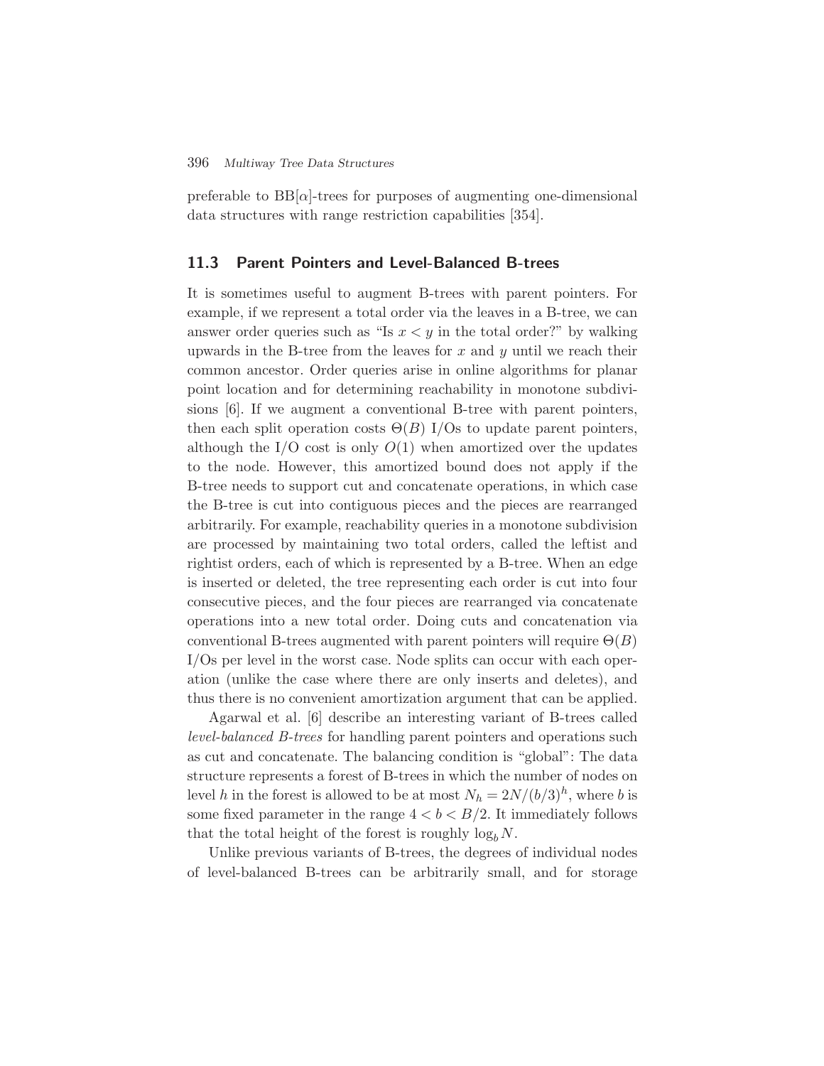preferable to BB[$\alpha$]-trees for purposes of augmenting one-dimensional data structures with range restriction capabilities [354].

## 11.3 Parent Pointers and Level-Balanced B-trees

It is sometimes useful to augment B-trees with parent pointers. For example, if we represent a total order via the leaves in a B-tree, we can answer order queries such as "Is $x < y$ in the total order?" by walking upwards in the B-tree from the leaves for $x$ and $y$ until we reach their common ancestor. Order queries arise in online algorithms for planar point location and for determining reachability in monotone subdivisions [6]. If we augment a conventional B-tree with parent pointers, then each split operation costs $\Theta(B)$ I/Os to update parent pointers, although the I/O cost is only $O(1)$ when amortized over the updates to the node. However, this amortized bound does not apply if the B-tree needs to support cut and concatenate operations, in which case the B-tree is cut into contiguous pieces and the pieces are rearranged arbitrarily. For example, reachability queries in a monotone subdivision are processed by maintaining two total orders, called the leftist and rightist orders, each of which is represented by a B-tree. When an edge is inserted or deleted, the tree representing each order is cut into four consecutive pieces, and the four pieces are rearranged via concatenate operations into a new total order. Doing cuts and concatenation via conventional B-trees augmented with parent pointers will require $\Theta(B)$ I/Os per level in the worst case. Node splits can occur with each operation (unlike the case where there are only inserts and deletes), and thus there is no convenient amortization argument that can be applied.

Agarwal et al. [6] describe an interesting variant of B-trees called *level-balanced B-trees* for handling parent pointers and operations such as cut and concatenate. The balancing condition is "global": The data structure represents a forest of B-trees in which the number of nodes on level $h$ in the forest is allowed to be at most $N_h = 2N/(b/3)^h$, where $b$ is some fixed parameter in the range $4 < b < B/2$. It immediately follows that the total height of the forest is roughly $\log_b N$.

Unlike previous variants of B-trees, the degrees of individual nodes of level-balanced B-trees can be arbitrarily small, and for storage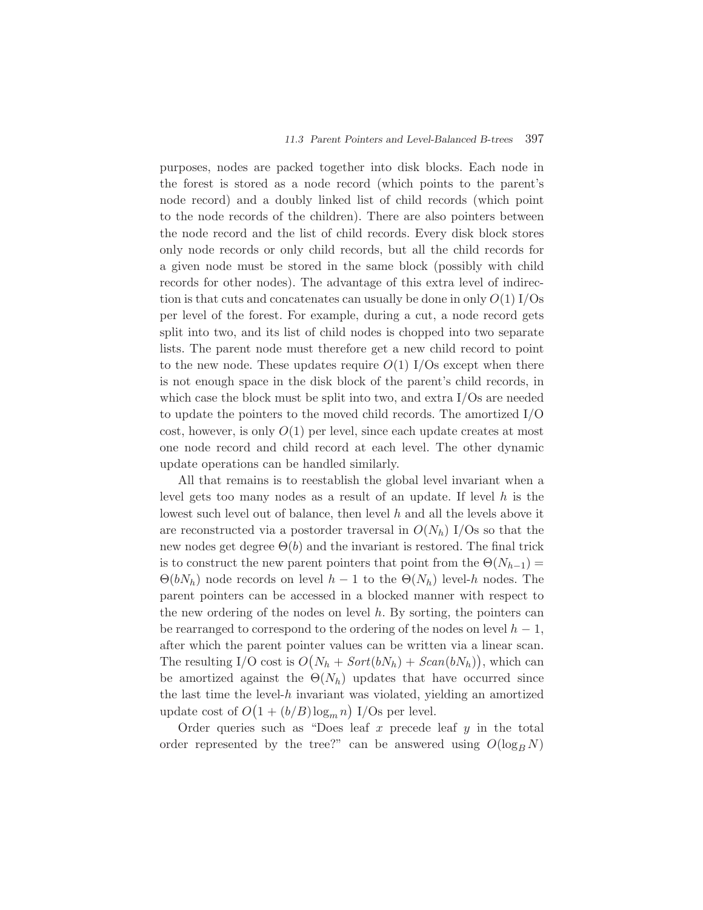purposes, nodes are packed together into disk blocks. Each node in the forest is stored as a node record (which points to the parent's node record) and a doubly linked list of child records (which point to the node records of the children). There are also pointers between the node record and the list of child records. Every disk block stores only node records or only child records, but all the child records for a given node must be stored in the same block (possibly with child records for other nodes). The advantage of this extra level of indirection is that cuts and concatenates can usually be done in only $O(1)$ I/Os per level of the forest. For example, during a cut, a node record gets split into two, and its list of child nodes is chopped into two separate lists. The parent node must therefore get a new child record to point to the new node. These updates require $O(1)$ I/Os except when there is not enough space in the disk block of the parent's child records, in which case the block must be split into two, and extra I/Os are needed to update the pointers to the moved child records. The amortized I/O cost, however, is only $O(1)$ per level, since each update creates at most one node record and child record at each level. The other dynamic update operations can be handled similarly.

All that remains is to reestablish the global level invariant when a level gets too many nodes as a result of an update. If level $h$ is the lowest such level out of balance, then level $h$ and all the levels above it are reconstructed via a postorder traversal in $O(N_h)$ I/Os so that the new nodes get degree $\Theta(b)$ and the invariant is restored. The final trick is to construct the new parent pointers that point from the $\Theta(N_{h-1}) = \Theta(bN_h)$ node records on level $h-1$ to the $\Theta(N_h)$ level-$h$ nodes. The parent pointers can be accessed in a blocked manner with respect to the new ordering of the nodes on level $h$. By sorting, the pointers can be rearranged to correspond to the ordering of the nodes on level $h-1$, after which the parent pointer values can be written via a linear scan. The resulting I/O cost is $O\big(N_h + Sort(bN_h) + Scan(bN_h)\big)$, which can be amortized against the $\Theta(N_h)$ updates that have occurred since the last time the level-$h$ invariant was violated, yielding an amortized update cost of $O\big(1 + (b/B)\log_m n\big)$ I/Os per level.

Order queries such as "Does leaf $x$ precede leaf $y$ in the total order represented by the tree?" can be answered using $O(\log_B N)$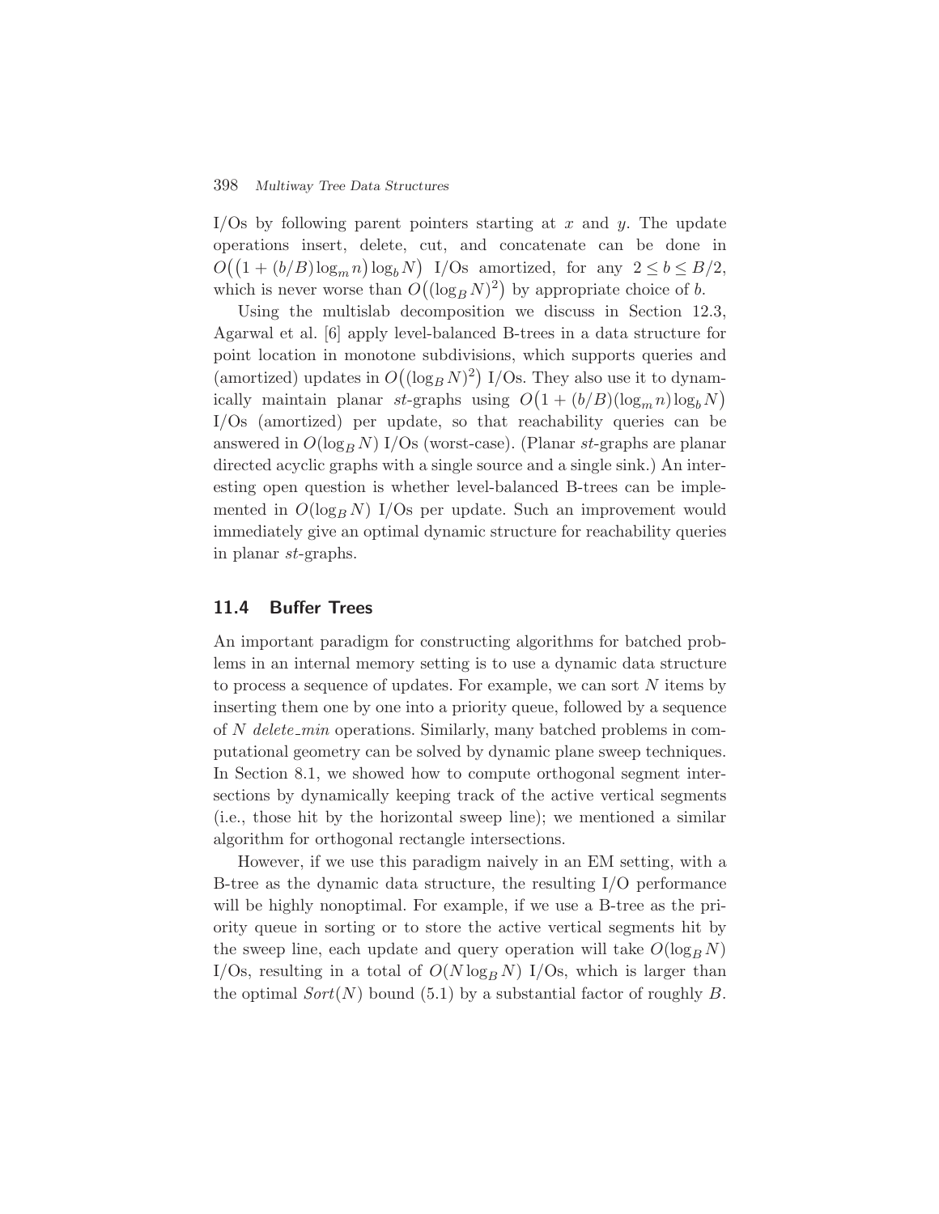I/Os by following parent pointers starting at $x$ and $y$. The update operations insert, delete, cut, and concatenate can be done in $O\big((1 + (b/B)\log_m n)\log_b N\big)$ I/Os amortized, for any $2 \le b \le B/2$, which is never worse than $O\big((\log_B N)^2\big)$ by appropriate choice of $b$.

Using the multislab decomposition we discuss in Section 12.3, Agarwal et al. [6] apply level-balanced B-trees in a data structure for point location in monotone subdivisions, which supports queries and (amortized) updates in $O\big((\log_B N)^2\big)$ I/Os. They also use it to dynamically maintain planar *st*-graphs using $O\big(1 + (b/B)(\log_m n)\log_b N\big)$ I/Os (amortized) per update, so that reachability queries can be answered in $O(\log_B N)$ I/Os (worst-case). (Planar *st*-graphs are planar directed acyclic graphs with a single source and a single sink.) An interesting open question is whether level-balanced B-trees can be implemented in $O(\log_B N)$ I/Os per update. Such an improvement would immediately give an optimal dynamic structure for reachability queries in planar *st*-graphs.

## 11.4 Buffer Trees

An important paradigm for constructing algorithms for batched problems in an internal memory setting is to use a dynamic data structure to process a sequence of updates. For example, we can sort $N$ items by inserting them one by one into a priority queue, followed by a sequence of $N$ *delete_min* operations. Similarly, many batched problems in computational geometry can be solved by dynamic plane sweep techniques. In Section 8.1, we showed how to compute orthogonal segment intersections by dynamically keeping track of the active vertical segments (i.e., those hit by the horizontal sweep line); we mentioned a similar algorithm for orthogonal rectangle intersections.

However, if we use this paradigm naively in an EM setting, with a B-tree as the dynamic data structure, the resulting I/O performance will be highly nonoptimal. For example, if we use a B-tree as the priority queue in sorting or to store the active vertical segments hit by the sweep line, each update and query operation will take $O(\log_B N)$ I/Os, resulting in a total of $O(N \log_B N)$ I/Os, which is larger than the optimal $Sort(N)$ bound (5.1) by a substantial factor of roughly $B$.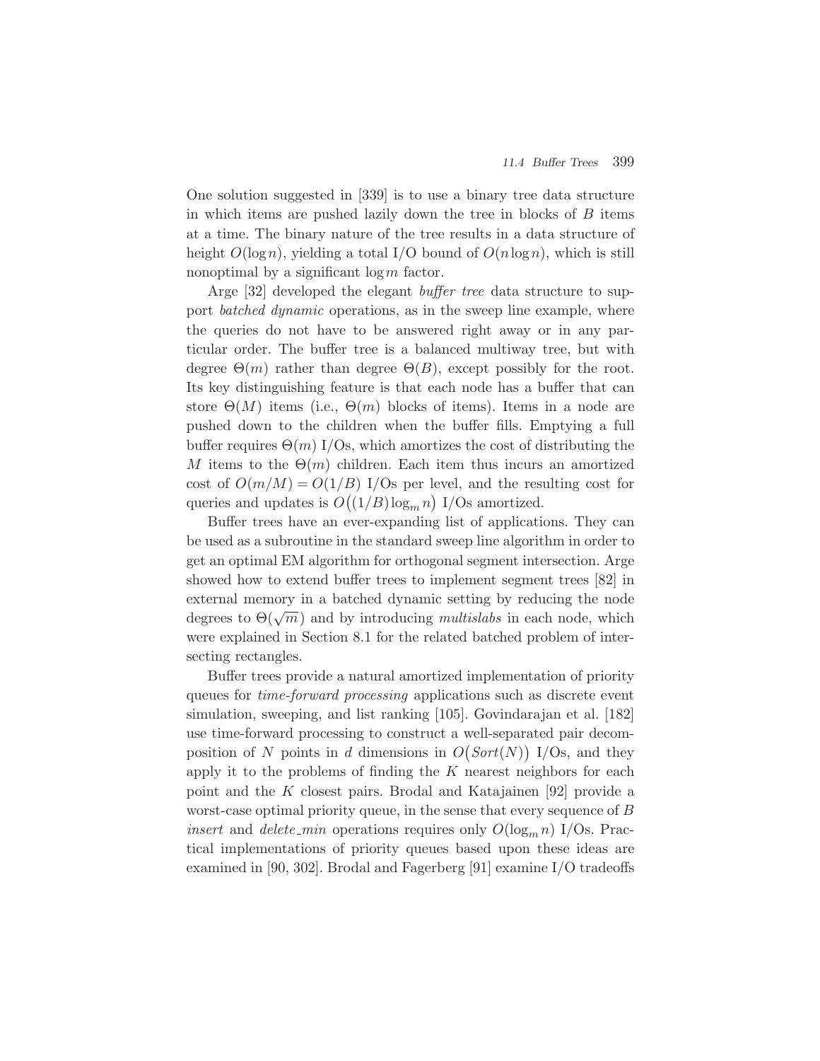One solution suggested in [339] is to use a binary tree data structure in which items are pushed lazily down the tree in blocks of $B$ items at a time. The binary nature of the tree results in a data structure of height $O(\log n)$, yielding a total I/O bound of $O(n \log n)$, which is still nonoptimal by a significant $\log m$ factor.

Arge [32] developed the elegant *buffer tree* data structure to support *batched dynamic* operations, as in the sweep line example, where the queries do not have to be answered right away or in any particular order. The buffer tree is a balanced multiway tree, but with degree $\Theta(m)$ rather than degree $\Theta(B)$, except possibly for the root. Its key distinguishing feature is that each node has a buffer that can store $\Theta(M)$ items (i.e., $\Theta(m)$ blocks of items). Items in a node are pushed down to the children when the buffer fills. Emptying a full buffer requires $\Theta(m)$ I/Os, which amortizes the cost of distributing the $M$ items to the $\Theta(m)$ children. Each item thus incurs an amortized cost of $O(m/M) = O(1/B)$ I/Os per level, and the resulting cost for queries and updates is $O\big((1/B)\log_m n\big)$ I/Os amortized.

Buffer trees have an ever-expanding list of applications. They can be used as a subroutine in the standard sweep line algorithm in order to get an optimal EM algorithm for orthogonal segment intersection. Arge showed how to extend buffer trees to implement segment trees [82] in external memory in a batched dynamic setting by reducing the node degrees to $\Theta(\sqrt{m})$ and by introducing *multislabs* in each node, which were explained in Section 8.1 for the related batched problem of intersecting rectangles.

Buffer trees provide a natural amortized implementation of priority queues for *time-forward processing* applications such as discrete event simulation, sweeping, and list ranking [105]. Govindarajan et al. [182] use time-forward processing to construct a well-separated pair decomposition of $N$ points in $d$ dimensions in $O\big(Sort(N)\big)$ I/Os, and they apply it to the problems of finding the $K$ nearest neighbors for each point and the $K$ closest pairs. Brodal and Katajainen [92] provide a worst-case optimal priority queue, in the sense that every sequence of $B$ *insert* and *delete_min* operations requires only $O(\log_m n)$ I/Os. Practical implementations of priority queues based upon these ideas are examined in [90, 302]. Brodal and Fagerberg [91] examine I/O tradeoffs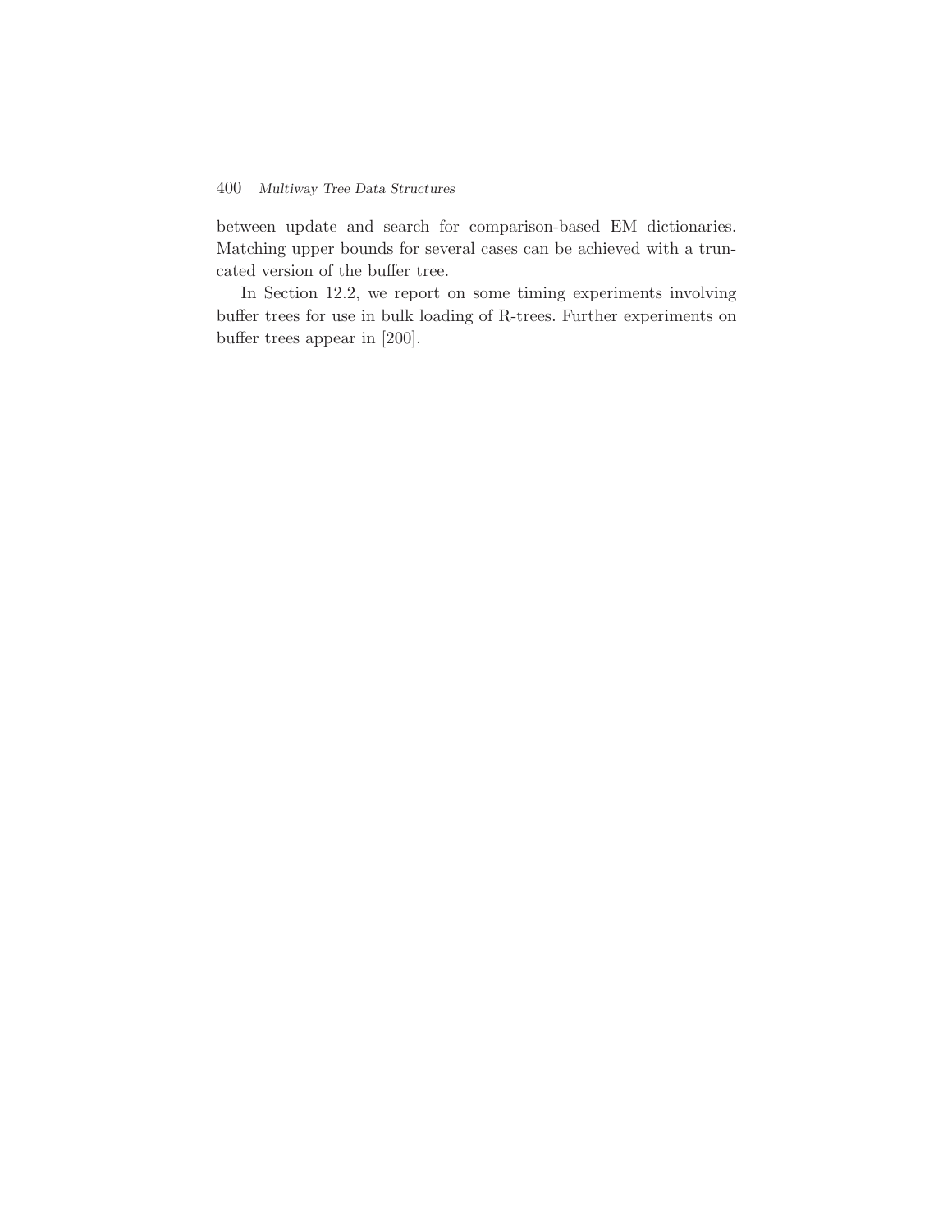between update and search for comparison-based EM dictionaries. Matching upper bounds for several cases can be achieved with a truncated version of the buffer tree.

In Section 12.2, we report on some timing experiments involving buffer trees for use in bulk loading of R-trees. Further experiments on buffer trees appear in [200].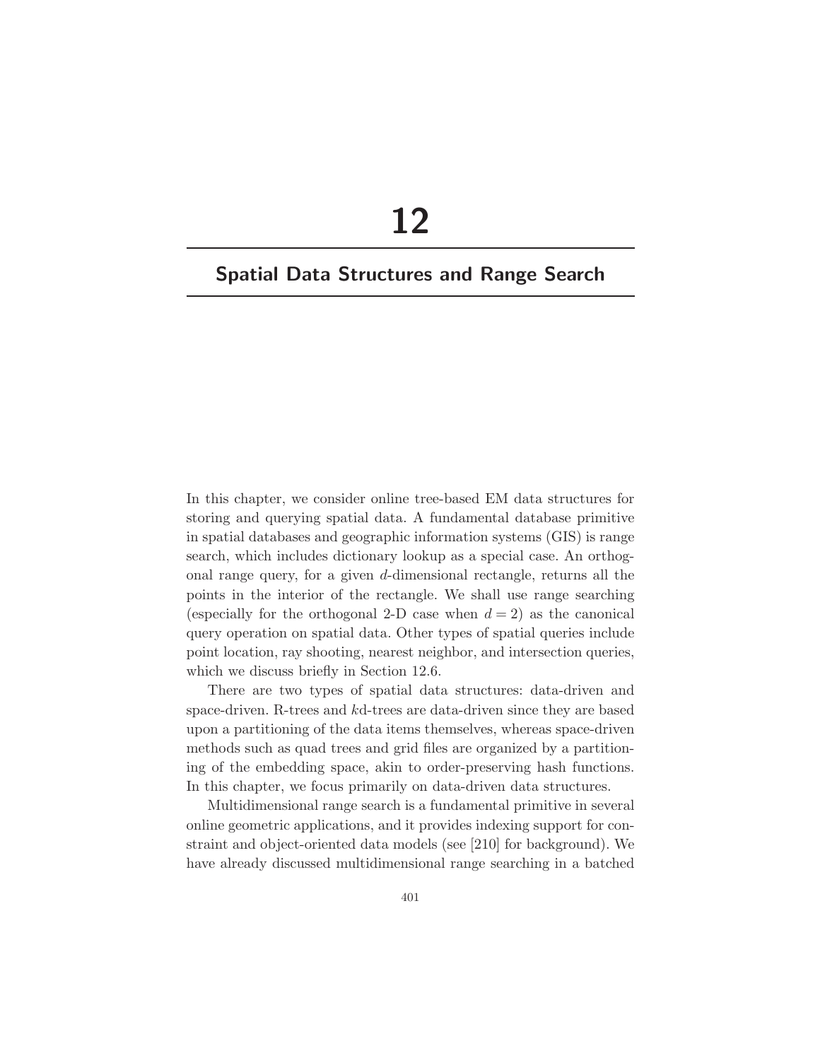# 12

## Spatial Data Structures and Range Search

In this chapter, we consider online tree-based EM data structures for storing and querying spatial data. A fundamental database primitive in spatial databases and geographic information systems (GIS) is range search, which includes dictionary lookup as a special case. An orthogonal range query, for a given $d$-dimensional rectangle, returns all the points in the interior of the rectangle. We shall use range searching (especially for the orthogonal 2-D case when $d = 2$) as the canonical query operation on spatial data. Other types of spatial queries include point location, ray shooting, nearest neighbor, and intersection queries, which we discuss briefly in Section 12.6.

There are two types of spatial data structures: data-driven and space-driven. R-trees and $k$d-trees are data-driven since they are based upon a partitioning of the data items themselves, whereas space-driven methods such as quad trees and grid files are organized by a partitioning of the embedding space, akin to order-preserving hash functions. In this chapter, we focus primarily on data-driven data structures.

Multidimensional range search is a fundamental primitive in several online geometric applications, and it provides indexing support for constraint and object-oriented data models (see [210] for background). We have already discussed multidimensional range searching in a batched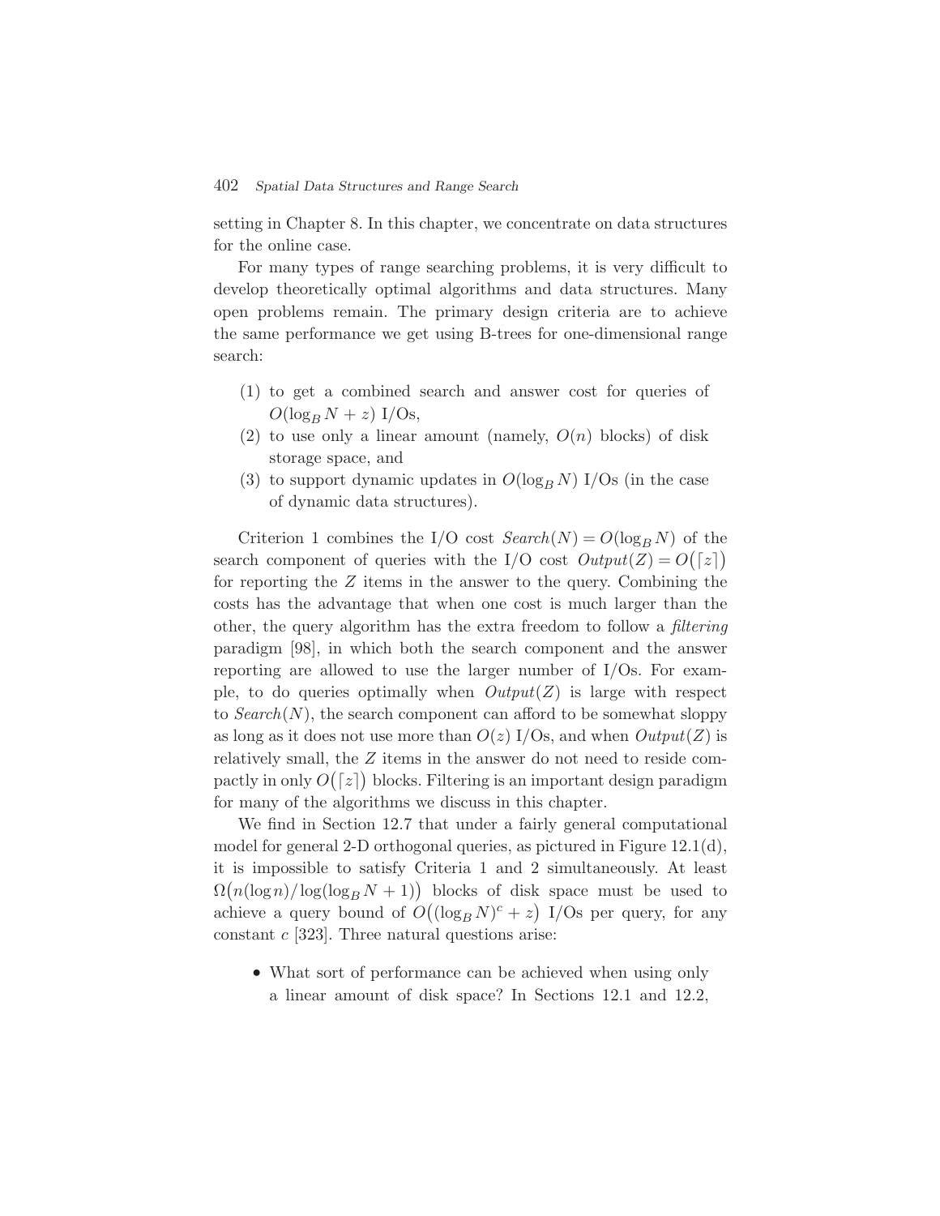setting in Chapter 8. In this chapter, we concentrate on data structures for the online case.

For many types of range searching problems, it is very difficult to develop theoretically optimal algorithms and data structures. Many open problems remain. The primary design criteria are to achieve the same performance we get using B-trees for one-dimensional range search:

(1) to get a combined search and answer cost for queries of $O(\log_B N + z)$ I/Os,
(2) to use only a linear amount (namely, $O(n)$ blocks) of disk storage space, and
(3) to support dynamic updates in $O(\log_B N)$ I/Os (in the case of dynamic data structures).

Criterion 1 combines the I/O cost $\mathit{Search}(N) = O(\log_B N)$ of the search component of queries with the I/O cost $\mathit{Output}(Z) = O(\lceil z \rceil)$ for reporting the $Z$ items in the answer to the query. Combining the costs has the advantage that when one cost is much larger than the other, the query algorithm has the extra freedom to follow a *filtering* paradigm [98], in which both the search component and the answer reporting are allowed to use the larger number of I/Os. For example, to do queries optimally when $\mathit{Output}(Z)$ is large with respect to $\mathit{Search}(N)$, the search component can afford to be somewhat sloppy as long as it does not use more than $O(z)$ I/Os, and when $\mathit{Output}(Z)$ is relatively small, the $Z$ items in the answer do not need to reside compactly in only $O(\lceil z \rceil)$ blocks. Filtering is an important design paradigm for many of the algorithms we discuss in this chapter.

We find in Section 12.7 that under a fairly general computational model for general 2-D orthogonal queries, as pictured in Figure 12.1(d), it is impossible to satisfy Criteria 1 and 2 simultaneously. At least $\Omega\big(n(\log n)/\log(\log_B N + 1)\big)$ blocks of disk space must be used to achieve a query bound of $O\big((\log_B N)^c + z\big)$ I/Os per query, for any constant $c$ [323]. Three natural questions arise:

- What sort of performance can be achieved when using only a linear amount of disk space? In Sections 12.1 and 12.2,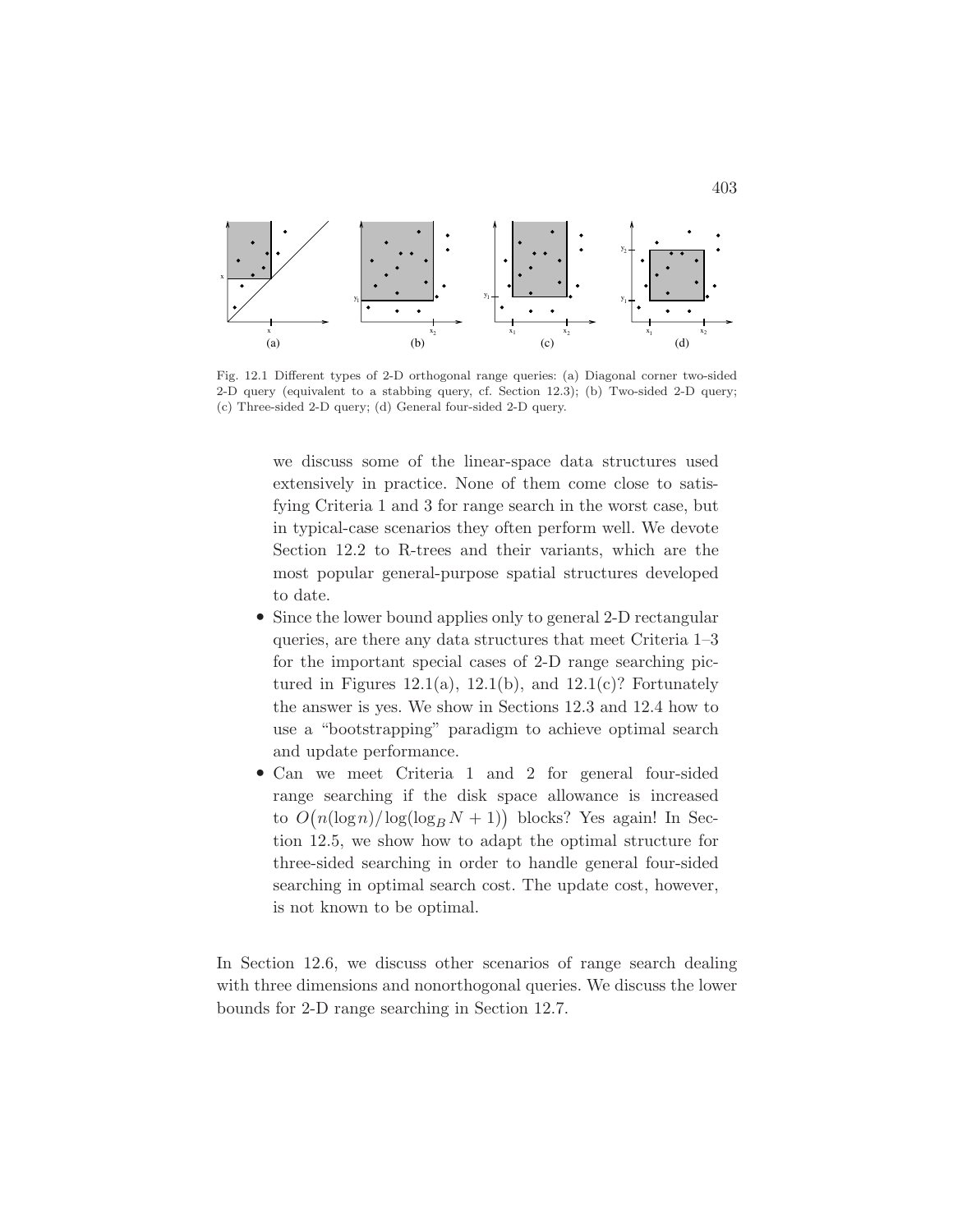Fig. 12.1 Different types of 2-D orthogonal range queries: (a) Diagonal corner two-sided 2-D query (equivalent to a stabbing query, cf. Section 12.3); (b) Two-sided 2-D query; (c) Three-sided 2-D query; (d) General four-sided 2-D query.

we discuss some of the linear-space data structures used extensively in practice. None of them come close to satisfying Criteria 1 and 3 for range search in the worst case, but in typical-case scenarios they often perform well. We devote Section 12.2 to R-trees and their variants, which are the most popular general-purpose spatial structures developed to date.

- Since the lower bound applies only to general 2-D rectangular queries, are there any data structures that meet Criteria 1–3 for the important special cases of 2-D range searching pictured in Figures 12.1(a), 12.1(b), and 12.1(c)? Fortunately the answer is yes. We show in Sections 12.3 and 12.4 how to use a "bootstrapping" paradigm to achieve optimal search and update performance.
- Can we meet Criteria 1 and 2 for general four-sided range searching if the disk space allowance is increased to $O\big(n(\log n)/\log(\log_B N + 1)\big)$ blocks? Yes again! In Section 12.5, we show how to adapt the optimal structure for three-sided searching in order to handle general four-sided searching in optimal search cost. The update cost, however, is not known to be optimal.

In Section 12.6, we discuss other scenarios of range search dealing with three dimensions and nonorthogonal queries. We discuss the lower bounds for 2-D range searching in Section 12.7.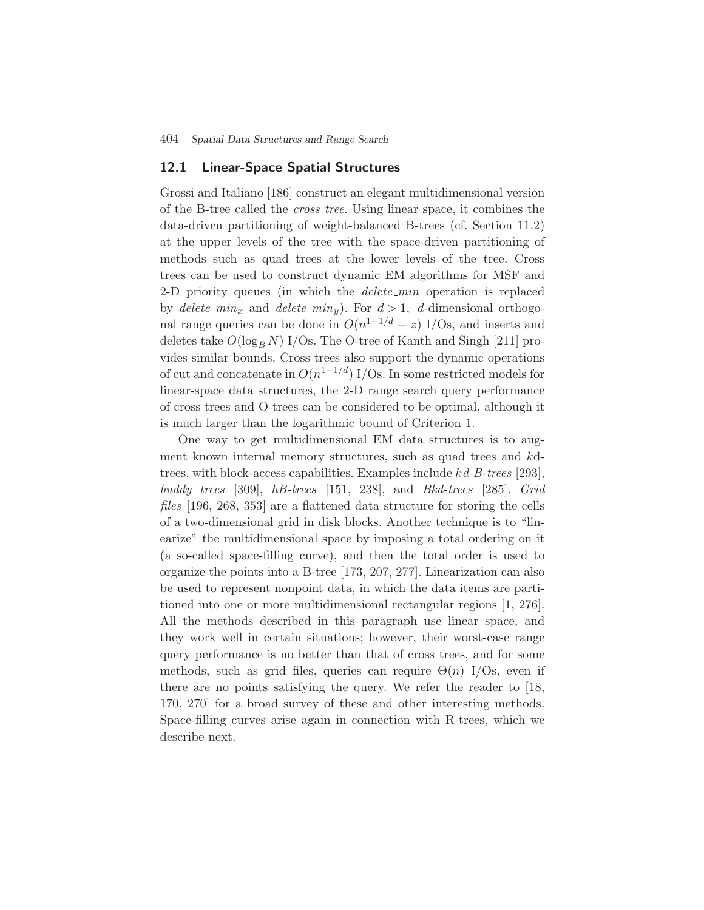## 12.1 Linear-Space Spatial Structures

Grossi and Italiano [186] construct an elegant multidimensional version of the B-tree called the *cross tree*. Using linear space, it combines the data-driven partitioning of weight-balanced B-trees (cf. Section 11.2) at the upper levels of the tree with the space-driven partitioning of methods such as quad trees at the lower levels of the tree. Cross trees can be used to construct dynamic EM algorithms for MSF and 2-D priority queues (in which the *delete_min* operation is replaced by $delete\_min_x$ and $delete\_min_y$). For $d > 1$, $d$-dimensional orthogonal range queries can be done in $O(n^{1-1/d} + z)$ I/Os, and inserts and deletes take $O(\log_B N)$ I/Os. The O-tree of Kanth and Singh [211] provides similar bounds. Cross trees also support the dynamic operations of cut and concatenate in $O(n^{1-1/d})$ I/Os. In some restricted models for linear-space data structures, the 2-D range search query performance of cross trees and O-trees can be considered to be optimal, although it is much larger than the logarithmic bound of Criterion 1.

One way to get multidimensional EM data structures is to augment known internal memory structures, such as quad trees and $k$d-trees, with block-access capabilities. Examples include *kd-B-trees* [293], *buddy trees* [309], *hB-trees* [151, 238], and *Bkd-trees* [285]. *Grid files* [196, 268, 353] are a flattened data structure for storing the cells of a two-dimensional grid in disk blocks. Another technique is to "linearize" the multidimensional space by imposing a total ordering on it (a so-called space-filling curve), and then the total order is used to organize the points into a B-tree [173, 207, 277]. Linearization can also be used to represent nonpoint data, in which the data items are partitioned into one or more multidimensional rectangular regions [1, 276]. All the methods described in this paragraph use linear space, and they work well in certain situations; however, their worst-case range query performance is no better than that of cross trees, and for some methods, such as grid files, queries can require $\Theta(n)$ I/Os, even if there are no points satisfying the query. We refer the reader to [18, 170, 270] for a broad survey of these and other interesting methods. Space-filling curves arise again in connection with R-trees, which we describe next.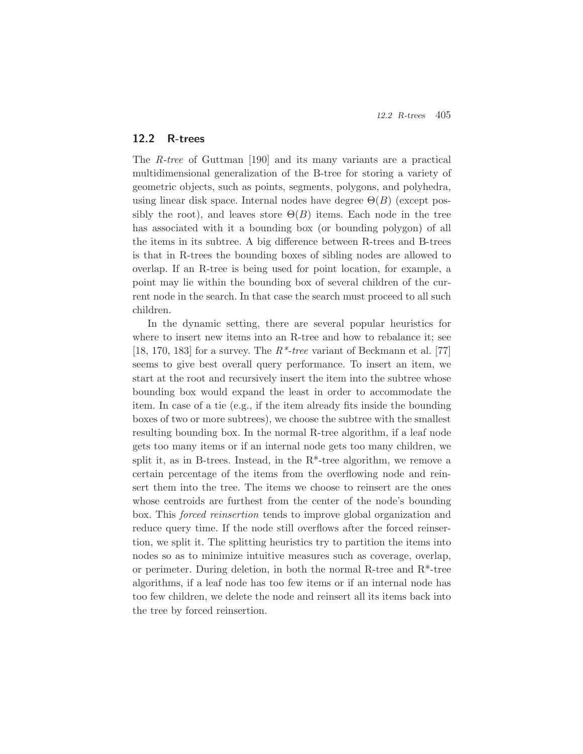## 12.2 R-trees

The *R-tree* of Guttman [190] and its many variants are a practical multidimensional generalization of the B-tree for storing a variety of geometric objects, such as points, segments, polygons, and polyhedra, using linear disk space. Internal nodes have degree $\Theta(B)$ (except possibly the root), and leaves store $\Theta(B)$ items. Each node in the tree has associated with it a bounding box (or bounding polygon) of all the items in its subtree. A big difference between R-trees and B-trees is that in R-trees the bounding boxes of sibling nodes are allowed to overlap. If an R-tree is being used for point location, for example, a point may lie within the bounding box of several children of the current node in the search. In that case the search must proceed to all such children.

In the dynamic setting, there are several popular heuristics for where to insert new items into an R-tree and how to rebalance it; see [18, 170, 183] for a survey. The *R\*-tree* variant of Beckmann et al. [77] seems to give best overall query performance. To insert an item, we start at the root and recursively insert the item into the subtree whose bounding box would expand the least in order to accommodate the item. In case of a tie (e.g., if the item already fits inside the bounding boxes of two or more subtrees), we choose the subtree with the smallest resulting bounding box. In the normal R-tree algorithm, if a leaf node gets too many items or if an internal node gets too many children, we split it, as in B-trees. Instead, in the R*-tree algorithm, we remove a certain percentage of the items from the overflowing node and reinsert them into the tree. The items we choose to reinsert are the ones whose centroids are furthest from the center of the node's bounding box. This *forced reinsertion* tends to improve global organization and reduce query time. If the node still overflows after the forced reinsertion, we split it. The splitting heuristics try to partition the items into nodes so as to minimize intuitive measures such as coverage, overlap, or perimeter. During deletion, in both the normal R-tree and R*-tree algorithms, if a leaf node has too few items or if an internal node has too few children, we delete the node and reinsert all its items back into the tree by forced reinsertion.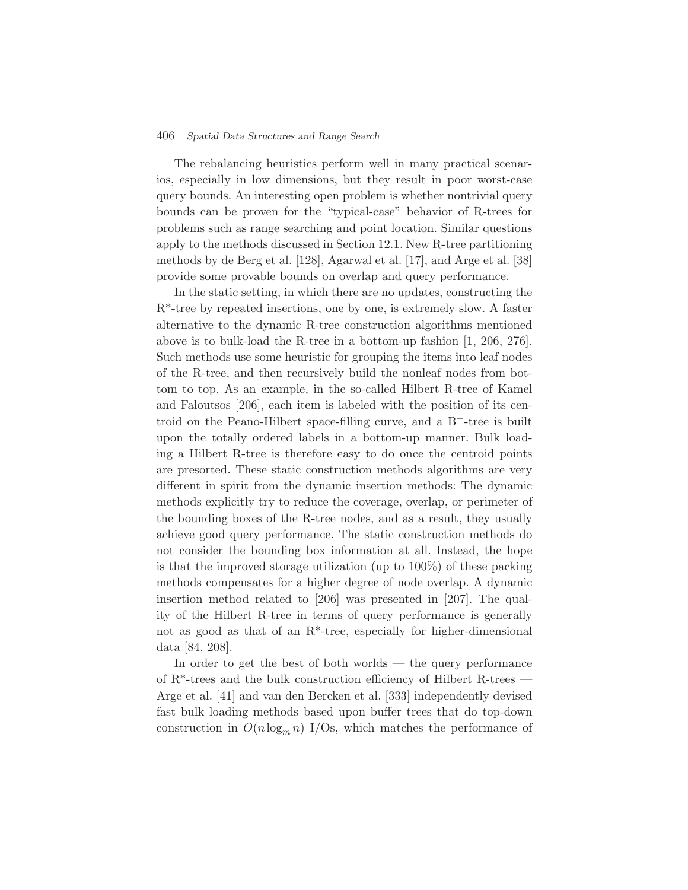The rebalancing heuristics perform well in many practical scenarios, especially in low dimensions, but they result in poor worst-case query bounds. An interesting open problem is whether nontrivial query bounds can be proven for the "typical-case" behavior of R-trees for problems such as range searching and point location. Similar questions apply to the methods discussed in Section 12.1. New R-tree partitioning methods by de Berg et al. [128], Agarwal et al. [17], and Arge et al. [38] provide some provable bounds on overlap and query performance.

In the static setting, in which there are no updates, constructing the R*-tree by repeated insertions, one by one, is extremely slow. A faster alternative to the dynamic R-tree construction algorithms mentioned above is to bulk-load the R-tree in a bottom-up fashion [1, 206, 276]. Such methods use some heuristic for grouping the items into leaf nodes of the R-tree, and then recursively build the nonleaf nodes from bottom to top. As an example, in the so-called Hilbert R-tree of Kamel and Faloutsos [206], each item is labeled with the position of its centroid on the Peano-Hilbert space-filling curve, and a $B^+$-tree is built upon the totally ordered labels in a bottom-up manner. Bulk loading a Hilbert R-tree is therefore easy to do once the centroid points are presorted. These static construction methods algorithms are very different in spirit from the dynamic insertion methods: The dynamic methods explicitly try to reduce the coverage, overlap, or perimeter of the bounding boxes of the R-tree nodes, and as a result, they usually achieve good query performance. The static construction methods do not consider the bounding box information at all. Instead, the hope is that the improved storage utilization (up to 100%) of these packing methods compensates for a higher degree of node overlap. A dynamic insertion method related to [206] was presented in [207]. The quality of the Hilbert R-tree in terms of query performance is generally not as good as that of an R*-tree, especially for higher-dimensional data [84, 208].

In order to get the best of both worlds — the query performance of R*-trees and the bulk construction efficiency of Hilbert R-trees — Arge et al. [41] and van den Bercken et al. [333] independently devised fast bulk loading methods based upon buffer trees that do top-down construction in $O(n \log_m n)$ I/Os, which matches the performance of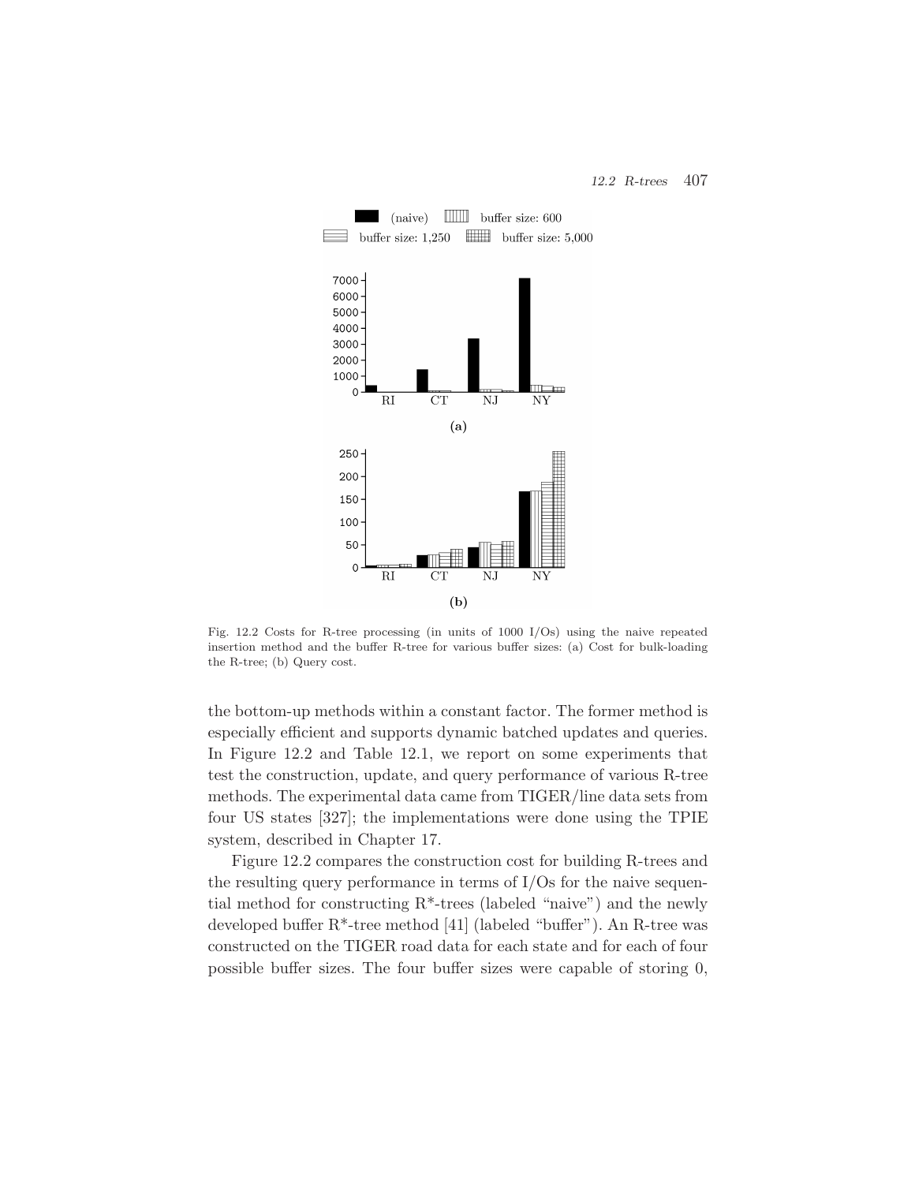Fig. 12.2 Costs for R-tree processing (in units of 1000 I/Os) using the naive repeated insertion method and the buffer R-tree for various buffer sizes: (a) Cost for bulk-loading the R-tree; (b) Query cost.

the bottom-up methods within a constant factor. The former method is especially efficient and supports dynamic batched updates and queries. In Figure 12.2 and Table 12.1, we report on some experiments that test the construction, update, and query performance of various R-tree methods. The experimental data came from TIGER/line data sets from four US states [327]; the implementations were done using the TPIE system, described in Chapter 17.

Figure 12.2 compares the construction cost for building R-trees and the resulting query performance in terms of I/Os for the naive sequential method for constructing R*-trees (labeled "naive") and the newly developed buffer R*-tree method [41] (labeled "buffer"). An R-tree was constructed on the TIGER road data for each state and for each of four possible buffer sizes. The four buffer sizes were capable of storing 0,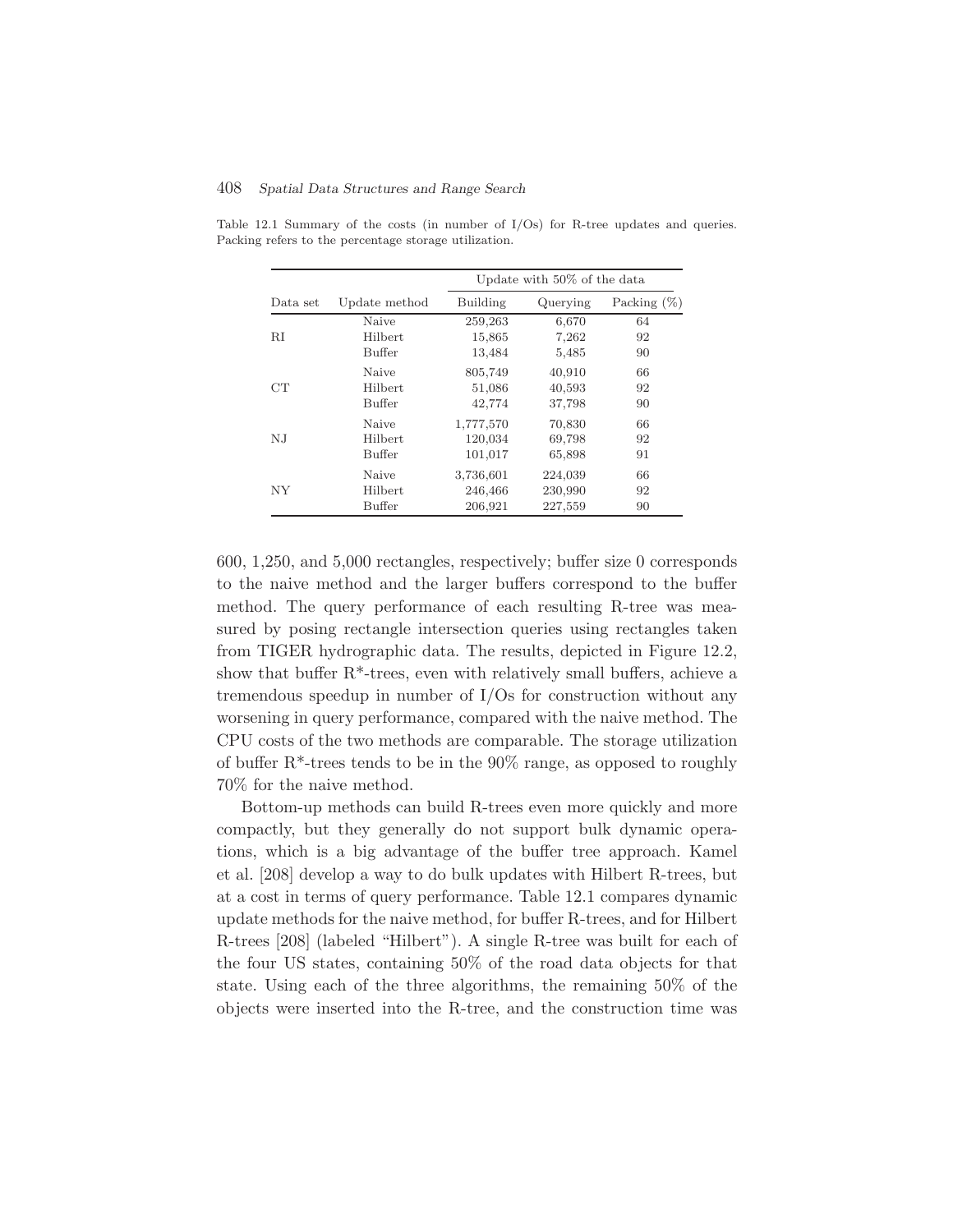Table 12.1 Summary of the costs (in number of I/Os) for R-tree updates and queries. Packing refers to the percentage storage utilization.

| | | Update with 50% of the data | | |
|---|---|---|---|---|
| Data set | Update method | Building | Querying | Packing (%) |
| RI | Naive | 259,263 | 6,670 | 64 |
| | Hilbert | 15,865 | 7,262 | 92 |
| | Buffer | 13,484 | 5,485 | 90 |
| CT | Naive | 805,749 | 40,910 | 66 |
| | Hilbert | 51,086 | 40,593 | 92 |
| | Buffer | 42,774 | 37,798 | 90 |
| NJ | Naive | 1,777,570 | 70,830 | 66 |
| | Hilbert | 120,034 | 69,798 | 92 |
| | Buffer | 101,017 | 65,898 | 91 |
| NY | Naive | 3,736,601 | 224,039 | 66 |
| | Hilbert | 246,466 | 230,990 | 92 |
| | Buffer | 206,921 | 227,559 | 90 |

600, 1,250, and 5,000 rectangles, respectively; buffer size 0 corresponds to the naive method and the larger buffers correspond to the buffer method. The query performance of each resulting R-tree was measured by posing rectangle intersection queries using rectangles taken from TIGER hydrographic data. The results, depicted in Figure 12.2, show that buffer R*-trees, even with relatively small buffers, achieve a tremendous speedup in number of I/Os for construction without any worsening in query performance, compared with the naive method. The CPU costs of the two methods are comparable. The storage utilization of buffer R*-trees tends to be in the 90% range, as opposed to roughly 70% for the naive method.

Bottom-up methods can build R-trees even more quickly and more compactly, but they generally do not support bulk dynamic operations, which is a big advantage of the buffer tree approach. Kamel et al. [208] develop a way to do bulk updates with Hilbert R-trees, but at a cost in terms of query performance. Table 12.1 compares dynamic update methods for the naive method, for buffer R-trees, and for Hilbert R-trees [208] (labeled "Hilbert"). A single R-tree was built for each of the four US states, containing 50% of the road data objects for that state. Using each of the three algorithms, the remaining 50% of the objects were inserted into the R-tree, and the construction time was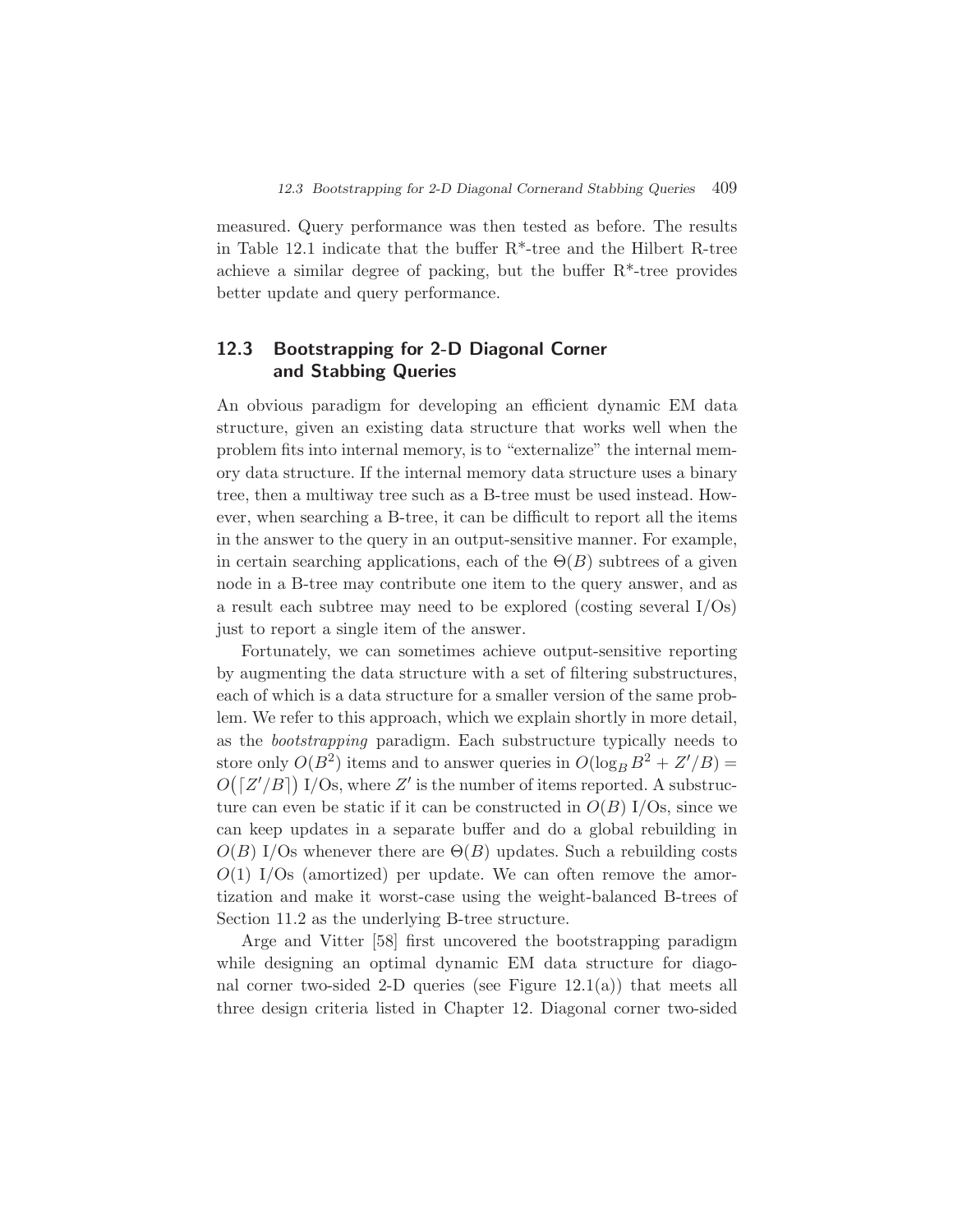measured. Query performance was then tested as before. The results in Table 12.1 indicate that the buffer R*-tree and the Hilbert R-tree achieve a similar degree of packing, but the buffer R*-tree provides better update and query performance.

## 12.3 Bootstrapping for 2-D Diagonal Corner and Stabbing Queries

An obvious paradigm for developing an efficient dynamic EM data structure, given an existing data structure that works well when the problem fits into internal memory, is to "externalize" the internal memory data structure. If the internal memory data structure uses a binary tree, then a multiway tree such as a B-tree must be used instead. However, when searching a B-tree, it can be difficult to report all the items in the answer to the query in an output-sensitive manner. For example, in certain searching applications, each of the $\Theta(B)$ subtrees of a given node in a B-tree may contribute one item to the query answer, and as a result each subtree may need to be explored (costing several I/Os) just to report a single item of the answer.

Fortunately, we can sometimes achieve output-sensitive reporting by augmenting the data structure with a set of filtering substructures, each of which is a data structure for a smaller version of the same problem. We refer to this approach, which we explain shortly in more detail, as the *bootstrapping* paradigm. Each substructure typically needs to store only $O(B^2)$ items and to answer queries in $O(\log_B B^2 + Z'/B) = O(\lceil Z'/B \rceil)$ I/Os, where $Z'$ is the number of items reported. A substructure can even be static if it can be constructed in $O(B)$ I/Os, since we can keep updates in a separate buffer and do a global rebuilding in $O(B)$ I/Os whenever there are $\Theta(B)$ updates. Such a rebuilding costs $O(1)$ I/Os (amortized) per update. We can often remove the amortization and make it worst-case using the weight-balanced B-trees of Section 11.2 as the underlying B-tree structure.

Arge and Vitter [58] first uncovered the bootstrapping paradigm while designing an optimal dynamic EM data structure for diagonal corner two-sided 2-D queries (see Figure 12.1(a)) that meets all three design criteria listed in Chapter 12. Diagonal corner two-sided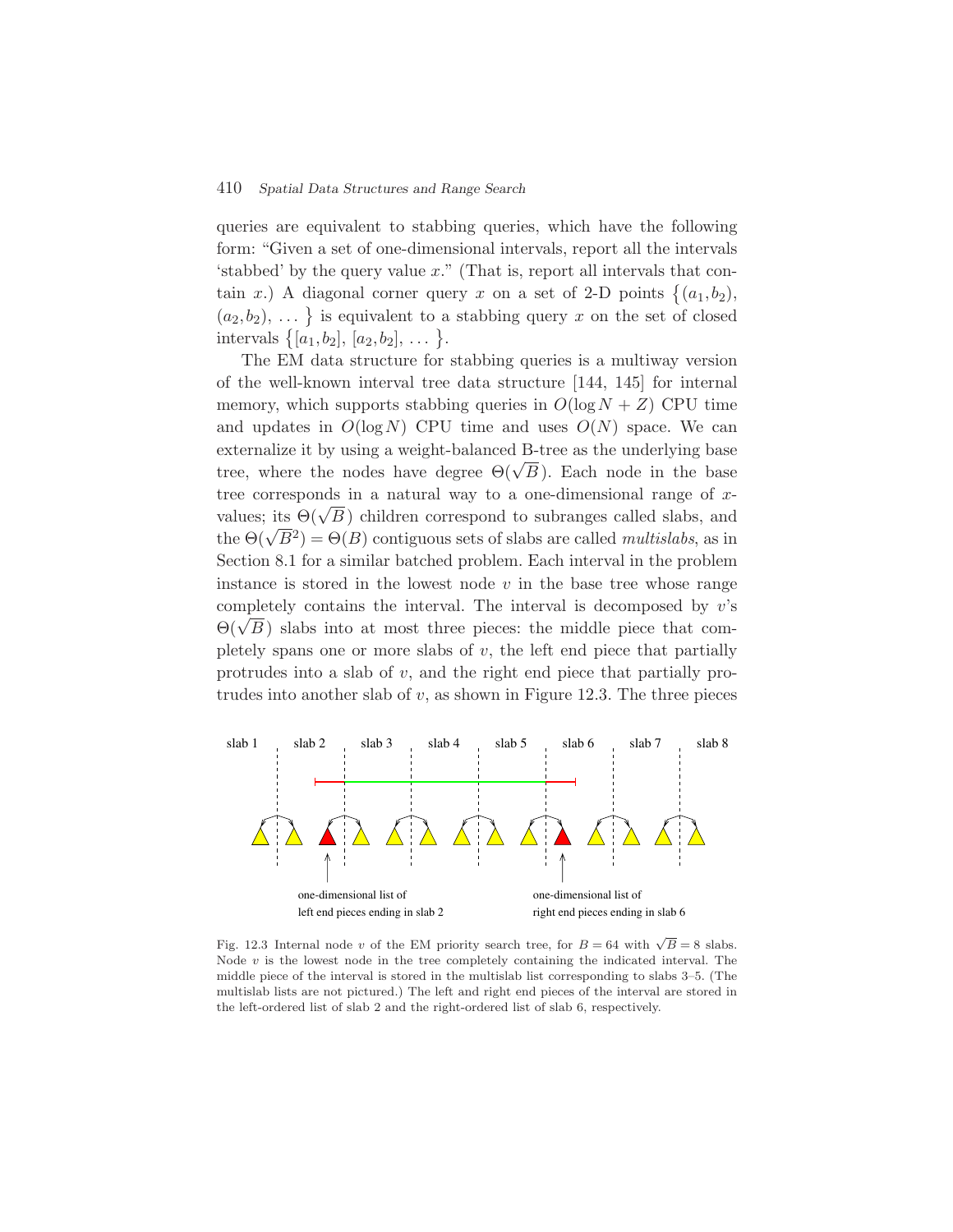queries are equivalent to stabbing queries, which have the following form: "Given a set of one-dimensional intervals, report all the intervals 'stabbed' by the query value $x$." (That is, report all intervals that contain $x$.) A diagonal corner query $x$ on a set of 2-D points $\{(a_1,b_2), (a_2,b_2), \dots\}$ is equivalent to a stabbing query $x$ on the set of closed intervals $\{[a_1,b_2], [a_2,b_2], \dots\}$.

The EM data structure for stabbing queries is a multiway version of the well-known interval tree data structure [144, 145] for internal memory, which supports stabbing queries in $O(\log N + Z)$ CPU time and updates in $O(\log N)$ CPU time and uses $O(N)$ space. We can externalize it by using a weight-balanced B-tree as the underlying base tree, where the nodes have degree $\Theta(\sqrt{B})$. Each node in the base tree corresponds in a natural way to a one-dimensional range of $x$-values; its $\Theta(\sqrt{B})$ children correspond to subranges called slabs, and the $\Theta(\sqrt{B}^2) = \Theta(B)$ contiguous sets of slabs are called *multislabs*, as in Section 8.1 for a similar batched problem. Each interval in the problem instance is stored in the lowest node $v$ in the base tree whose range completely contains the interval. The interval is decomposed by $v$'s $\Theta(\sqrt{B})$ slabs into at most three pieces: the middle piece that completely spans one or more slabs of $v$, the left end piece that partially protrudes into a slab of $v$, and the right end piece that partially protrudes into another slab of $v$, as shown in Figure 12.3. The three pieces

Fig. 12.3 Internal node $v$ of the EM priority search tree, for $B = 64$ with $\sqrt{B} = 8$ slabs. Node $v$ is the lowest node in the tree completely containing the indicated interval. The middle piece of the interval is stored in the multislab list corresponding to slabs 3–5. (The multislab lists are not pictured.) The left and right end pieces of the interval are stored in the left-ordered list of slab 2 and the right-ordered list of slab 6, respectively.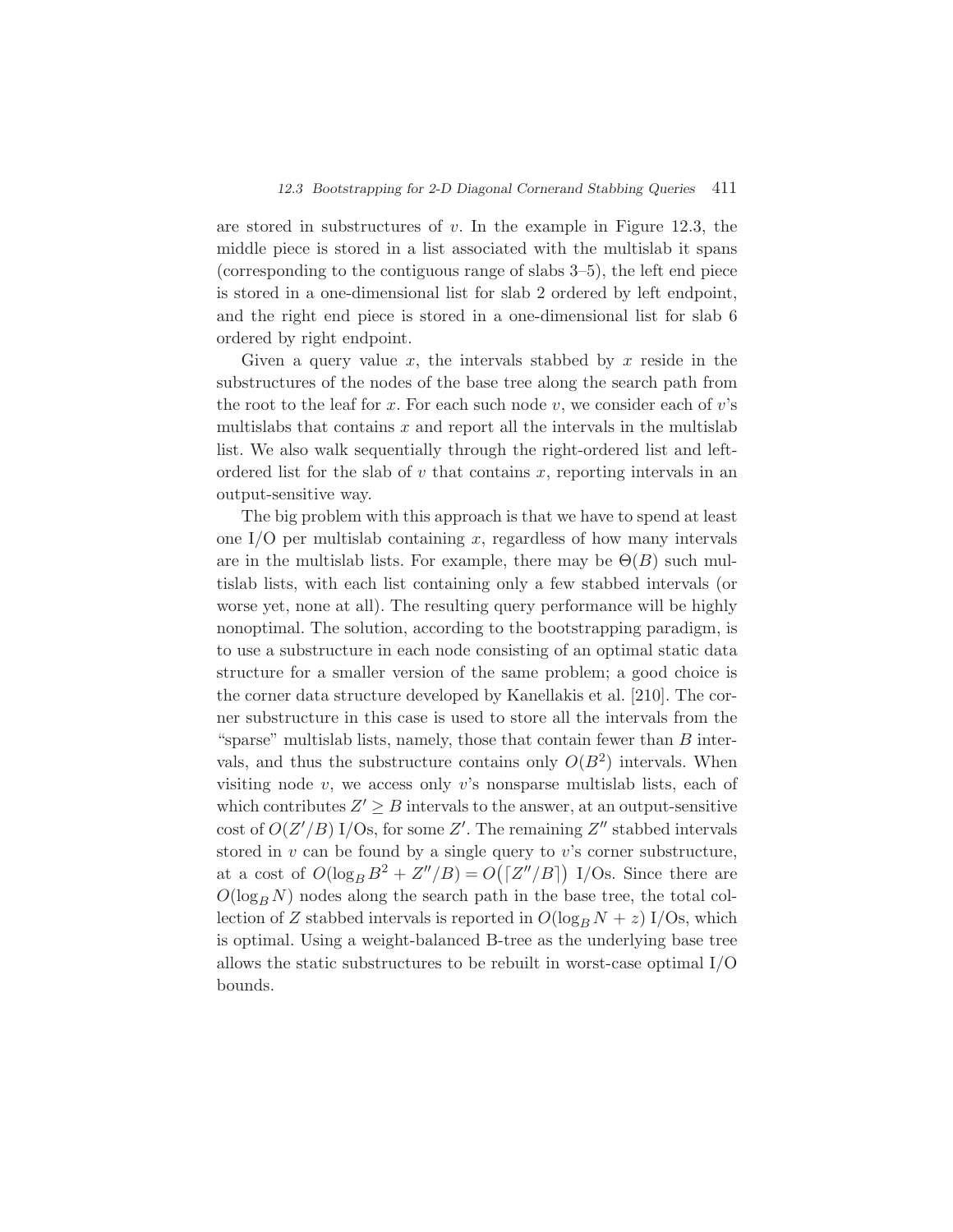are stored in substructures of $v$. In the example in Figure 12.3, the middle piece is stored in a list associated with the multislab it spans (corresponding to the contiguous range of slabs 3–5), the left end piece is stored in a one-dimensional list for slab 2 ordered by left endpoint, and the right end piece is stored in a one-dimensional list for slab 6 ordered by right endpoint.

Given a query value $x$, the intervals stabbed by $x$ reside in the substructures of the nodes of the base tree along the search path from the root to the leaf for $x$. For each such node $v$, we consider each of $v$'s multislabs that contains $x$ and report all the intervals in the multislab list. We also walk sequentially through the right-ordered list and left-ordered list for the slab of $v$ that contains $x$, reporting intervals in an output-sensitive way.

The big problem with this approach is that we have to spend at least one I/O per multislab containing $x$, regardless of how many intervals are in the multislab lists. For example, there may be $\Theta(B)$ such multislab lists, with each list containing only a few stabbed intervals (or worse yet, none at all). The resulting query performance will be highly nonoptimal. The solution, according to the bootstrapping paradigm, is to use a substructure in each node consisting of an optimal static data structure for a smaller version of the same problem; a good choice is the corner data structure developed by Kanellakis et al. [210]. The corner substructure in this case is used to store all the intervals from the "sparse" multislab lists, namely, those that contain fewer than $B$ intervals, and thus the substructure contains only $O(B^2)$ intervals. When visiting node $v$, we access only $v$'s nonsparse multislab lists, each of which contributes $Z' \geq B$ intervals to the answer, at an output-sensitive cost of $O(Z'/B)$ I/Os, for some $Z'$. The remaining $Z''$ stabbed intervals stored in $v$ can be found by a single query to $v$'s corner substructure, at a cost of $O(\log_B B^2 + Z''/B) = O(\lceil Z''/B \rceil)$ I/Os. Since there are $O(\log_B N)$ nodes along the search path in the base tree, the total collection of $Z$ stabbed intervals is reported in $O(\log_B N + z)$ I/Os, which is optimal. Using a weight-balanced B-tree as the underlying base tree allows the static substructures to be rebuilt in worst-case optimal I/O bounds.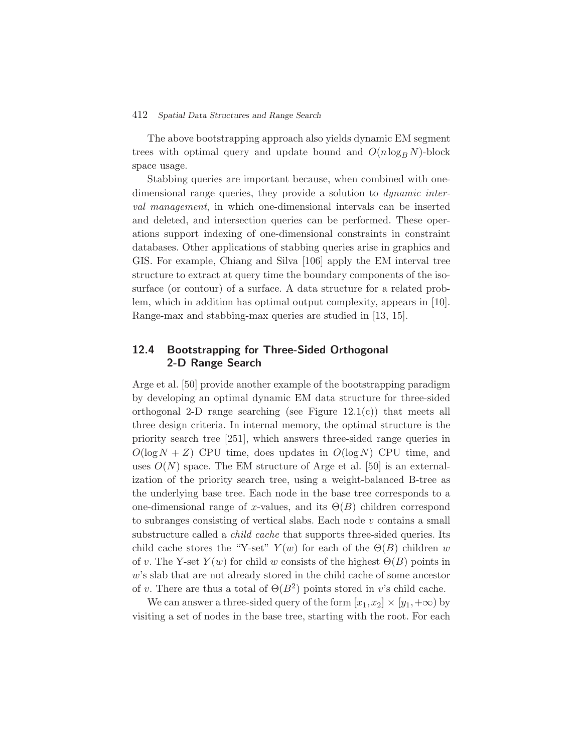The above bootstrapping approach also yields dynamic EM segment trees with optimal query and update bound and $O(n \log_B N)$-block space usage.

Stabbing queries are important because, when combined with one-dimensional range queries, they provide a solution to *dynamic interval management*, in which one-dimensional intervals can be inserted and deleted, and intersection queries can be performed. These operations support indexing of one-dimensional constraints in constraint databases. Other applications of stabbing queries arise in graphics and GIS. For example, Chiang and Silva [106] apply the EM interval tree structure to extract at query time the boundary components of the isosurface (or contour) of a surface. A data structure for a related problem, which in addition has optimal output complexity, appears in [10]. Range-max and stabbing-max queries are studied in [13, 15].

## 12.4 Bootstrapping for Three-Sided Orthogonal 2-D Range Search

Arge et al. [50] provide another example of the bootstrapping paradigm by developing an optimal dynamic EM data structure for three-sided orthogonal 2-D range searching (see Figure 12.1(c)) that meets all three design criteria. In internal memory, the optimal structure is the priority search tree [251], which answers three-sided range queries in $O(\log N + Z)$ CPU time, does updates in $O(\log N)$ CPU time, and uses $O(N)$ space. The EM structure of Arge et al. [50] is an externalization of the priority search tree, using a weight-balanced B-tree as the underlying base tree. Each node in the base tree corresponds to a one-dimensional range of $x$-values, and its $\Theta(B)$ children correspond to subranges consisting of vertical slabs. Each node $v$ contains a small substructure called a *child cache* that supports three-sided queries. Its child cache stores the "Y-set" $Y(w)$ for each of the $\Theta(B)$ children $w$ of $v$. The Y-set $Y(w)$ for child $w$ consists of the highest $\Theta(B)$ points in $w$'s slab that are not already stored in the child cache of some ancestor of $v$. There are thus a total of $\Theta(B^2)$ points stored in $v$'s child cache.

We can answer a three-sided query of the form $[x_1, x_2] \times [y_1, +\infty)$ by visiting a set of nodes in the base tree, starting with the root. For each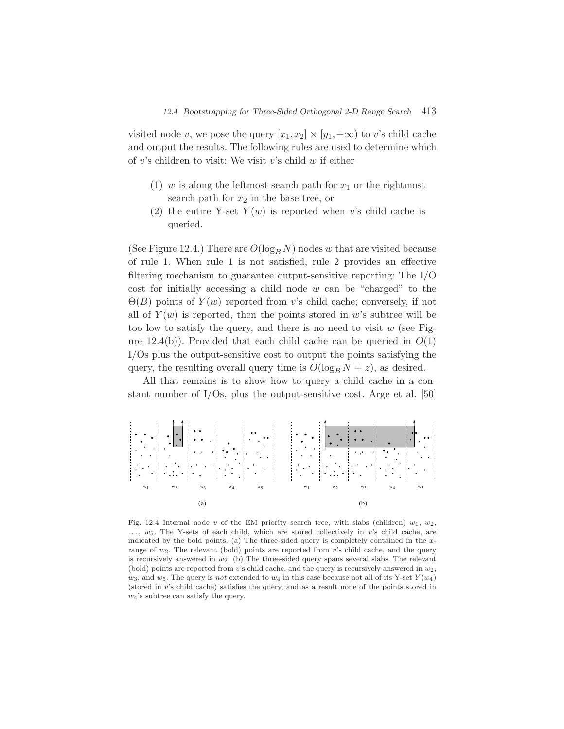visited node $v$, we pose the query $[x_1, x_2] \times [y_1, +\infty)$ to $v$'s child cache and output the results. The following rules are used to determine which of $v$'s children to visit: We visit $v$'s child $w$ if either

(1) $w$ is along the leftmost search path for $x_1$ or the rightmost search path for $x_2$ in the base tree, or
(2) the entire Y-set $Y(w)$ is reported when $v$'s child cache is queried.

(See Figure 12.4.) There are $O(\log_B N)$ nodes $w$ that are visited because of rule 1. When rule 1 is not satisfied, rule 2 provides an effective filtering mechanism to guarantee output-sensitive reporting: The I/O cost for initially accessing a child node $w$ can be "charged" to the $\Theta(B)$ points of $Y(w)$ reported from $v$'s child cache; conversely, if not all of $Y(w)$ is reported, then the points stored in $w$'s subtree will be too low to satisfy the query, and there is no need to visit $w$ (see Figure 12.4(b)). Provided that each child cache can be queried in $O(1)$ I/Os plus the output-sensitive cost to output the points satisfying the query, the resulting overall query time is $O(\log_B N + z)$, as desired.

All that remains is to show how to query a child cache in a constant number of I/Os, plus the output-sensitive cost. Arge et al. [50]

Fig. 12.4 Internal node $v$ of the EM priority search tree, with slabs (children) $w_1$, $w_2$, ..., $w_5$. The Y-sets of each child, which are stored collectively in $v$'s child cache, are indicated by the bold points. (a) The three-sided query is completely contained in the $x$-range of $w_2$. The relevant (bold) points are reported from $v$'s child cache, and the query is recursively answered in $w_2$. (b) The three-sided query spans several slabs. The relevant (bold) points are reported from $v$'s child cache, and the query is recursively answered in $w_2$, $w_3$, and $w_5$. The query is *not* extended to $w_4$ in this case because not all of its Y-set $Y(w_4)$ (stored in $v$'s child cache) satisfies the query, and as a result none of the points stored in $w_4$'s subtree can satisfy the query.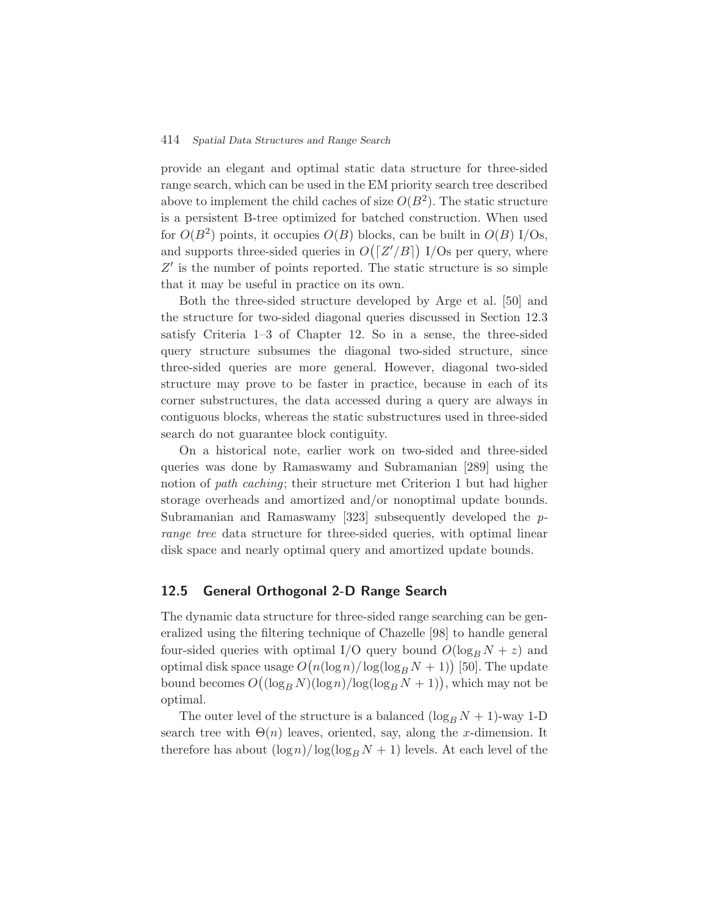provide an elegant and optimal static data structure for three-sided range search, which can be used in the EM priority search tree described above to implement the child caches of size $O(B^2)$. The static structure is a persistent B-tree optimized for batched construction. When used for $O(B^2)$ points, it occupies $O(B)$ blocks, can be built in $O(B)$ I/Os, and supports three-sided queries in $O(\lceil Z'/B \rceil)$ I/Os per query, where $Z'$ is the number of points reported. The static structure is so simple that it may be useful in practice on its own.

Both the three-sided structure developed by Arge et al. [50] and the structure for two-sided diagonal queries discussed in Section 12.3 satisfy Criteria 1–3 of Chapter 12. So in a sense, the three-sided query structure subsumes the diagonal two-sided structure, since three-sided queries are more general. However, diagonal two-sided structure may prove to be faster in practice, because in each of its corner substructures, the data accessed during a query are always in contiguous blocks, whereas the static substructures used in three-sided search do not guarantee block contiguity.

On a historical note, earlier work on two-sided and three-sided queries was done by Ramaswamy and Subramanian [289] using the notion of *path caching*; their structure met Criterion 1 but had higher storage overheads and amortized and/or nonoptimal update bounds. Subramanian and Ramaswamy [323] subsequently developed the *p-range tree* data structure for three-sided queries, with optimal linear disk space and nearly optimal query and amortized update bounds.

## 12.5 General Orthogonal 2-D Range Search

The dynamic data structure for three-sided range searching can be generalized using the filtering technique of Chazelle [98] to handle general four-sided queries with optimal I/O query bound $O(\log_B N + z)$ and optimal disk space usage $O\big(n(\log n)/\log(\log_B N + 1)\big)$ [50]. The update bound becomes $O\big((\log_B N)(\log n)/\log(\log_B N + 1)\big)$, which may not be optimal.

The outer level of the structure is a balanced $(\log_B N + 1)$-way 1-D search tree with $\Theta(n)$ leaves, oriented, say, along the $x$-dimension. It therefore has about $(\log n)/\log(\log_B N + 1)$ levels. At each level of the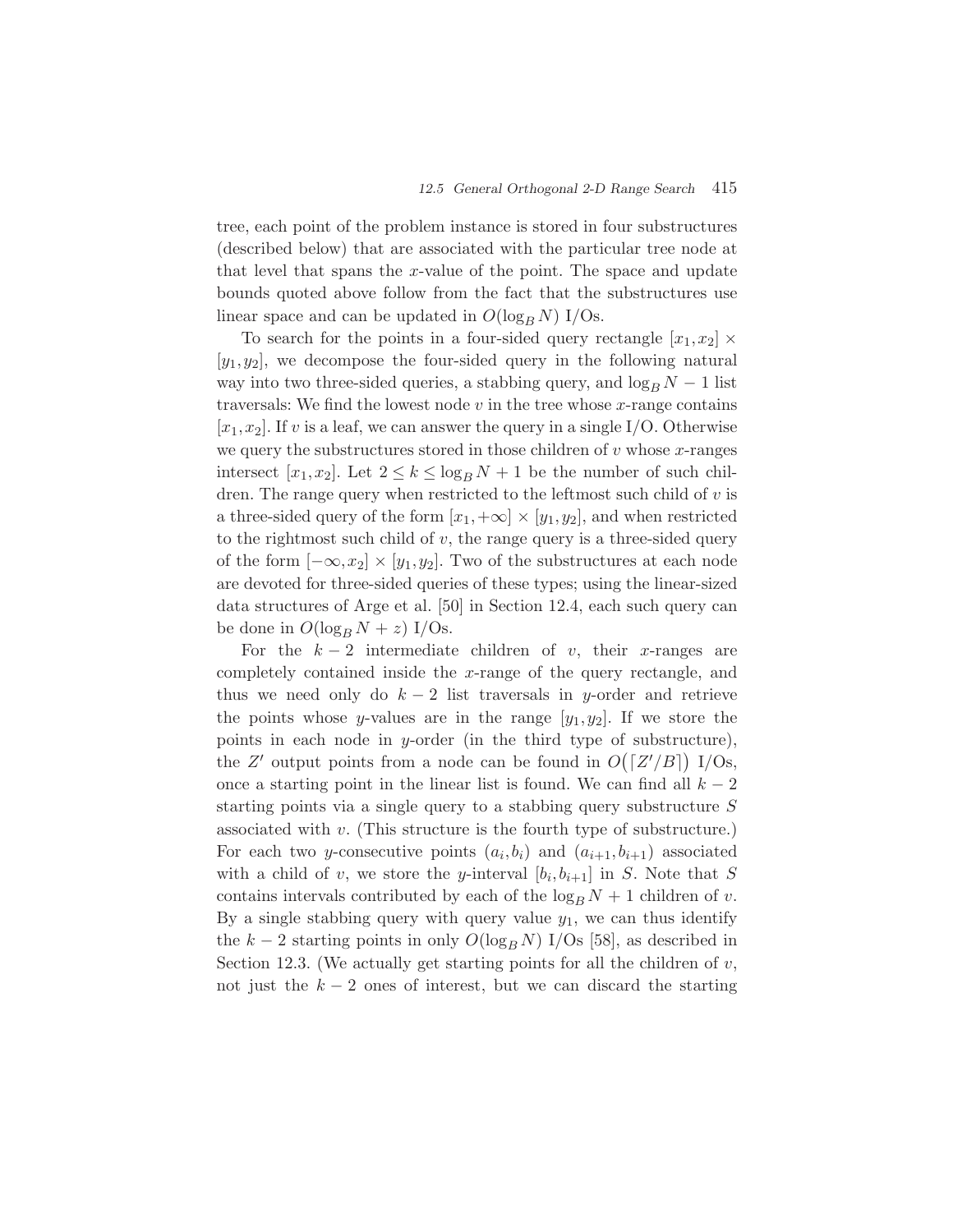tree, each point of the problem instance is stored in four substructures (described below) that are associated with the particular tree node at that level that spans the $x$-value of the point. The space and update bounds quoted above follow from the fact that the substructures use linear space and can be updated in $O(\log_B N)$ I/Os.

To search for the points in a four-sided query rectangle $[x_1, x_2] \times [y_1, y_2]$, we decompose the four-sided query in the following natural way into two three-sided queries, a stabbing query, and $\log_B N - 1$ list traversals: We find the lowest node $v$ in the tree whose $x$-range contains $[x_1, x_2]$. If $v$ is a leaf, we can answer the query in a single I/O. Otherwise we query the substructures stored in those children of $v$ whose $x$-ranges intersect $[x_1, x_2]$. Let $2 \leq k \leq \log_B N + 1$ be the number of such children. The range query when restricted to the leftmost such child of $v$ is a three-sided query of the form $[x_1, +\infty] \times [y_1, y_2]$, and when restricted to the rightmost such child of $v$, the range query is a three-sided query of the form $[-\infty, x_2] \times [y_1, y_2]$. Two of the substructures at each node are devoted for three-sided queries of these types; using the linear-sized data structures of Arge et al. [50] in Section 12.4, each such query can be done in $O(\log_B N + z)$ I/Os.

For the $k - 2$ intermediate children of $v$, their $x$-ranges are completely contained inside the $x$-range of the query rectangle, and thus we need only do $k - 2$ list traversals in $y$-order and retrieve the points whose $y$-values are in the range $[y_1, y_2]$. If we store the points in each node in $y$-order (in the third type of substructure), the $Z'$ output points from a node can be found in $O(\lceil Z'/B \rceil)$ I/Os, once a starting point in the linear list is found. We can find all $k - 2$ starting points via a single query to a stabbing query substructure $S$ associated with $v$. (This structure is the fourth type of substructure.) For each two $y$-consecutive points $(a_i, b_i)$ and $(a_{i+1}, b_{i+1})$ associated with a child of $v$, we store the $y$-interval $[b_i, b_{i+1}]$ in $S$. Note that $S$ contains intervals contributed by each of the $\log_B N + 1$ children of $v$. By a single stabbing query with query value $y_1$, we can thus identify the $k - 2$ starting points in only $O(\log_B N)$ I/Os [58], as described in Section 12.3. (We actually get starting points for all the children of $v$, not just the $k - 2$ ones of interest, but we can discard the starting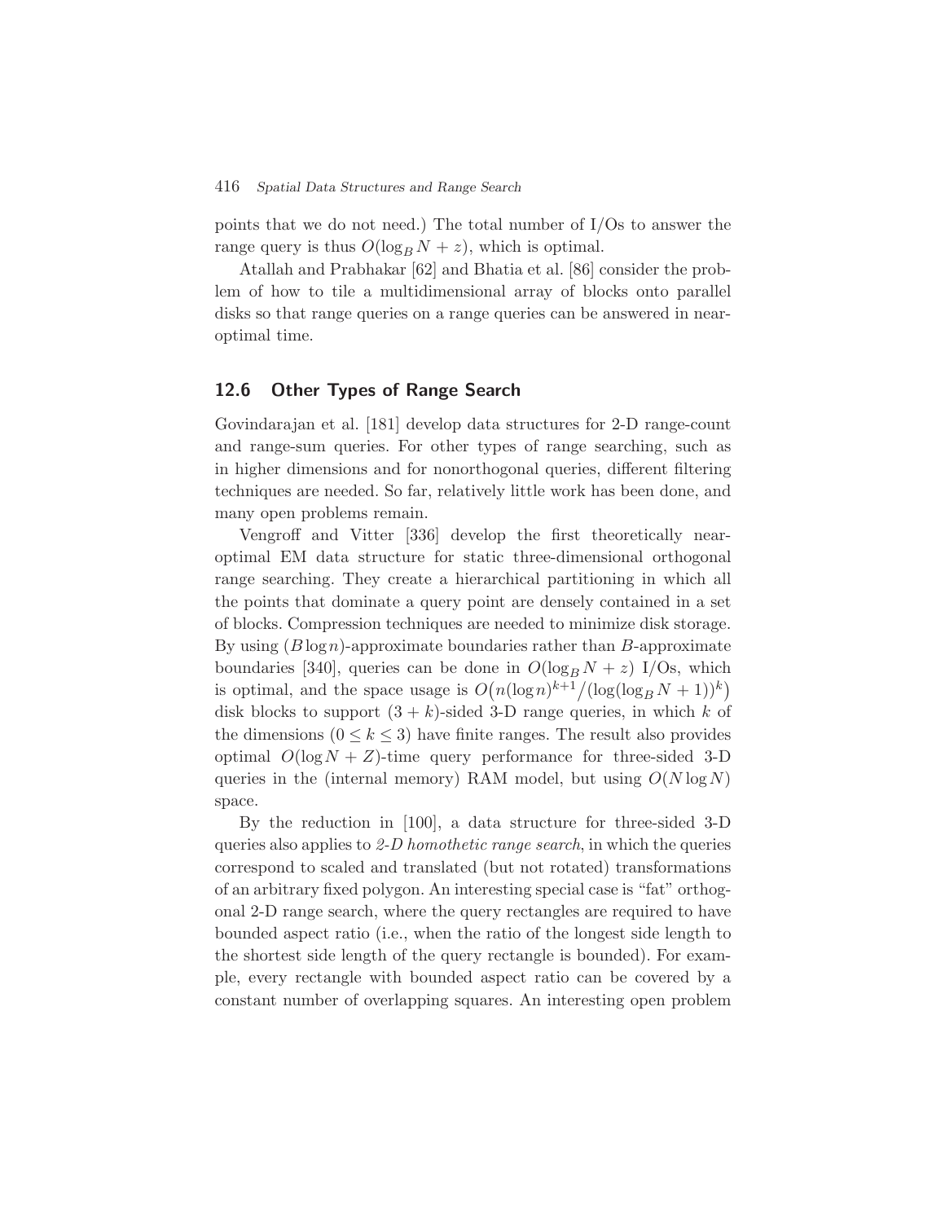points that we do not need.) The total number of I/Os to answer the range query is thus $O(\log_B N + z)$, which is optimal.

Atallah and Prabhakar [62] and Bhatia et al. [86] consider the problem of how to tile a multidimensional array of blocks onto parallel disks so that range queries on a range queries can be answered in near-optimal time.

## 12.6 Other Types of Range Search

Govindarajan et al. [181] develop data structures for 2-D range-count and range-sum queries. For other types of range searching, such as in higher dimensions and for nonorthogonal queries, different filtering techniques are needed. So far, relatively little work has been done, and many open problems remain.

Vengroff and Vitter [336] develop the first theoretically near-optimal EM data structure for static three-dimensional orthogonal range searching. They create a hierarchical partitioning in which all the points that dominate a query point are densely contained in a set of blocks. Compression techniques are needed to minimize disk storage. By using $(B \log n)$-approximate boundaries rather than $B$-approximate boundaries [340], queries can be done in $O(\log_B N + z)$ I/Os, which is optimal, and the space usage is $O\big(n(\log n)^{k+1}/(\log(\log_B N + 1))^k\big)$ disk blocks to support $(3+k)$-sided 3-D range queries, in which $k$ of the dimensions $(0 \leq k \leq 3)$ have finite ranges. The result also provides optimal $O(\log N + Z)$-time query performance for three-sided 3-D queries in the (internal memory) RAM model, but using $O(N \log N)$ space.

By the reduction in [100], a data structure for three-sided 3-D queries also applies to *2-D homothetic range search*, in which the queries correspond to scaled and translated (but not rotated) transformations of an arbitrary fixed polygon. An interesting special case is "fat" orthogonal 2-D range search, where the query rectangles are required to have bounded aspect ratio (i.e., when the ratio of the longest side length to the shortest side length of the query rectangle is bounded). For example, every rectangle with bounded aspect ratio can be covered by a constant number of overlapping squares. An interesting open problem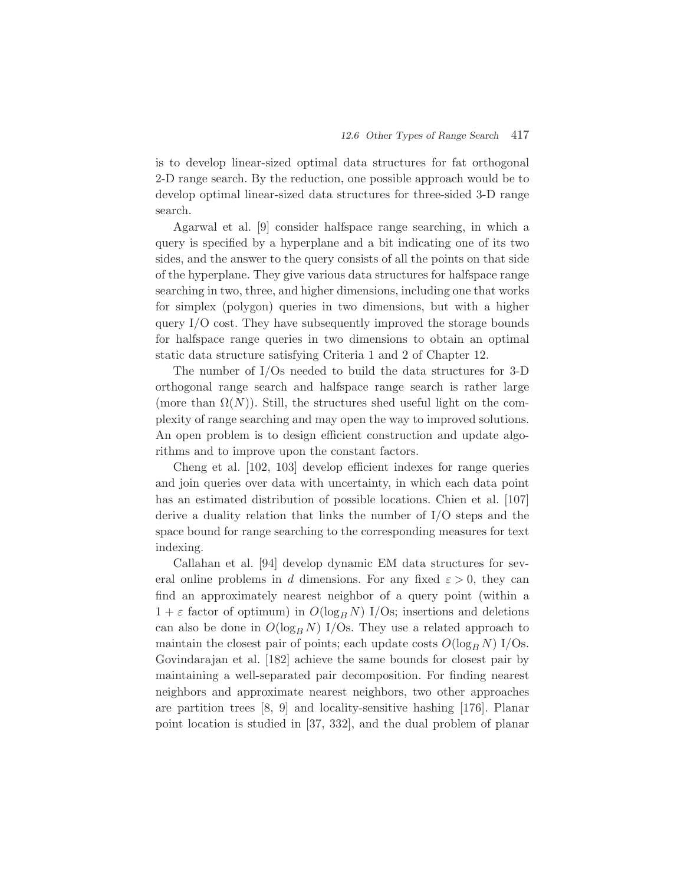is to develop linear-sized optimal data structures for fat orthogonal 2-D range search. By the reduction, one possible approach would be to develop optimal linear-sized data structures for three-sided 3-D range search.

Agarwal et al. [9] consider halfspace range searching, in which a query is specified by a hyperplane and a bit indicating one of its two sides, and the answer to the query consists of all the points on that side of the hyperplane. They give various data structures for halfspace range searching in two, three, and higher dimensions, including one that works for simplex (polygon) queries in two dimensions, but with a higher query I/O cost. They have subsequently improved the storage bounds for halfspace range queries in two dimensions to obtain an optimal static data structure satisfying Criteria 1 and 2 of Chapter 12.

The number of I/Os needed to build the data structures for 3-D orthogonal range search and halfspace range search is rather large (more than $\Omega(N)$). Still, the structures shed useful light on the complexity of range searching and may open the way to improved solutions. An open problem is to design efficient construction and update algorithms and to improve upon the constant factors.

Cheng et al. [102, 103] develop efficient indexes for range queries and join queries over data with uncertainty, in which each data point has an estimated distribution of possible locations. Chien et al. [107] derive a duality relation that links the number of I/O steps and the space bound for range searching to the corresponding measures for text indexing.

Callahan et al. [94] develop dynamic EM data structures for several online problems in $d$ dimensions. For any fixed $\varepsilon > 0$, they can find an approximately nearest neighbor of a query point (within a $1 + \varepsilon$ factor of optimum) in $O(\log_B N)$ I/Os; insertions and deletions can also be done in $O(\log_B N)$ I/Os. They use a related approach to maintain the closest pair of points; each update costs $O(\log_B N)$ I/Os. Govindarajan et al. [182] achieve the same bounds for closest pair by maintaining a well-separated pair decomposition. For finding nearest neighbors and approximate nearest neighbors, two other approaches are partition trees [8, 9] and locality-sensitive hashing [176]. Planar point location is studied in [37, 332], and the dual problem of planar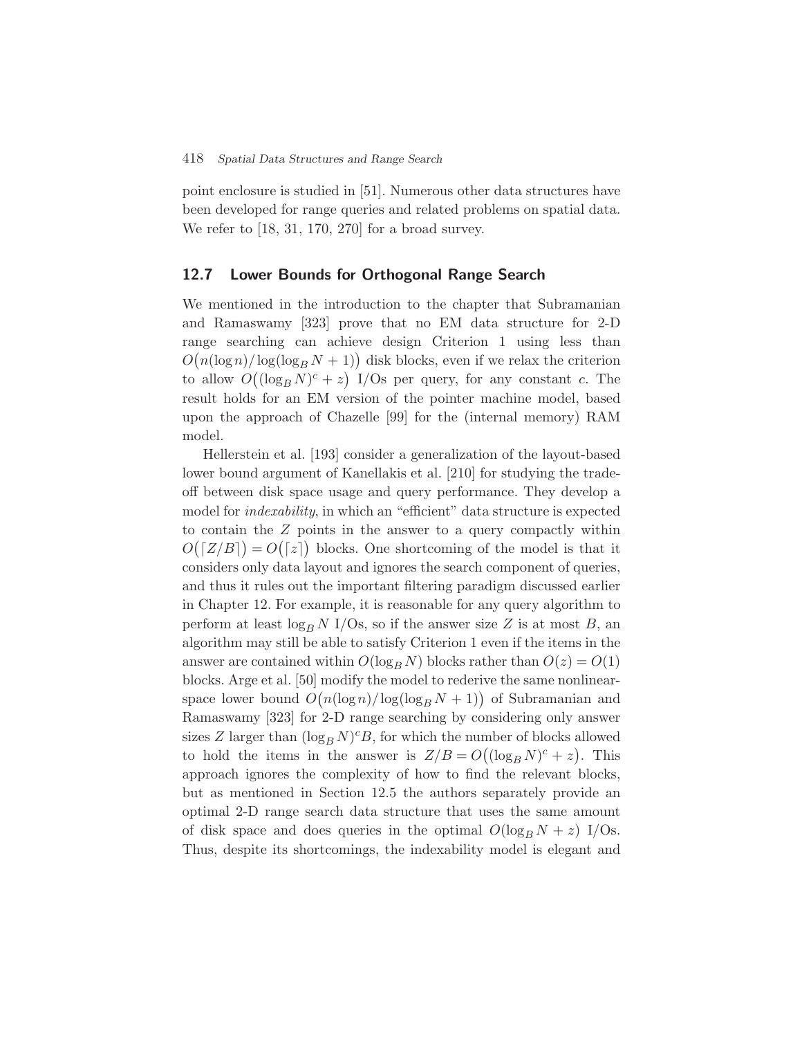point enclosure is studied in [51]. Numerous other data structures have been developed for range queries and related problems on spatial data. We refer to [18, 31, 170, 270] for a broad survey.

## 12.7 Lower Bounds for Orthogonal Range Search

We mentioned in the introduction to the chapter that Subramanian and Ramaswamy [323] prove that no EM data structure for 2-D range searching can achieve design Criterion 1 using less than $O\big(n(\log n)/\log(\log_B N + 1)\big)$ disk blocks, even if we relax the criterion to allow $O\big((\log_B N)^c + z\big)$ I/Os per query, for any constant $c$. The result holds for an EM version of the pointer machine model, based upon the approach of Chazelle [99] for the (internal memory) RAM model.

Hellerstein et al. [193] consider a generalization of the layout-based lower bound argument of Kanellakis et al. [210] for studying the tradeoff between disk space usage and query performance. They develop a model for *indexability*, in which an "efficient" data structure is expected to contain the $Z$ points in the answer to a query compactly within $O\big(\lceil Z/B\rceil\big) = O\big(\lceil z\rceil\big)$ blocks. One shortcoming of the model is that it considers only data layout and ignores the search component of queries, and thus it rules out the important filtering paradigm discussed earlier in Chapter 12. For example, it is reasonable for any query algorithm to perform at least $\log_B N$ I/Os, so if the answer size $Z$ is at most $B$, an algorithm may still be able to satisfy Criterion 1 even if the items in the answer are contained within $O(\log_B N)$ blocks rather than $O(z) = O(1)$ blocks. Arge et al. [50] modify the model to rederive the same nonlinear-space lower bound $O\big(n(\log n)/\log(\log_B N + 1)\big)$ of Subramanian and Ramaswamy [323] for 2-D range searching by considering only answer sizes $Z$ larger than $(\log_B N)^c B$, for which the number of blocks allowed to hold the items in the answer is $Z/B = O\big((\log_B N)^c + z\big)$. This approach ignores the complexity of how to find the relevant blocks, but as mentioned in Section 12.5 the authors separately provide an optimal 2-D range search data structure that uses the same amount of disk space and does queries in the optimal $O(\log_B N + z)$ I/Os. Thus, despite its shortcomings, the indexability model is elegant and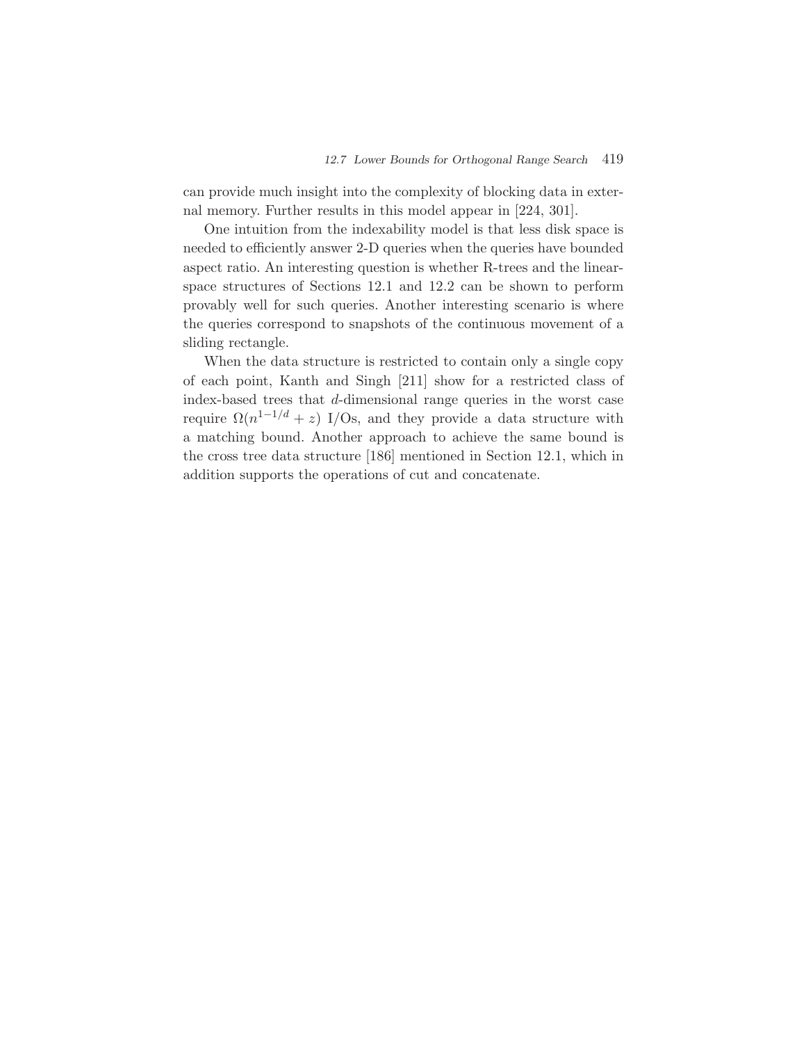can provide much insight into the complexity of blocking data in external memory. Further results in this model appear in [224, 301].

One intuition from the indexability model is that less disk space is needed to efficiently answer 2-D queries when the queries have bounded aspect ratio. An interesting question is whether R-trees and the linear-space structures of Sections 12.1 and 12.2 can be shown to perform provably well for such queries. Another interesting scenario is where the queries correspond to snapshots of the continuous movement of a sliding rectangle.

When the data structure is restricted to contain only a single copy of each point, Kanth and Singh [211] show for a restricted class of index-based trees that $d$-dimensional range queries in the worst case require $\Omega(n^{1-1/d} + z)$ I/Os, and they provide a data structure with a matching bound. Another approach to achieve the same bound is the cross tree data structure [186] mentioned in Section 12.1, which in addition supports the operations of cut and concatenate.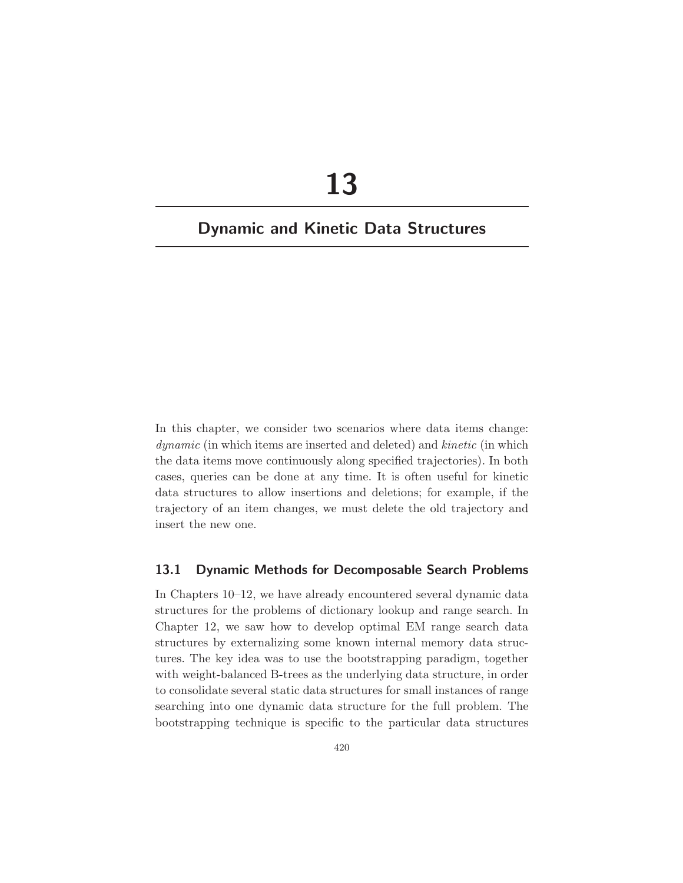# 13

## Dynamic and Kinetic Data Structures

In this chapter, we consider two scenarios where data items change: *dynamic* (in which items are inserted and deleted) and *kinetic* (in which the data items move continuously along specified trajectories). In both cases, queries can be done at any time. It is often useful for kinetic data structures to allow insertions and deletions; for example, if the trajectory of an item changes, we must delete the old trajectory and insert the new one.

### 13.1 Dynamic Methods for Decomposable Search Problems

In Chapters 10–12, we have already encountered several dynamic data structures for the problems of dictionary lookup and range search. In Chapter 12, we saw how to develop optimal EM range search data structures by externalizing some known internal memory data structures. The key idea was to use the bootstrapping paradigm, together with weight-balanced B-trees as the underlying data structure, in order to consolidate several static data structures for small instances of range searching into one dynamic data structure for the full problem. The bootstrapping technique is specific to the particular data structures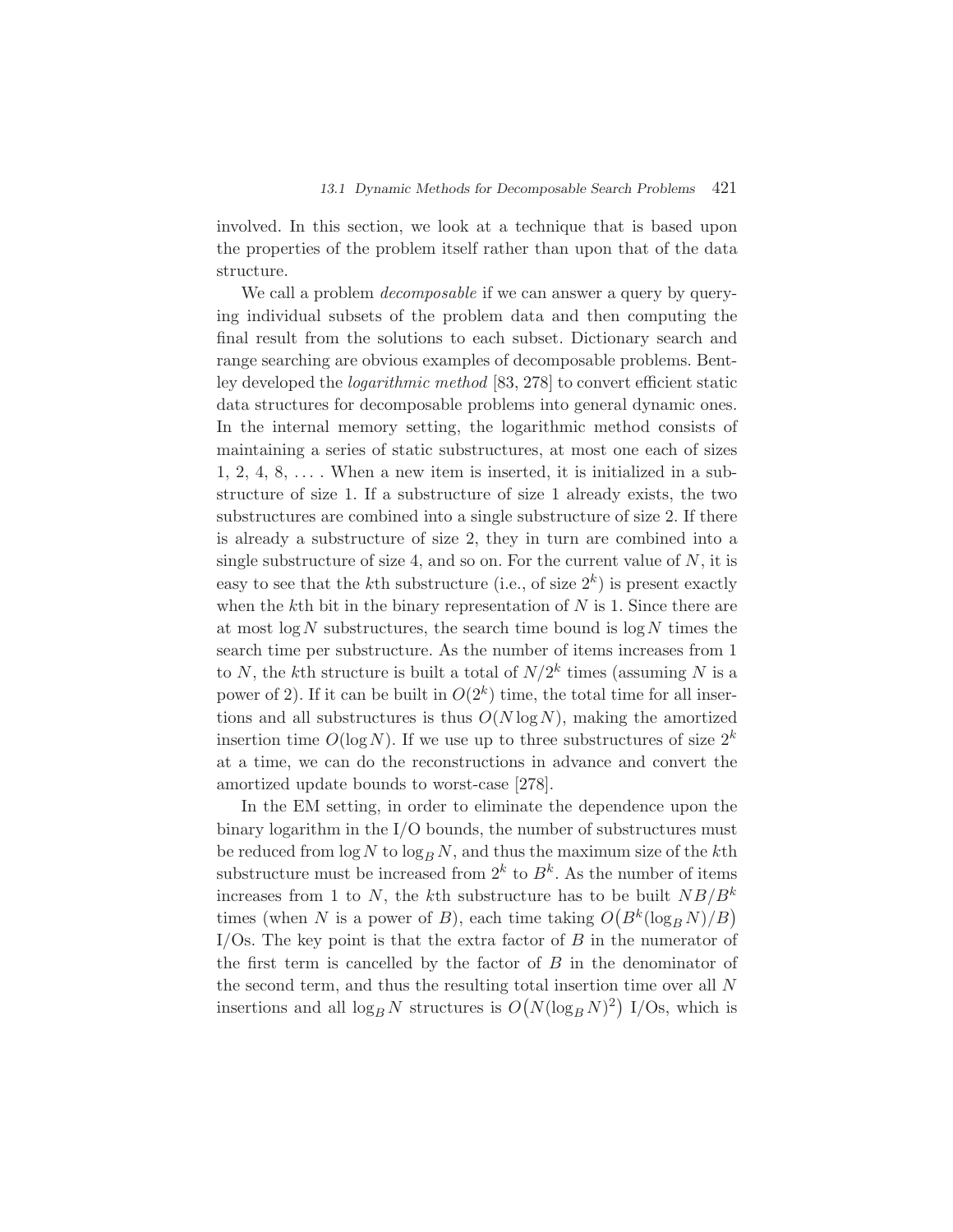involved. In this section, we look at a technique that is based upon the properties of the problem itself rather than upon that of the data structure.

We call a problem *decomposable* if we can answer a query by querying individual subsets of the problem data and then computing the final result from the solutions to each subset. Dictionary search and range searching are obvious examples of decomposable problems. Bentley developed the *logarithmic method* [83, 278] to convert efficient static data structures for decomposable problems into general dynamic ones. In the internal memory setting, the logarithmic method consists of maintaining a series of static substructures, at most one each of sizes 1, 2, 4, 8, .... When a new item is inserted, it is initialized in a substructure of size 1. If a substructure of size 1 already exists, the two substructures are combined into a single substructure of size 2. If there is already a substructure of size 2, they in turn are combined into a single substructure of size 4, and so on. For the current value of $N$, it is easy to see that the $k$th substructure (i.e., of size $2^k$) is present exactly when the $k$th bit in the binary representation of $N$ is 1. Since there are at most $\log N$ substructures, the search time bound is $\log N$ times the search time per substructure. As the number of items increases from 1 to $N$, the $k$th structure is built a total of $N/2^k$ times (assuming $N$ is a power of 2). If it can be built in $O(2^k)$ time, the total time for all insertions and all substructures is thus $O(N \log N)$, making the amortized insertion time $O(\log N)$. If we use up to three substructures of size $2^k$ at a time, we can do the reconstructions in advance and convert the amortized update bounds to worst-case [278].

In the EM setting, in order to eliminate the dependence upon the binary logarithm in the I/O bounds, the number of substructures must be reduced from $\log N$ to $\log_B N$, and thus the maximum size of the $k$th substructure must be increased from $2^k$ to $B^k$. As the number of items increases from 1 to $N$, the $k$th substructure has to be built $NB/B^k$ times (when $N$ is a power of $B$), each time taking $O\big(B^k(\log_B N)/B\big)$ I/Os. The key point is that the extra factor of $B$ in the numerator of the first term is cancelled by the factor of $B$ in the denominator of the second term, and thus the resulting total insertion time over all $N$ insertions and all $\log_B N$ structures is $O\big(N(\log_B N)^2\big)$ I/Os, which is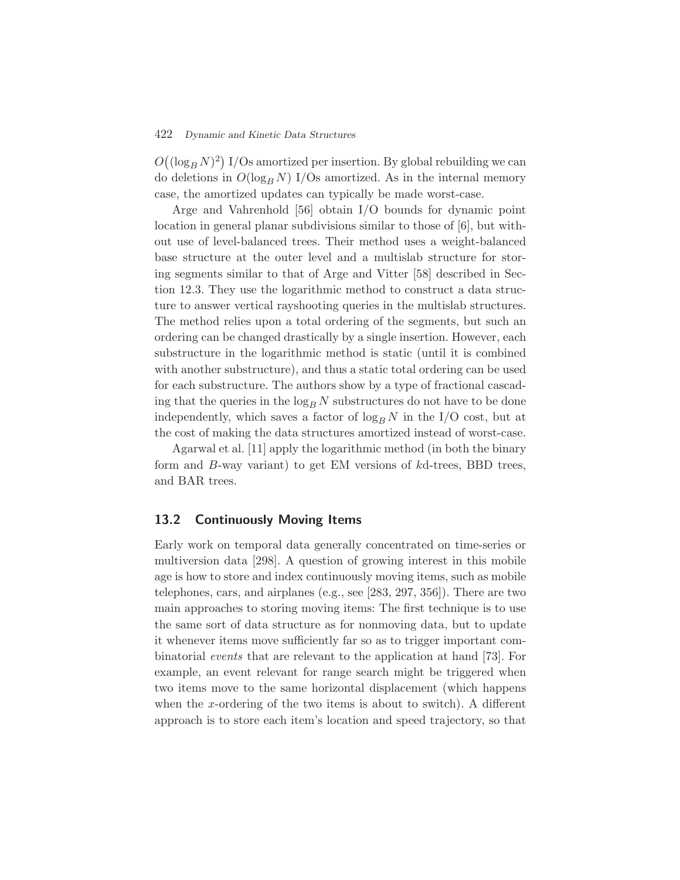$O\big((\log_B N)^2\big)$ I/Os amortized per insertion. By global rebuilding we can do deletions in $O(\log_B N)$ I/Os amortized. As in the internal memory case, the amortized updates can typically be made worst-case.

Arge and Vahrenhold [56] obtain I/O bounds for dynamic point location in general planar subdivisions similar to those of [6], but without use of level-balanced trees. Their method uses a weight-balanced base structure at the outer level and a multislab structure for storing segments similar to that of Arge and Vitter [58] described in Section 12.3. They use the logarithmic method to construct a data structure to answer vertical rayshooting queries in the multislab structures. The method relies upon a total ordering of the segments, but such an ordering can be changed drastically by a single insertion. However, each substructure in the logarithmic method is static (until it is combined with another substructure), and thus a static total ordering can be used for each substructure. The authors show by a type of fractional cascading that the queries in the $\log_B N$ substructures do not have to be done independently, which saves a factor of $\log_B N$ in the I/O cost, but at the cost of making the data structures amortized instead of worst-case.

Agarwal et al. [11] apply the logarithmic method (in both the binary form and $B$-way variant) to get EM versions of $k$d-trees, BBD trees, and BAR trees.

## 13.2 Continuously Moving Items

Early work on temporal data generally concentrated on time-series or multiversion data [298]. A question of growing interest in this mobile age is how to store and index continuously moving items, such as mobile telephones, cars, and airplanes (e.g., see [283, 297, 356]). There are two main approaches to storing moving items: The first technique is to use the same sort of data structure as for nonmoving data, but to update it whenever items move sufficiently far so as to trigger important combinatorial *events* that are relevant to the application at hand [73]. For example, an event relevant for range search might be triggered when two items move to the same horizontal displacement (which happens when the $x$-ordering of the two items is about to switch). A different approach is to store each item's location and speed trajectory, so that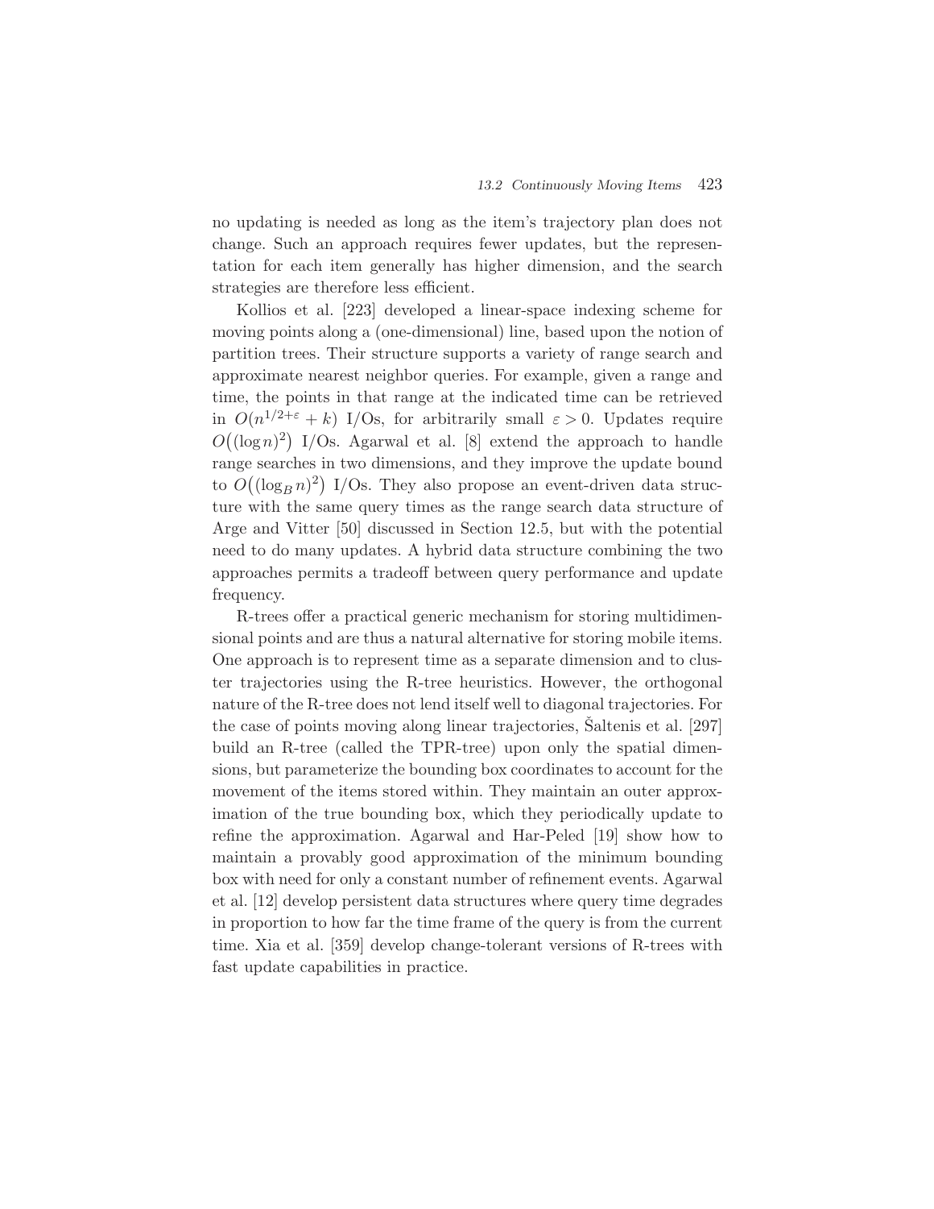no updating is needed as long as the item's trajectory plan does not change. Such an approach requires fewer updates, but the representation for each item generally has higher dimension, and the search strategies are therefore less efficient.

Kollios et al. [223] developed a linear-space indexing scheme for moving points along a (one-dimensional) line, based upon the notion of partition trees. Their structure supports a variety of range search and approximate nearest neighbor queries. For example, given a range and time, the points in that range at the indicated time can be retrieved in $O(n^{1/2+\varepsilon} + k)$ I/Os, for arbitrarily small $\varepsilon > 0$. Updates require $O\big((\log n)^2\big)$ I/Os. Agarwal et al. [8] extend the approach to handle range searches in two dimensions, and they improve the update bound to $O\big((\log_B n)^2\big)$ I/Os. They also propose an event-driven data structure with the same query times as the range search data structure of Arge and Vitter [50] discussed in Section 12.5, but with the potential need to do many updates. A hybrid data structure combining the two approaches permits a tradeoff between query performance and update frequency.

R-trees offer a practical generic mechanism for storing multidimensional points and are thus a natural alternative for storing mobile items. One approach is to represent time as a separate dimension and to cluster trajectories using the R-tree heuristics. However, the orthogonal nature of the R-tree does not lend itself well to diagonal trajectories. For the case of points moving along linear trajectories, Šaltenis et al. [297] build an R-tree (called the TPR-tree) upon only the spatial dimensions, but parameterize the bounding box coordinates to account for the movement of the items stored within. They maintain an outer approximation of the true bounding box, which they periodically update to refine the approximation. Agarwal and Har-Peled [19] show how to maintain a provably good approximation of the minimum bounding box with need for only a constant number of refinement events. Agarwal et al. [12] develop persistent data structures where query time degrades in proportion to how far the time frame of the query is from the current time. Xia et al. [359] develop change-tolerant versions of R-trees with fast update capabilities in practice.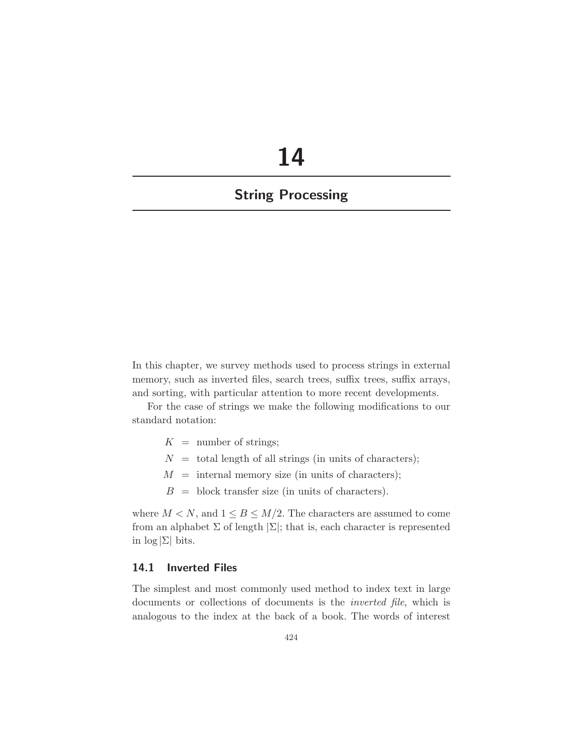# 14

## String Processing

In this chapter, we survey methods used to process strings in external memory, such as inverted files, search trees, suffix trees, suffix arrays, and sorting, with particular attention to more recent developments.

For the case of strings we make the following modifications to our standard notation:

$K$ = number of strings;

$N$ = total length of all strings (in units of characters);

$M$ = internal memory size (in units of characters);

$B$ = block transfer size (in units of characters).

where $M < N$, and $1 \leq B \leq M/2$. The characters are assumed to come from an alphabet $\Sigma$ of length $|\Sigma|$; that is, each character is represented in $\log |\Sigma|$ bits.

### 14.1 Inverted Files

The simplest and most commonly used method to index text in large documents or collections of documents is the *inverted file*, which is analogous to the index at the back of a book. The words of interest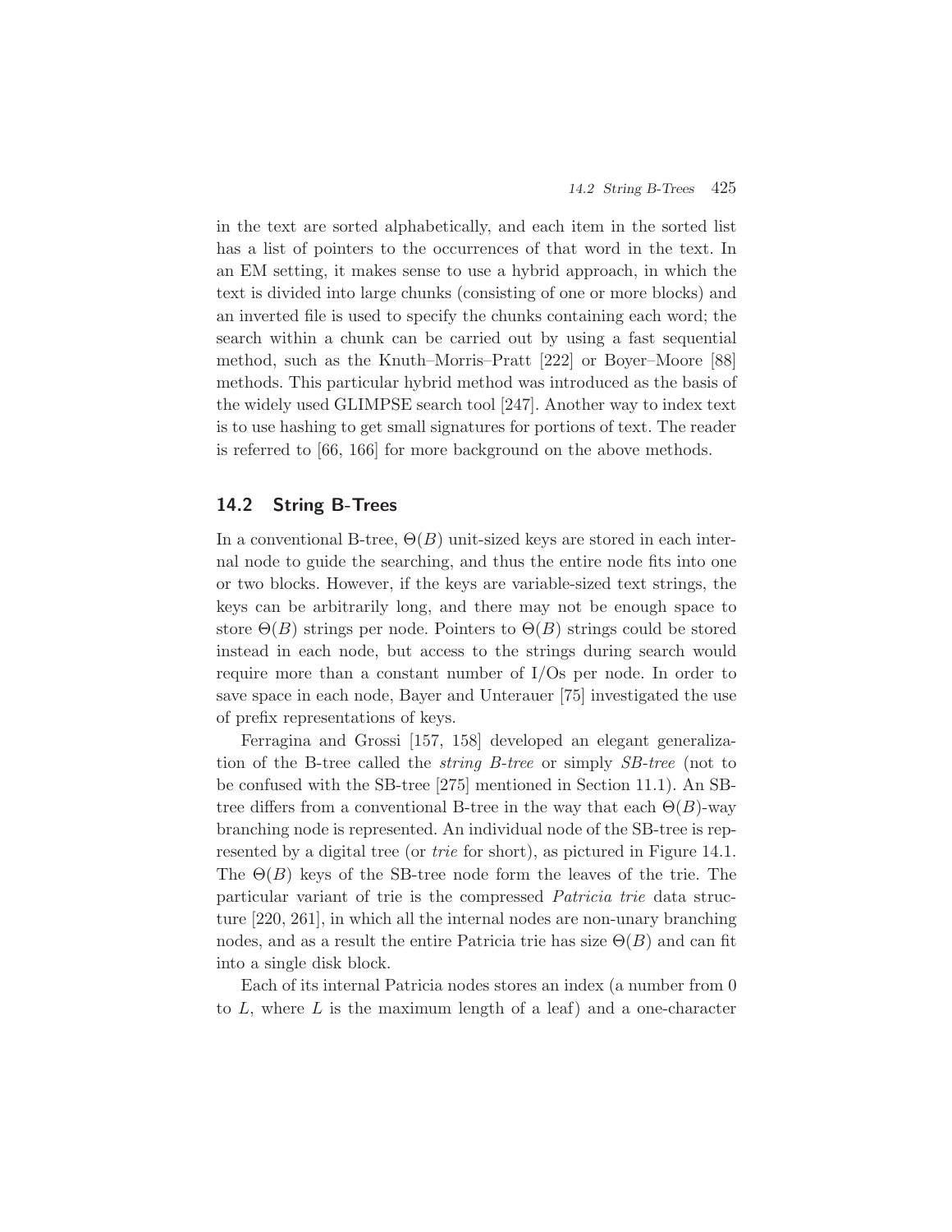in the text are sorted alphabetically, and each item in the sorted list has a list of pointers to the occurrences of that word in the text. In an EM setting, it makes sense to use a hybrid approach, in which the text is divided into large chunks (consisting of one or more blocks) and an inverted file is used to specify the chunks containing each word; the search within a chunk can be carried out by using a fast sequential method, such as the Knuth–Morris–Pratt [222] or Boyer–Moore [88] methods. This particular hybrid method was introduced as the basis of the widely used GLIMPSE search tool [247]. Another way to index text is to use hashing to get small signatures for portions of text. The reader is referred to [66, 166] for more background on the above methods.

## 14.2 String B-Trees

In a conventional B-tree, $\Theta(B)$ unit-sized keys are stored in each internal node to guide the searching, and thus the entire node fits into one or two blocks. However, if the keys are variable-sized text strings, the keys can be arbitrarily long, and there may not be enough space to store $\Theta(B)$ strings per node. Pointers to $\Theta(B)$ strings could be stored instead in each node, but access to the strings during search would require more than a constant number of I/Os per node. In order to save space in each node, Bayer and Unterauer [75] investigated the use of prefix representations of keys.

Ferragina and Grossi [157, 158] developed an elegant generalization of the B-tree called the *string B-tree* or simply *SB-tree* (not to be confused with the SB-tree [275] mentioned in Section 11.1). An SB-tree differs from a conventional B-tree in the way that each $\Theta(B)$-way branching node is represented. An individual node of the SB-tree is represented by a digital tree (or *trie* for short), as pictured in Figure 14.1. The $\Theta(B)$ keys of the SB-tree node form the leaves of the trie. The particular variant of trie is the compressed *Patricia trie* data structure [220, 261], in which all the internal nodes are non-unary branching nodes, and as a result the entire Patricia trie has size $\Theta(B)$ and can fit into a single disk block.

Each of its internal Patricia nodes stores an index (a number from 0 to $L$, where $L$ is the maximum length of a leaf) and a one-character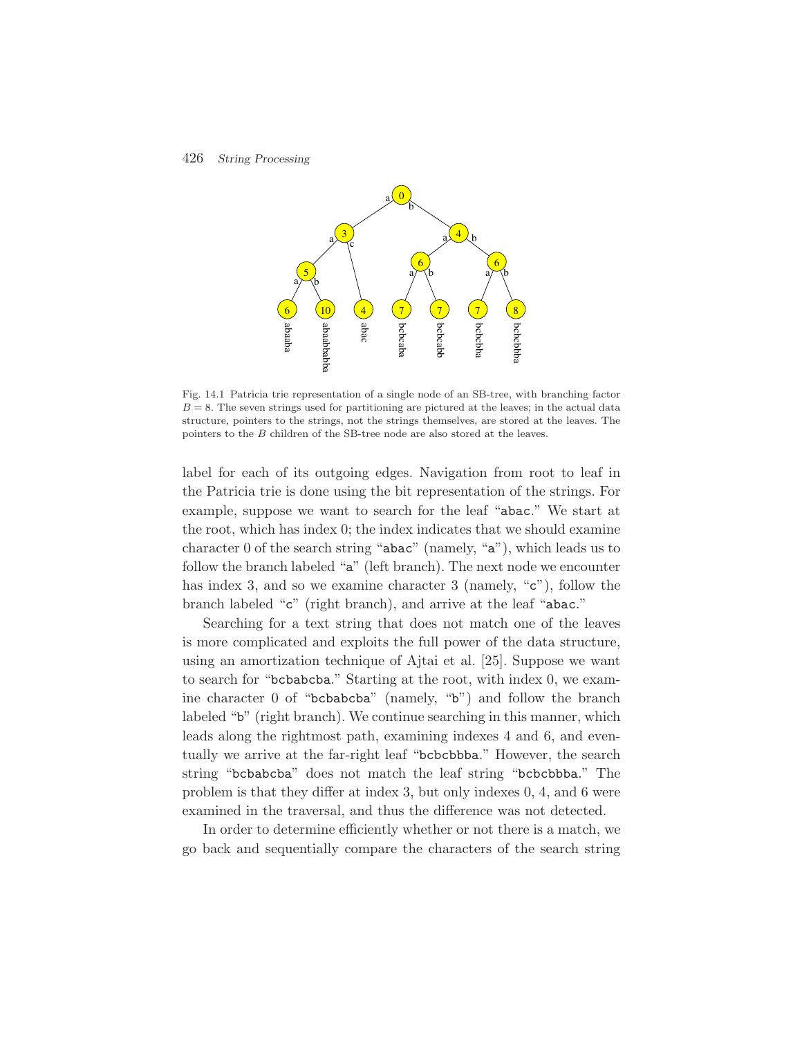Fig. 14.1 Patricia trie representation of a single node of an SB-tree, with branching factor $B = 8$. The seven strings used for partitioning are pictured at the leaves; in the actual data structure, pointers to the strings, not the strings themselves, are stored at the leaves. The pointers to the $B$ children of the SB-tree node are also stored at the leaves.

label for each of its outgoing edges. Navigation from root to leaf in the Patricia trie is done using the bit representation of the strings. For example, suppose we want to search for the leaf "abac." We start at the root, which has index 0; the index indicates that we should examine character 0 of the search string "abac" (namely, "a"), which leads us to follow the branch labeled "a" (left branch). The next node we encounter has index 3, and so we examine character 3 (namely, "c"), follow the branch labeled "c" (right branch), and arrive at the leaf "abac."

Searching for a text string that does not match one of the leaves is more complicated and exploits the full power of the data structure, using an amortization technique of Ajtai et al. [25]. Suppose we want to search for "bcbabcba." Starting at the root, with index 0, we examine character 0 of "bcbabcba" (namely, "b") and follow the branch labeled "b" (right branch). We continue searching in this manner, which leads along the rightmost path, examining indexes 4 and 6, and eventually we arrive at the far-right leaf "bcbcbbba." However, the search string "bcbabcba" does not match the leaf string "bcbcbbba." The problem is that they differ at index 3, but only indexes 0, 4, and 6 were examined in the traversal, and thus the difference was not detected.

In order to determine efficiently whether or not there is a match, we go back and sequentially compare the characters of the search string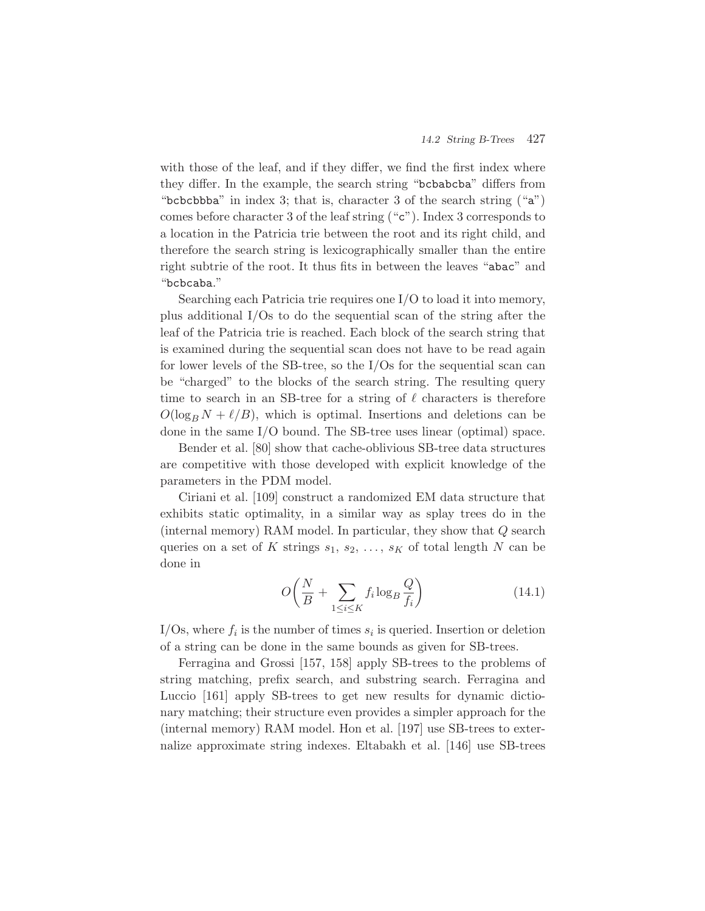with those of the leaf, and if they differ, we find the first index where they differ. In the example, the search string "bcbabcba" differs from "bcbcbbba" in index 3; that is, character 3 of the search string ("a") comes before character 3 of the leaf string ("c"). Index 3 corresponds to a location in the Patricia trie between the root and its right child, and therefore the search string is lexicographically smaller than the entire right subtrie of the root. It thus fits in between the leaves "abac" and "bcbcaba."

Searching each Patricia trie requires one I/O to load it into memory, plus additional I/Os to do the sequential scan of the string after the leaf of the Patricia trie is reached. Each block of the search string that is examined during the sequential scan does not have to be read again for lower levels of the SB-tree, so the I/Os for the sequential scan can be "charged" to the blocks of the search string. The resulting query time to search in an SB-tree for a string of $\ell$ characters is therefore $O(\log_B N + \ell/B)$, which is optimal. Insertions and deletions can be done in the same I/O bound. The SB-tree uses linear (optimal) space.

Bender et al. [80] show that cache-oblivious SB-tree data structures are competitive with those developed with explicit knowledge of the parameters in the PDM model.

Ciriani et al. [109] construct a randomized EM data structure that exhibits static optimality, in a similar way as splay trees do in the (internal memory) RAM model. In particular, they show that $Q$ search queries on a set of $K$ strings $s_1, s_2, \ldots, s_K$ of total length $N$ can be done in

$$O\left(\frac{N}{B} + \sum_{1 \leq i \leq K} f_i \log_B \frac{Q}{f_i}\right) \tag{14.1}$$

I/Os, where $f_i$ is the number of times $s_i$ is queried. Insertion or deletion of a string can be done in the same bounds as given for SB-trees.

Ferragina and Grossi [157, 158] apply SB-trees to the problems of string matching, prefix search, and substring search. Ferragina and Luccio [161] apply SB-trees to get new results for dynamic dictionary matching; their structure even provides a simpler approach for the (internal memory) RAM model. Hon et al. [197] use SB-trees to externalize approximate string indexes. Eltabakh et al. [146] use SB-trees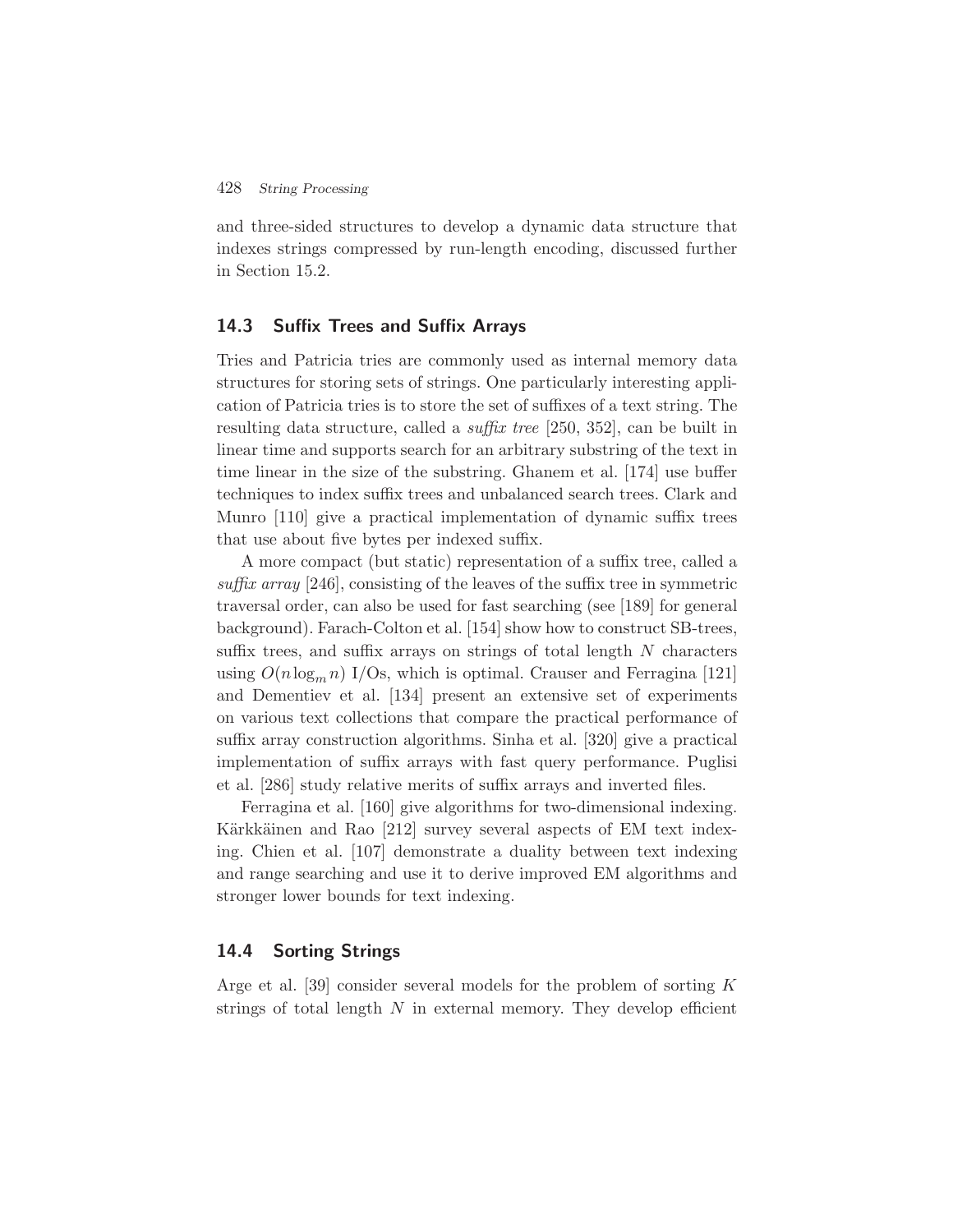and three-sided structures to develop a dynamic data structure that indexes strings compressed by run-length encoding, discussed further in Section 15.2.

## 14.3 Suffix Trees and Suffix Arrays

Tries and Patricia tries are commonly used as internal memory data structures for storing sets of strings. One particularly interesting application of Patricia tries is to store the set of suffixes of a text string. The resulting data structure, called a *suffix tree* [250, 352], can be built in linear time and supports search for an arbitrary substring of the text in time linear in the size of the substring. Ghanem et al. [174] use buffer techniques to index suffix trees and unbalanced search trees. Clark and Munro [110] give a practical implementation of dynamic suffix trees that use about five bytes per indexed suffix.

A more compact (but static) representation of a suffix tree, called a *suffix array* [246], consisting of the leaves of the suffix tree in symmetric traversal order, can also be used for fast searching (see [189] for general background). Farach-Colton et al. [154] show how to construct SB-trees, suffix trees, and suffix arrays on strings of total length $N$ characters using $O(n \log_m n)$ I/Os, which is optimal. Crauser and Ferragina [121] and Dementiev et al. [134] present an extensive set of experiments on various text collections that compare the practical performance of suffix array construction algorithms. Sinha et al. [320] give a practical implementation of suffix arrays with fast query performance. Puglisi et al. [286] study relative merits of suffix arrays and inverted files.

Ferragina et al. [160] give algorithms for two-dimensional indexing. Kärkkäinen and Rao [212] survey several aspects of EM text indexing. Chien et al. [107] demonstrate a duality between text indexing and range searching and use it to derive improved EM algorithms and stronger lower bounds for text indexing.

## 14.4 Sorting Strings

Arge et al. [39] consider several models for the problem of sorting $K$ strings of total length $N$ in external memory. They develop efficient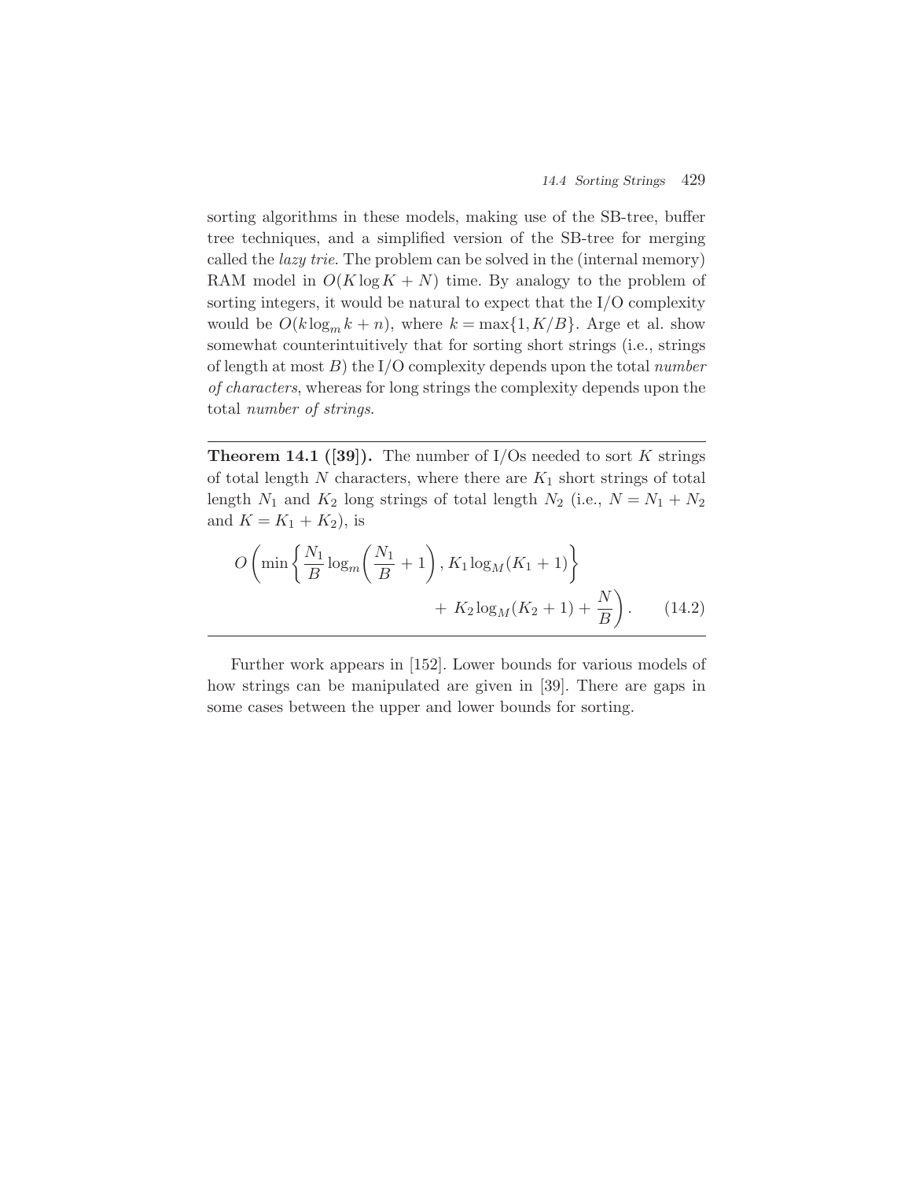sorting algorithms in these models, making use of the SB-tree, buffer tree techniques, and a simplified version of the SB-tree for merging called the *lazy trie*. The problem can be solved in the (internal memory) RAM model in $O(K \log K + N)$ time. By analogy to the problem of sorting integers, it would be natural to expect that the I/O complexity would be $O(k \log_m k + n)$, where $k = \max\{1, K/B\}$. Arge et al. show somewhat counterintuitively that for sorting short strings (i.e., strings of length at most $B$) the I/O complexity depends upon the total *number of characters*, whereas for long strings the complexity depends upon the total *number of strings*.

---

**Theorem 14.1 ([39]).** The number of I/Os needed to sort $K$ strings of total length $N$ characters, where there are $K_1$ short strings of total length $N_1$ and $K_2$ long strings of total length $N_2$ (i.e., $N = N_1 + N_2$ and $K = K_1 + K_2$), is

$$O\left(\min\left\{\frac{N_1}{B}\log_m\left(\frac{N_1}{B}+1\right), K_1\log_M(K_1+1)\right\} + K_2\log_M(K_2+1) + \frac{N}{B}\right). \tag{14.2}$$

---

Further work appears in [152]. Lower bounds for various models of how strings can be manipulated are given in [39]. There are gaps in some cases between the upper and lower bounds for sorting.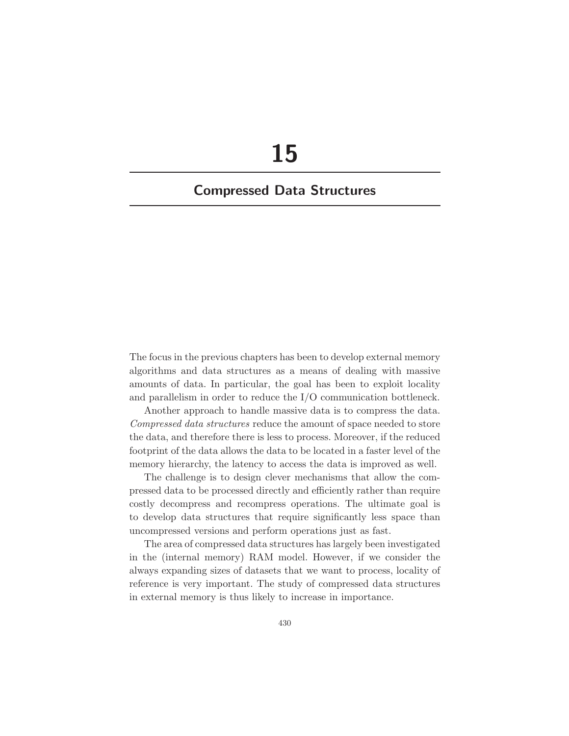# 15

## Compressed Data Structures

The focus in the previous chapters has been to develop external memory algorithms and data structures as a means of dealing with massive amounts of data. In particular, the goal has been to exploit locality and parallelism in order to reduce the I/O communication bottleneck.

Another approach to handle massive data is to compress the data. *Compressed data structures* reduce the amount of space needed to store the data, and therefore there is less to process. Moreover, if the reduced footprint of the data allows the data to be located in a faster level of the memory hierarchy, the latency to access the data is improved as well.

The challenge is to design clever mechanisms that allow the compressed data to be processed directly and efficiently rather than require costly decompress and recompress operations. The ultimate goal is to develop data structures that require significantly less space than uncompressed versions and perform operations just as fast.

The area of compressed data structures has largely been investigated in the (internal memory) RAM model. However, if we consider the always expanding sizes of datasets that we want to process, locality of reference is very important. The study of compressed data structures in external memory is thus likely to increase in importance.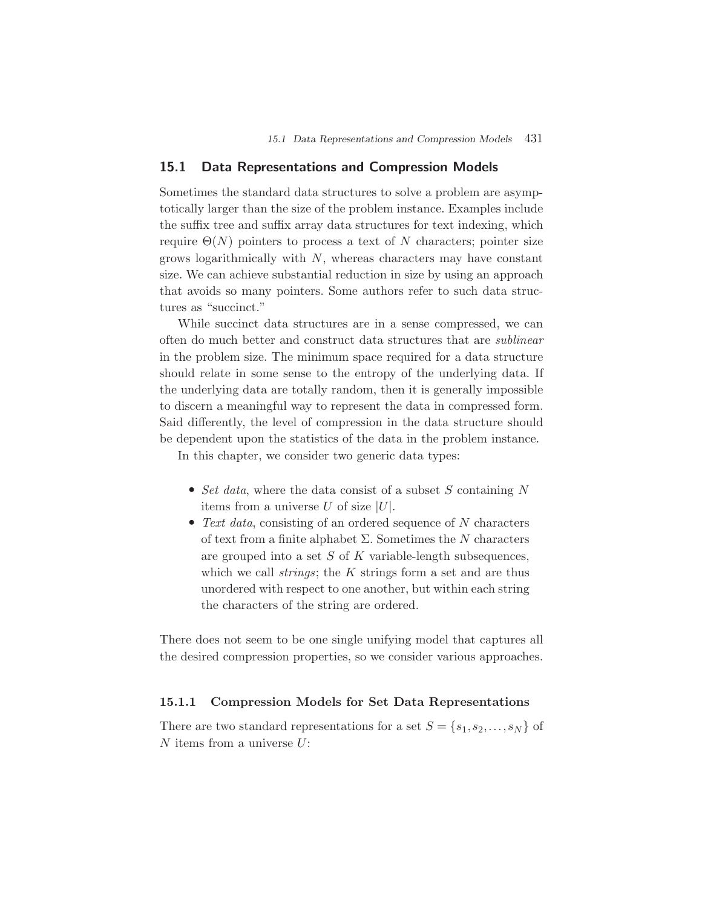## 15.1 Data Representations and Compression Models

Sometimes the standard data structures to solve a problem are asymptotically larger than the size of the problem instance. Examples include the suffix tree and suffix array data structures for text indexing, which require $\Theta(N)$ pointers to process a text of $N$ characters; pointer size grows logarithmically with $N$, whereas characters may have constant size. We can achieve substantial reduction in size by using an approach that avoids so many pointers. Some authors refer to such data structures as "succinct."

While succinct data structures are in a sense compressed, we can often do much better and construct data structures that are *sublinear* in the problem size. The minimum space required for a data structure should relate in some sense to the entropy of the underlying data. If the underlying data are totally random, then it is generally impossible to discern a meaningful way to represent the data in compressed form. Said differently, the level of compression in the data structure should be dependent upon the statistics of the data in the problem instance.

In this chapter, we consider two generic data types:

- *Set data*, where the data consist of a subset $S$ containing $N$ items from a universe $U$ of size $|U|$.
- *Text data*, consisting of an ordered sequence of $N$ characters of text from a finite alphabet $\Sigma$. Sometimes the $N$ characters are grouped into a set $S$ of $K$ variable-length subsequences, which we call *strings*; the $K$ strings form a set and are thus unordered with respect to one another, but within each string the characters of the string are ordered.

There does not seem to be one single unifying model that captures all the desired compression properties, so we consider various approaches.

### 15.1.1 Compression Models for Set Data Representations

There are two standard representations for a set $S = \{s_1, s_2, \ldots, s_N\}$ of $N$ items from a universe $U$: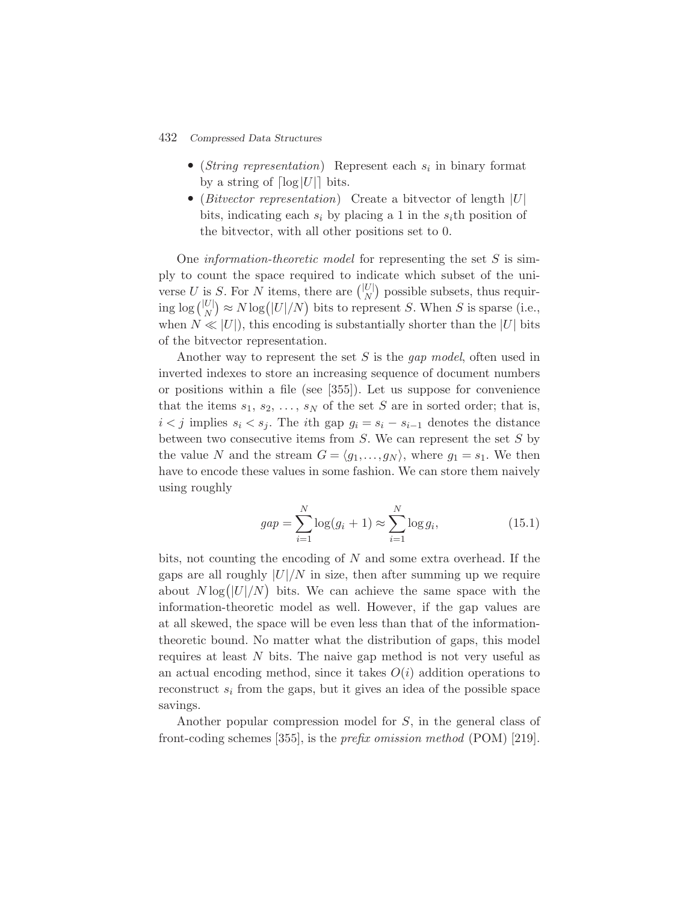- (*String representation*) Represent each $s_i$ in binary format by a string of $\lceil \log |U| \rceil$ bits.
- (*Bitvector representation*) Create a bitvector of length $|U|$ bits, indicating each $s_i$ by placing a 1 in the $s_i$th position of the bitvector, with all other positions set to 0.

One *information-theoretic model* for representing the set $S$ is simply to count the space required to indicate which subset of the universe $U$ is $S$. For $N$ items, there are $\binom{|U|}{N}$ possible subsets, thus requiring $\log \binom{|U|}{N} \approx N \log\bigl(|U|/N\bigr)$ bits to represent $S$. When $S$ is sparse (i.e., when $N \ll |U|$), this encoding is substantially shorter than the $|U|$ bits of the bitvector representation.

Another way to represent the set $S$ is the *gap model*, often used in inverted indexes to store an increasing sequence of document numbers or positions within a file (see [355]). Let us suppose for convenience that the items $s_1, s_2, \ldots, s_N$ of the set $S$ are in sorted order; that is, $i < j$ implies $s_i < s_j$. The $i$th gap $g_i = s_i - s_{i-1}$ denotes the distance between two consecutive items from $S$. We can represent the set $S$ by the value $N$ and the stream $G = \langle g_1, \ldots, g_N \rangle$, where $g_1 = s_1$. We then have to encode these values in some fashion. We can store them naively using roughly

$$gap = \sum_{i=1}^{N} \log(g_i + 1) \approx \sum_{i=1}^{N} \log g_i, \tag{15.1}$$

bits, not counting the encoding of $N$ and some extra overhead. If the gaps are all roughly $|U|/N$ in size, then after summing up we require about $N \log\bigl(|U|/N\bigr)$ bits. We can achieve the same space with the information-theoretic model as well. However, if the gap values are at all skewed, the space will be even less than that of the information-theoretic bound. No matter what the distribution of gaps, this model requires at least $N$ bits. The naive gap method is not very useful as an actual encoding method, since it takes $O(i)$ addition operations to reconstruct $s_i$ from the gaps, but it gives an idea of the possible space savings.

Another popular compression model for $S$, in the general class of front-coding schemes [355], is the *prefix omission method* (POM) [219].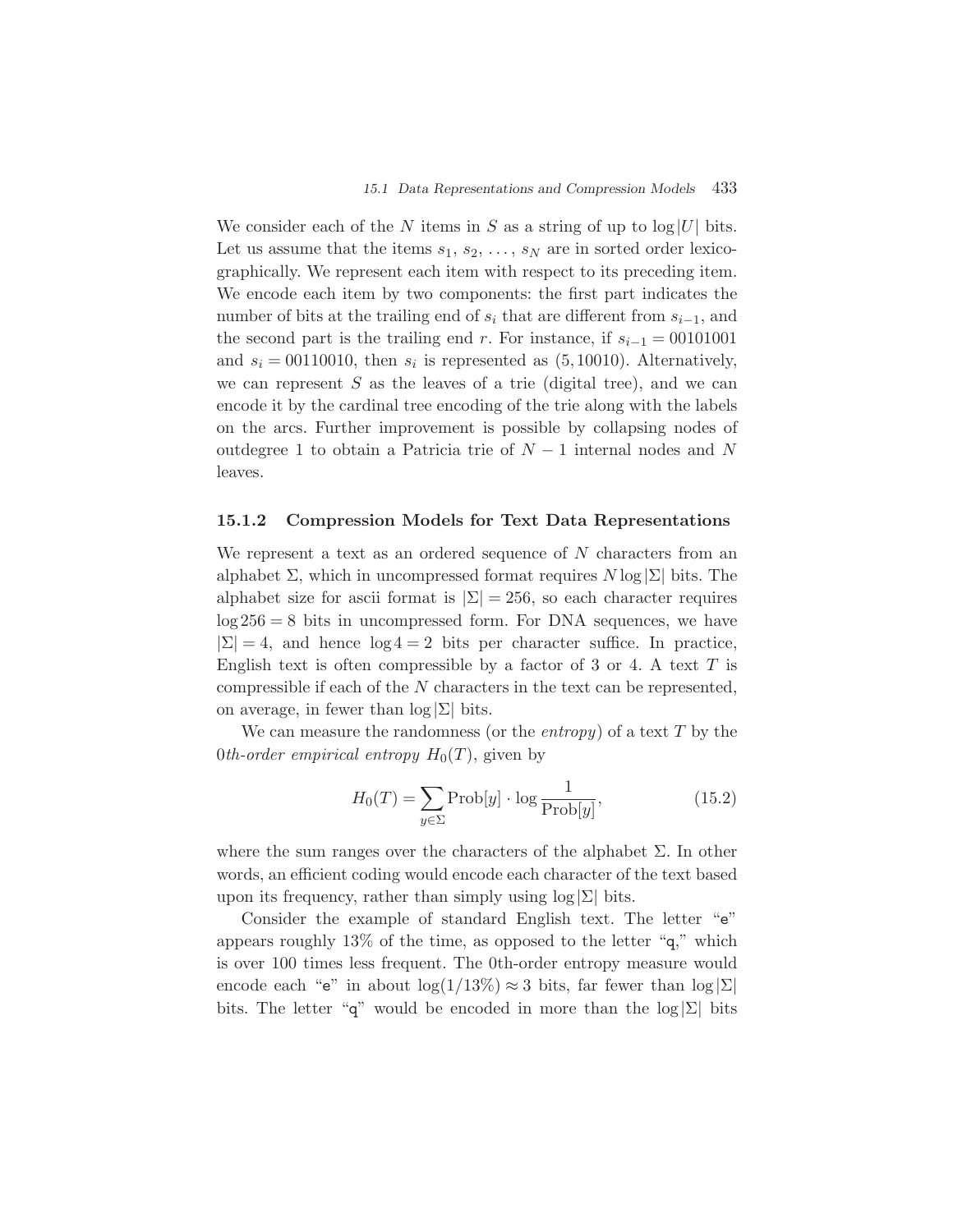We consider each of the $N$ items in $S$ as a string of up to $\log |U|$ bits. Let us assume that the items $s_1, s_2, \ldots, s_N$ are in sorted order lexicographically. We represent each item with respect to its preceding item. We encode each item by two components: the first part indicates the number of bits at the trailing end of $s_i$ that are different from $s_{i-1}$, and the second part is the trailing end $r$. For instance, if $s_{i-1} = 00101001$ and $s_i = 00110010$, then $s_i$ is represented as $(5, 10010)$. Alternatively, we can represent $S$ as the leaves of a trie (digital tree), and we can encode it by the cardinal tree encoding of the trie along with the labels on the arcs. Further improvement is possible by collapsing nodes of outdegree 1 to obtain a Patricia trie of $N - 1$ internal nodes and $N$ leaves.

### 15.1.2 Compression Models for Text Data Representations

We represent a text as an ordered sequence of $N$ characters from an alphabet $\Sigma$, which in uncompressed format requires $N \log |\Sigma|$ bits. The alphabet size for ascii format is $|\Sigma| = 256$, so each character requires $\log 256 = 8$ bits in uncompressed form. For DNA sequences, we have $|\Sigma| = 4$, and hence $\log 4 = 2$ bits per character suffice. In practice, English text is often compressible by a factor of 3 or 4. A text $T$ is compressible if each of the $N$ characters in the text can be represented, on average, in fewer than $\log |\Sigma|$ bits.

We can measure the randomness (or the *entropy*) of a text $T$ by the *0th-order empirical entropy* $H_0(T)$, given by

$$H_0(T) = \sum_{y \in \Sigma} \text{Prob}[y] \cdot \log \frac{1}{\text{Prob}[y]}, \tag{15.2}$$

where the sum ranges over the characters of the alphabet $\Sigma$. In other words, an efficient coding would encode each character of the text based upon its frequency, rather than simply using $\log |\Sigma|$ bits.

Consider the example of standard English text. The letter "e" appears roughly 13% of the time, as opposed to the letter "q," which is over 100 times less frequent. The 0th-order entropy measure would encode each "e" in about $\log(1/13\%) \approx 3$ bits, far fewer than $\log |\Sigma|$ bits. The letter "q" would be encoded in more than the $\log |\Sigma|$ bits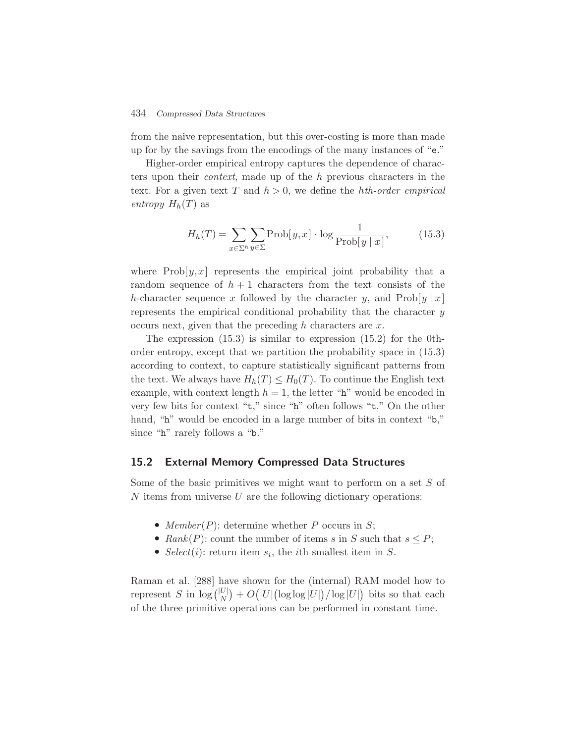from the naive representation, but this over-costing is more than made up for by the savings from the encodings of the many instances of "e."

Higher-order empirical entropy captures the dependence of characters upon their *context*, made up of the $h$ previous characters in the text. For a given text $T$ and $h > 0$, we define the *hth-order empirical entropy* $H_h(T)$ as

$$H_h(T) = \sum_{x \in \Sigma^h} \sum_{y \in \Sigma} \text{Prob}[y, x] \cdot \log \frac{1}{\text{Prob}[y \mid x]}, \tag{15.3}$$

where $\text{Prob}[y, x]$ represents the empirical joint probability that a random sequence of $h+1$ characters from the text consists of the $h$-character sequence $x$ followed by the character $y$, and $\text{Prob}[y \mid x]$ represents the empirical conditional probability that the character $y$ occurs next, given that the preceding $h$ characters are $x$.

The expression (15.3) is similar to expression (15.2) for the 0th-order entropy, except that we partition the probability space in (15.3) according to context, to capture statistically significant patterns from the text. We always have $H_h(T) \leq H_0(T)$. To continue the English text example, with context length $h = 1$, the letter "h" would be encoded in very few bits for context "t," since "h" often follows "t." On the other hand, "h" would be encoded in a large number of bits in context "b," since "h" rarely follows a "b."

## 15.2 External Memory Compressed Data Structures

Some of the basic primitives we might want to perform on a set $S$ of $N$ items from universe $U$ are the following dictionary operations:

- *Member*$(P)$: determine whether $P$ occurs in $S$;
- *Rank*$(P)$: count the number of items $s$ in $S$ such that $s \leq P$;
- *Select*$(i)$: return item $s_i$, the $i$th smallest item in $S$.

Raman et al. [288] have shown for the (internal) RAM model how to represent $S$ in $\log \binom{|U|}{N} + O\big(|U|\big(\log\log|U|\big)/\log|U|\big)$ bits so that each of the three primitive operations can be performed in constant time.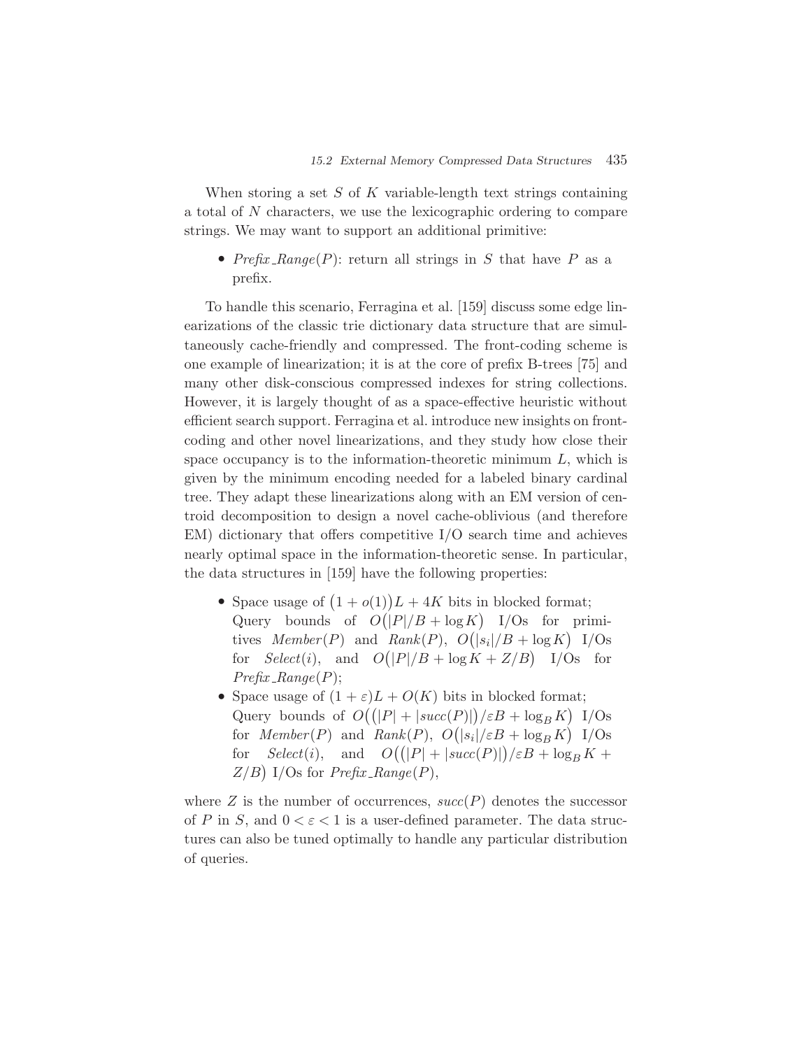When storing a set $S$ of $K$ variable-length text strings containing a total of $N$ characters, we use the lexicographic ordering to compare strings. We may want to support an additional primitive:

- *Prefix_Range*($P$): return all strings in $S$ that have $P$ as a prefix.

To handle this scenario, Ferragina et al. [159] discuss some edge linearizations of the classic trie dictionary data structure that are simultaneously cache-friendly and compressed. The front-coding scheme is one example of linearization; it is at the core of prefix B-trees [75] and many other disk-conscious compressed indexes for string collections. However, it is largely thought of as a space-effective heuristic without efficient search support. Ferragina et al. introduce new insights on front-coding and other novel linearizations, and they study how close their space occupancy is to the information-theoretic minimum $L$, which is given by the minimum encoding needed for a labeled binary cardinal tree. They adapt these linearizations along with an EM version of centroid decomposition to design a novel cache-oblivious (and therefore EM) dictionary that offers competitive I/O search time and achieves nearly optimal space in the information-theoretic sense. In particular, the data structures in [159] have the following properties:

- Space usage of $\big(1 + o(1)\big)L + 4K$ bits in blocked format;
  Query bounds of $O\big(|P|/B + \log K\big)$ I/Os for primitives *Member*($P$) and *Rank*($P$), $O\big(|s_i|/B + \log K\big)$ I/Os for *Select*($i$), and $O\big(|P|/B + \log K + Z/B\big)$ I/Os for *Prefix_Range*($P$);
- Space usage of $(1 + \varepsilon)L + O(K)$ bits in blocked format;
  Query bounds of $O\big((|P| + |succ(P)|)/\varepsilon B + \log_B K\big)$ I/Os for *Member*($P$) and *Rank*($P$), $O\big(|s_i|/\varepsilon B + \log_B K\big)$ I/Os for *Select*($i$), and $O\big((|P| + |succ(P)|)/\varepsilon B + \log_B K + Z/B\big)$ I/Os for *Prefix_Range*($P$),

where $Z$ is the number of occurrences, $succ(P)$ denotes the successor of $P$ in $S$, and $0 < \varepsilon < 1$ is a user-defined parameter. The data structures can also be tuned optimally to handle any particular distribution of queries.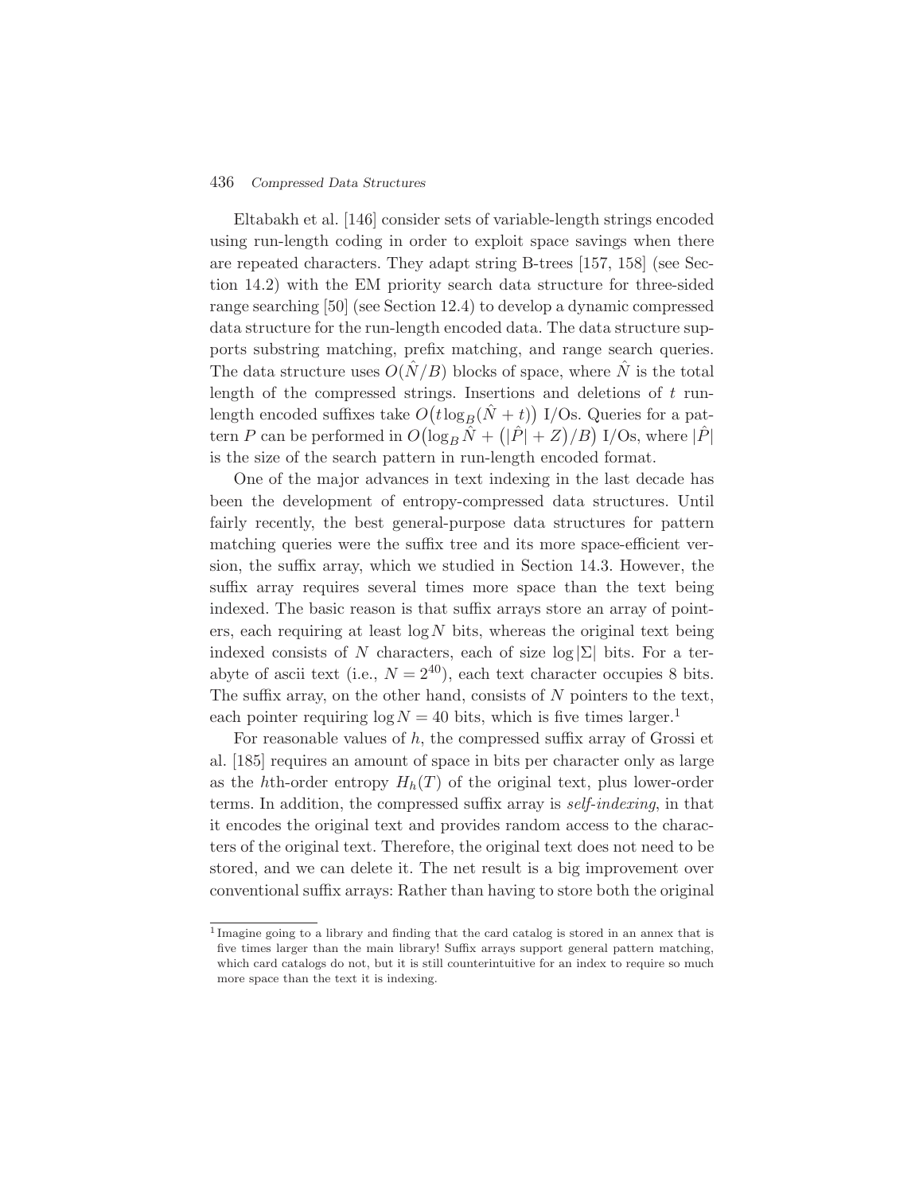Eltabakh et al. [146] consider sets of variable-length strings encoded using run-length coding in order to exploit space savings when there are repeated characters. They adapt string B-trees [157, 158] (see Section 14.2) with the EM priority search data structure for three-sided range searching [50] (see Section 12.4) to develop a dynamic compressed data structure for the run-length encoded data. The data structure supports substring matching, prefix matching, and range search queries. The data structure uses $O(\hat{N}/B)$ blocks of space, where $\hat{N}$ is the total length of the compressed strings. Insertions and deletions of $t$ run-length encoded suffixes take $O\big(t \log_B(\hat{N} + t)\big)$ I/Os. Queries for a pattern $P$ can be performed in $O\big(\log_B \hat{N} + \big(|\hat{P}| + Z\big)/B\big)$ I/Os, where $|\hat{P}|$ is the size of the search pattern in run-length encoded format.

One of the major advances in text indexing in the last decade has been the development of entropy-compressed data structures. Until fairly recently, the best general-purpose data structures for pattern matching queries were the suffix tree and its more space-efficient version, the suffix array, which we studied in Section 14.3. However, the suffix array requires several times more space than the text being indexed. The basic reason is that suffix arrays store an array of pointers, each requiring at least $\log N$ bits, whereas the original text being indexed consists of $N$ characters, each of size $\log|\Sigma|$ bits. For a terabyte of ascii text (i.e., $N = 2^{40}$), each text character occupies 8 bits. The suffix array, on the other hand, consists of $N$ pointers to the text, each pointer requiring $\log N = 40$ bits, which is five times larger.[1]

For reasonable values of $h$, the compressed suffix array of Grossi et al. [185] requires an amount of space in bits per character only as large as the $h$th-order entropy $H_h(T)$ of the original text, plus lower-order terms. In addition, the compressed suffix array is *self-indexing*, in that it encodes the original text and provides random access to the characters of the original text. Therefore, the original text does not need to be stored, and we can delete it. The net result is a big improvement over conventional suffix arrays: Rather than having to store both the original

[1] Imagine going to a library and finding that the card catalog is stored in an annex that is five times larger than the main library! Suffix arrays support general pattern matching, which card catalogs do not, but it is still counterintuitive for an index to require so much more space than the text it is indexing.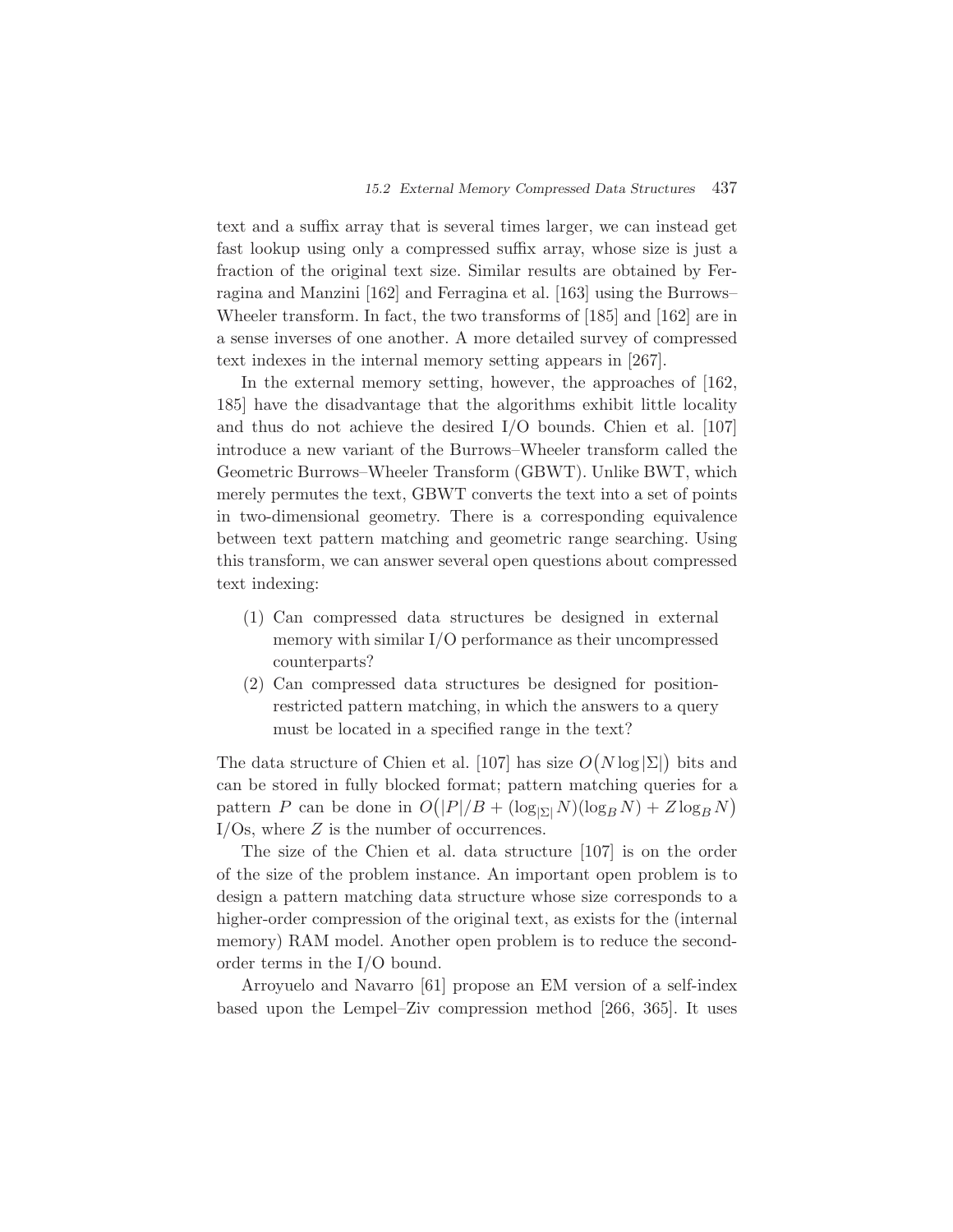text and a suffix array that is several times larger, we can instead get fast lookup using only a compressed suffix array, whose size is just a fraction of the original text size. Similar results are obtained by Ferragina and Manzini [162] and Ferragina et al. [163] using the Burrows–Wheeler transform. In fact, the two transforms of [185] and [162] are in a sense inverses of one another. A more detailed survey of compressed text indexes in the internal memory setting appears in [267].

In the external memory setting, however, the approaches of [162, 185] have the disadvantage that the algorithms exhibit little locality and thus do not achieve the desired I/O bounds. Chien et al. [107] introduce a new variant of the Burrows–Wheeler transform called the Geometric Burrows–Wheeler Transform (GBWT). Unlike BWT, which merely permutes the text, GBWT converts the text into a set of points in two-dimensional geometry. There is a corresponding equivalence between text pattern matching and geometric range searching. Using this transform, we can answer several open questions about compressed text indexing:

(1) Can compressed data structures be designed in external memory with similar I/O performance as their uncompressed counterparts?
(2) Can compressed data structures be designed for position-restricted pattern matching, in which the answers to a query must be located in a specified range in the text?

The data structure of Chien et al. [107] has size $O\big(N \log |\Sigma|\big)$ bits and can be stored in fully blocked format; pattern matching queries for a pattern $P$ can be done in $O\big(|P|/B + (\log_{|\Sigma|} N)(\log_B N) + Z \log_B N\big)$ I/Os, where $Z$ is the number of occurrences.

The size of the Chien et al. data structure [107] is on the order of the size of the problem instance. An important open problem is to design a pattern matching data structure whose size corresponds to a higher-order compression of the original text, as exists for the (internal memory) RAM model. Another open problem is to reduce the second-order terms in the I/O bound.

Arroyuelo and Navarro [61] propose an EM version of a self-index based upon the Lempel–Ziv compression method [266, 365]. It uses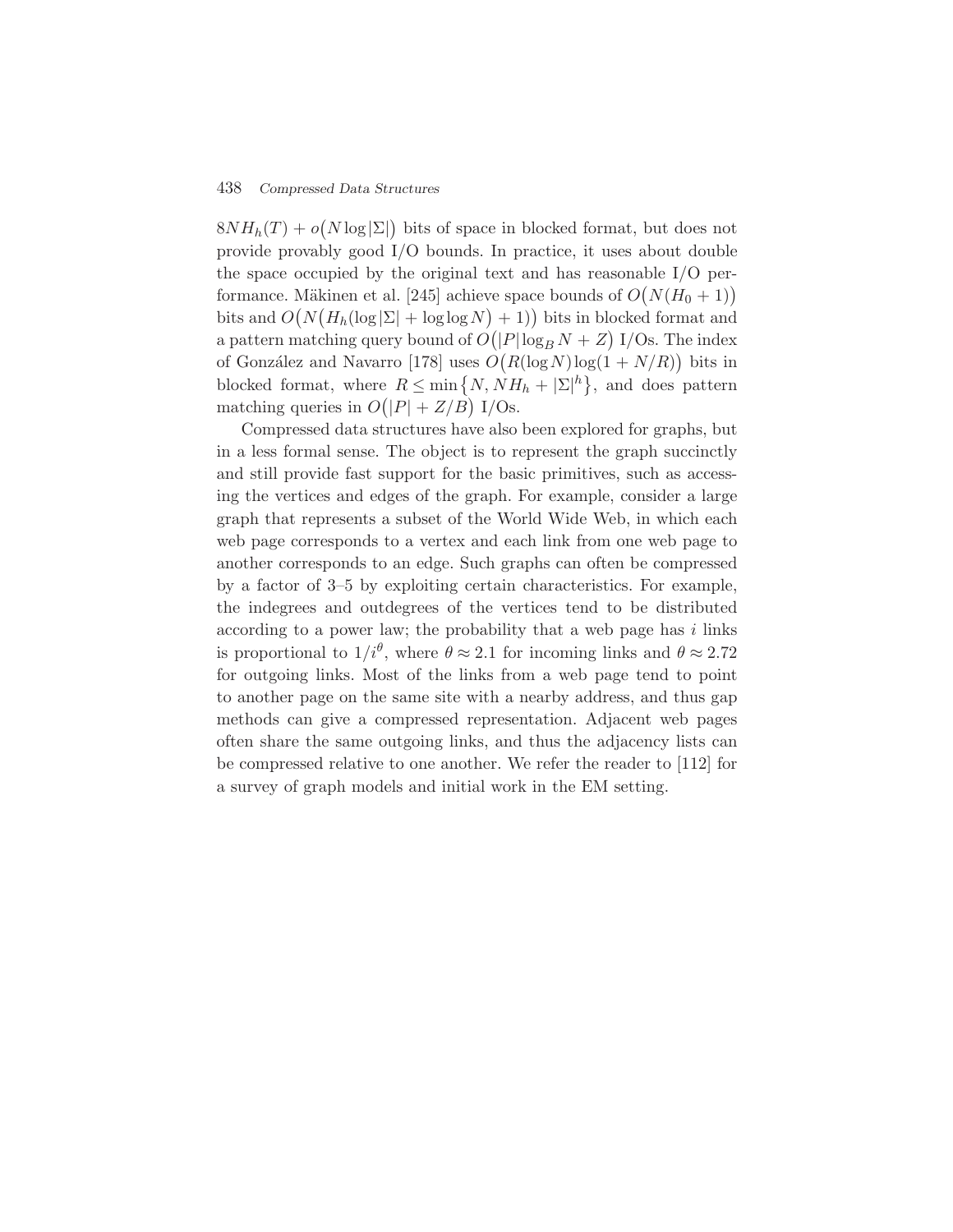$8NH_h(T) + o\big(N \log |\Sigma|\big)$ bits of space in blocked format, but does not provide provably good I/O bounds. In practice, it uses about double the space occupied by the original text and has reasonable I/O performance. Mäkinen et al. [245] achieve space bounds of $O\big(N(H_0 + 1)\big)$ bits and $O\big(N\big(H_h(\log |\Sigma| + \log \log N\big) + 1)\big)$ bits in blocked format and a pattern matching query bound of $O\big(|P| \log_B N + Z\big)$ I/Os. The index of González and Navarro [178] uses $O\big(R(\log N) \log(1 + N/R)\big)$ bits in blocked format, where $R \leq \min\big\{N, NH_h + |\Sigma|^h\big\}$, and does pattern matching queries in $O\big(|P| + Z/B\big)$ I/Os.

Compressed data structures have also been explored for graphs, but in a less formal sense. The object is to represent the graph succinctly and still provide fast support for the basic primitives, such as accessing the vertices and edges of the graph. For example, consider a large graph that represents a subset of the World Wide Web, in which each web page corresponds to a vertex and each link from one web page to another corresponds to an edge. Such graphs can often be compressed by a factor of 3–5 by exploiting certain characteristics. For example, the indegrees and outdegrees of the vertices tend to be distributed according to a power law; the probability that a web page has $i$ links is proportional to $1/i^{\theta}$, where $\theta \approx 2.1$ for incoming links and $\theta \approx 2.72$ for outgoing links. Most of the links from a web page tend to point to another page on the same site with a nearby address, and thus gap methods can give a compressed representation. Adjacent web pages often share the same outgoing links, and thus the adjacency lists can be compressed relative to one another. We refer the reader to [112] for a survey of graph models and initial work in the EM setting.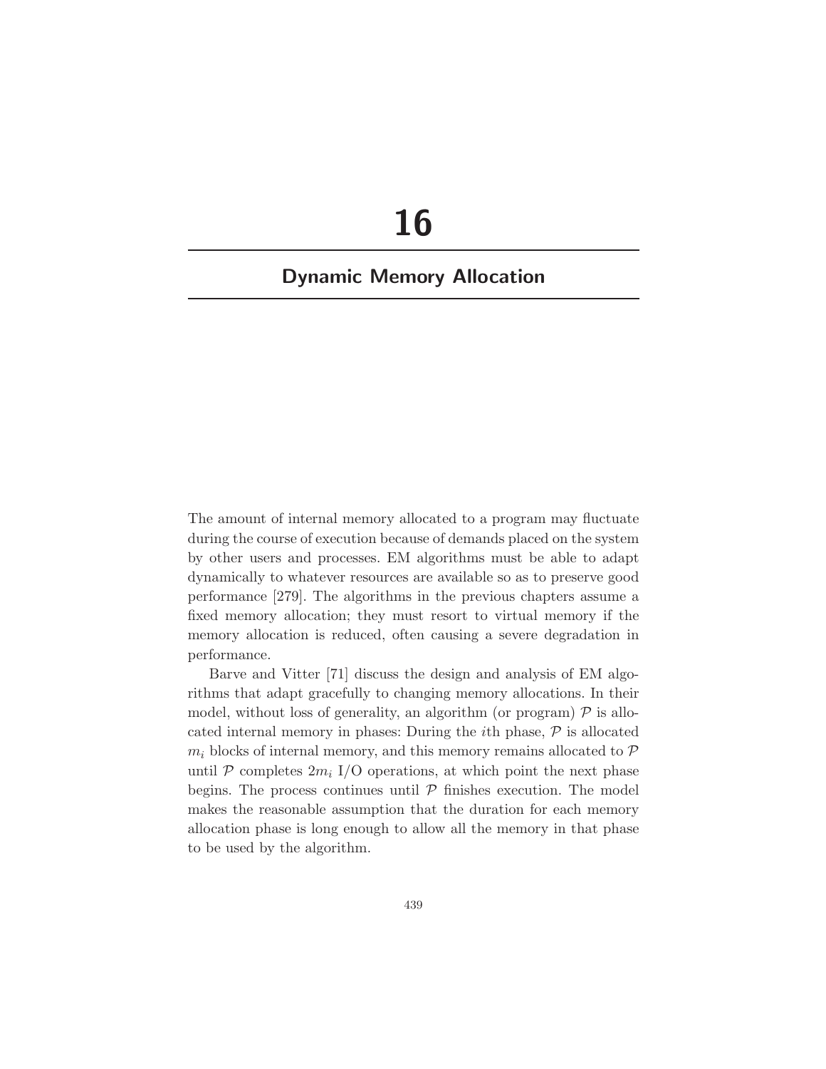# 16

## Dynamic Memory Allocation

The amount of internal memory allocated to a program may fluctuate during the course of execution because of demands placed on the system by other users and processes. EM algorithms must be able to adapt dynamically to whatever resources are available so as to preserve good performance [279]. The algorithms in the previous chapters assume a fixed memory allocation; they must resort to virtual memory if the memory allocation is reduced, often causing a severe degradation in performance.

Barve and Vitter [71] discuss the design and analysis of EM algorithms that adapt gracefully to changing memory allocations. In their model, without loss of generality, an algorithm (or program) $\mathcal{P}$ is allocated internal memory in phases: During the $i$th phase, $\mathcal{P}$ is allocated $m_i$ blocks of internal memory, and this memory remains allocated to $\mathcal{P}$ until $\mathcal{P}$ completes $2m_i$ I/O operations, at which point the next phase begins. The process continues until $\mathcal{P}$ finishes execution. The model makes the reasonable assumption that the duration for each memory allocation phase is long enough to allow all the memory in that phase to be used by the algorithm.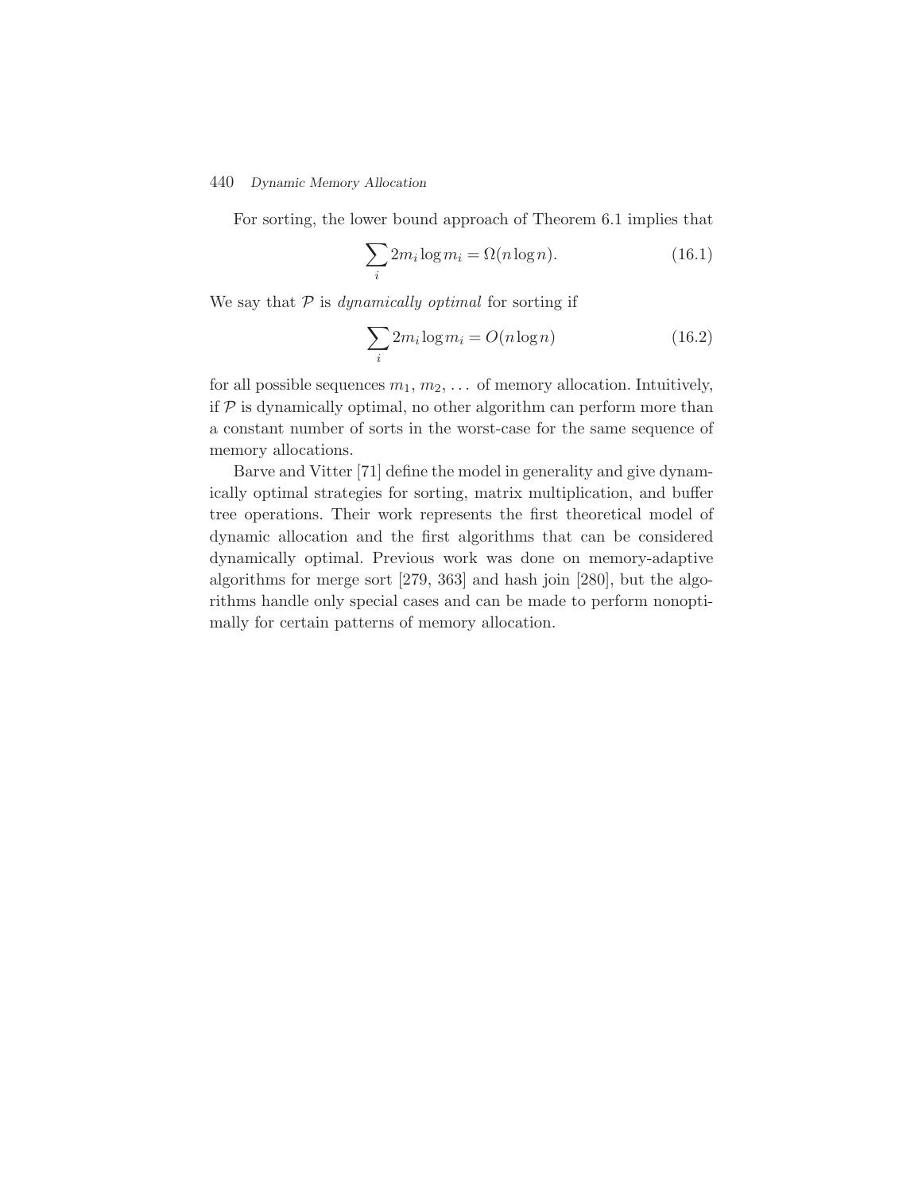For sorting, the lower bound approach of Theorem 6.1 implies that

$$\sum_i 2m_i \log m_i = \Omega(n \log n). \tag{16.1}$$

We say that $\mathcal{P}$ is *dynamically optimal* for sorting if

$$\sum_i 2m_i \log m_i = O(n \log n) \tag{16.2}$$

for all possible sequences $m_1, m_2, \ldots$ of memory allocation. Intuitively, if $\mathcal{P}$ is dynamically optimal, no other algorithm can perform more than a constant number of sorts in the worst-case for the same sequence of memory allocations.

Barve and Vitter [71] define the model in generality and give dynamically optimal strategies for sorting, matrix multiplication, and buffer tree operations. Their work represents the first theoretical model of dynamic allocation and the first algorithms that can be considered dynamically optimal. Previous work was done on memory-adaptive algorithms for merge sort [279, 363] and hash join [280], but the algorithms handle only special cases and can be made to perform nonoptimally for certain patterns of memory allocation.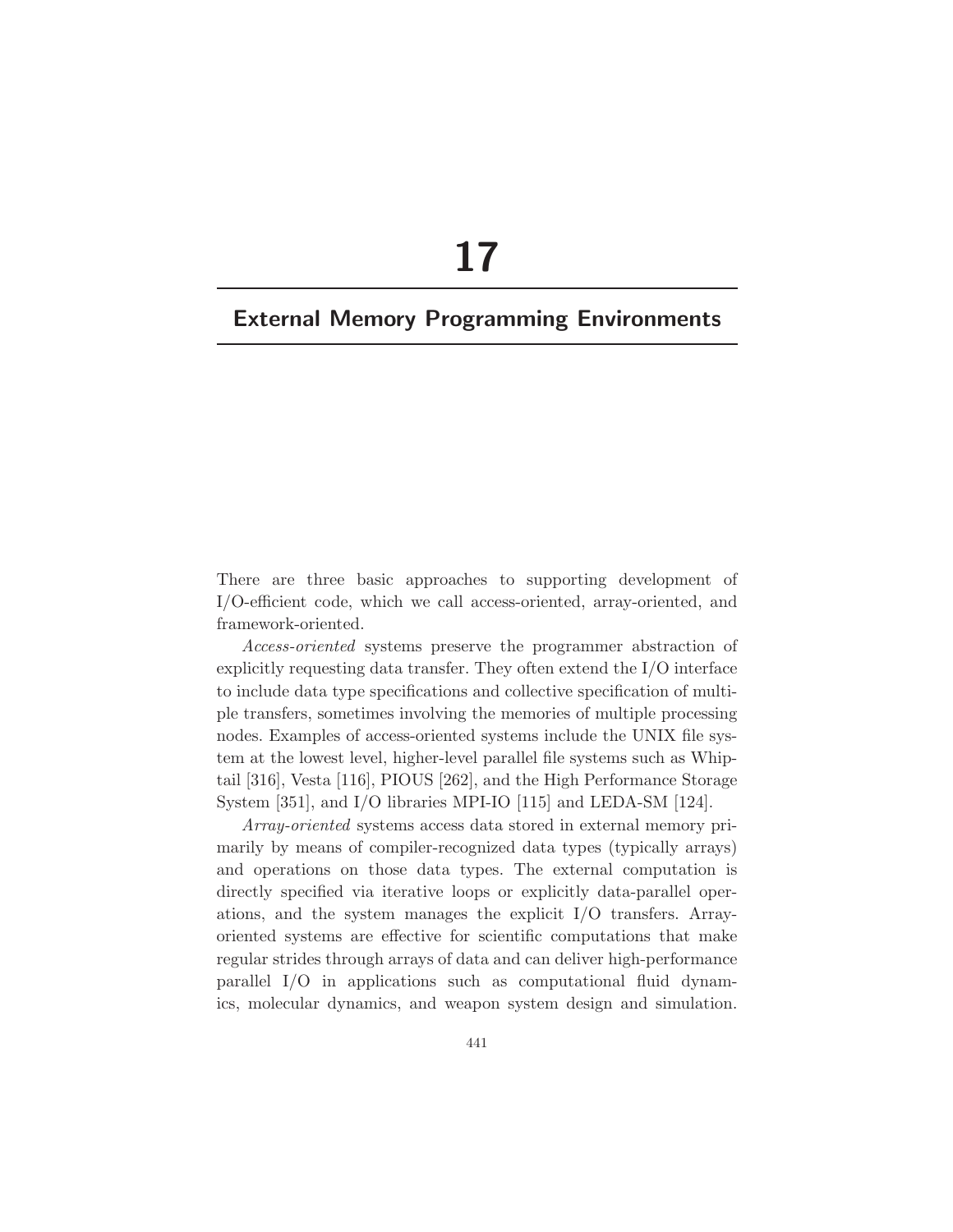# 17

## External Memory Programming Environments

There are three basic approaches to supporting development of I/O-efficient code, which we call access-oriented, array-oriented, and framework-oriented.

*Access-oriented* systems preserve the programmer abstraction of explicitly requesting data transfer. They often extend the I/O interface to include data type specifications and collective specification of multiple transfers, sometimes involving the memories of multiple processing nodes. Examples of access-oriented systems include the UNIX file system at the lowest level, higher-level parallel file systems such as Whiptail [316], Vesta [116], PIOUS [262], and the High Performance Storage System [351], and I/O libraries MPI-IO [115] and LEDA-SM [124].

*Array-oriented* systems access data stored in external memory primarily by means of compiler-recognized data types (typically arrays) and operations on those data types. The external computation is directly specified via iterative loops or explicitly data-parallel operations, and the system manages the explicit I/O transfers. Array-oriented systems are effective for scientific computations that make regular strides through arrays of data and can deliver high-performance parallel I/O in applications such as computational fluid dynamics, molecular dynamics, and weapon system design and simulation.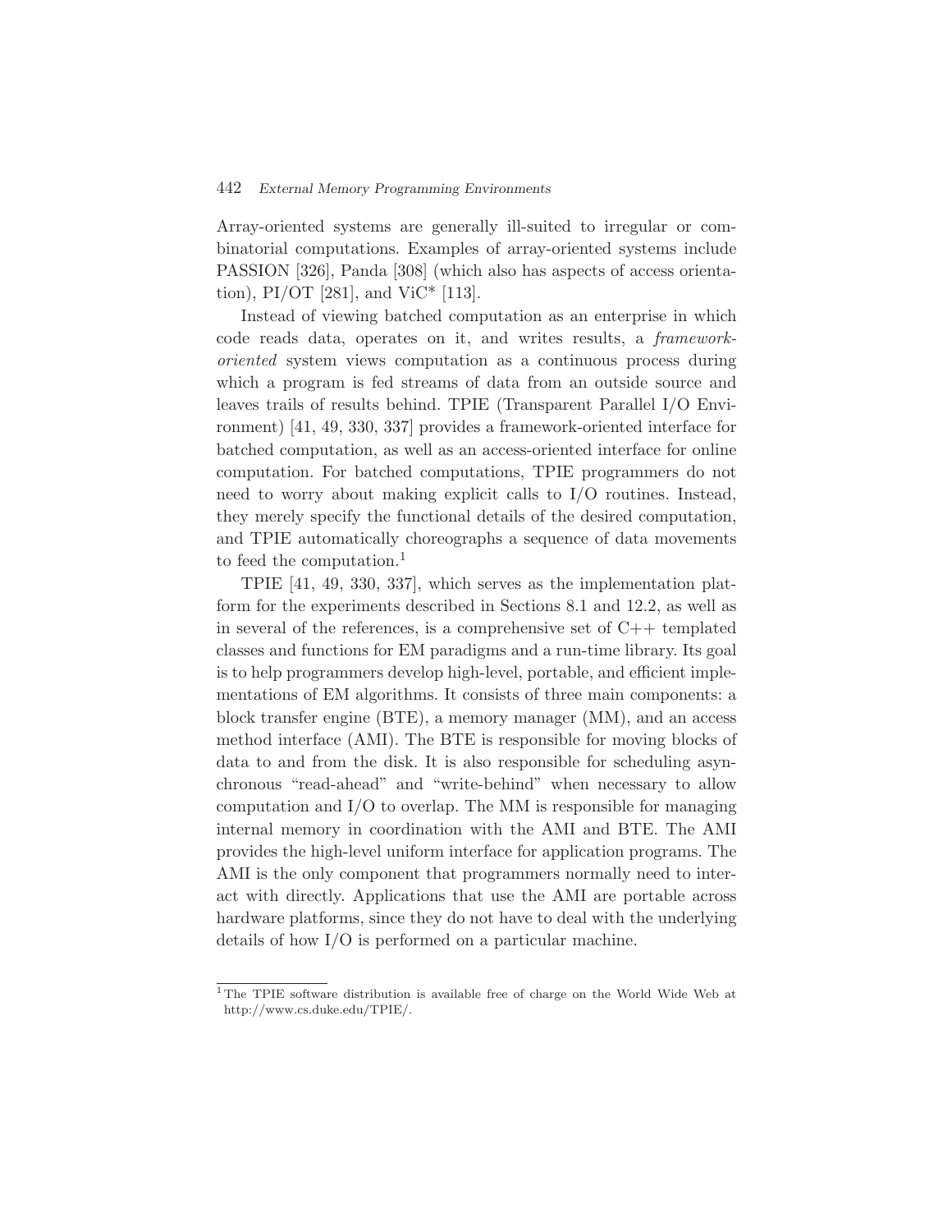Array-oriented systems are generally ill-suited to irregular or combinatorial computations. Examples of array-oriented systems include PASSION [326], Panda [308] (which also has aspects of access orientation), PI/OT [281], and ViC* [113].

Instead of viewing batched computation as an enterprise in which code reads data, operates on it, and writes results, a *framework-oriented* system views computation as a continuous process during which a program is fed streams of data from an outside source and leaves trails of results behind. TPIE (Transparent Parallel I/O Environment) [41, 49, 330, 337] provides a framework-oriented interface for batched computation, as well as an access-oriented interface for online computation. For batched computations, TPIE programmers do not need to worry about making explicit calls to I/O routines. Instead, they merely specify the functional details of the desired computation, and TPIE automatically choreographs a sequence of data movements to feed the computation.[1]

TPIE [41, 49, 330, 337], which serves as the implementation platform for the experiments described in Sections 8.1 and 12.2, as well as in several of the references, is a comprehensive set of C++ templated classes and functions for EM paradigms and a run-time library. Its goal is to help programmers develop high-level, portable, and efficient implementations of EM algorithms. It consists of three main components: a block transfer engine (BTE), a memory manager (MM), and an access method interface (AMI). The BTE is responsible for moving blocks of data to and from the disk. It is also responsible for scheduling asynchronous "read-ahead" and "write-behind" when necessary to allow computation and I/O to overlap. The MM is responsible for managing internal memory in coordination with the AMI and BTE. The AMI provides the high-level uniform interface for application programs. The AMI is the only component that programmers normally need to interact with directly. Applications that use the AMI are portable across hardware platforms, since they do not have to deal with the underlying details of how I/O is performed on a particular machine.

[1] The TPIE software distribution is available free of charge on the World Wide Web at http://www.cs.duke.edu/TPIE/.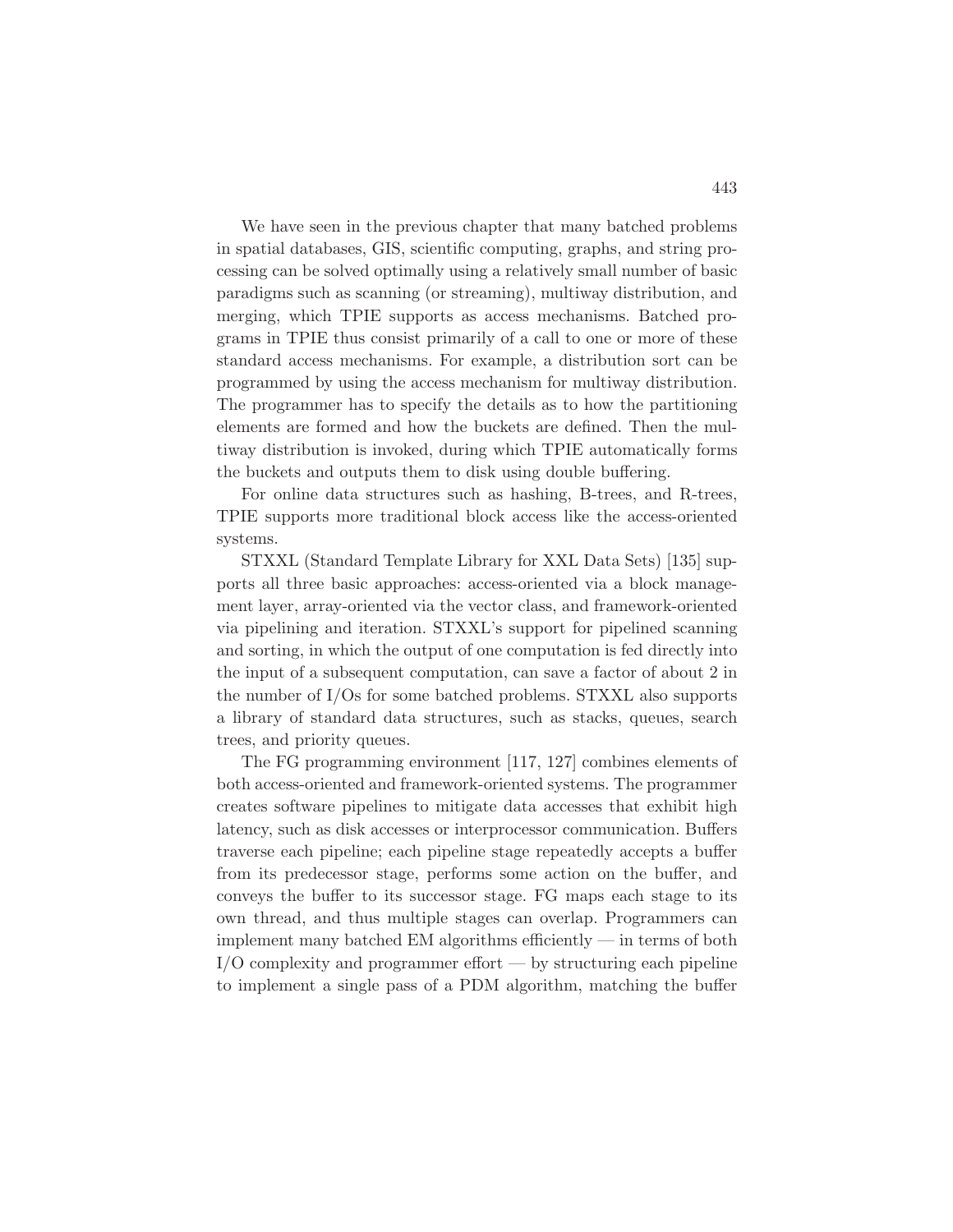We have seen in the previous chapter that many batched problems in spatial databases, GIS, scientific computing, graphs, and string processing can be solved optimally using a relatively small number of basic paradigms such as scanning (or streaming), multiway distribution, and merging, which TPIE supports as access mechanisms. Batched programs in TPIE thus consist primarily of a call to one or more of these standard access mechanisms. For example, a distribution sort can be programmed by using the access mechanism for multiway distribution. The programmer has to specify the details as to how the partitioning elements are formed and how the buckets are defined. Then the multiway distribution is invoked, during which TPIE automatically forms the buckets and outputs them to disk using double buffering.

For online data structures such as hashing, B-trees, and R-trees, TPIE supports more traditional block access like the access-oriented systems.

STXXL (Standard Template Library for XXL Data Sets) [135] supports all three basic approaches: access-oriented via a block management layer, array-oriented via the vector class, and framework-oriented via pipelining and iteration. STXXL's support for pipelined scanning and sorting, in which the output of one computation is fed directly into the input of a subsequent computation, can save a factor of about 2 in the number of I/Os for some batched problems. STXXL also supports a library of standard data structures, such as stacks, queues, search trees, and priority queues.

The FG programming environment [117, 127] combines elements of both access-oriented and framework-oriented systems. The programmer creates software pipelines to mitigate data accesses that exhibit high latency, such as disk accesses or interprocessor communication. Buffers traverse each pipeline; each pipeline stage repeatedly accepts a buffer from its predecessor stage, performs some action on the buffer, and conveys the buffer to its successor stage. FG maps each stage to its own thread, and thus multiple stages can overlap. Programmers can implement many batched EM algorithms efficiently — in terms of both I/O complexity and programmer effort — by structuring each pipeline to implement a single pass of a PDM algorithm, matching the buffer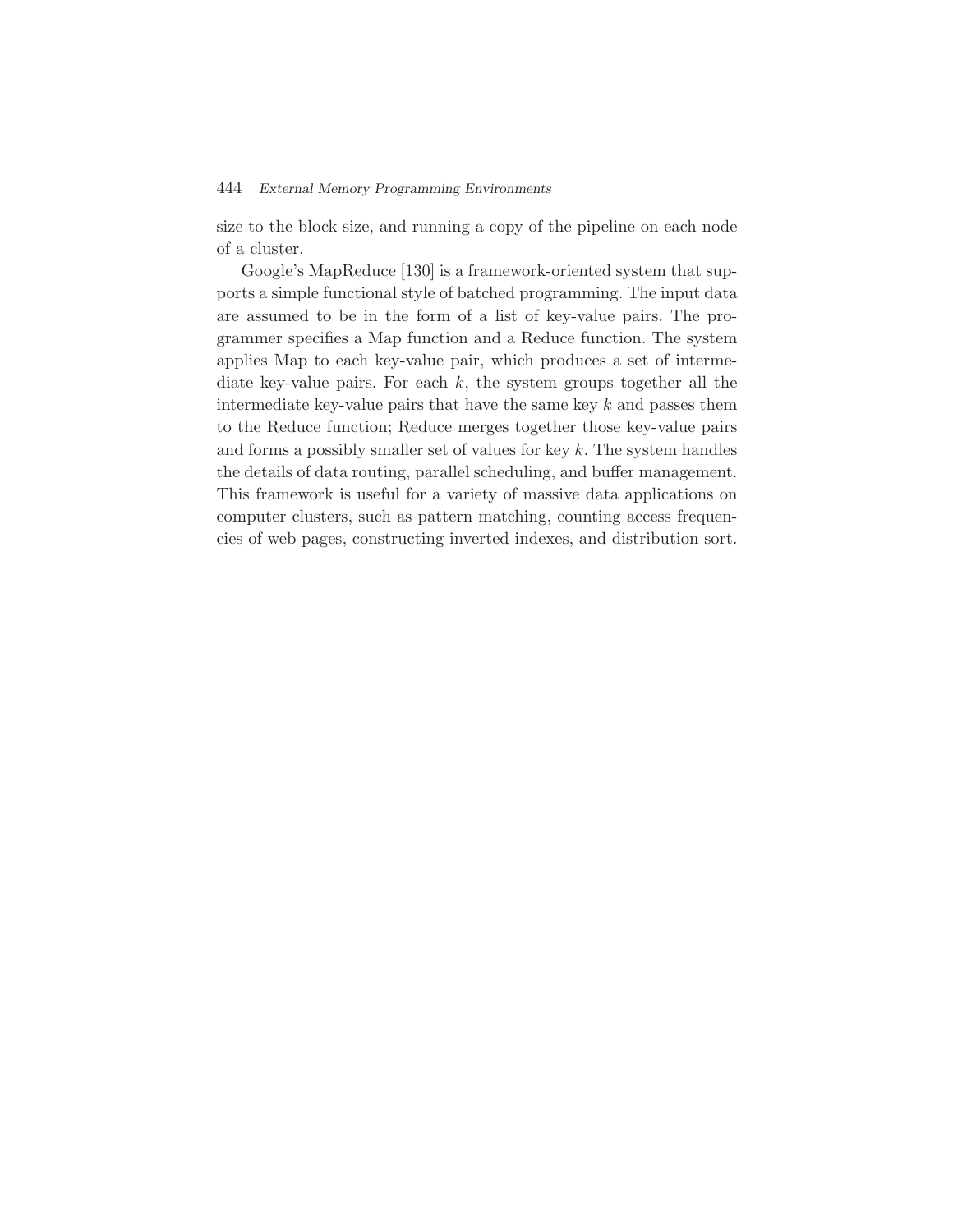size to the block size, and running a copy of the pipeline on each node of a cluster.

Google's MapReduce [130] is a framework-oriented system that supports a simple functional style of batched programming. The input data are assumed to be in the form of a list of key-value pairs. The programmer specifies a Map function and a Reduce function. The system applies Map to each key-value pair, which produces a set of intermediate key-value pairs. For each $k$, the system groups together all the intermediate key-value pairs that have the same key $k$ and passes them to the Reduce function; Reduce merges together those key-value pairs and forms a possibly smaller set of values for key $k$. The system handles the details of data routing, parallel scheduling, and buffer management. This framework is useful for a variety of massive data applications on computer clusters, such as pattern matching, counting access frequencies of web pages, constructing inverted indexes, and distribution sort.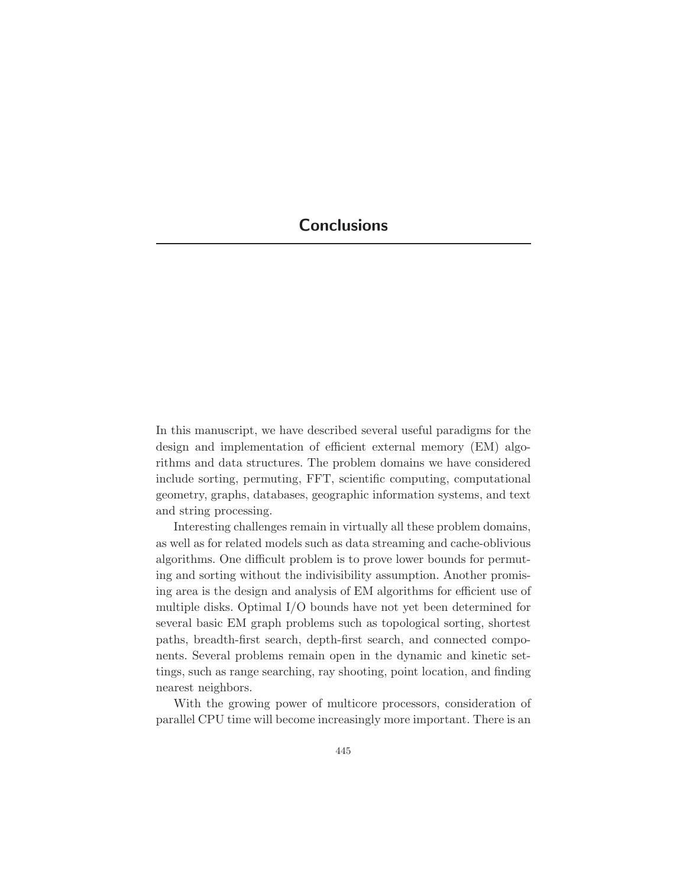# Conclusions

In this manuscript, we have described several useful paradigms for the design and implementation of efficient external memory (EM) algorithms and data structures. The problem domains we have considered include sorting, permuting, FFT, scientific computing, computational geometry, graphs, databases, geographic information systems, and text and string processing.

Interesting challenges remain in virtually all these problem domains, as well as for related models such as data streaming and cache-oblivious algorithms. One difficult problem is to prove lower bounds for permuting and sorting without the indivisibility assumption. Another promising area is the design and analysis of EM algorithms for efficient use of multiple disks. Optimal I/O bounds have not yet been determined for several basic EM graph problems such as topological sorting, shortest paths, breadth-first search, depth-first search, and connected components. Several problems remain open in the dynamic and kinetic settings, such as range searching, ray shooting, point location, and finding nearest neighbors.

With the growing power of multicore processors, consideration of parallel CPU time will become increasingly more important. There is an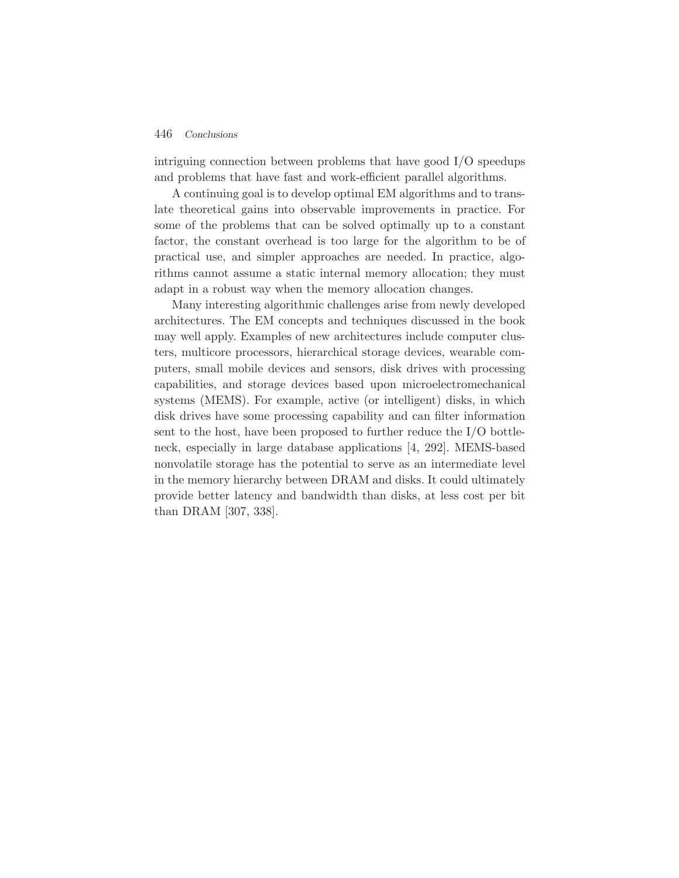intriguing connection between problems that have good I/O speedups and problems that have fast and work-efficient parallel algorithms.

A continuing goal is to develop optimal EM algorithms and to translate theoretical gains into observable improvements in practice. For some of the problems that can be solved optimally up to a constant factor, the constant overhead is too large for the algorithm to be of practical use, and simpler approaches are needed. In practice, algorithms cannot assume a static internal memory allocation; they must adapt in a robust way when the memory allocation changes.

Many interesting algorithmic challenges arise from newly developed architectures. The EM concepts and techniques discussed in the book may well apply. Examples of new architectures include computer clusters, multicore processors, hierarchical storage devices, wearable computers, small mobile devices and sensors, disk drives with processing capabilities, and storage devices based upon microelectromechanical systems (MEMS). For example, active (or intelligent) disks, in which disk drives have some processing capability and can filter information sent to the host, have been proposed to further reduce the I/O bottleneck, especially in large database applications [4, 292]. MEMS-based nonvolatile storage has the potential to serve as an intermediate level in the memory hierarchy between DRAM and disks. It could ultimately provide better latency and bandwidth than disks, at less cost per bit than DRAM [307, 338].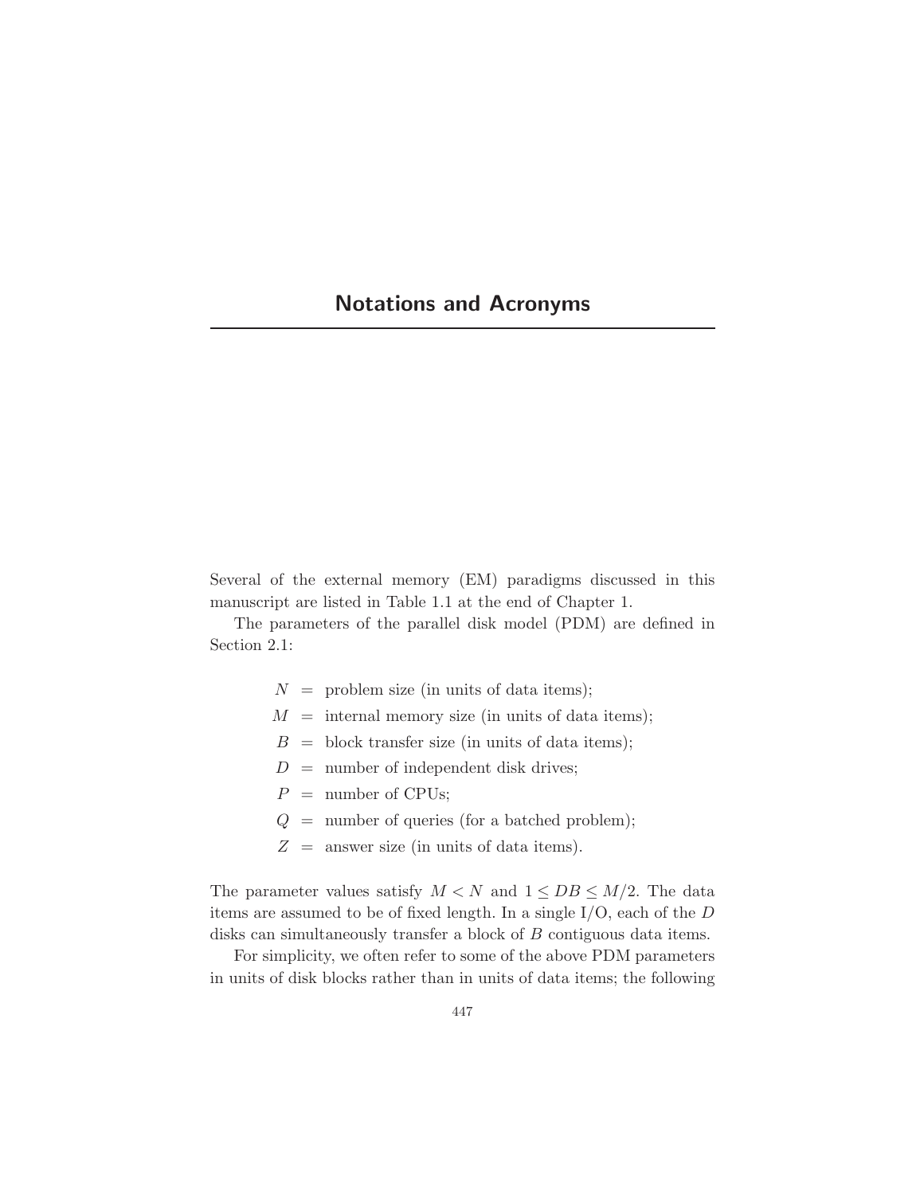# Notations and Acronyms

Several of the external memory (EM) paradigms discussed in this manuscript are listed in Table 1.1 at the end of Chapter 1.

The parameters of the parallel disk model (PDM) are defined in Section 2.1:

$$
\begin{aligned}
N &= \text{problem size (in units of data items);} \\
M &= \text{internal memory size (in units of data items);} \\
B &= \text{block transfer size (in units of data items);} \\
D &= \text{number of independent disk drives;} \\
P &= \text{number of CPUs;} \\
Q &= \text{number of queries (for a batched problem);} \\
Z &= \text{answer size (in units of data items).}
\end{aligned}
$$

The parameter values satisfy $M < N$ and $1 \leq DB \leq M/2$. The data items are assumed to be of fixed length. In a single I/O, each of the $D$ disks can simultaneously transfer a block of $B$ contiguous data items.

For simplicity, we often refer to some of the above PDM parameters in units of disk blocks rather than in units of data items; the following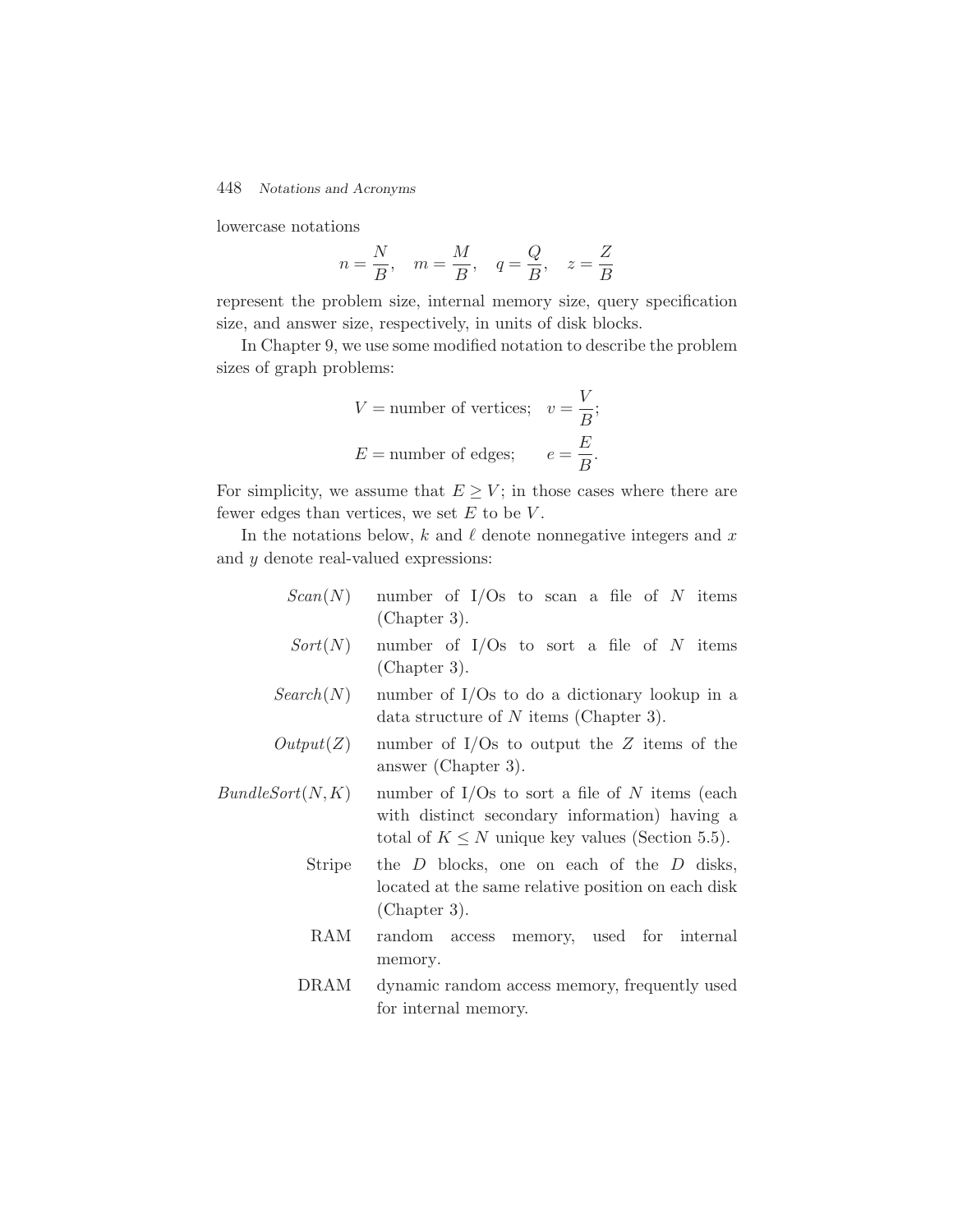lowercase notations

$$n = \frac{N}{B}, \quad m = \frac{M}{B}, \quad q = \frac{Q}{B}, \quad z = \frac{Z}{B}$$

represent the problem size, internal memory size, query specification size, and answer size, respectively, in units of disk blocks.

In Chapter 9, we use some modified notation to describe the problem sizes of graph problems:

$$V = \text{number of vertices}; \quad v = \frac{V}{B};$$
$$E = \text{number of edges}; \quad e = \frac{E}{B}.$$

For simplicity, we assume that $E \geq V$; in those cases where there are fewer edges than vertices, we set $E$ to be $V$.

In the notations below, $k$ and $\ell$ denote nonnegative integers and $x$ and $y$ denote real-valued expressions:

| | |
|---|---|
| $Scan(N)$ | number of I/Os to scan a file of $N$ items (Chapter 3). |
| $Sort(N)$ | number of I/Os to sort a file of $N$ items (Chapter 3). |
| $Search(N)$ | number of I/Os to do a dictionary lookup in a data structure of $N$ items (Chapter 3). |
| $Output(Z)$ | number of I/Os to output the $Z$ items of the answer (Chapter 3). |
| $BundleSort(N,K)$ | number of I/Os to sort a file of $N$ items (each with distinct secondary information) having a total of $K \leq N$ unique key values (Section 5.5). |
| Stripe | the $D$ blocks, one on each of the $D$ disks, located at the same relative position on each disk (Chapter 3). |
| RAM | random access memory, used for internal memory. |
| DRAM | dynamic random access memory, frequently used for internal memory. |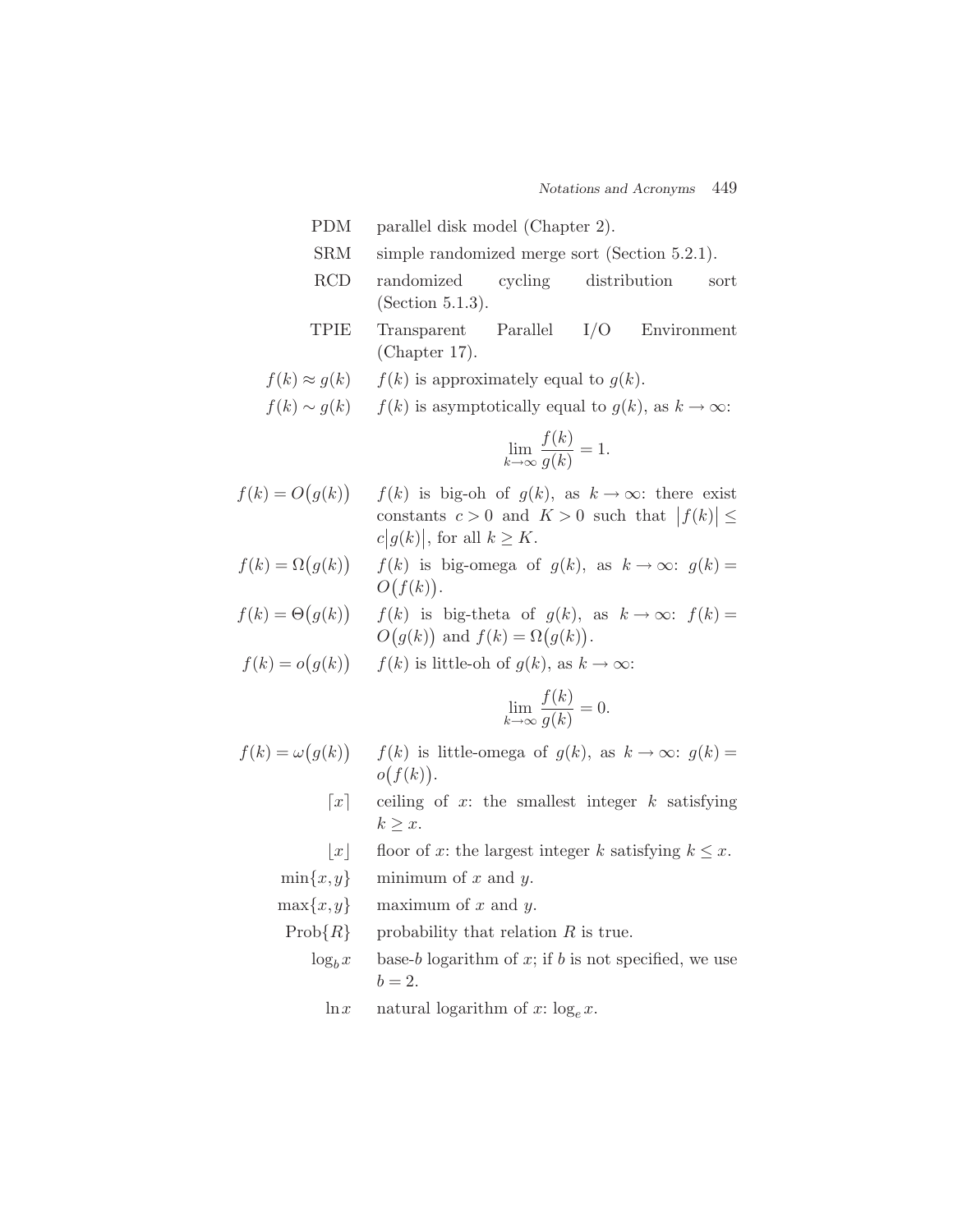| | |
|---|---|
| PDM | parallel disk model (Chapter 2). |
| SRM | simple randomized merge sort (Section 5.2.1). |
| RCD | randomized cycling distribution sort (Section 5.1.3). |
| TPIE | Transparent Parallel I/O Environment (Chapter 17). |
| $f(k) \approx g(k)$ | $f(k)$ is approximately equal to $g(k)$. |
| $f(k) \sim g(k)$ | $f(k)$ is asymptotically equal to $g(k)$, as $k \to \infty$: $$\lim_{k \to \infty} \frac{f(k)}{g(k)} = 1.$$ |
| $f(k) = O\big(g(k)\big)$ | $f(k)$ is big-oh of $g(k)$, as $k \to \infty$: there exist constants $c > 0$ and $K > 0$ such that $\lvert f(k) \rvert \leq c \lvert g(k) \rvert$, for all $k \geq K$. |
| $f(k) = \Omega\big(g(k)\big)$ | $f(k)$ is big-omega of $g(k)$, as $k \to \infty$: $g(k) = O\big(f(k)\big)$. |
| $f(k) = \Theta\big(g(k)\big)$ | $f(k)$ is big-theta of $g(k)$, as $k \to \infty$: $f(k) = O\big(g(k)\big)$ and $f(k) = \Omega\big(g(k)\big)$. |
| $f(k) = o\big(g(k)\big)$ | $f(k)$ is little-oh of $g(k)$, as $k \to \infty$: $$\lim_{k \to \infty} \frac{f(k)}{g(k)} = 0.$$ |
| $f(k) = \omega\big(g(k)\big)$ | $f(k)$ is little-omega of $g(k)$, as $k \to \infty$: $g(k) = o\big(f(k)\big)$. |
| $\lceil x \rceil$ | ceiling of $x$: the smallest integer $k$ satisfying $k \geq x$. |
| $\lfloor x \rfloor$ | floor of $x$: the largest integer $k$ satisfying $k \leq x$. |
| $\min\{x, y\}$ | minimum of $x$ and $y$. |
| $\max\{x, y\}$ | maximum of $x$ and $y$. |
| $\mathrm{Prob}\{R\}$ | probability that relation $R$ is true. |
| $\log_b x$ | base-$b$ logarithm of $x$; if $b$ is not specified, we use $b = 2$. |
| $\ln x$ | natural logarithm of $x$: $\log_e x$. |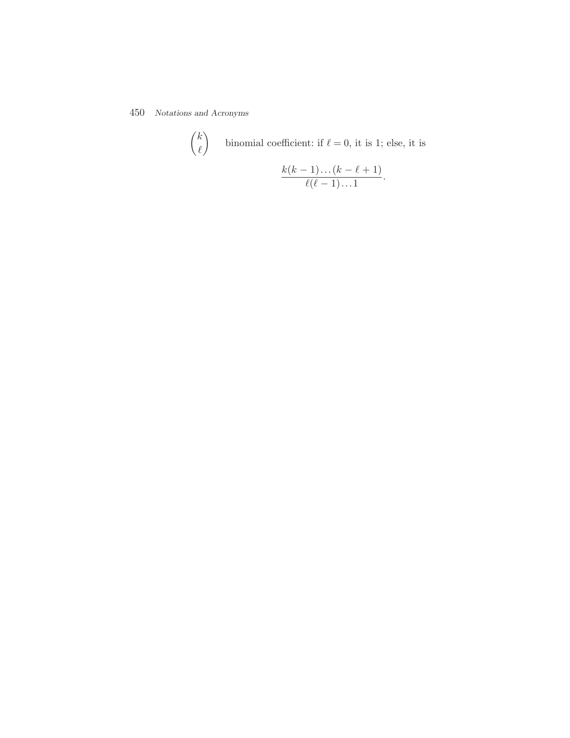$\binom{k}{\ell}$ binomial coefficient: if $\ell = 0$, it is 1; else, it is

$$\frac{k(k-1)\ldots(k-\ell+1)}{\ell(\ell-1)\ldots 1}.$$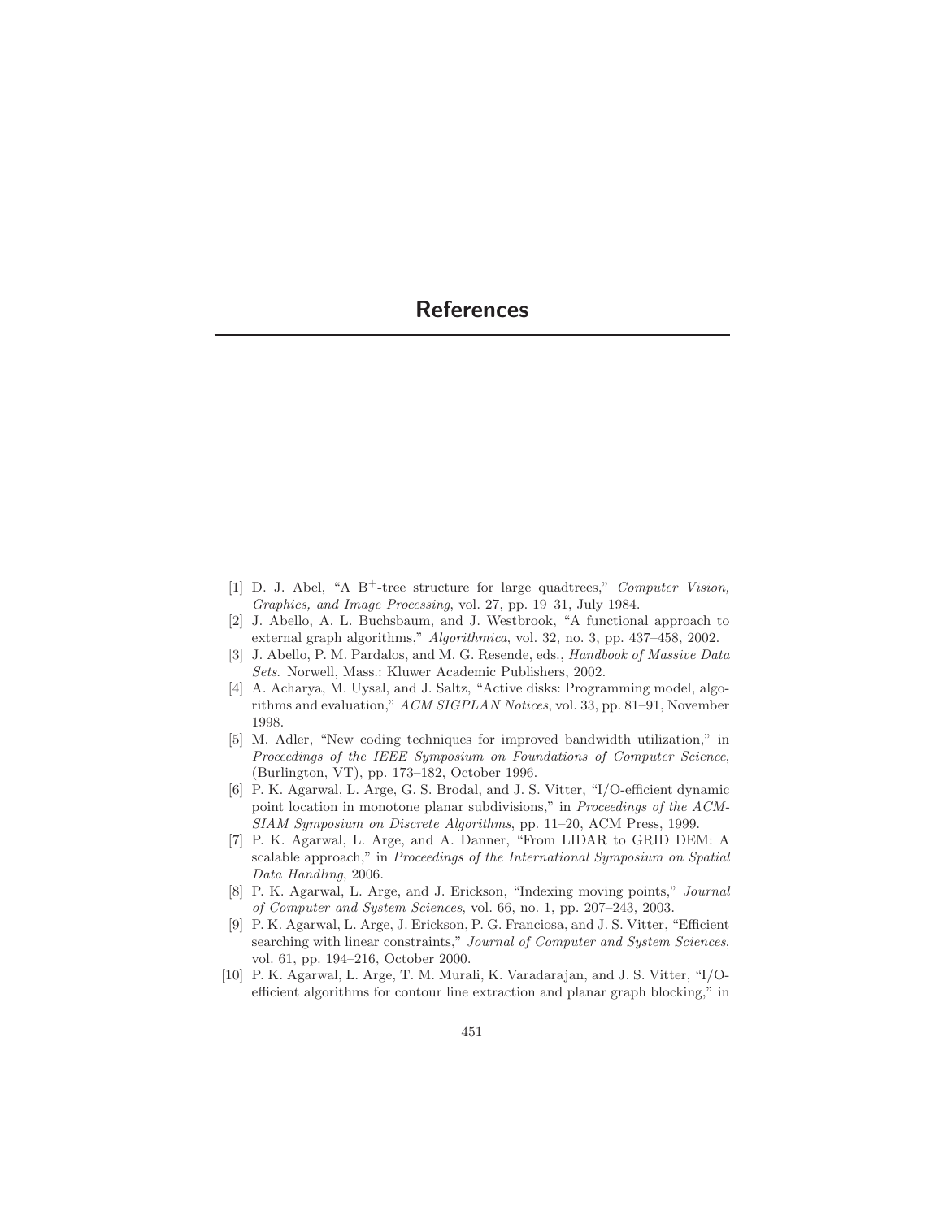# References

[1] D. J. Abel, "A B$^{+}$-tree structure for large quadtrees," *Computer Vision, Graphics, and Image Processing*, vol. 27, pp. 19–31, July 1984.

[2] J. Abello, A. L. Buchsbaum, and J. Westbrook, "A functional approach to external graph algorithms," *Algorithmica*, vol. 32, no. 3, pp. 437–458, 2002.

[3] J. Abello, P. M. Pardalos, and M. G. Resende, eds., *Handbook of Massive Data Sets*. Norwell, Mass.: Kluwer Academic Publishers, 2002.

[4] A. Acharya, M. Uysal, and J. Saltz, "Active disks: Programming model, algorithms and evaluation," *ACM SIGPLAN Notices*, vol. 33, pp. 81–91, November 1998.

[5] M. Adler, "New coding techniques for improved bandwidth utilization," in *Proceedings of the IEEE Symposium on Foundations of Computer Science*, (Burlington, VT), pp. 173–182, October 1996.

[6] P. K. Agarwal, L. Arge, G. S. Brodal, and J. S. Vitter, "I/O-efficient dynamic point location in monotone planar subdivisions," in *Proceedings of the ACM-SIAM Symposium on Discrete Algorithms*, pp. 11–20, ACM Press, 1999.

[7] P. K. Agarwal, L. Arge, and A. Danner, "From LIDAR to GRID DEM: A scalable approach," in *Proceedings of the International Symposium on Spatial Data Handling*, 2006.

[8] P. K. Agarwal, L. Arge, and J. Erickson, "Indexing moving points," *Journal of Computer and System Sciences*, vol. 66, no. 1, pp. 207–243, 2003.

[9] P. K. Agarwal, L. Arge, J. Erickson, P. G. Franciosa, and J. S. Vitter, "Efficient searching with linear constraints," *Journal of Computer and System Sciences*, vol. 61, pp. 194–216, October 2000.

[10] P. K. Agarwal, L. Arge, T. M. Murali, K. Varadarajan, and J. S. Vitter, "I/O-efficient algorithms for contour line extraction and planar graph blocking," in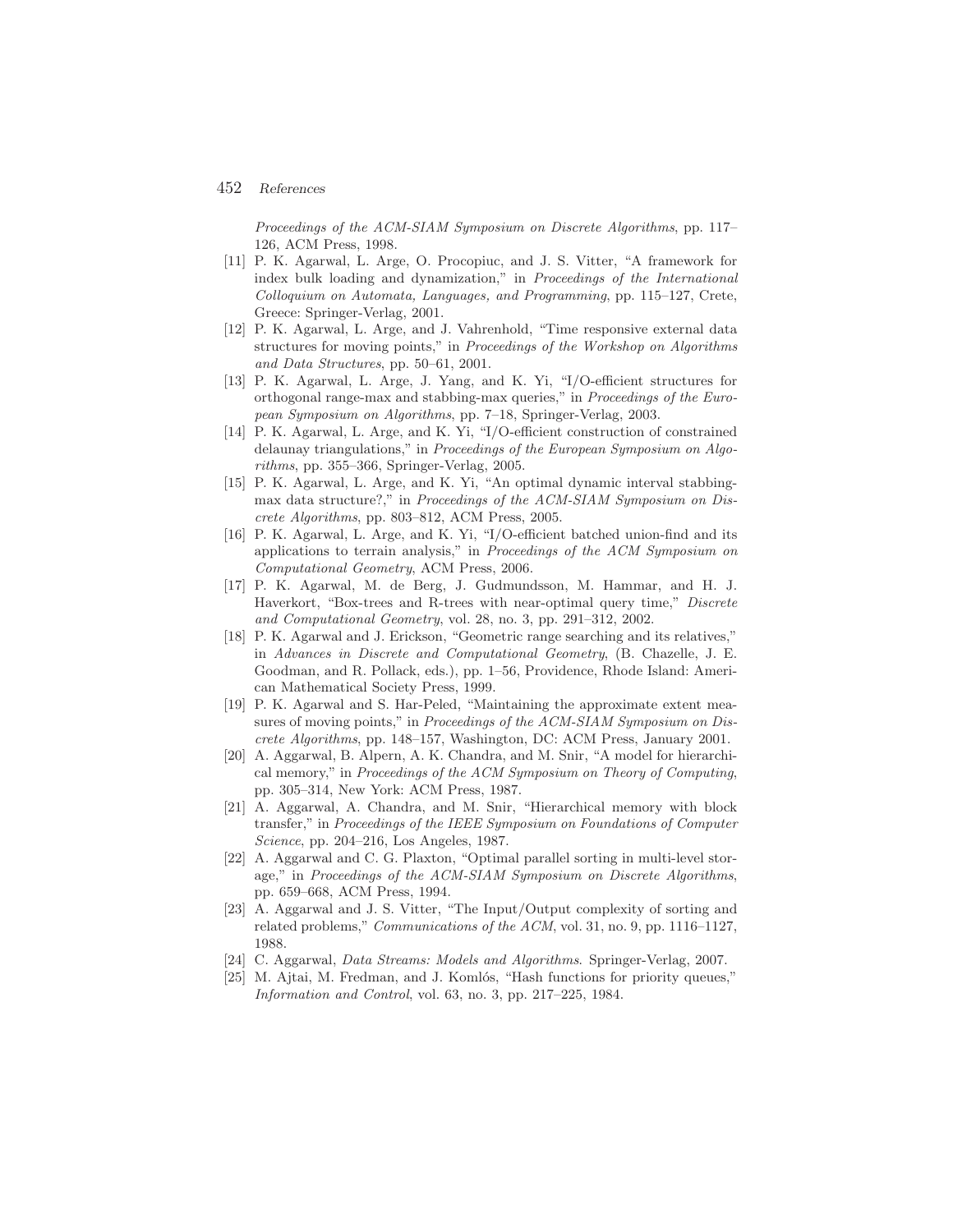*Proceedings of the ACM-SIAM Symposium on Discrete Algorithms*, pp. 117–126, ACM Press, 1998.

[11] P. K. Agarwal, L. Arge, O. Procopiuc, and J. S. Vitter, "A framework for index bulk loading and dynamization," in *Proceedings of the International Colloquium on Automata, Languages, and Programming*, pp. 115–127, Crete, Greece: Springer-Verlag, 2001.

[12] P. K. Agarwal, L. Arge, and J. Vahrenhold, "Time responsive external data structures for moving points," in *Proceedings of the Workshop on Algorithms and Data Structures*, pp. 50–61, 2001.

[13] P. K. Agarwal, L. Arge, J. Yang, and K. Yi, "I/O-efficient structures for orthogonal range-max and stabbing-max queries," in *Proceedings of the European Symposium on Algorithms*, pp. 7–18, Springer-Verlag, 2003.

[14] P. K. Agarwal, L. Arge, and K. Yi, "I/O-efficient construction of constrained delaunay triangulations," in *Proceedings of the European Symposium on Algorithms*, pp. 355–366, Springer-Verlag, 2005.

[15] P. K. Agarwal, L. Arge, and K. Yi, "An optimal dynamic interval stabbing-max data structure?," in *Proceedings of the ACM-SIAM Symposium on Discrete Algorithms*, pp. 803–812, ACM Press, 2005.

[16] P. K. Agarwal, L. Arge, and K. Yi, "I/O-efficient batched union-find and its applications to terrain analysis," in *Proceedings of the ACM Symposium on Computational Geometry*, ACM Press, 2006.

[17] P. K. Agarwal, M. de Berg, J. Gudmundsson, M. Hammar, and H. J. Haverkort, "Box-trees and R-trees with near-optimal query time," *Discrete and Computational Geometry*, vol. 28, no. 3, pp. 291–312, 2002.

[18] P. K. Agarwal and J. Erickson, "Geometric range searching and its relatives," in *Advances in Discrete and Computational Geometry*, (B. Chazelle, J. E. Goodman, and R. Pollack, eds.), pp. 1–56, Providence, Rhode Island: American Mathematical Society Press, 1999.

[19] P. K. Agarwal and S. Har-Peled, "Maintaining the approximate extent measures of moving points," in *Proceedings of the ACM-SIAM Symposium on Discrete Algorithms*, pp. 148–157, Washington, DC: ACM Press, January 2001.

[20] A. Aggarwal, B. Alpern, A. K. Chandra, and M. Snir, "A model for hierarchical memory," in *Proceedings of the ACM Symposium on Theory of Computing*, pp. 305–314, New York: ACM Press, 1987.

[21] A. Aggarwal, A. Chandra, and M. Snir, "Hierarchical memory with block transfer," in *Proceedings of the IEEE Symposium on Foundations of Computer Science*, pp. 204–216, Los Angeles, 1987.

[22] A. Aggarwal and C. G. Plaxton, "Optimal parallel sorting in multi-level storage," in *Proceedings of the ACM-SIAM Symposium on Discrete Algorithms*, pp. 659–668, ACM Press, 1994.

[23] A. Aggarwal and J. S. Vitter, "The Input/Output complexity of sorting and related problems," *Communications of the ACM*, vol. 31, no. 9, pp. 1116–1127, 1988.

[24] C. Aggarwal, *Data Streams: Models and Algorithms*. Springer-Verlag, 2007.

[25] M. Ajtai, M. Fredman, and J. Komlós, "Hash functions for priority queues," *Information and Control*, vol. 63, no. 3, pp. 217–225, 1984.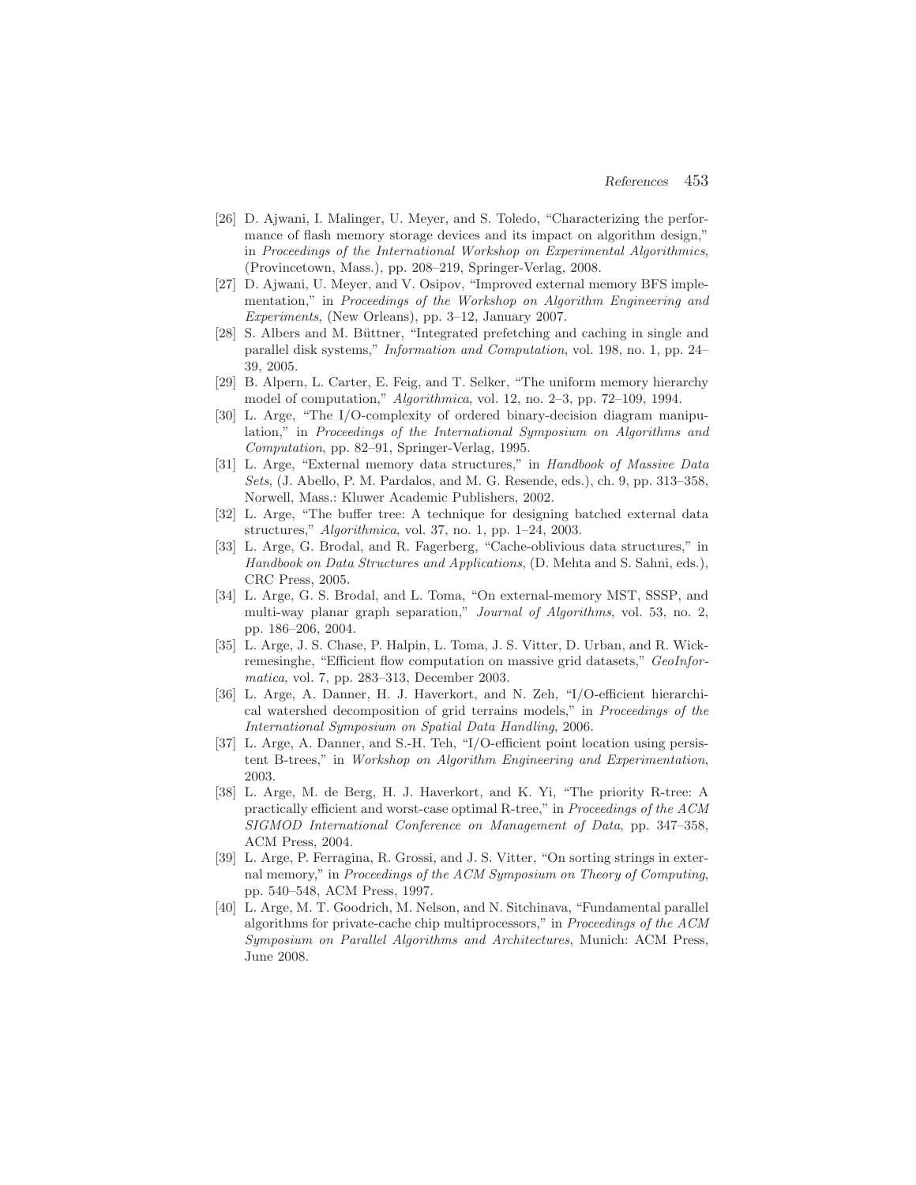[26] D. Ajwani, I. Malinger, U. Meyer, and S. Toledo, "Characterizing the performance of flash memory storage devices and its impact on algorithm design," in *Proceedings of the International Workshop on Experimental Algorithmics*, (Provincetown, Mass.), pp. 208–219, Springer-Verlag, 2008.

[27] D. Ajwani, U. Meyer, and V. Osipov, "Improved external memory BFS implementation," in *Proceedings of the Workshop on Algorithm Engineering and Experiments*, (New Orleans), pp. 3–12, January 2007.

[28] S. Albers and M. Büttner, "Integrated prefetching and caching in single and parallel disk systems," *Information and Computation*, vol. 198, no. 1, pp. 24–39, 2005.

[29] B. Alpern, L. Carter, E. Feig, and T. Selker, "The uniform memory hierarchy model of computation," *Algorithmica*, vol. 12, no. 2–3, pp. 72–109, 1994.

[30] L. Arge, "The I/O-complexity of ordered binary-decision diagram manipulation," in *Proceedings of the International Symposium on Algorithms and Computation*, pp. 82–91, Springer-Verlag, 1995.

[31] L. Arge, "External memory data structures," in *Handbook of Massive Data Sets*, (J. Abello, P. M. Pardalos, and M. G. Resende, eds.), ch. 9, pp. 313–358, Norwell, Mass.: Kluwer Academic Publishers, 2002.

[32] L. Arge, "The buffer tree: A technique for designing batched external data structures," *Algorithmica*, vol. 37, no. 1, pp. 1–24, 2003.

[33] L. Arge, G. Brodal, and R. Fagerberg, "Cache-oblivious data structures," in *Handbook on Data Structures and Applications*, (D. Mehta and S. Sahni, eds.), CRC Press, 2005.

[34] L. Arge, G. S. Brodal, and L. Toma, "On external-memory MST, SSSP, and multi-way planar graph separation," *Journal of Algorithms*, vol. 53, no. 2, pp. 186–206, 2004.

[35] L. Arge, J. S. Chase, P. Halpin, L. Toma, J. S. Vitter, D. Urban, and R. Wickremesinghe, "Efficient flow computation on massive grid datasets," *GeoInformatica*, vol. 7, pp. 283–313, December 2003.

[36] L. Arge, A. Danner, H. J. Haverkort, and N. Zeh, "I/O-efficient hierarchical watershed decomposition of grid terrains models," in *Proceedings of the International Symposium on Spatial Data Handling*, 2006.

[37] L. Arge, A. Danner, and S.-H. Teh, "I/O-efficient point location using persistent B-trees," in *Workshop on Algorithm Engineering and Experimentation*, 2003.

[38] L. Arge, M. de Berg, H. J. Haverkort, and K. Yi, "The priority R-tree: A practically efficient and worst-case optimal R-tree," in *Proceedings of the ACM SIGMOD International Conference on Management of Data*, pp. 347–358, ACM Press, 2004.

[39] L. Arge, P. Ferragina, R. Grossi, and J. S. Vitter, "On sorting strings in external memory," in *Proceedings of the ACM Symposium on Theory of Computing*, pp. 540–548, ACM Press, 1997.

[40] L. Arge, M. T. Goodrich, M. Nelson, and N. Sitchinava, "Fundamental parallel algorithms for private-cache chip multiprocessors," in *Proceedings of the ACM Symposium on Parallel Algorithms and Architectures*, Munich: ACM Press, June 2008.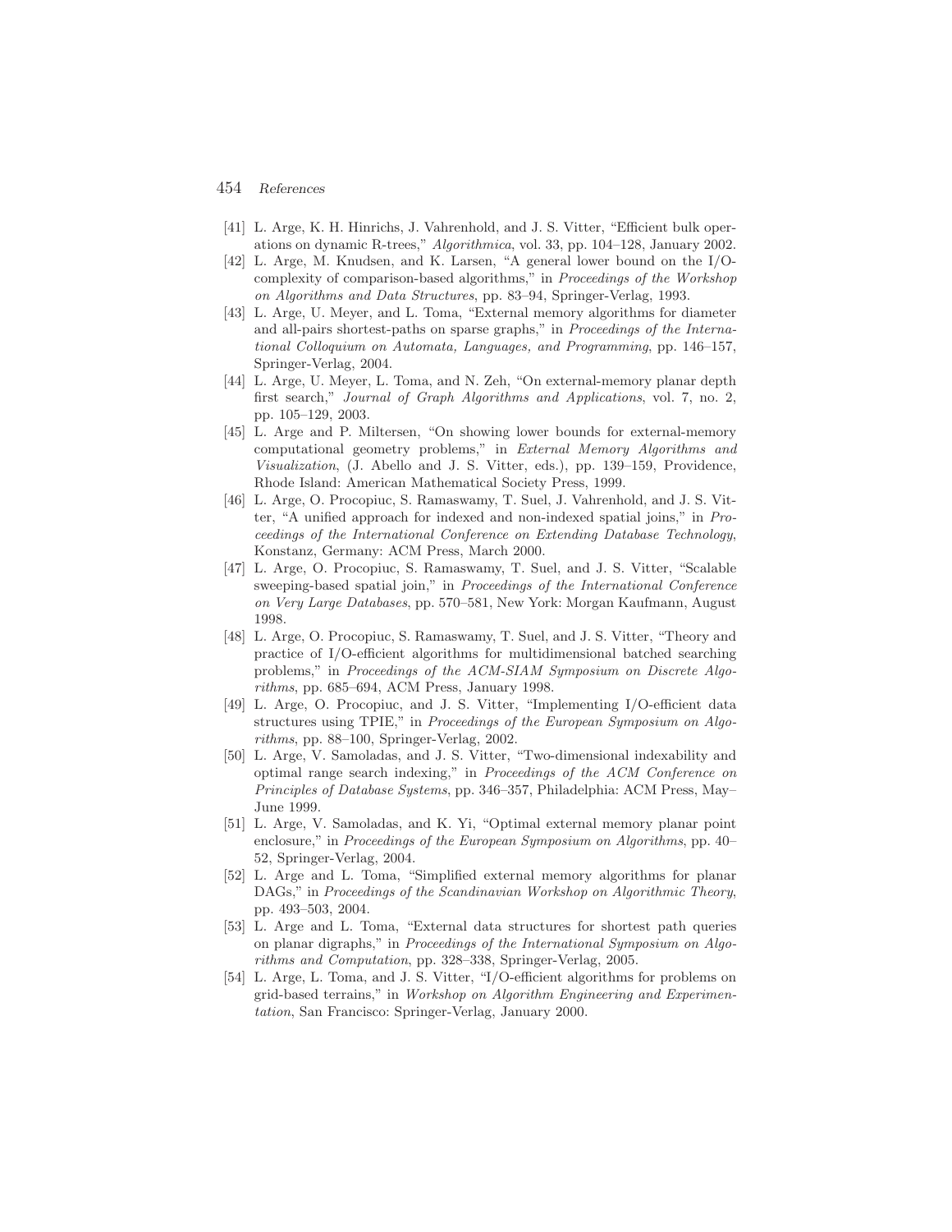[41] L. Arge, K. H. Hinrichs, J. Vahrenhold, and J. S. Vitter, "Efficient bulk operations on dynamic R-trees," *Algorithmica*, vol. 33, pp. 104–128, January 2002.

[42] L. Arge, M. Knudsen, and K. Larsen, "A general lower bound on the I/O-complexity of comparison-based algorithms," in *Proceedings of the Workshop on Algorithms and Data Structures*, pp. 83–94, Springer-Verlag, 1993.

[43] L. Arge, U. Meyer, and L. Toma, "External memory algorithms for diameter and all-pairs shortest-paths on sparse graphs," in *Proceedings of the International Colloquium on Automata, Languages, and Programming*, pp. 146–157, Springer-Verlag, 2004.

[44] L. Arge, U. Meyer, L. Toma, and N. Zeh, "On external-memory planar depth first search," *Journal of Graph Algorithms and Applications*, vol. 7, no. 2, pp. 105–129, 2003.

[45] L. Arge and P. Miltersen, "On showing lower bounds for external-memory computational geometry problems," in *External Memory Algorithms and Visualization*, (J. Abello and J. S. Vitter, eds.), pp. 139–159, Providence, Rhode Island: American Mathematical Society Press, 1999.

[46] L. Arge, O. Procopiuc, S. Ramaswamy, T. Suel, J. Vahrenhold, and J. S. Vitter, "A unified approach for indexed and non-indexed spatial joins," in *Proceedings of the International Conference on Extending Database Technology*, Konstanz, Germany: ACM Press, March 2000.

[47] L. Arge, O. Procopiuc, S. Ramaswamy, T. Suel, and J. S. Vitter, "Scalable sweeping-based spatial join," in *Proceedings of the International Conference on Very Large Databases*, pp. 570–581, New York: Morgan Kaufmann, August 1998.

[48] L. Arge, O. Procopiuc, S. Ramaswamy, T. Suel, and J. S. Vitter, "Theory and practice of I/O-efficient algorithms for multidimensional batched searching problems," in *Proceedings of the ACM-SIAM Symposium on Discrete Algorithms*, pp. 685–694, ACM Press, January 1998.

[49] L. Arge, O. Procopiuc, and J. S. Vitter, "Implementing I/O-efficient data structures using TPIE," in *Proceedings of the European Symposium on Algorithms*, pp. 88–100, Springer-Verlag, 2002.

[50] L. Arge, V. Samoladas, and J. S. Vitter, "Two-dimensional indexability and optimal range search indexing," in *Proceedings of the ACM Conference on Principles of Database Systems*, pp. 346–357, Philadelphia: ACM Press, May–June 1999.

[51] L. Arge, V. Samoladas, and K. Yi, "Optimal external memory planar point enclosure," in *Proceedings of the European Symposium on Algorithms*, pp. 40–52, Springer-Verlag, 2004.

[52] L. Arge and L. Toma, "Simplified external memory algorithms for planar DAGs," in *Proceedings of the Scandinavian Workshop on Algorithmic Theory*, pp. 493–503, 2004.

[53] L. Arge and L. Toma, "External data structures for shortest path queries on planar digraphs," in *Proceedings of the International Symposium on Algorithms and Computation*, pp. 328–338, Springer-Verlag, 2005.

[54] L. Arge, L. Toma, and J. S. Vitter, "I/O-efficient algorithms for problems on grid-based terrains," in *Workshop on Algorithm Engineering and Experimentation*, San Francisco: Springer-Verlag, January 2000.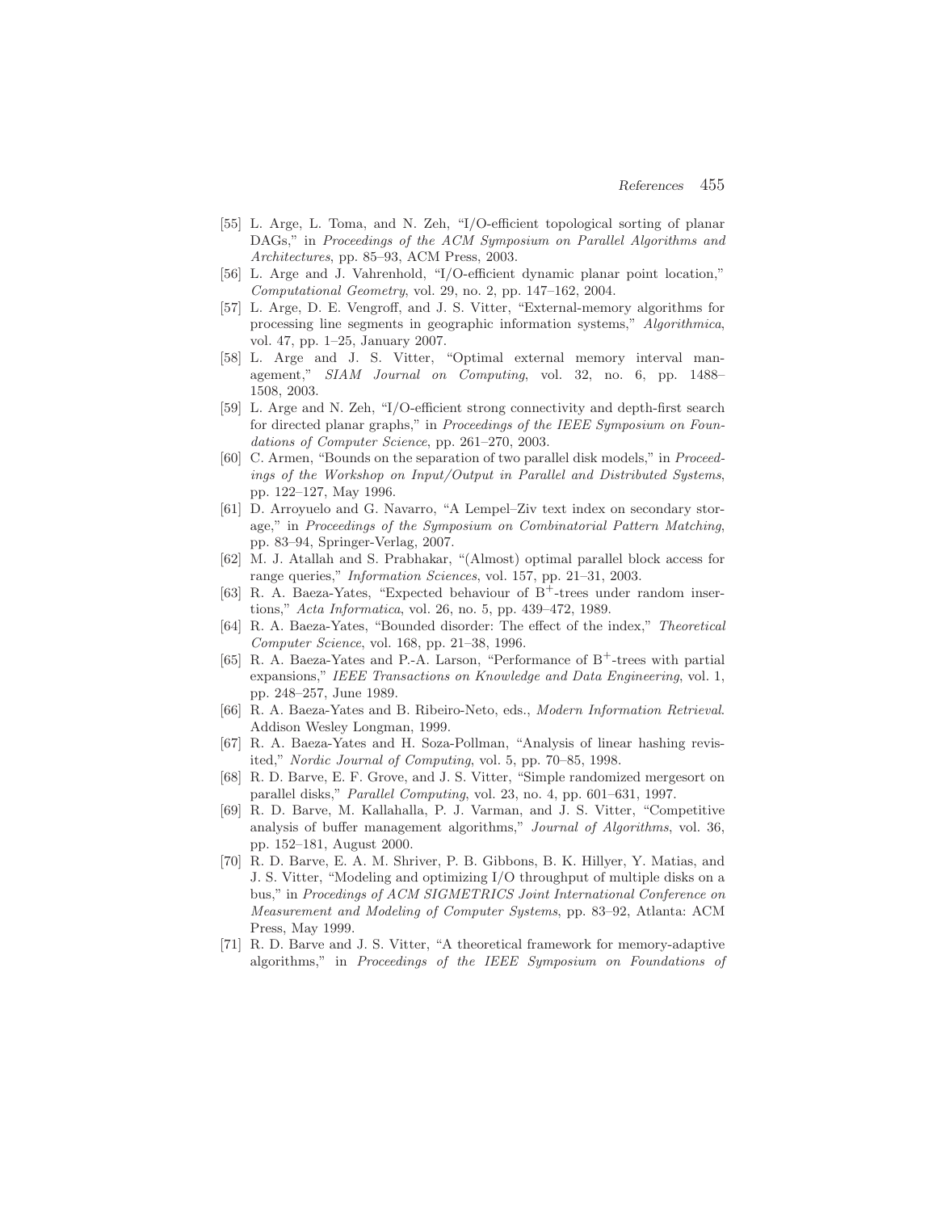[55] L. Arge, L. Toma, and N. Zeh, "I/O-efficient topological sorting of planar DAGs," in *Proceedings of the ACM Symposium on Parallel Algorithms and Architectures*, pp. 85–93, ACM Press, 2003.

[56] L. Arge and J. Vahrenhold, "I/O-efficient dynamic planar point location," *Computational Geometry*, vol. 29, no. 2, pp. 147–162, 2004.

[57] L. Arge, D. E. Vengroff, and J. S. Vitter, "External-memory algorithms for processing line segments in geographic information systems," *Algorithmica*, vol. 47, pp. 1–25, January 2007.

[58] L. Arge and J. S. Vitter, "Optimal external memory interval management," *SIAM Journal on Computing*, vol. 32, no. 6, pp. 1488–1508, 2003.

[59] L. Arge and N. Zeh, "I/O-efficient strong connectivity and depth-first search for directed planar graphs," in *Proceedings of the IEEE Symposium on Foundations of Computer Science*, pp. 261–270, 2003.

[60] C. Armen, "Bounds on the separation of two parallel disk models," in *Proceedings of the Workshop on Input/Output in Parallel and Distributed Systems*, pp. 122–127, May 1996.

[61] D. Arroyuelo and G. Navarro, "A Lempel–Ziv text index on secondary storage," in *Proceedings of the Symposium on Combinatorial Pattern Matching*, pp. 83–94, Springer-Verlag, 2007.

[62] M. J. Atallah and S. Prabhakar, "(Almost) optimal parallel block access for range queries," *Information Sciences*, vol. 157, pp. 21–31, 2003.

[63] R. A. Baeza-Yates, "Expected behaviour of $B^+$-trees under random insertions," *Acta Informatica*, vol. 26, no. 5, pp. 439–472, 1989.

[64] R. A. Baeza-Yates, "Bounded disorder: The effect of the index," *Theoretical Computer Science*, vol. 168, pp. 21–38, 1996.

[65] R. A. Baeza-Yates and P.-A. Larson, "Performance of $B^+$-trees with partial expansions," *IEEE Transactions on Knowledge and Data Engineering*, vol. 1, pp. 248–257, June 1989.

[66] R. A. Baeza-Yates and B. Ribeiro-Neto, eds., *Modern Information Retrieval*. Addison Wesley Longman, 1999.

[67] R. A. Baeza-Yates and H. Soza-Pollman, "Analysis of linear hashing revisited," *Nordic Journal of Computing*, vol. 5, pp. 70–85, 1998.

[68] R. D. Barve, E. F. Grove, and J. S. Vitter, "Simple randomized mergesort on parallel disks," *Parallel Computing*, vol. 23, no. 4, pp. 601–631, 1997.

[69] R. D. Barve, M. Kallahalla, P. J. Varman, and J. S. Vitter, "Competitive analysis of buffer management algorithms," *Journal of Algorithms*, vol. 36, pp. 152–181, August 2000.

[70] R. D. Barve, E. A. M. Shriver, P. B. Gibbons, B. K. Hillyer, Y. Matias, and J. S. Vitter, "Modeling and optimizing I/O throughput of multiple disks on a bus," in *Procedings of ACM SIGMETRICS Joint International Conference on Measurement and Modeling of Computer Systems*, pp. 83–92, Atlanta: ACM Press, May 1999.

[71] R. D. Barve and J. S. Vitter, "A theoretical framework for memory-adaptive algorithms," in *Proceedings of the IEEE Symposium on Foundations of*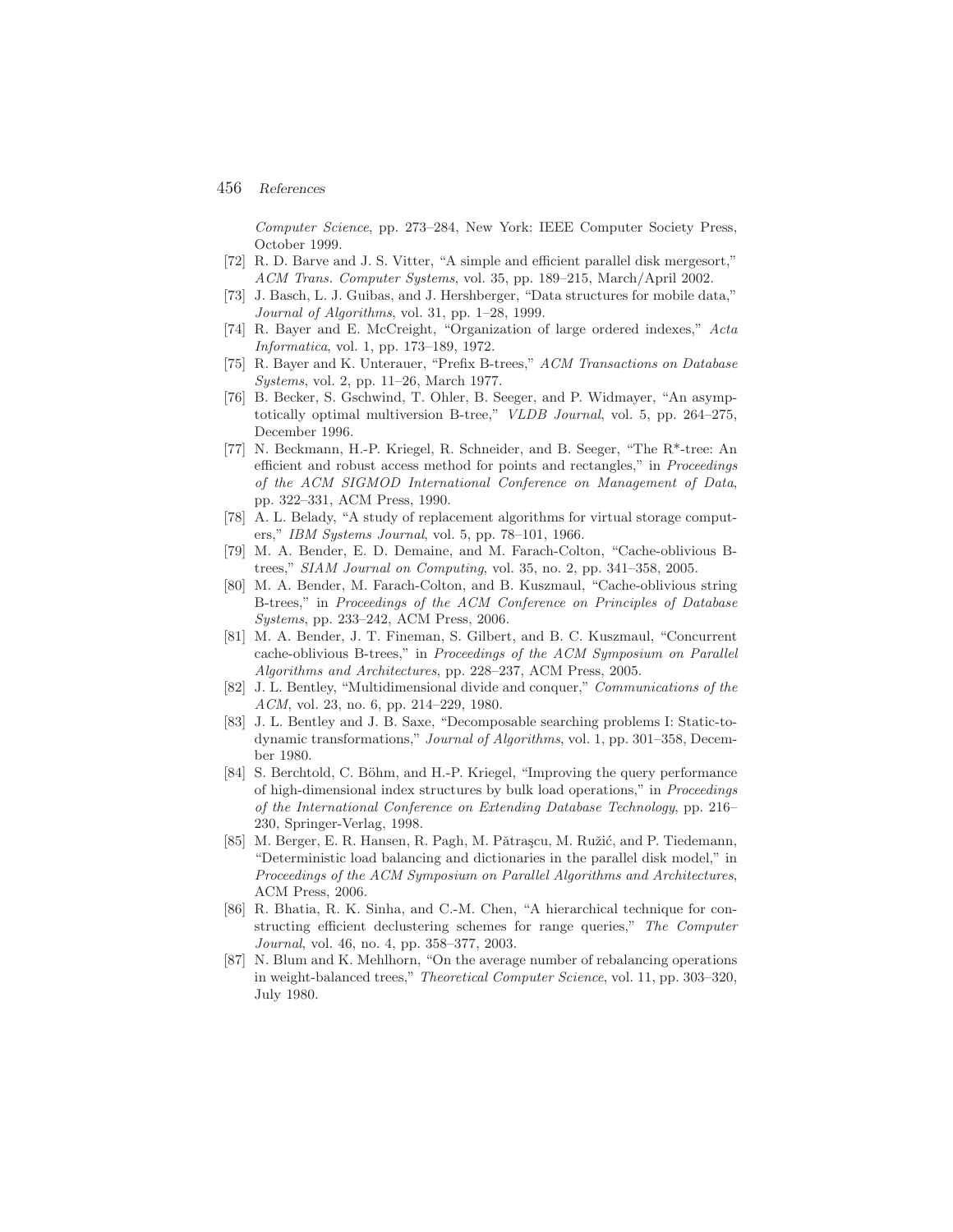*Computer Science*, pp. 273–284, New York: IEEE Computer Society Press, October 1999.

[72] R. D. Barve and J. S. Vitter, "A simple and efficient parallel disk mergesort," *ACM Trans. Computer Systems*, vol. 35, pp. 189–215, March/April 2002.

[73] J. Basch, L. J. Guibas, and J. Hershberger, "Data structures for mobile data," *Journal of Algorithms*, vol. 31, pp. 1–28, 1999.

[74] R. Bayer and E. McCreight, "Organization of large ordered indexes," *Acta Informatica*, vol. 1, pp. 173–189, 1972.

[75] R. Bayer and K. Unterauer, "Prefix B-trees," *ACM Transactions on Database Systems*, vol. 2, pp. 11–26, March 1977.

[76] B. Becker, S. Gschwind, T. Ohler, B. Seeger, and P. Widmayer, "An asymptotically optimal multiversion B-tree," *VLDB Journal*, vol. 5, pp. 264–275, December 1996.

[77] N. Beckmann, H.-P. Kriegel, R. Schneider, and B. Seeger, "The R*-tree: An efficient and robust access method for points and rectangles," in *Proceedings of the ACM SIGMOD International Conference on Management of Data*, pp. 322–331, ACM Press, 1990.

[78] A. L. Belady, "A study of replacement algorithms for virtual storage computers," *IBM Systems Journal*, vol. 5, pp. 78–101, 1966.

[79] M. A. Bender, E. D. Demaine, and M. Farach-Colton, "Cache-oblivious B-trees," *SIAM Journal on Computing*, vol. 35, no. 2, pp. 341–358, 2005.

[80] M. A. Bender, M. Farach-Colton, and B. Kuszmaul, "Cache-oblivious string B-trees," in *Proceedings of the ACM Conference on Principles of Database Systems*, pp. 233–242, ACM Press, 2006.

[81] M. A. Bender, J. T. Fineman, S. Gilbert, and B. C. Kuszmaul, "Concurrent cache-oblivious B-trees," in *Proceedings of the ACM Symposium on Parallel Algorithms and Architectures*, pp. 228–237, ACM Press, 2005.

[82] J. L. Bentley, "Multidimensional divide and conquer," *Communications of the ACM*, vol. 23, no. 6, pp. 214–229, 1980.

[83] J. L. Bentley and J. B. Saxe, "Decomposable searching problems I: Static-to-dynamic transformations," *Journal of Algorithms*, vol. 1, pp. 301–358, December 1980.

[84] S. Berchtold, C. Böhm, and H.-P. Kriegel, "Improving the query performance of high-dimensional index structures by bulk load operations," in *Proceedings of the International Conference on Extending Database Technology*, pp. 216–230, Springer-Verlag, 1998.

[85] M. Berger, E. R. Hansen, R. Pagh, M. Pătraşcu, M. Ružić, and P. Tiedemann, "Deterministic load balancing and dictionaries in the parallel disk model," in *Proceedings of the ACM Symposium on Parallel Algorithms and Architectures*, ACM Press, 2006.

[86] R. Bhatia, R. K. Sinha, and C.-M. Chen, "A hierarchical technique for constructing efficient declustering schemes for range queries," *The Computer Journal*, vol. 46, no. 4, pp. 358–377, 2003.

[87] N. Blum and K. Mehlhorn, "On the average number of rebalancing operations in weight-balanced trees," *Theoretical Computer Science*, vol. 11, pp. 303–320, July 1980.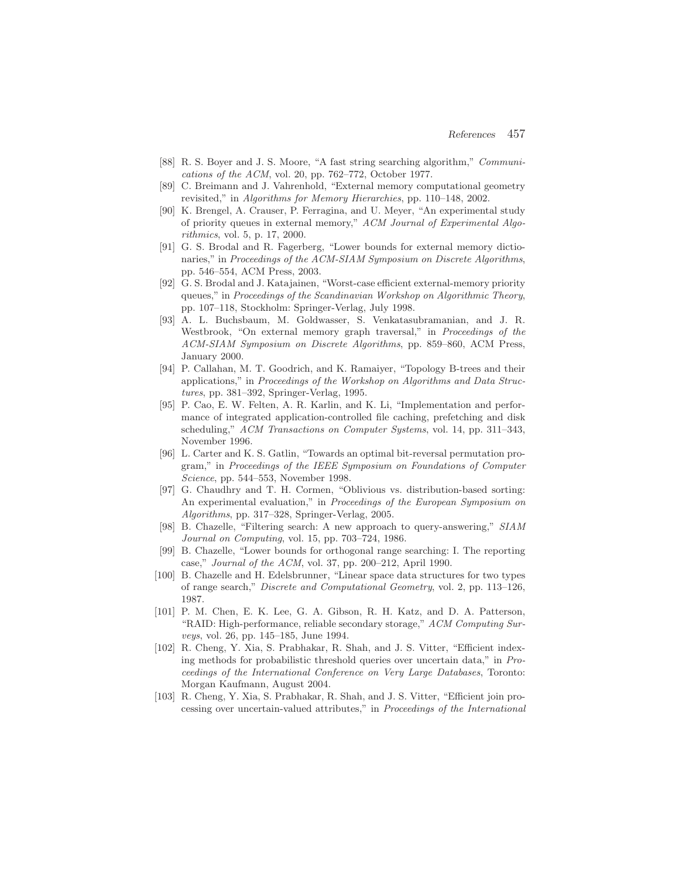[88] R. S. Boyer and J. S. Moore, "A fast string searching algorithm," *Communications of the ACM*, vol. 20, pp. 762–772, October 1977.

[89] C. Breimann and J. Vahrenhold, "External memory computational geometry revisited," in *Algorithms for Memory Hierarchies*, pp. 110–148, 2002.

[90] K. Brengel, A. Crauser, P. Ferragina, and U. Meyer, "An experimental study of priority queues in external memory," *ACM Journal of Experimental Algorithmics*, vol. 5, p. 17, 2000.

[91] G. S. Brodal and R. Fagerberg, "Lower bounds for external memory dictionaries," in *Proceedings of the ACM-SIAM Symposium on Discrete Algorithms*, pp. 546–554, ACM Press, 2003.

[92] G. S. Brodal and J. Katajainen, "Worst-case efficient external-memory priority queues," in *Proceedings of the Scandinavian Workshop on Algorithmic Theory*, pp. 107–118, Stockholm: Springer-Verlag, July 1998.

[93] A. L. Buchsbaum, M. Goldwasser, S. Venkatasubramanian, and J. R. Westbrook, "On external memory graph traversal," in *Proceedings of the ACM-SIAM Symposium on Discrete Algorithms*, pp. 859–860, ACM Press, January 2000.

[94] P. Callahan, M. T. Goodrich, and K. Ramaiyer, "Topology B-trees and their applications," in *Proceedings of the Workshop on Algorithms and Data Structures*, pp. 381–392, Springer-Verlag, 1995.

[95] P. Cao, E. W. Felten, A. R. Karlin, and K. Li, "Implementation and performance of integrated application-controlled file caching, prefetching and disk scheduling," *ACM Transactions on Computer Systems*, vol. 14, pp. 311–343, November 1996.

[96] L. Carter and K. S. Gatlin, "Towards an optimal bit-reversal permutation program," in *Proceedings of the IEEE Symposium on Foundations of Computer Science*, pp. 544–553, November 1998.

[97] G. Chaudhry and T. H. Cormen, "Oblivious vs. distribution-based sorting: An experimental evaluation," in *Proceedings of the European Symposium on Algorithms*, pp. 317–328, Springer-Verlag, 2005.

[98] B. Chazelle, "Filtering search: A new approach to query-answering," *SIAM Journal on Computing*, vol. 15, pp. 703–724, 1986.

[99] B. Chazelle, "Lower bounds for orthogonal range searching: I. The reporting case," *Journal of the ACM*, vol. 37, pp. 200–212, April 1990.

[100] B. Chazelle and H. Edelsbrunner, "Linear space data structures for two types of range search," *Discrete and Computational Geometry*, vol. 2, pp. 113–126, 1987.

[101] P. M. Chen, E. K. Lee, G. A. Gibson, R. H. Katz, and D. A. Patterson, "RAID: High-performance, reliable secondary storage," *ACM Computing Surveys*, vol. 26, pp. 145–185, June 1994.

[102] R. Cheng, Y. Xia, S. Prabhakar, R. Shah, and J. S. Vitter, "Efficient indexing methods for probabilistic threshold queries over uncertain data," in *Proceedings of the International Conference on Very Large Databases*, Toronto: Morgan Kaufmann, August 2004.

[103] R. Cheng, Y. Xia, S. Prabhakar, R. Shah, and J. S. Vitter, "Efficient join processing over uncertain-valued attributes," in *Proceedings of the International*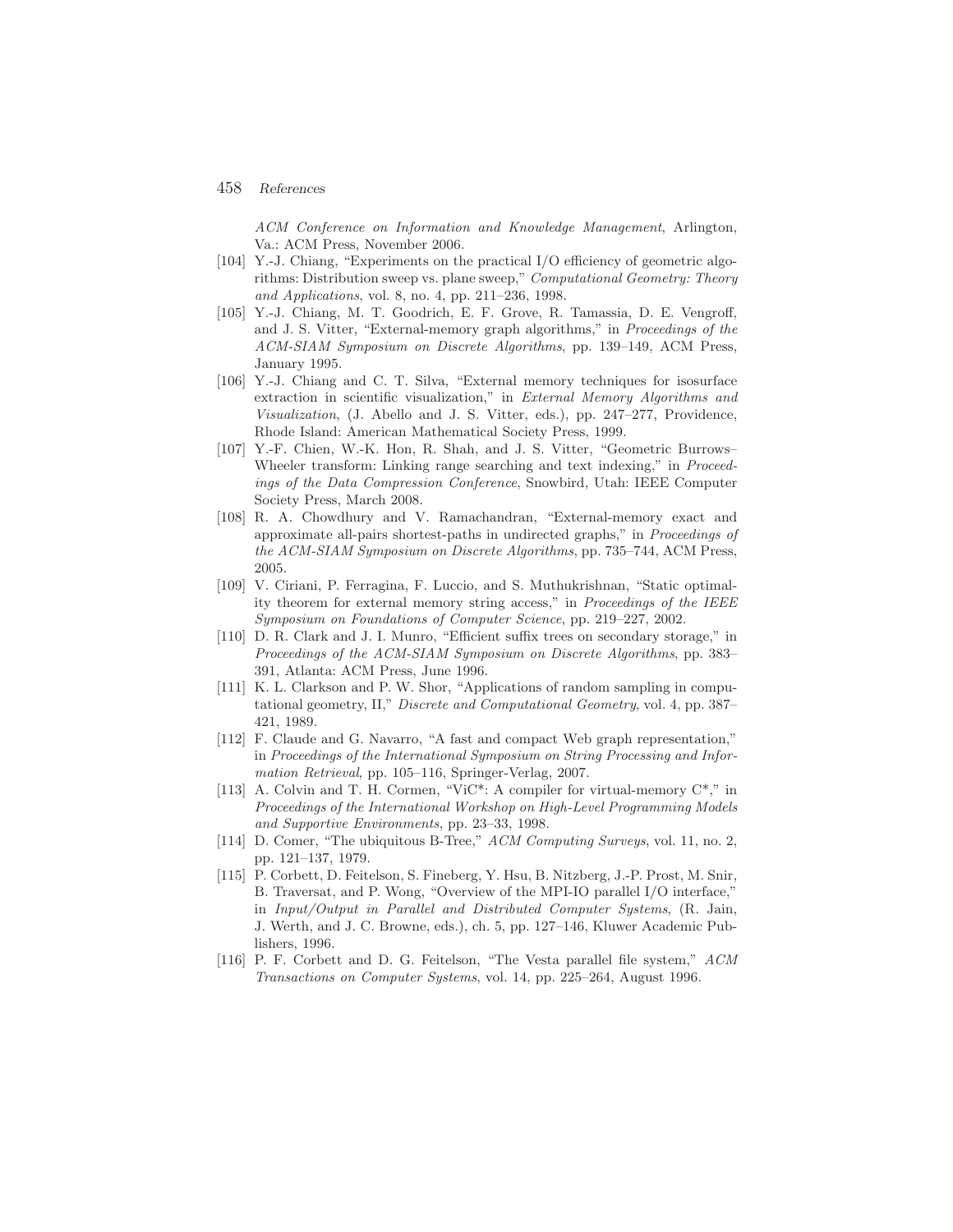*ACM Conference on Information and Knowledge Management*, Arlington, Va.: ACM Press, November 2006.

[104] Y.-J. Chiang, "Experiments on the practical I/O efficiency of geometric algorithms: Distribution sweep vs. plane sweep," *Computational Geometry: Theory and Applications*, vol. 8, no. 4, pp. 211–236, 1998.

[105] Y.-J. Chiang, M. T. Goodrich, E. F. Grove, R. Tamassia, D. E. Vengroff, and J. S. Vitter, "External-memory graph algorithms," in *Proceedings of the ACM-SIAM Symposium on Discrete Algorithms*, pp. 139–149, ACM Press, January 1995.

[106] Y.-J. Chiang and C. T. Silva, "External memory techniques for isosurface extraction in scientific visualization," in *External Memory Algorithms and Visualization*, (J. Abello and J. S. Vitter, eds.), pp. 247–277, Providence, Rhode Island: American Mathematical Society Press, 1999.

[107] Y.-F. Chien, W.-K. Hon, R. Shah, and J. S. Vitter, "Geometric Burrows–Wheeler transform: Linking range searching and text indexing," in *Proceedings of the Data Compression Conference*, Snowbird, Utah: IEEE Computer Society Press, March 2008.

[108] R. A. Chowdhury and V. Ramachandran, "External-memory exact and approximate all-pairs shortest-paths in undirected graphs," in *Proceedings of the ACM-SIAM Symposium on Discrete Algorithms*, pp. 735–744, ACM Press, 2005.

[109] V. Ciriani, P. Ferragina, F. Luccio, and S. Muthukrishnan, "Static optimality theorem for external memory string access," in *Proceedings of the IEEE Symposium on Foundations of Computer Science*, pp. 219–227, 2002.

[110] D. R. Clark and J. I. Munro, "Efficient suffix trees on secondary storage," in *Proceedings of the ACM-SIAM Symposium on Discrete Algorithms*, pp. 383–391, Atlanta: ACM Press, June 1996.

[111] K. L. Clarkson and P. W. Shor, "Applications of random sampling in computational geometry, II," *Discrete and Computational Geometry*, vol. 4, pp. 387–421, 1989.

[112] F. Claude and G. Navarro, "A fast and compact Web graph representation," in *Proceedings of the International Symposium on String Processing and Information Retrieval*, pp. 105–116, Springer-Verlag, 2007.

[113] A. Colvin and T. H. Cormen, "ViC*: A compiler for virtual-memory C*," in *Proceedings of the International Workshop on High-Level Programming Models and Supportive Environments*, pp. 23–33, 1998.

[114] D. Comer, "The ubiquitous B-Tree," *ACM Computing Surveys*, vol. 11, no. 2, pp. 121–137, 1979.

[115] P. Corbett, D. Feitelson, S. Fineberg, Y. Hsu, B. Nitzberg, J.-P. Prost, M. Snir, B. Traversat, and P. Wong, "Overview of the MPI-IO parallel I/O interface," in *Input/Output in Parallel and Distributed Computer Systems*, (R. Jain, J. Werth, and J. C. Browne, eds.), ch. 5, pp. 127–146, Kluwer Academic Publishers, 1996.

[116] P. F. Corbett and D. G. Feitelson, "The Vesta parallel file system," *ACM Transactions on Computer Systems*, vol. 14, pp. 225–264, August 1996.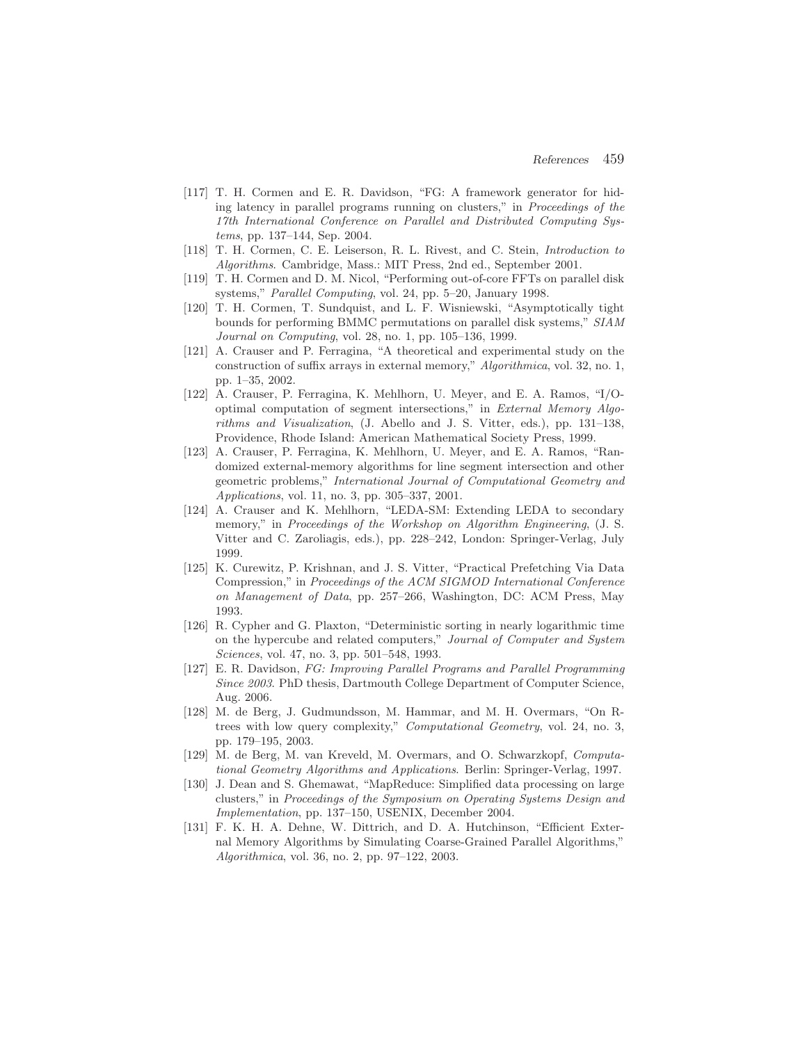[117] T. H. Cormen and E. R. Davidson, "FG: A framework generator for hiding latency in parallel programs running on clusters," in *Proceedings of the 17th International Conference on Parallel and Distributed Computing Systems*, pp. 137–144, Sep. 2004.

[118] T. H. Cormen, C. E. Leiserson, R. L. Rivest, and C. Stein, *Introduction to Algorithms*. Cambridge, Mass.: MIT Press, 2nd ed., September 2001.

[119] T. H. Cormen and D. M. Nicol, "Performing out-of-core FFTs on parallel disk systems," *Parallel Computing*, vol. 24, pp. 5–20, January 1998.

[120] T. H. Cormen, T. Sundquist, and L. F. Wisniewski, "Asymptotically tight bounds for performing BMMC permutations on parallel disk systems," *SIAM Journal on Computing*, vol. 28, no. 1, pp. 105–136, 1999.

[121] A. Crauser and P. Ferragina, "A theoretical and experimental study on the construction of suffix arrays in external memory," *Algorithmica*, vol. 32, no. 1, pp. 1–35, 2002.

[122] A. Crauser, P. Ferragina, K. Mehlhorn, U. Meyer, and E. A. Ramos, "I/O-optimal computation of segment intersections," in *External Memory Algorithms and Visualization*, (J. Abello and J. S. Vitter, eds.), pp. 131–138, Providence, Rhode Island: American Mathematical Society Press, 1999.

[123] A. Crauser, P. Ferragina, K. Mehlhorn, U. Meyer, and E. A. Ramos, "Randomized external-memory algorithms for line segment intersection and other geometric problems," *International Journal of Computational Geometry and Applications*, vol. 11, no. 3, pp. 305–337, 2001.

[124] A. Crauser and K. Mehlhorn, "LEDA-SM: Extending LEDA to secondary memory," in *Proceedings of the Workshop on Algorithm Engineering*, (J. S. Vitter and C. Zaroliagis, eds.), pp. 228–242, London: Springer-Verlag, July 1999.

[125] K. Curewitz, P. Krishnan, and J. S. Vitter, "Practical Prefetching Via Data Compression," in *Proceedings of the ACM SIGMOD International Conference on Management of Data*, pp. 257–266, Washington, DC: ACM Press, May 1993.

[126] R. Cypher and G. Plaxton, "Deterministic sorting in nearly logarithmic time on the hypercube and related computers," *Journal of Computer and System Sciences*, vol. 47, no. 3, pp. 501–548, 1993.

[127] E. R. Davidson, *FG: Improving Parallel Programs and Parallel Programming Since 2003*. PhD thesis, Dartmouth College Department of Computer Science, Aug. 2006.

[128] M. de Berg, J. Gudmundsson, M. Hammar, and M. H. Overmars, "On R-trees with low query complexity," *Computational Geometry*, vol. 24, no. 3, pp. 179–195, 2003.

[129] M. de Berg, M. van Kreveld, M. Overmars, and O. Schwarzkopf, *Computational Geometry Algorithms and Applications*. Berlin: Springer-Verlag, 1997.

[130] J. Dean and S. Ghemawat, "MapReduce: Simplified data processing on large clusters," in *Proceedings of the Symposium on Operating Systems Design and Implementation*, pp. 137–150, USENIX, December 2004.

[131] F. K. H. A. Dehne, W. Dittrich, and D. A. Hutchinson, "Efficient External Memory Algorithms by Simulating Coarse-Grained Parallel Algorithms," *Algorithmica*, vol. 36, no. 2, pp. 97–122, 2003.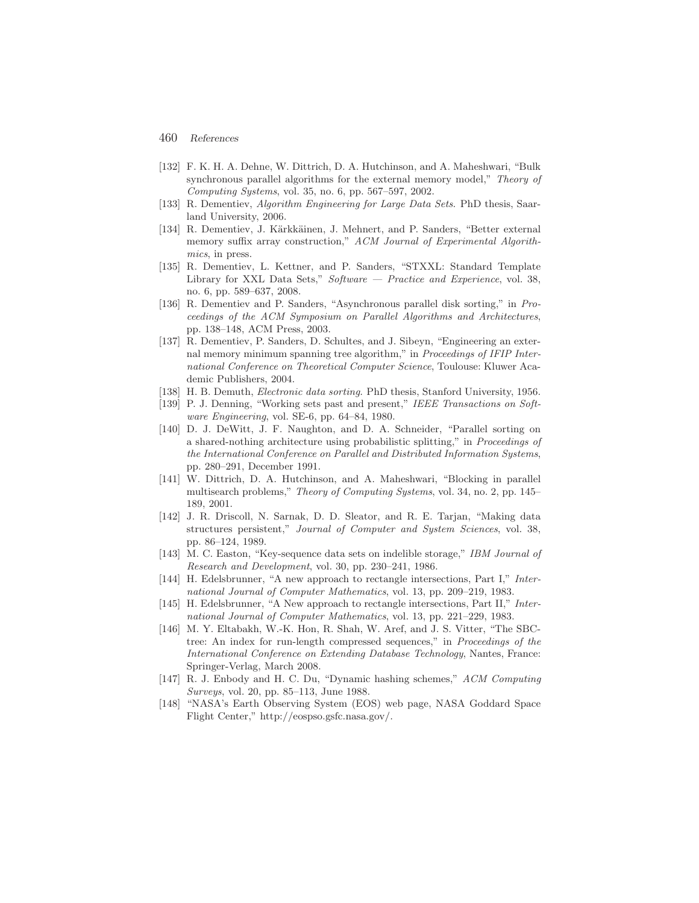[132] F. K. H. A. Dehne, W. Dittrich, D. A. Hutchinson, and A. Maheshwari, "Bulk synchronous parallel algorithms for the external memory model," *Theory of Computing Systems*, vol. 35, no. 6, pp. 567–597, 2002.

[133] R. Dementiev, *Algorithm Engineering for Large Data Sets*. PhD thesis, Saarland University, 2006.

[134] R. Dementiev, J. Kärkkäinen, J. Mehnert, and P. Sanders, "Better external memory suffix array construction," *ACM Journal of Experimental Algorithmics*, in press.

[135] R. Dementiev, L. Kettner, and P. Sanders, "STXXL: Standard Template Library for XXL Data Sets," *Software — Practice and Experience*, vol. 38, no. 6, pp. 589–637, 2008.

[136] R. Dementiev and P. Sanders, "Asynchronous parallel disk sorting," in *Proceedings of the ACM Symposium on Parallel Algorithms and Architectures*, pp. 138–148, ACM Press, 2003.

[137] R. Dementiev, P. Sanders, D. Schultes, and J. Sibeyn, "Engineering an external memory minimum spanning tree algorithm," in *Proceedings of IFIP International Conference on Theoretical Computer Science*, Toulouse: Kluwer Academic Publishers, 2004.

[138] H. B. Demuth, *Electronic data sorting*. PhD thesis, Stanford University, 1956.

[139] P. J. Denning, "Working sets past and present," *IEEE Transactions on Software Engineering*, vol. SE-6, pp. 64–84, 1980.

[140] D. J. DeWitt, J. F. Naughton, and D. A. Schneider, "Parallel sorting on a shared-nothing architecture using probabilistic splitting," in *Proceedings of the International Conference on Parallel and Distributed Information Systems*, pp. 280–291, December 1991.

[141] W. Dittrich, D. A. Hutchinson, and A. Maheshwari, "Blocking in parallel multisearch problems," *Theory of Computing Systems*, vol. 34, no. 2, pp. 145–189, 2001.

[142] J. R. Driscoll, N. Sarnak, D. D. Sleator, and R. E. Tarjan, "Making data structures persistent," *Journal of Computer and System Sciences*, vol. 38, pp. 86–124, 1989.

[143] M. C. Easton, "Key-sequence data sets on indelible storage," *IBM Journal of Research and Development*, vol. 30, pp. 230–241, 1986.

[144] H. Edelsbrunner, "A new approach to rectangle intersections, Part I," *International Journal of Computer Mathematics*, vol. 13, pp. 209–219, 1983.

[145] H. Edelsbrunner, "A New approach to rectangle intersections, Part II," *International Journal of Computer Mathematics*, vol. 13, pp. 221–229, 1983.

[146] M. Y. Eltabakh, W.-K. Hon, R. Shah, W. Aref, and J. S. Vitter, "The SBC-tree: An index for run-length compressed sequences," in *Proceedings of the International Conference on Extending Database Technology*, Nantes, France: Springer-Verlag, March 2008.

[147] R. J. Enbody and H. C. Du, "Dynamic hashing schemes," *ACM Computing Surveys*, vol. 20, pp. 85–113, June 1988.

[148] "NASA's Earth Observing System (EOS) web page, NASA Goddard Space Flight Center," http://eospso.gsfc.nasa.gov/.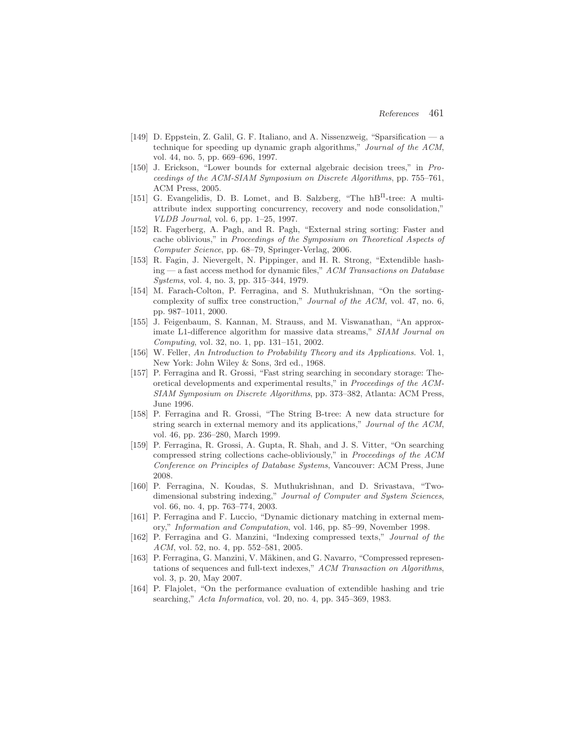[149] D. Eppstein, Z. Galil, G. F. Italiano, and A. Nissenzweig, "Sparsification — a technique for speeding up dynamic graph algorithms," *Journal of the ACM*, vol. 44, no. 5, pp. 669–696, 1997.

[150] J. Erickson, "Lower bounds for external algebraic decision trees," in *Proceedings of the ACM-SIAM Symposium on Discrete Algorithms*, pp. 755–761, ACM Press, 2005.

[151] G. Evangelidis, D. B. Lomet, and B. Salzberg, "The hB$^{\Pi}$-tree: A multi-attribute index supporting concurrency, recovery and node consolidation," *VLDB Journal*, vol. 6, pp. 1–25, 1997.

[152] R. Fagerberg, A. Pagh, and R. Pagh, "External string sorting: Faster and cache oblivious," in *Proceedings of the Symposium on Theoretical Aspects of Computer Science*, pp. 68–79, Springer-Verlag, 2006.

[153] R. Fagin, J. Nievergelt, N. Pippinger, and H. R. Strong, "Extendible hashing — a fast access method for dynamic files," *ACM Transactions on Database Systems*, vol. 4, no. 3, pp. 315–344, 1979.

[154] M. Farach-Colton, P. Ferragina, and S. Muthukrishnan, "On the sorting-complexity of suffix tree construction," *Journal of the ACM*, vol. 47, no. 6, pp. 987–1011, 2000.

[155] J. Feigenbaum, S. Kannan, M. Strauss, and M. Viswanathan, "An approximate L1-difference algorithm for massive data streams," *SIAM Journal on Computing*, vol. 32, no. 1, pp. 131–151, 2002.

[156] W. Feller, *An Introduction to Probability Theory and its Applications*. Vol. 1, New York: John Wiley & Sons, 3rd ed., 1968.

[157] P. Ferragina and R. Grossi, "Fast string searching in secondary storage: Theoretical developments and experimental results," in *Proceedings of the ACM-SIAM Symposium on Discrete Algorithms*, pp. 373–382, Atlanta: ACM Press, June 1996.

[158] P. Ferragina and R. Grossi, "The String B-tree: A new data structure for string search in external memory and its applications," *Journal of the ACM*, vol. 46, pp. 236–280, March 1999.

[159] P. Ferragina, R. Grossi, A. Gupta, R. Shah, and J. S. Vitter, "On searching compressed string collections cache-obliviously," in *Proceedings of the ACM Conference on Principles of Database Systems*, Vancouver: ACM Press, June 2008.

[160] P. Ferragina, N. Koudas, S. Muthukrishnan, and D. Srivastava, "Two-dimensional substring indexing," *Journal of Computer and System Sciences*, vol. 66, no. 4, pp. 763–774, 2003.

[161] P. Ferragina and F. Luccio, "Dynamic dictionary matching in external memory," *Information and Computation*, vol. 146, pp. 85–99, November 1998.

[162] P. Ferragina and G. Manzini, "Indexing compressed texts," *Journal of the ACM*, vol. 52, no. 4, pp. 552–581, 2005.

[163] P. Ferragina, G. Manzini, V. Mäkinen, and G. Navarro, "Compressed representations of sequences and full-text indexes," *ACM Transaction on Algorithms*, vol. 3, p. 20, May 2007.

[164] P. Flajolet, "On the performance evaluation of extendible hashing and trie searching," *Acta Informatica*, vol. 20, no. 4, pp. 345–369, 1983.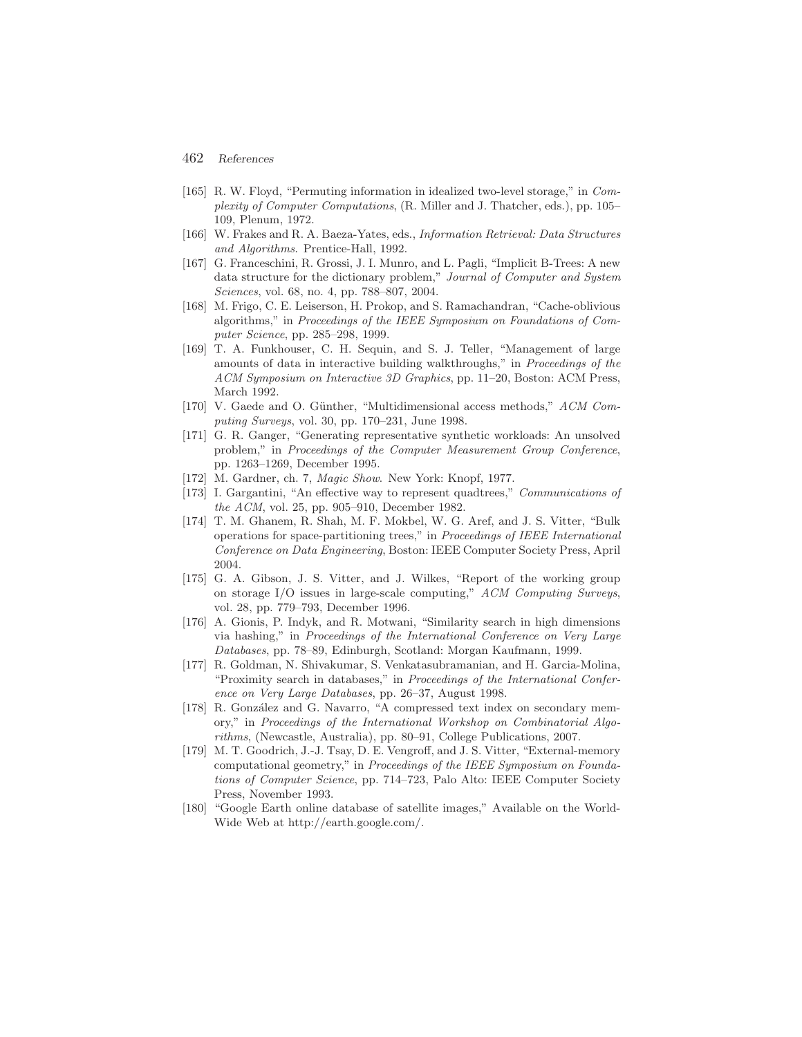[165] R. W. Floyd, "Permuting information in idealized two-level storage," in *Complexity of Computer Computations*, (R. Miller and J. Thatcher, eds.), pp. 105–109, Plenum, 1972.

[166] W. Frakes and R. A. Baeza-Yates, eds., *Information Retrieval: Data Structures and Algorithms*. Prentice-Hall, 1992.

[167] G. Franceschini, R. Grossi, J. I. Munro, and L. Pagli, "Implicit B-Trees: A new data structure for the dictionary problem," *Journal of Computer and System Sciences*, vol. 68, no. 4, pp. 788–807, 2004.

[168] M. Frigo, C. E. Leiserson, H. Prokop, and S. Ramachandran, "Cache-oblivious algorithms," in *Proceedings of the IEEE Symposium on Foundations of Computer Science*, pp. 285–298, 1999.

[169] T. A. Funkhouser, C. H. Sequin, and S. J. Teller, "Management of large amounts of data in interactive building walkthroughs," in *Proceedings of the ACM Symposium on Interactive 3D Graphics*, pp. 11–20, Boston: ACM Press, March 1992.

[170] V. Gaede and O. Günther, "Multidimensional access methods," *ACM Computing Surveys*, vol. 30, pp. 170–231, June 1998.

[171] G. R. Ganger, "Generating representative synthetic workloads: An unsolved problem," in *Proceedings of the Computer Measurement Group Conference*, pp. 1263–1269, December 1995.

[172] M. Gardner, ch. 7, *Magic Show*. New York: Knopf, 1977.

[173] I. Gargantini, "An effective way to represent quadtrees," *Communications of the ACM*, vol. 25, pp. 905–910, December 1982.

[174] T. M. Ghanem, R. Shah, M. F. Mokbel, W. G. Aref, and J. S. Vitter, "Bulk operations for space-partitioning trees," in *Proceedings of IEEE International Conference on Data Engineering*, Boston: IEEE Computer Society Press, April 2004.

[175] G. A. Gibson, J. S. Vitter, and J. Wilkes, "Report of the working group on storage I/O issues in large-scale computing," *ACM Computing Surveys*, vol. 28, pp. 779–793, December 1996.

[176] A. Gionis, P. Indyk, and R. Motwani, "Similarity search in high dimensions via hashing," in *Proceedings of the International Conference on Very Large Databases*, pp. 78–89, Edinburgh, Scotland: Morgan Kaufmann, 1999.

[177] R. Goldman, N. Shivakumar, S. Venkatasubramanian, and H. Garcia-Molina, "Proximity search in databases," in *Proceedings of the International Conference on Very Large Databases*, pp. 26–37, August 1998.

[178] R. González and G. Navarro, "A compressed text index on secondary memory," in *Proceedings of the International Workshop on Combinatorial Algorithms*, (Newcastle, Australia), pp. 80–91, College Publications, 2007.

[179] M. T. Goodrich, J.-J. Tsay, D. E. Vengroff, and J. S. Vitter, "External-memory computational geometry," in *Proceedings of the IEEE Symposium on Foundations of Computer Science*, pp. 714–723, Palo Alto: IEEE Computer Society Press, November 1993.

[180] "Google Earth online database of satellite images," Available on the World-Wide Web at http://earth.google.com/.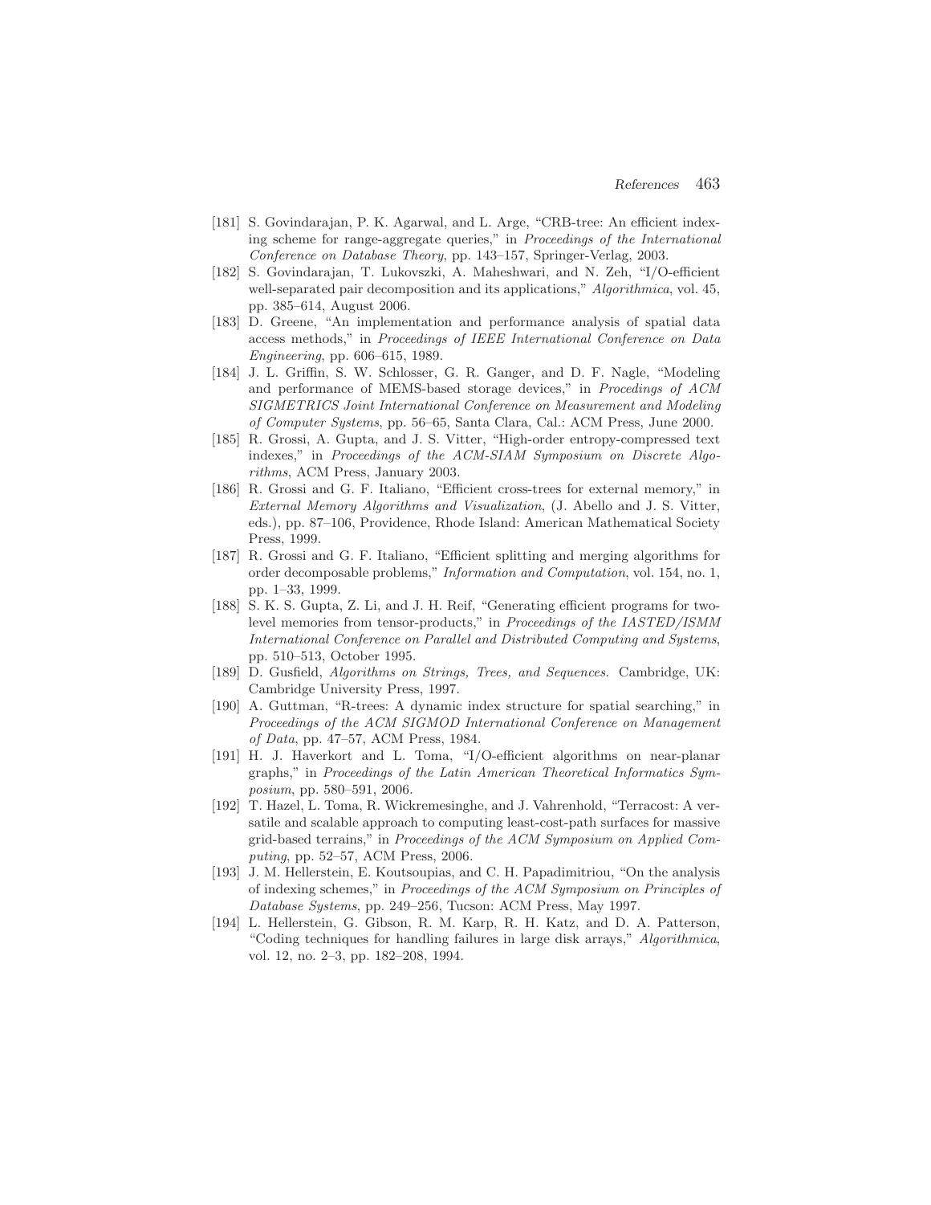[181] S. Govindarajan, P. K. Agarwal, and L. Arge, "CRB-tree: An efficient indexing scheme for range-aggregate queries," in *Proceedings of the International Conference on Database Theory*, pp. 143–157, Springer-Verlag, 2003.

[182] S. Govindarajan, T. Lukovszki, A. Maheshwari, and N. Zeh, "I/O-efficient well-separated pair decomposition and its applications," *Algorithmica*, vol. 45, pp. 385–614, August 2006.

[183] D. Greene, "An implementation and performance analysis of spatial data access methods," in *Proceedings of IEEE International Conference on Data Engineering*, pp. 606–615, 1989.

[184] J. L. Griffin, S. W. Schlosser, G. R. Ganger, and D. F. Nagle, "Modeling and performance of MEMS-based storage devices," in *Procedings of ACM SIGMETRICS Joint International Conference on Measurement and Modeling of Computer Systems*, pp. 56–65, Santa Clara, Cal.: ACM Press, June 2000.

[185] R. Grossi, A. Gupta, and J. S. Vitter, "High-order entropy-compressed text indexes," in *Proceedings of the ACM-SIAM Symposium on Discrete Algorithms*, ACM Press, January 2003.

[186] R. Grossi and G. F. Italiano, "Efficient cross-trees for external memory," in *External Memory Algorithms and Visualization*, (J. Abello and J. S. Vitter, eds.), pp. 87–106, Providence, Rhode Island: American Mathematical Society Press, 1999.

[187] R. Grossi and G. F. Italiano, "Efficient splitting and merging algorithms for order decomposable problems," *Information and Computation*, vol. 154, no. 1, pp. 1–33, 1999.

[188] S. K. S. Gupta, Z. Li, and J. H. Reif, "Generating efficient programs for two-level memories from tensor-products," in *Proceedings of the IASTED/ISMM International Conference on Parallel and Distributed Computing and Systems*, pp. 510–513, October 1995.

[189] D. Gusfield, *Algorithms on Strings, Trees, and Sequences.* Cambridge, UK: Cambridge University Press, 1997.

[190] A. Guttman, "R-trees: A dynamic index structure for spatial searching," in *Proceedings of the ACM SIGMOD International Conference on Management of Data*, pp. 47–57, ACM Press, 1984.

[191] H. J. Haverkort and L. Toma, "I/O-efficient algorithms on near-planar graphs," in *Proceedings of the Latin American Theoretical Informatics Symposium*, pp. 580–591, 2006.

[192] T. Hazel, L. Toma, R. Wickremesinghe, and J. Vahrenhold, "Terracost: A versatile and scalable approach to computing least-cost-path surfaces for massive grid-based terrains," in *Proceedings of the ACM Symposium on Applied Computing*, pp. 52–57, ACM Press, 2006.

[193] J. M. Hellerstein, E. Koutsoupias, and C. H. Papadimitriou, "On the analysis of indexing schemes," in *Proceedings of the ACM Symposium on Principles of Database Systems*, pp. 249–256, Tucson: ACM Press, May 1997.

[194] L. Hellerstein, G. Gibson, R. M. Karp, R. H. Katz, and D. A. Patterson, "Coding techniques for handling failures in large disk arrays," *Algorithmica*, vol. 12, no. 2–3, pp. 182–208, 1994.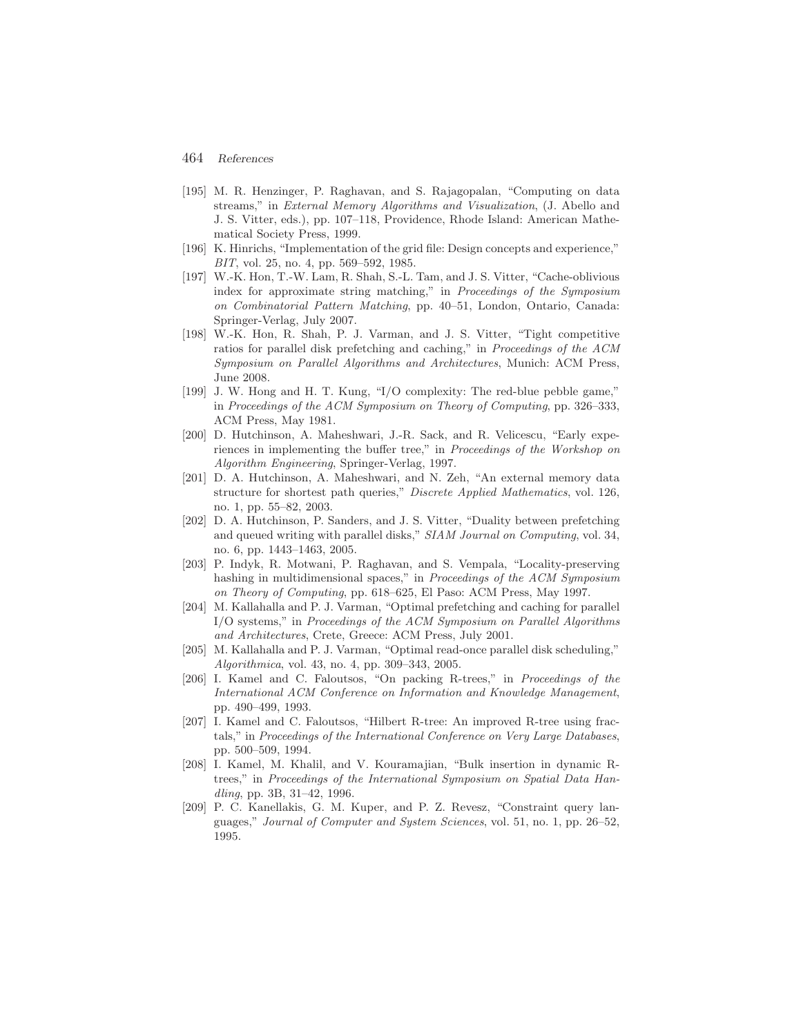[195] M. R. Henzinger, P. Raghavan, and S. Rajagopalan, "Computing on data streams," in *External Memory Algorithms and Visualization*, (J. Abello and J. S. Vitter, eds.), pp. 107–118, Providence, Rhode Island: American Mathematical Society Press, 1999.

[196] K. Hinrichs, "Implementation of the grid file: Design concepts and experience," *BIT*, vol. 25, no. 4, pp. 569–592, 1985.

[197] W.-K. Hon, T.-W. Lam, R. Shah, S.-L. Tam, and J. S. Vitter, "Cache-oblivious index for approximate string matching," in *Proceedings of the Symposium on Combinatorial Pattern Matching*, pp. 40–51, London, Ontario, Canada: Springer-Verlag, July 2007.

[198] W.-K. Hon, R. Shah, P. J. Varman, and J. S. Vitter, "Tight competitive ratios for parallel disk prefetching and caching," in *Proceedings of the ACM Symposium on Parallel Algorithms and Architectures*, Munich: ACM Press, June 2008.

[199] J. W. Hong and H. T. Kung, "I/O complexity: The red-blue pebble game," in *Proceedings of the ACM Symposium on Theory of Computing*, pp. 326–333, ACM Press, May 1981.

[200] D. Hutchinson, A. Maheshwari, J.-R. Sack, and R. Velicescu, "Early experiences in implementing the buffer tree," in *Proceedings of the Workshop on Algorithm Engineering*, Springer-Verlag, 1997.

[201] D. A. Hutchinson, A. Maheshwari, and N. Zeh, "An external memory data structure for shortest path queries," *Discrete Applied Mathematics*, vol. 126, no. 1, pp. 55–82, 2003.

[202] D. A. Hutchinson, P. Sanders, and J. S. Vitter, "Duality between prefetching and queued writing with parallel disks," *SIAM Journal on Computing*, vol. 34, no. 6, pp. 1443–1463, 2005.

[203] P. Indyk, R. Motwani, P. Raghavan, and S. Vempala, "Locality-preserving hashing in multidimensional spaces," in *Proceedings of the ACM Symposium on Theory of Computing*, pp. 618–625, El Paso: ACM Press, May 1997.

[204] M. Kallahalla and P. J. Varman, "Optimal prefetching and caching for parallel I/O systems," in *Proceedings of the ACM Symposium on Parallel Algorithms and Architectures*, Crete, Greece: ACM Press, July 2001.

[205] M. Kallahalla and P. J. Varman, "Optimal read-once parallel disk scheduling," *Algorithmica*, vol. 43, no. 4, pp. 309–343, 2005.

[206] I. Kamel and C. Faloutsos, "On packing R-trees," in *Proceedings of the International ACM Conference on Information and Knowledge Management*, pp. 490–499, 1993.

[207] I. Kamel and C. Faloutsos, "Hilbert R-tree: An improved R-tree using fractals," in *Proceedings of the International Conference on Very Large Databases*, pp. 500–509, 1994.

[208] I. Kamel, M. Khalil, and V. Kouramajian, "Bulk insertion in dynamic R-trees," in *Proceedings of the International Symposium on Spatial Data Handling*, pp. 3B, 31–42, 1996.

[209] P. C. Kanellakis, G. M. Kuper, and P. Z. Revesz, "Constraint query languages," *Journal of Computer and System Sciences*, vol. 51, no. 1, pp. 26–52, 1995.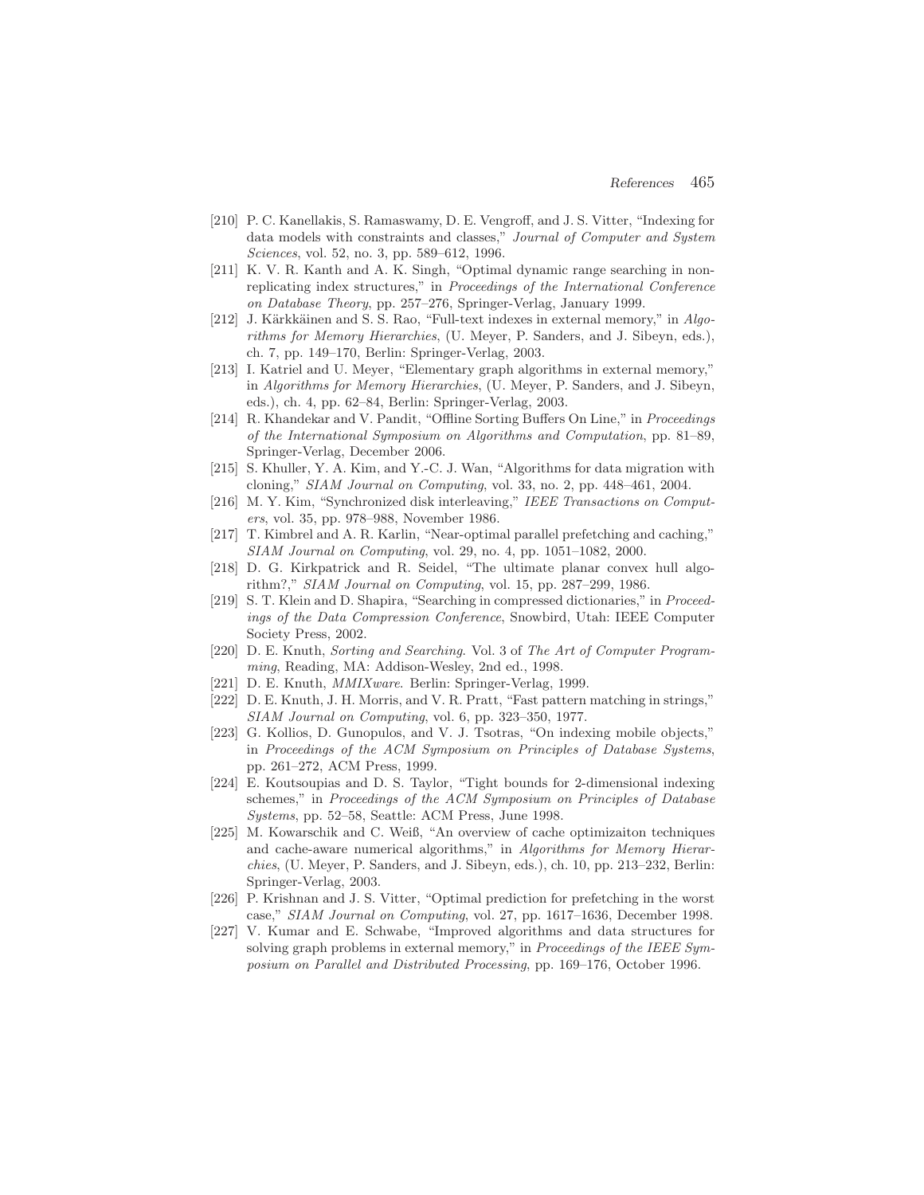[210] P. C. Kanellakis, S. Ramaswamy, D. E. Vengroff, and J. S. Vitter, "Indexing for data models with constraints and classes," *Journal of Computer and System Sciences*, vol. 52, no. 3, pp. 589–612, 1996.

[211] K. V. R. Kanth and A. K. Singh, "Optimal dynamic range searching in non-replicating index structures," in *Proceedings of the International Conference on Database Theory*, pp. 257–276, Springer-Verlag, January 1999.

[212] J. Kärkkäinen and S. S. Rao, "Full-text indexes in external memory," in *Algorithms for Memory Hierarchies*, (U. Meyer, P. Sanders, and J. Sibeyn, eds.), ch. 7, pp. 149–170, Berlin: Springer-Verlag, 2003.

[213] I. Katriel and U. Meyer, "Elementary graph algorithms in external memory," in *Algorithms for Memory Hierarchies*, (U. Meyer, P. Sanders, and J. Sibeyn, eds.), ch. 4, pp. 62–84, Berlin: Springer-Verlag, 2003.

[214] R. Khandekar and V. Pandit, "Offline Sorting Buffers On Line," in *Proceedings of the International Symposium on Algorithms and Computation*, pp. 81–89, Springer-Verlag, December 2006.

[215] S. Khuller, Y. A. Kim, and Y.-C. J. Wan, "Algorithms for data migration with cloning," *SIAM Journal on Computing*, vol. 33, no. 2, pp. 448–461, 2004.

[216] M. Y. Kim, "Synchronized disk interleaving," *IEEE Transactions on Computers*, vol. 35, pp. 978–988, November 1986.

[217] T. Kimbrel and A. R. Karlin, "Near-optimal parallel prefetching and caching," *SIAM Journal on Computing*, vol. 29, no. 4, pp. 1051–1082, 2000.

[218] D. G. Kirkpatrick and R. Seidel, "The ultimate planar convex hull algorithm?," *SIAM Journal on Computing*, vol. 15, pp. 287–299, 1986.

[219] S. T. Klein and D. Shapira, "Searching in compressed dictionaries," in *Proceedings of the Data Compression Conference*, Snowbird, Utah: IEEE Computer Society Press, 2002.

[220] D. E. Knuth, *Sorting and Searching*. Vol. 3 of *The Art of Computer Programming*, Reading, MA: Addison-Wesley, 2nd ed., 1998.

[221] D. E. Knuth, *MMIXware*. Berlin: Springer-Verlag, 1999.

[222] D. E. Knuth, J. H. Morris, and V. R. Pratt, "Fast pattern matching in strings," *SIAM Journal on Computing*, vol. 6, pp. 323–350, 1977.

[223] G. Kollios, D. Gunopulos, and V. J. Tsotras, "On indexing mobile objects," in *Proceedings of the ACM Symposium on Principles of Database Systems*, pp. 261–272, ACM Press, 1999.

[224] E. Koutsoupias and D. S. Taylor, "Tight bounds for 2-dimensional indexing schemes," in *Proceedings of the ACM Symposium on Principles of Database Systems*, pp. 52–58, Seattle: ACM Press, June 1998.

[225] M. Kowarschik and C. Weiß, "An overview of cache optimizaiton techniques and cache-aware numerical algorithms," in *Algorithms for Memory Hierarchies*, (U. Meyer, P. Sanders, and J. Sibeyn, eds.), ch. 10, pp. 213–232, Berlin: Springer-Verlag, 2003.

[226] P. Krishnan and J. S. Vitter, "Optimal prediction for prefetching in the worst case," *SIAM Journal on Computing*, vol. 27, pp. 1617–1636, December 1998.

[227] V. Kumar and E. Schwabe, "Improved algorithms and data structures for solving graph problems in external memory," in *Proceedings of the IEEE Symposium on Parallel and Distributed Processing*, pp. 169–176, October 1996.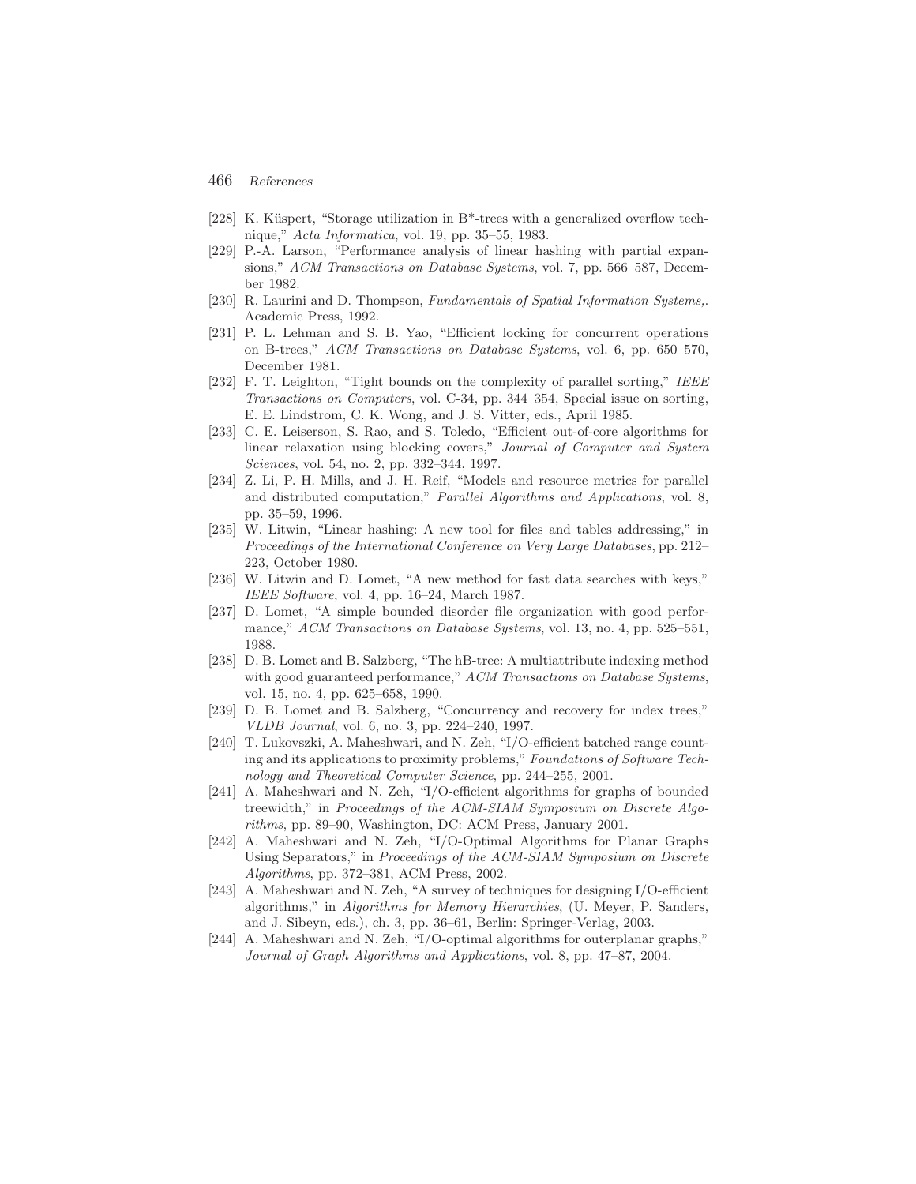- [228] K. Küspert, "Storage utilization in B*-trees with a generalized overflow technique," *Acta Informatica*, vol. 19, pp. 35–55, 1983.
- [229] P.-A. Larson, "Performance analysis of linear hashing with partial expansions," *ACM Transactions on Database Systems*, vol. 7, pp. 566–587, December 1982.
- [230] R. Laurini and D. Thompson, *Fundamentals of Spatial Information Systems,*. Academic Press, 1992.
- [231] P. L. Lehman and S. B. Yao, "Efficient locking for concurrent operations on B-trees," *ACM Transactions on Database Systems*, vol. 6, pp. 650–570, December 1981.
- [232] F. T. Leighton, "Tight bounds on the complexity of parallel sorting," *IEEE Transactions on Computers*, vol. C-34, pp. 344–354, Special issue on sorting, E. E. Lindstrom, C. K. Wong, and J. S. Vitter, eds., April 1985.
- [233] C. E. Leiserson, S. Rao, and S. Toledo, "Efficient out-of-core algorithms for linear relaxation using blocking covers," *Journal of Computer and System Sciences*, vol. 54, no. 2, pp. 332–344, 1997.
- [234] Z. Li, P. H. Mills, and J. H. Reif, "Models and resource metrics for parallel and distributed computation," *Parallel Algorithms and Applications*, vol. 8, pp. 35–59, 1996.
- [235] W. Litwin, "Linear hashing: A new tool for files and tables addressing," in *Proceedings of the International Conference on Very Large Databases*, pp. 212–223, October 1980.
- [236] W. Litwin and D. Lomet, "A new method for fast data searches with keys," *IEEE Software*, vol. 4, pp. 16–24, March 1987.
- [237] D. Lomet, "A simple bounded disorder file organization with good performance," *ACM Transactions on Database Systems*, vol. 13, no. 4, pp. 525–551, 1988.
- [238] D. B. Lomet and B. Salzberg, "The hB-tree: A multiattribute indexing method with good guaranteed performance," *ACM Transactions on Database Systems*, vol. 15, no. 4, pp. 625–658, 1990.
- [239] D. B. Lomet and B. Salzberg, "Concurrency and recovery for index trees," *VLDB Journal*, vol. 6, no. 3, pp. 224–240, 1997.
- [240] T. Lukovszki, A. Maheshwari, and N. Zeh, "I/O-efficient batched range counting and its applications to proximity problems," *Foundations of Software Technology and Theoretical Computer Science*, pp. 244–255, 2001.
- [241] A. Maheshwari and N. Zeh, "I/O-efficient algorithms for graphs of bounded treewidth," in *Proceedings of the ACM-SIAM Symposium on Discrete Algorithms*, pp. 89–90, Washington, DC: ACM Press, January 2001.
- [242] A. Maheshwari and N. Zeh, "I/O-Optimal Algorithms for Planar Graphs Using Separators," in *Proceedings of the ACM-SIAM Symposium on Discrete Algorithms*, pp. 372–381, ACM Press, 2002.
- [243] A. Maheshwari and N. Zeh, "A survey of techniques for designing I/O-efficient algorithms," in *Algorithms for Memory Hierarchies*, (U. Meyer, P. Sanders, and J. Sibeyn, eds.), ch. 3, pp. 36–61, Berlin: Springer-Verlag, 2003.
- [244] A. Maheshwari and N. Zeh, "I/O-optimal algorithms for outerplanar graphs," *Journal of Graph Algorithms and Applications*, vol. 8, pp. 47–87, 2004.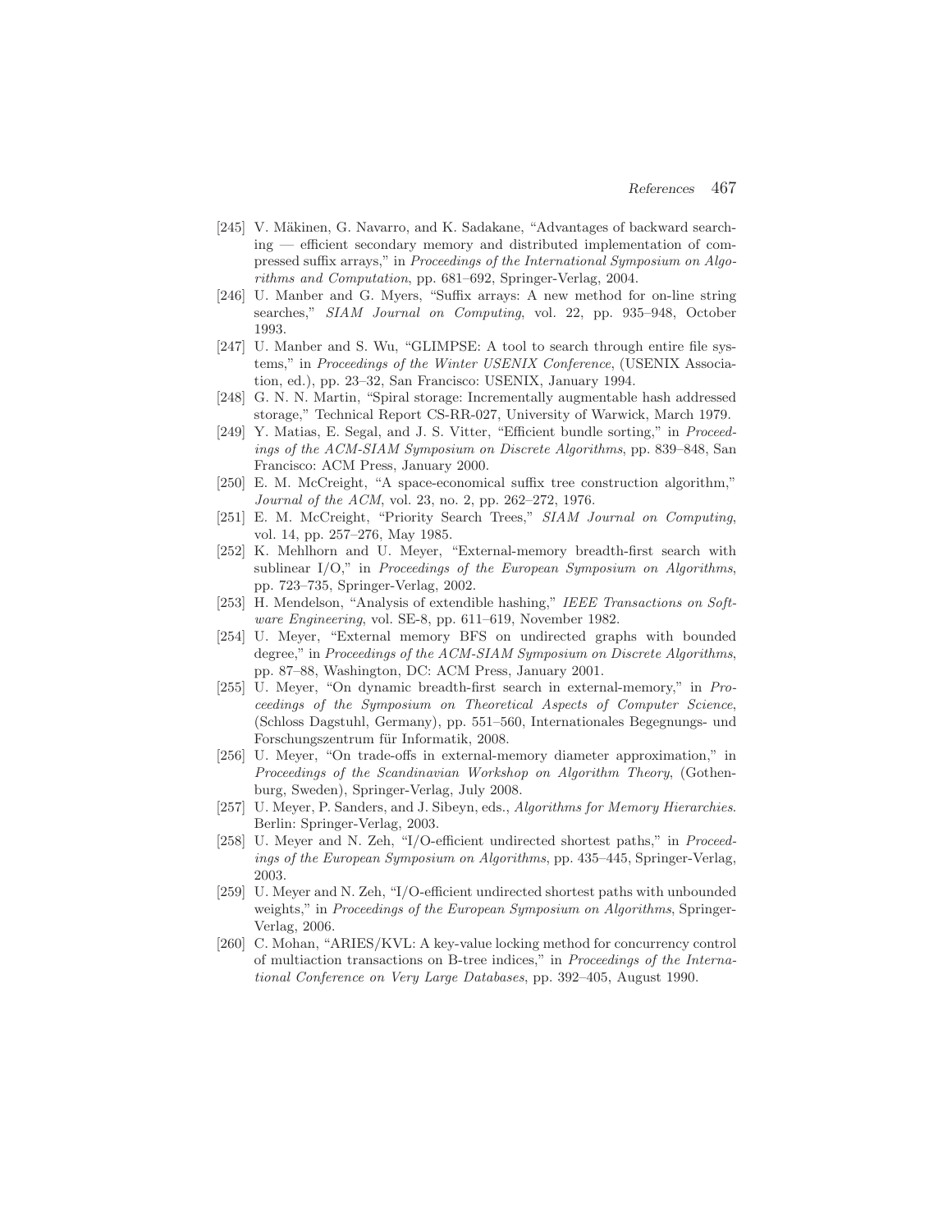[245] V. Mäkinen, G. Navarro, and K. Sadakane, "Advantages of backward searching — efficient secondary memory and distributed implementation of compressed suffix arrays," in *Proceedings of the International Symposium on Algorithms and Computation*, pp. 681–692, Springer-Verlag, 2004.

[246] U. Manber and G. Myers, "Suffix arrays: A new method for on-line string searches," *SIAM Journal on Computing*, vol. 22, pp. 935–948, October 1993.

[247] U. Manber and S. Wu, "GLIMPSE: A tool to search through entire file systems," in *Proceedings of the Winter USENIX Conference*, (USENIX Association, ed.), pp. 23–32, San Francisco: USENIX, January 1994.

[248] G. N. N. Martin, "Spiral storage: Incrementally augmentable hash addressed storage," Technical Report CS-RR-027, University of Warwick, March 1979.

[249] Y. Matias, E. Segal, and J. S. Vitter, "Efficient bundle sorting," in *Proceedings of the ACM-SIAM Symposium on Discrete Algorithms*, pp. 839–848, San Francisco: ACM Press, January 2000.

[250] E. M. McCreight, "A space-economical suffix tree construction algorithm," *Journal of the ACM*, vol. 23, no. 2, pp. 262–272, 1976.

[251] E. M. McCreight, "Priority Search Trees," *SIAM Journal on Computing*, vol. 14, pp. 257–276, May 1985.

[252] K. Mehlhorn and U. Meyer, "External-memory breadth-first search with sublinear I/O," in *Proceedings of the European Symposium on Algorithms*, pp. 723–735, Springer-Verlag, 2002.

[253] H. Mendelson, "Analysis of extendible hashing," *IEEE Transactions on Software Engineering*, vol. SE-8, pp. 611–619, November 1982.

[254] U. Meyer, "External memory BFS on undirected graphs with bounded degree," in *Proceedings of the ACM-SIAM Symposium on Discrete Algorithms*, pp. 87–88, Washington, DC: ACM Press, January 2001.

[255] U. Meyer, "On dynamic breadth-first search in external-memory," in *Proceedings of the Symposium on Theoretical Aspects of Computer Science*, (Schloss Dagstuhl, Germany), pp. 551–560, Internationales Begegnungs- und Forschungszentrum für Informatik, 2008.

[256] U. Meyer, "On trade-offs in external-memory diameter approximation," in *Proceedings of the Scandinavian Workshop on Algorithm Theory*, (Gothenburg, Sweden), Springer-Verlag, July 2008.

[257] U. Meyer, P. Sanders, and J. Sibeyn, eds., *Algorithms for Memory Hierarchies*. Berlin: Springer-Verlag, 2003.

[258] U. Meyer and N. Zeh, "I/O-efficient undirected shortest paths," in *Proceedings of the European Symposium on Algorithms*, pp. 435–445, Springer-Verlag, 2003.

[259] U. Meyer and N. Zeh, "I/O-efficient undirected shortest paths with unbounded weights," in *Proceedings of the European Symposium on Algorithms*, Springer-Verlag, 2006.

[260] C. Mohan, "ARIES/KVL: A key-value locking method for concurrency control of multiaction transactions on B-tree indices," in *Proceedings of the International Conference on Very Large Databases*, pp. 392–405, August 1990.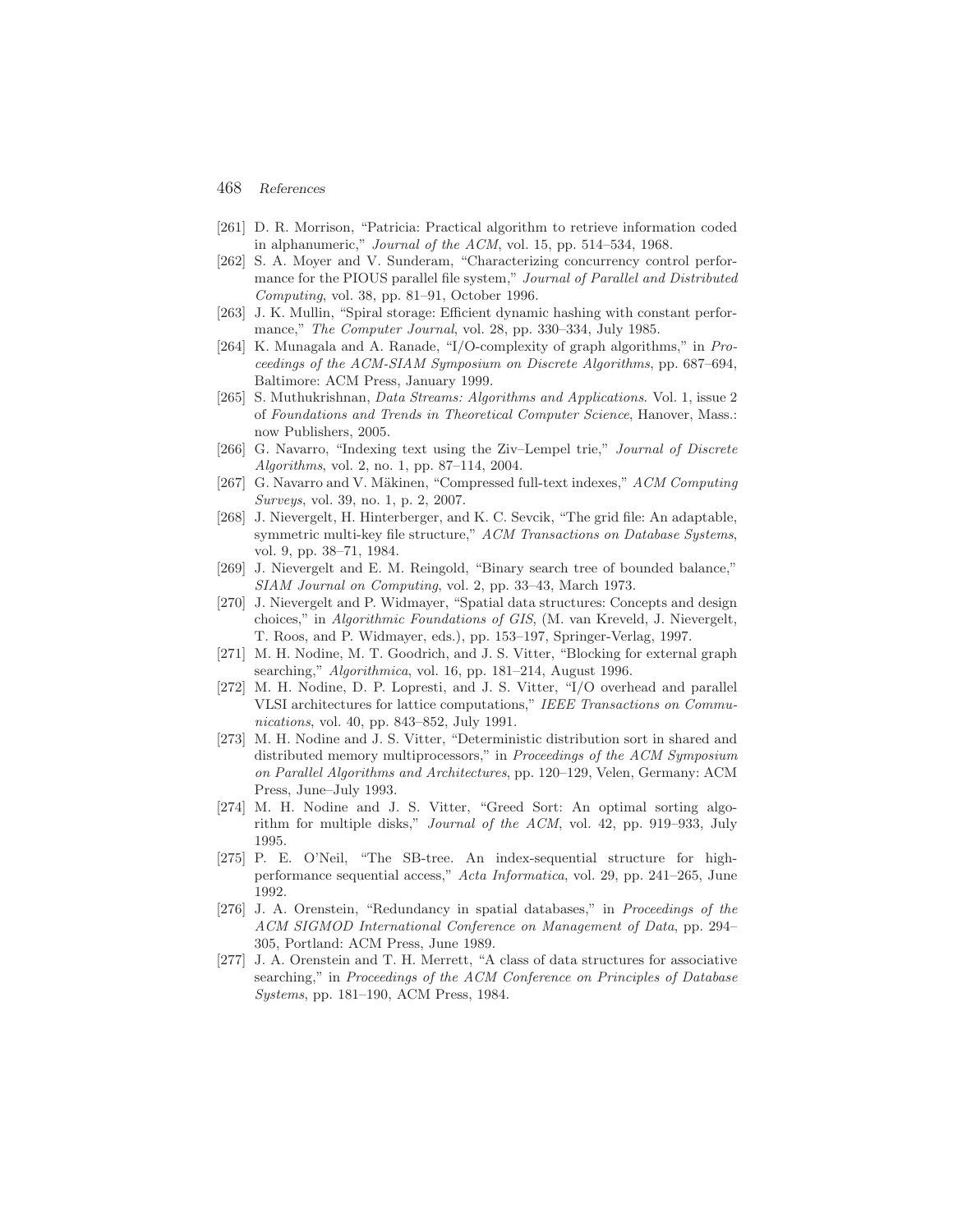[261] D. R. Morrison, "Patricia: Practical algorithm to retrieve information coded in alphanumeric," *Journal of the ACM*, vol. 15, pp. 514–534, 1968.

[262] S. A. Moyer and V. Sunderam, "Characterizing concurrency control performance for the PIOUS parallel file system," *Journal of Parallel and Distributed Computing*, vol. 38, pp. 81–91, October 1996.

[263] J. K. Mullin, "Spiral storage: Efficient dynamic hashing with constant performance," *The Computer Journal*, vol. 28, pp. 330–334, July 1985.

[264] K. Munagala and A. Ranade, "I/O-complexity of graph algorithms," in *Proceedings of the ACM-SIAM Symposium on Discrete Algorithms*, pp. 687–694, Baltimore: ACM Press, January 1999.

[265] S. Muthukrishnan, *Data Streams: Algorithms and Applications*. Vol. 1, issue 2 of *Foundations and Trends in Theoretical Computer Science*, Hanover, Mass.: now Publishers, 2005.

[266] G. Navarro, "Indexing text using the Ziv–Lempel trie," *Journal of Discrete Algorithms*, vol. 2, no. 1, pp. 87–114, 2004.

[267] G. Navarro and V. Mäkinen, "Compressed full-text indexes," *ACM Computing Surveys*, vol. 39, no. 1, p. 2, 2007.

[268] J. Nievergelt, H. Hinterberger, and K. C. Sevcik, "The grid file: An adaptable, symmetric multi-key file structure," *ACM Transactions on Database Systems*, vol. 9, pp. 38–71, 1984.

[269] J. Nievergelt and E. M. Reingold, "Binary search tree of bounded balance," *SIAM Journal on Computing*, vol. 2, pp. 33–43, March 1973.

[270] J. Nievergelt and P. Widmayer, "Spatial data structures: Concepts and design choices," in *Algorithmic Foundations of GIS*, (M. van Kreveld, J. Nievergelt, T. Roos, and P. Widmayer, eds.), pp. 153–197, Springer-Verlag, 1997.

[271] M. H. Nodine, M. T. Goodrich, and J. S. Vitter, "Blocking for external graph searching," *Algorithmica*, vol. 16, pp. 181–214, August 1996.

[272] M. H. Nodine, D. P. Lopresti, and J. S. Vitter, "I/O overhead and parallel VLSI architectures for lattice computations," *IEEE Transactions on Communications*, vol. 40, pp. 843–852, July 1991.

[273] M. H. Nodine and J. S. Vitter, "Deterministic distribution sort in shared and distributed memory multiprocessors," in *Proceedings of the ACM Symposium on Parallel Algorithms and Architectures*, pp. 120–129, Velen, Germany: ACM Press, June–July 1993.

[274] M. H. Nodine and J. S. Vitter, "Greed Sort: An optimal sorting algorithm for multiple disks," *Journal of the ACM*, vol. 42, pp. 919–933, July 1995.

[275] P. E. O'Neil, "The SB-tree. An index-sequential structure for high-performance sequential access," *Acta Informatica*, vol. 29, pp. 241–265, June 1992.

[276] J. A. Orenstein, "Redundancy in spatial databases," in *Proceedings of the ACM SIGMOD International Conference on Management of Data*, pp. 294–305, Portland: ACM Press, June 1989.

[277] J. A. Orenstein and T. H. Merrett, "A class of data structures for associative searching," in *Proceedings of the ACM Conference on Principles of Database Systems*, pp. 181–190, ACM Press, 1984.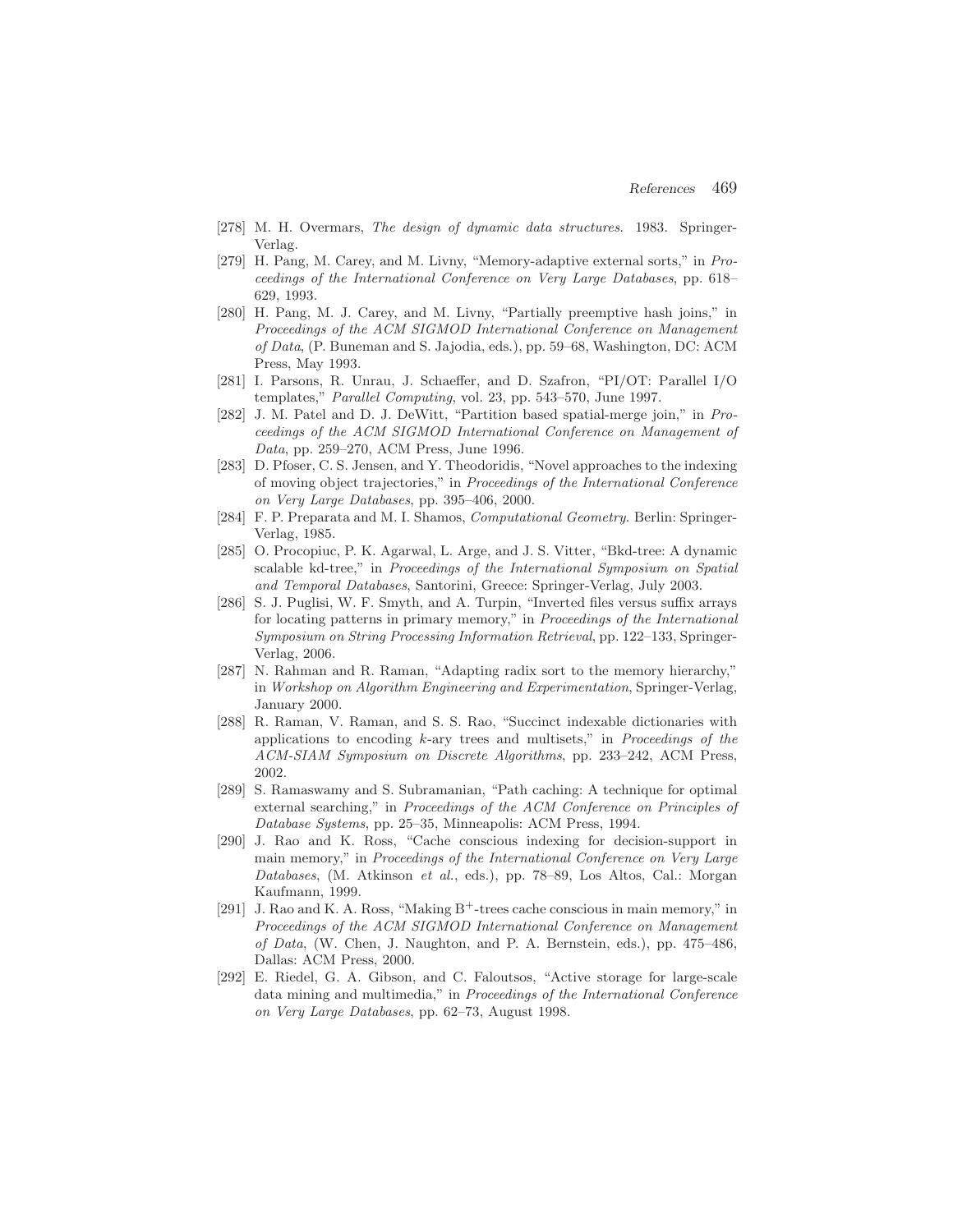[278] M. H. Overmars, *The design of dynamic data structures*. 1983. Springer-Verlag.

[279] H. Pang, M. Carey, and M. Livny, "Memory-adaptive external sorts," in *Proceedings of the International Conference on Very Large Databases*, pp. 618–629, 1993.

[280] H. Pang, M. J. Carey, and M. Livny, "Partially preemptive hash joins," in *Proceedings of the ACM SIGMOD International Conference on Management of Data*, (P. Buneman and S. Jajodia, eds.), pp. 59–68, Washington, DC: ACM Press, May 1993.

[281] I. Parsons, R. Unrau, J. Schaeffer, and D. Szafron, "PI/OT: Parallel I/O templates," *Parallel Computing*, vol. 23, pp. 543–570, June 1997.

[282] J. M. Patel and D. J. DeWitt, "Partition based spatial-merge join," in *Proceedings of the ACM SIGMOD International Conference on Management of Data*, pp. 259–270, ACM Press, June 1996.

[283] D. Pfoser, C. S. Jensen, and Y. Theodoridis, "Novel approaches to the indexing of moving object trajectories," in *Proceedings of the International Conference on Very Large Databases*, pp. 395–406, 2000.

[284] F. P. Preparata and M. I. Shamos, *Computational Geometry*. Berlin: Springer-Verlag, 1985.

[285] O. Procopiuc, P. K. Agarwal, L. Arge, and J. S. Vitter, "Bkd-tree: A dynamic scalable kd-tree," in *Proceedings of the International Symposium on Spatial and Temporal Databases*, Santorini, Greece: Springer-Verlag, July 2003.

[286] S. J. Puglisi, W. F. Smyth, and A. Turpin, "Inverted files versus suffix arrays for locating patterns in primary memory," in *Proceedings of the International Symposium on String Processing Information Retrieval*, pp. 122–133, Springer-Verlag, 2006.

[287] N. Rahman and R. Raman, "Adapting radix sort to the memory hierarchy," in *Workshop on Algorithm Engineering and Experimentation*, Springer-Verlag, January 2000.

[288] R. Raman, V. Raman, and S. S. Rao, "Succinct indexable dictionaries with applications to encoding $k$-ary trees and multisets," in *Proceedings of the ACM-SIAM Symposium on Discrete Algorithms*, pp. 233–242, ACM Press, 2002.

[289] S. Ramaswamy and S. Subramanian, "Path caching: A technique for optimal external searching," in *Proceedings of the ACM Conference on Principles of Database Systems*, pp. 25–35, Minneapolis: ACM Press, 1994.

[290] J. Rao and K. Ross, "Cache conscious indexing for decision-support in main memory," in *Proceedings of the International Conference on Very Large Databases*, (M. Atkinson *et al.*, eds.), pp. 78–89, Los Altos, Cal.: Morgan Kaufmann, 1999.

[291] J. Rao and K. A. Ross, "Making $B^+$-trees cache conscious in main memory," in *Proceedings of the ACM SIGMOD International Conference on Management of Data*, (W. Chen, J. Naughton, and P. A. Bernstein, eds.), pp. 475–486, Dallas: ACM Press, 2000.

[292] E. Riedel, G. A. Gibson, and C. Faloutsos, "Active storage for large-scale data mining and multimedia," in *Proceedings of the International Conference on Very Large Databases*, pp. 62–73, August 1998.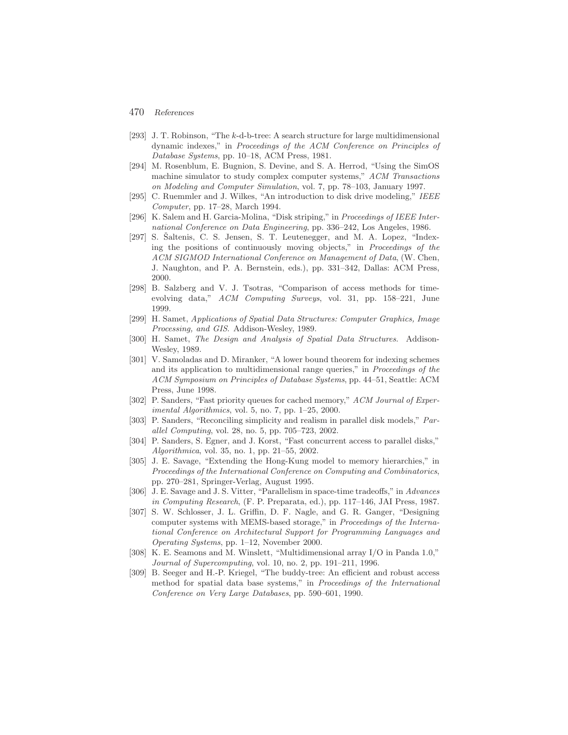[293] J. T. Robinson, "The $k$-d-b-tree: A search structure for large multidimensional dynamic indexes," in *Proceedings of the ACM Conference on Principles of Database Systems*, pp. 10–18, ACM Press, 1981.

[294] M. Rosenblum, E. Bugnion, S. Devine, and S. A. Herrod, "Using the SimOS machine simulator to study complex computer systems," *ACM Transactions on Modeling and Computer Simulation*, vol. 7, pp. 78–103, January 1997.

[295] C. Ruemmler and J. Wilkes, "An introduction to disk drive modeling," *IEEE Computer*, pp. 17–28, March 1994.

[296] K. Salem and H. Garcia-Molina, "Disk striping," in *Proceedings of IEEE International Conference on Data Engineering*, pp. 336–242, Los Angeles, 1986.

[297] S. Šaltenis, C. S. Jensen, S. T. Leutenegger, and M. A. Lopez, "Indexing the positions of continuously moving objects," in *Proceedings of the ACM SIGMOD International Conference on Management of Data*, (W. Chen, J. Naughton, and P. A. Bernstein, eds.), pp. 331–342, Dallas: ACM Press, 2000.

[298] B. Salzberg and V. J. Tsotras, "Comparison of access methods for time-evolving data," *ACM Computing Surveys*, vol. 31, pp. 158–221, June 1999.

[299] H. Samet, *Applications of Spatial Data Structures: Computer Graphics, Image Processing, and GIS*. Addison-Wesley, 1989.

[300] H. Samet, *The Design and Analysis of Spatial Data Structures*. Addison-Wesley, 1989.

[301] V. Samoladas and D. Miranker, "A lower bound theorem for indexing schemes and its application to multidimensional range queries," in *Proceedings of the ACM Symposium on Principles of Database Systems*, pp. 44–51, Seattle: ACM Press, June 1998.

[302] P. Sanders, "Fast priority queues for cached memory," *ACM Journal of Experimental Algorithmics*, vol. 5, no. 7, pp. 1–25, 2000.

[303] P. Sanders, "Reconciling simplicity and realism in parallel disk models," *Parallel Computing*, vol. 28, no. 5, pp. 705–723, 2002.

[304] P. Sanders, S. Egner, and J. Korst, "Fast concurrent access to parallel disks," *Algorithmica*, vol. 35, no. 1, pp. 21–55, 2002.

[305] J. E. Savage, "Extending the Hong-Kung model to memory hierarchies," in *Proceedings of the International Conference on Computing and Combinatorics*, pp. 270–281, Springer-Verlag, August 1995.

[306] J. E. Savage and J. S. Vitter, "Parallelism in space-time tradeoffs," in *Advances in Computing Research*, (F. P. Preparata, ed.), pp. 117–146, JAI Press, 1987.

[307] S. W. Schlosser, J. L. Griffin, D. F. Nagle, and G. R. Ganger, "Designing computer systems with MEMS-based storage," in *Proceedings of the International Conference on Architectural Support for Programming Languages and Operating Systems*, pp. 1–12, November 2000.

[308] K. E. Seamons and M. Winslett, "Multidimensional array I/O in Panda 1.0," *Journal of Supercomputing*, vol. 10, no. 2, pp. 191–211, 1996.

[309] B. Seeger and H.-P. Kriegel, "The buddy-tree: An efficient and robust access method for spatial data base systems," in *Proceedings of the International Conference on Very Large Databases*, pp. 590–601, 1990.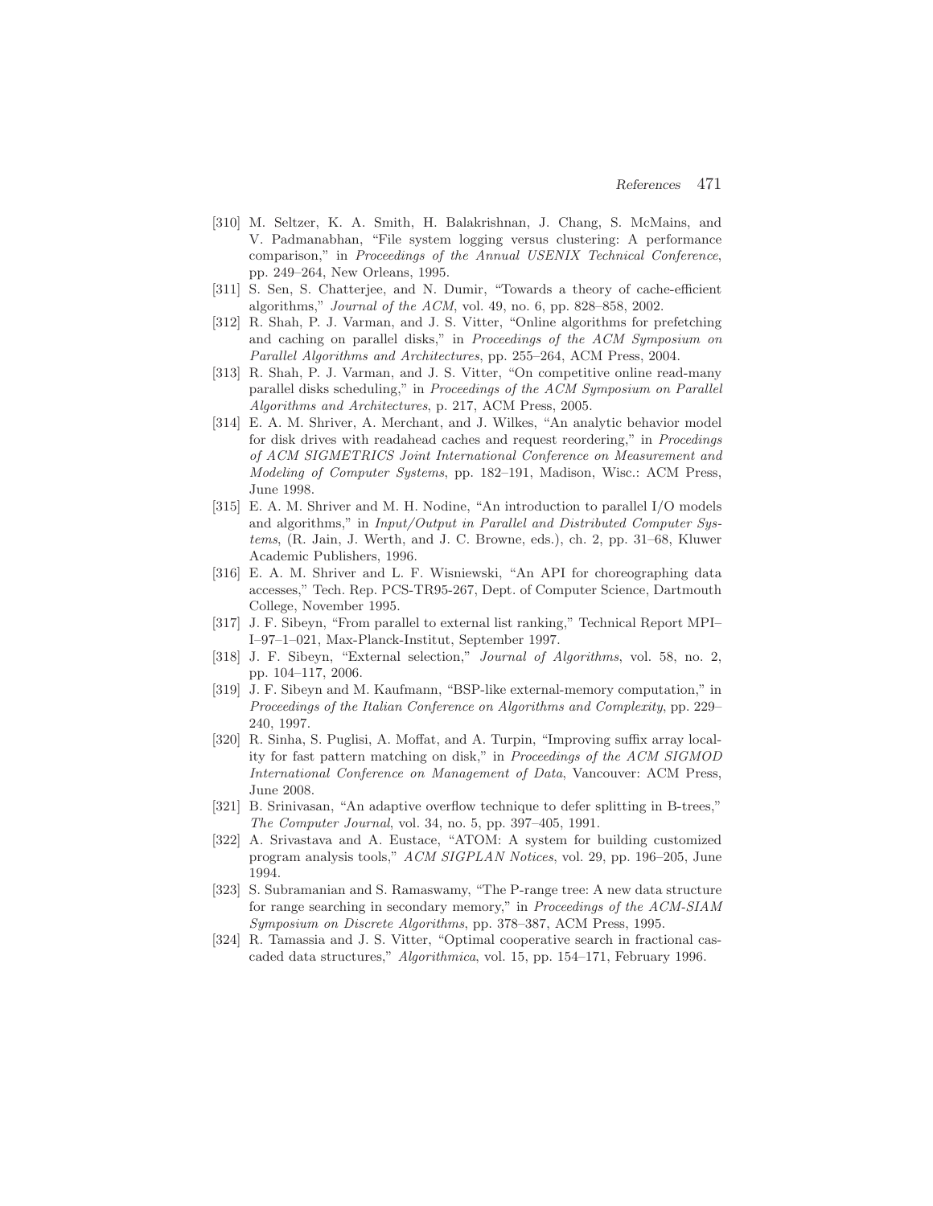[310] M. Seltzer, K. A. Smith, H. Balakrishnan, J. Chang, S. McMains, and V. Padmanabhan, "File system logging versus clustering: A performance comparison," in *Proceedings of the Annual USENIX Technical Conference*, pp. 249–264, New Orleans, 1995.

[311] S. Sen, S. Chatterjee, and N. Dumir, "Towards a theory of cache-efficient algorithms," *Journal of the ACM*, vol. 49, no. 6, pp. 828–858, 2002.

[312] R. Shah, P. J. Varman, and J. S. Vitter, "Online algorithms for prefetching and caching on parallel disks," in *Proceedings of the ACM Symposium on Parallel Algorithms and Architectures*, pp. 255–264, ACM Press, 2004.

[313] R. Shah, P. J. Varman, and J. S. Vitter, "On competitive online read-many parallel disks scheduling," in *Proceedings of the ACM Symposium on Parallel Algorithms and Architectures*, p. 217, ACM Press, 2005.

[314] E. A. M. Shriver, A. Merchant, and J. Wilkes, "An analytic behavior model for disk drives with readahead caches and request reordering," in *Procedings of ACM SIGMETRICS Joint International Conference on Measurement and Modeling of Computer Systems*, pp. 182–191, Madison, Wisc.: ACM Press, June 1998.

[315] E. A. M. Shriver and M. H. Nodine, "An introduction to parallel I/O models and algorithms," in *Input/Output in Parallel and Distributed Computer Systems*, (R. Jain, J. Werth, and J. C. Browne, eds.), ch. 2, pp. 31–68, Kluwer Academic Publishers, 1996.

[316] E. A. M. Shriver and L. F. Wisniewski, "An API for choreographing data accesses," Tech. Rep. PCS-TR95-267, Dept. of Computer Science, Dartmouth College, November 1995.

[317] J. F. Sibeyn, "From parallel to external list ranking," Technical Report MPI–I–97–1–021, Max-Planck-Institut, September 1997.

[318] J. F. Sibeyn, "External selection," *Journal of Algorithms*, vol. 58, no. 2, pp. 104–117, 2006.

[319] J. F. Sibeyn and M. Kaufmann, "BSP-like external-memory computation," in *Proceedings of the Italian Conference on Algorithms and Complexity*, pp. 229–240, 1997.

[320] R. Sinha, S. Puglisi, A. Moffat, and A. Turpin, "Improving suffix array locality for fast pattern matching on disk," in *Proceedings of the ACM SIGMOD International Conference on Management of Data*, Vancouver: ACM Press, June 2008.

[321] B. Srinivasan, "An adaptive overflow technique to defer splitting in B-trees," *The Computer Journal*, vol. 34, no. 5, pp. 397–405, 1991.

[322] A. Srivastava and A. Eustace, "ATOM: A system for building customized program analysis tools," *ACM SIGPLAN Notices*, vol. 29, pp. 196–205, June 1994.

[323] S. Subramanian and S. Ramaswamy, "The P-range tree: A new data structure for range searching in secondary memory," in *Proceedings of the ACM-SIAM Symposium on Discrete Algorithms*, pp. 378–387, ACM Press, 1995.

[324] R. Tamassia and J. S. Vitter, "Optimal cooperative search in fractional cascaded data structures," *Algorithmica*, vol. 15, pp. 154–171, February 1996.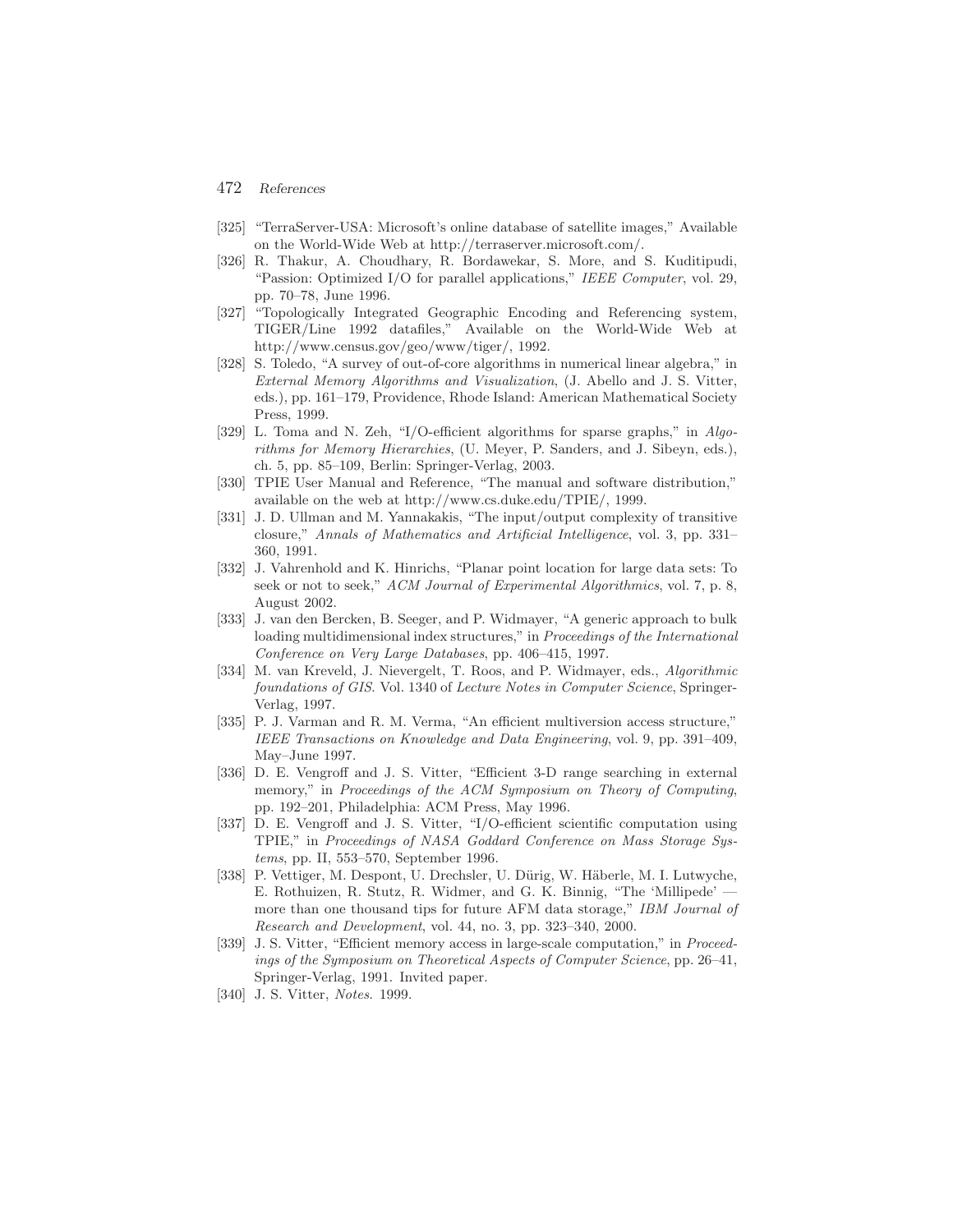[325] "TerraServer-USA: Microsoft's online database of satellite images," Available on the World-Wide Web at http://terraserver.microsoft.com/.

[326] R. Thakur, A. Choudhary, R. Bordawekar, S. More, and S. Kuditipudi, "Passion: Optimized I/O for parallel applications," *IEEE Computer*, vol. 29, pp. 70–78, June 1996.

[327] "Topologically Integrated Geographic Encoding and Referencing system, TIGER/Line 1992 datafiles," Available on the World-Wide Web at http://www.census.gov/geo/www/tiger/, 1992.

[328] S. Toledo, "A survey of out-of-core algorithms in numerical linear algebra," in *External Memory Algorithms and Visualization*, (J. Abello and J. S. Vitter, eds.), pp. 161–179, Providence, Rhode Island: American Mathematical Society Press, 1999.

[329] L. Toma and N. Zeh, "I/O-efficient algorithms for sparse graphs," in *Algorithms for Memory Hierarchies*, (U. Meyer, P. Sanders, and J. Sibeyn, eds.), ch. 5, pp. 85–109, Berlin: Springer-Verlag, 2003.

[330] TPIE User Manual and Reference, "The manual and software distribution," available on the web at http://www.cs.duke.edu/TPIE/, 1999.

[331] J. D. Ullman and M. Yannakakis, "The input/output complexity of transitive closure," *Annals of Mathematics and Artificial Intelligence*, vol. 3, pp. 331–360, 1991.

[332] J. Vahrenhold and K. Hinrichs, "Planar point location for large data sets: To seek or not to seek," *ACM Journal of Experimental Algorithmics*, vol. 7, p. 8, August 2002.

[333] J. van den Bercken, B. Seeger, and P. Widmayer, "A generic approach to bulk loading multidimensional index structures," in *Proceedings of the International Conference on Very Large Databases*, pp. 406–415, 1997.

[334] M. van Kreveld, J. Nievergelt, T. Roos, and P. Widmayer, eds., *Algorithmic foundations of GIS*. Vol. 1340 of *Lecture Notes in Computer Science*, Springer-Verlag, 1997.

[335] P. J. Varman and R. M. Verma, "An efficient multiversion access structure," *IEEE Transactions on Knowledge and Data Engineering*, vol. 9, pp. 391–409, May–June 1997.

[336] D. E. Vengroff and J. S. Vitter, "Efficient 3-D range searching in external memory," in *Proceedings of the ACM Symposium on Theory of Computing*, pp. 192–201, Philadelphia: ACM Press, May 1996.

[337] D. E. Vengroff and J. S. Vitter, "I/O-efficient scientific computation using TPIE," in *Proceedings of NASA Goddard Conference on Mass Storage Systems*, pp. II, 553–570, September 1996.

[338] P. Vettiger, M. Despont, U. Drechsler, U. Dürig, W. Häberle, M. I. Lutwyche, E. Rothuizen, R. Stutz, R. Widmer, and G. K. Binnig, "The 'Millipede' — more than one thousand tips for future AFM data storage," *IBM Journal of Research and Development*, vol. 44, no. 3, pp. 323–340, 2000.

[339] J. S. Vitter, "Efficient memory access in large-scale computation," in *Proceedings of the Symposium on Theoretical Aspects of Computer Science*, pp. 26–41, Springer-Verlag, 1991. Invited paper.

[340] J. S. Vitter, *Notes*. 1999.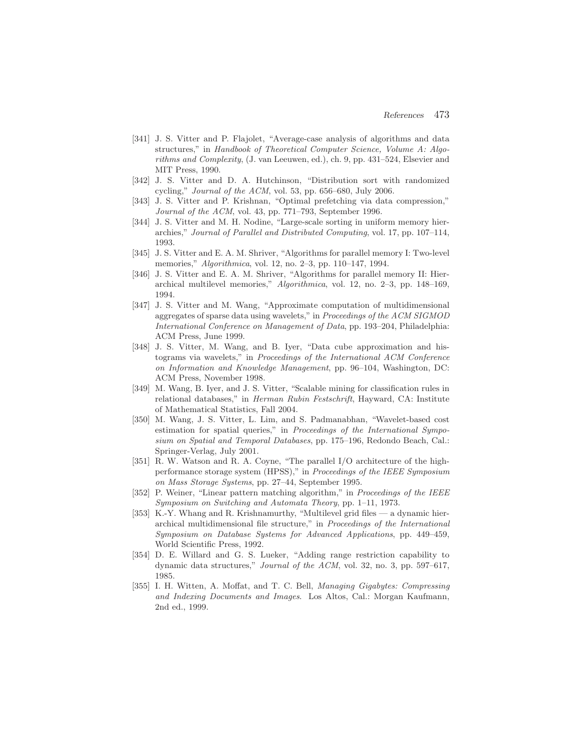[341] J. S. Vitter and P. Flajolet, "Average-case analysis of algorithms and data structures," in *Handbook of Theoretical Computer Science, Volume A: Algorithms and Complexity*, (J. van Leeuwen, ed.), ch. 9, pp. 431–524, Elsevier and MIT Press, 1990.

[342] J. S. Vitter and D. A. Hutchinson, "Distribution sort with randomized cycling," *Journal of the ACM*, vol. 53, pp. 656–680, July 2006.

[343] J. S. Vitter and P. Krishnan, "Optimal prefetching via data compression," *Journal of the ACM*, vol. 43, pp. 771–793, September 1996.

[344] J. S. Vitter and M. H. Nodine, "Large-scale sorting in uniform memory hierarchies," *Journal of Parallel and Distributed Computing*, vol. 17, pp. 107–114, 1993.

[345] J. S. Vitter and E. A. M. Shriver, "Algorithms for parallel memory I: Two-level memories," *Algorithmica*, vol. 12, no. 2–3, pp. 110–147, 1994.

[346] J. S. Vitter and E. A. M. Shriver, "Algorithms for parallel memory II: Hierarchical multilevel memories," *Algorithmica*, vol. 12, no. 2–3, pp. 148–169, 1994.

[347] J. S. Vitter and M. Wang, "Approximate computation of multidimensional aggregates of sparse data using wavelets," in *Proceedings of the ACM SIGMOD International Conference on Management of Data*, pp. 193–204, Philadelphia: ACM Press, June 1999.

[348] J. S. Vitter, M. Wang, and B. Iyer, "Data cube approximation and histograms via wavelets," in *Proceedings of the International ACM Conference on Information and Knowledge Management*, pp. 96–104, Washington, DC: ACM Press, November 1998.

[349] M. Wang, B. Iyer, and J. S. Vitter, "Scalable mining for classification rules in relational databases," in *Herman Rubin Festschrift*, Hayward, CA: Institute of Mathematical Statistics, Fall 2004.

[350] M. Wang, J. S. Vitter, L. Lim, and S. Padmanabhan, "Wavelet-based cost estimation for spatial queries," in *Proceedings of the International Symposium on Spatial and Temporal Databases*, pp. 175–196, Redondo Beach, Cal.: Springer-Verlag, July 2001.

[351] R. W. Watson and R. A. Coyne, "The parallel I/O architecture of the high-performance storage system (HPSS)," in *Proceedings of the IEEE Symposium on Mass Storage Systems*, pp. 27–44, September 1995.

[352] P. Weiner, "Linear pattern matching algorithm," in *Proceedings of the IEEE Symposium on Switching and Automata Theory*, pp. 1–11, 1973.

[353] K.-Y. Whang and R. Krishnamurthy, "Multilevel grid files — a dynamic hierarchical multidimensional file structure," in *Proceedings of the International Symposium on Database Systems for Advanced Applications*, pp. 449–459, World Scientific Press, 1992.

[354] D. E. Willard and G. S. Lueker, "Adding range restriction capability to dynamic data structures," *Journal of the ACM*, vol. 32, no. 3, pp. 597–617, 1985.

[355] I. H. Witten, A. Moffat, and T. C. Bell, *Managing Gigabytes: Compressing and Indexing Documents and Images*. Los Altos, Cal.: Morgan Kaufmann, 2nd ed., 1999.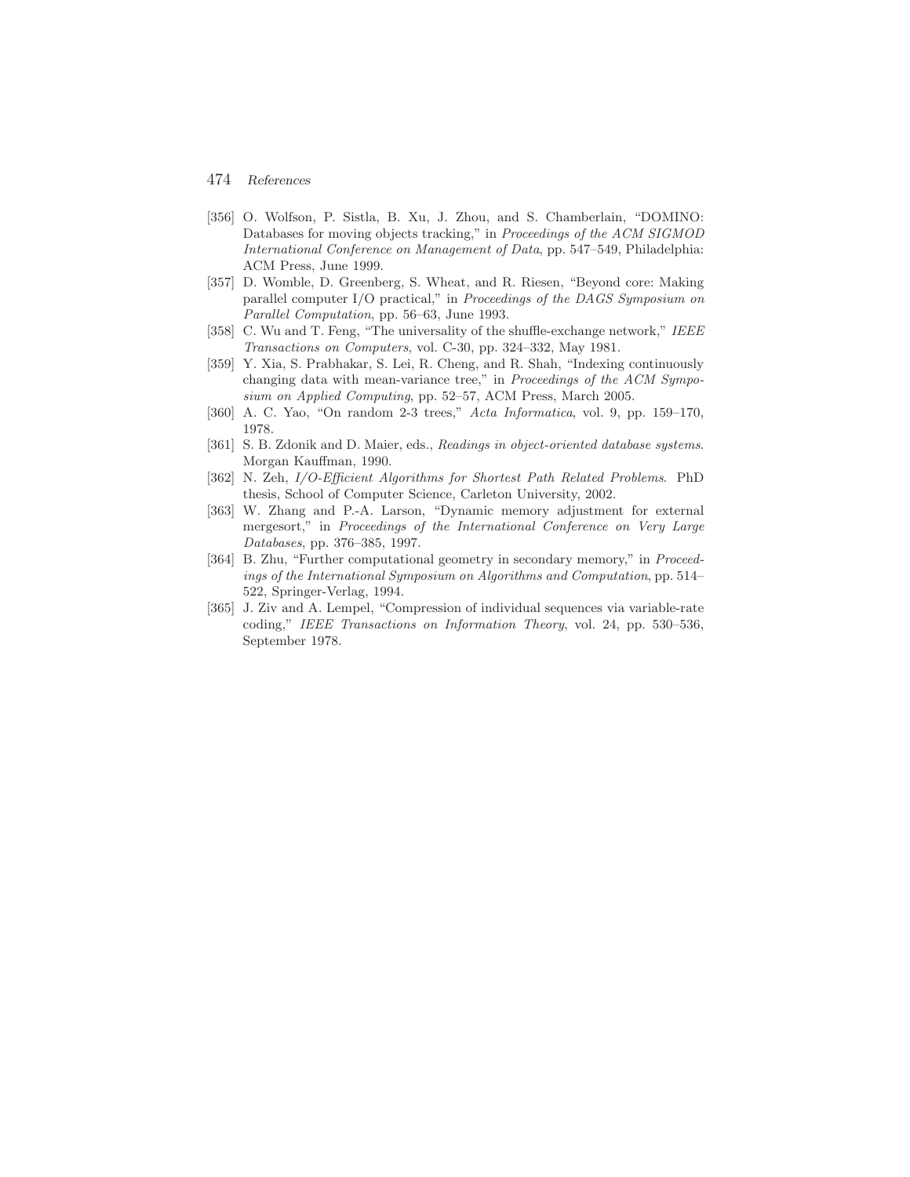[356] O. Wolfson, P. Sistla, B. Xu, J. Zhou, and S. Chamberlain, "DOMINO: Databases for moving objects tracking," in *Proceedings of the ACM SIGMOD International Conference on Management of Data*, pp. 547–549, Philadelphia: ACM Press, June 1999.

[357] D. Womble, D. Greenberg, S. Wheat, and R. Riesen, "Beyond core: Making parallel computer I/O practical," in *Proceedings of the DAGS Symposium on Parallel Computation*, pp. 56–63, June 1993.

[358] C. Wu and T. Feng, "The universality of the shuffle-exchange network," *IEEE Transactions on Computers*, vol. C-30, pp. 324–332, May 1981.

[359] Y. Xia, S. Prabhakar, S. Lei, R. Cheng, and R. Shah, "Indexing continuously changing data with mean-variance tree," in *Proceedings of the ACM Symposium on Applied Computing*, pp. 52–57, ACM Press, March 2005.

[360] A. C. Yao, "On random 2-3 trees," *Acta Informatica*, vol. 9, pp. 159–170, 1978.

[361] S. B. Zdonik and D. Maier, eds., *Readings in object-oriented database systems*. Morgan Kauffman, 1990.

[362] N. Zeh, *I/O-Efficient Algorithms for Shortest Path Related Problems*. PhD thesis, School of Computer Science, Carleton University, 2002.

[363] W. Zhang and P.-A. Larson, "Dynamic memory adjustment for external mergesort," in *Proceedings of the International Conference on Very Large Databases*, pp. 376–385, 1997.

[364] B. Zhu, "Further computational geometry in secondary memory," in *Proceedings of the International Symposium on Algorithms and Computation*, pp. 514–522, Springer-Verlag, 1994.

[365] J. Ziv and A. Lempel, "Compression of individual sequences via variable-rate coding," *IEEE Transactions on Information Theory*, vol. 24, pp. 530–536, September 1978.